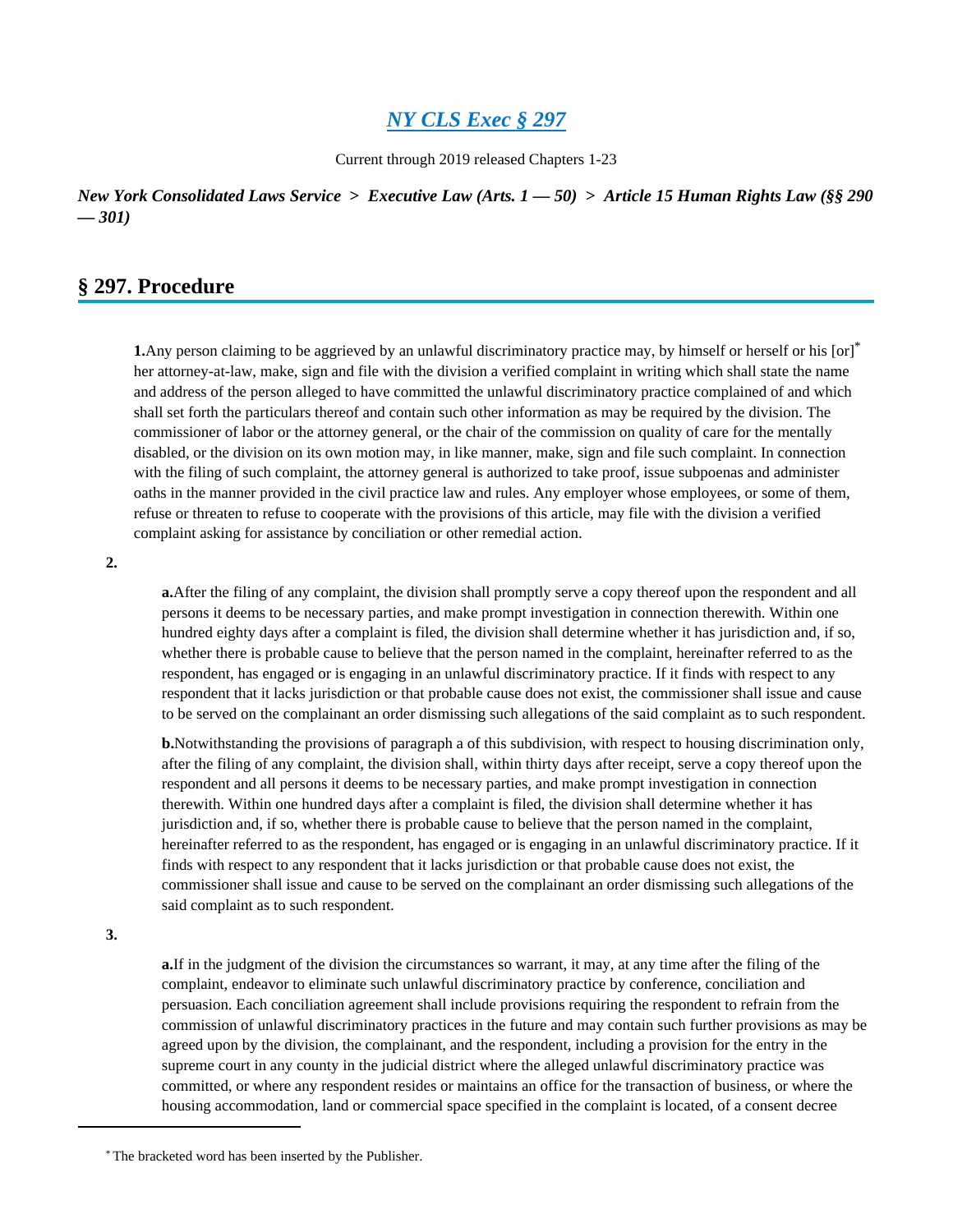# *NY CLS Exec § 297*

Current through 2019 released Chapters 1-23

***New York Consolidated Laws Service > Executive Law (Arts. 1 — 50) > Article 15 Human Rights Law (§§ 290 — 301)***

## § 297. Procedure

**1.** Any person claiming to be aggrieved by an unlawful discriminatory practice may, by himself or herself or his [or]* her attorney-at-law, make, sign and file with the division a verified complaint in writing which shall state the name and address of the person alleged to have committed the unlawful discriminatory practice complained of and which shall set forth the particulars thereof and contain such other information as may be required by the division. The commissioner of labor or the attorney general, or the chair of the commission on quality of care for the mentally disabled, or the division on its own motion may, in like manner, make, sign and file such complaint. In connection with the filing of such complaint, the attorney general is authorized to take proof, issue subpoenas and administer oaths in the manner provided in the civil practice law and rules. Any employer whose employees, or some of them, refuse or threaten to refuse to cooperate with the provisions of this article, may file with the division a verified complaint asking for assistance by conciliation or other remedial action.

**2.**

**a.** After the filing of any complaint, the division shall promptly serve a copy thereof upon the respondent and all persons it deems to be necessary parties, and make prompt investigation in connection therewith. Within one hundred eighty days after a complaint is filed, the division shall determine whether it has jurisdiction and, if so, whether there is probable cause to believe that the person named in the complaint, hereinafter referred to as the respondent, has engaged or is engaging in an unlawful discriminatory practice. If it finds with respect to any respondent that it lacks jurisdiction or that probable cause does not exist, the commissioner shall issue and cause to be served on the complainant an order dismissing such allegations of the said complaint as to such respondent.

**b.** Notwithstanding the provisions of paragraph a of this subdivision, with respect to housing discrimination only, after the filing of any complaint, the division shall, within thirty days after receipt, serve a copy thereof upon the respondent and all persons it deems to be necessary parties, and make prompt investigation in connection therewith. Within one hundred days after a complaint is filed, the division shall determine whether it has jurisdiction and, if so, whether there is probable cause to believe that the person named in the complaint, hereinafter referred to as the respondent, has engaged or is engaging in an unlawful discriminatory practice. If it finds with respect to any respondent that it lacks jurisdiction or that probable cause does not exist, the commissioner shall issue and cause to be served on the complainant an order dismissing such allegations of the said complaint as to such respondent.

**3.**

**a.** If in the judgment of the division the circumstances so warrant, it may, at any time after the filing of the complaint, endeavor to eliminate such unlawful discriminatory practice by conference, conciliation and persuasion. Each conciliation agreement shall include provisions requiring the respondent to refrain from the commission of unlawful discriminatory practices in the future and may contain such further provisions as may be agreed upon by the division, the complainant, and the respondent, including a provision for the entry in the supreme court in any county in the judicial district where the alleged unlawful discriminatory practice was committed, or where any respondent resides or maintains an office for the transaction of business, or where the housing accommodation, land or commercial space specified in the complaint is located, of a consent decree

---

* The bracketed word has been inserted by the Publisher.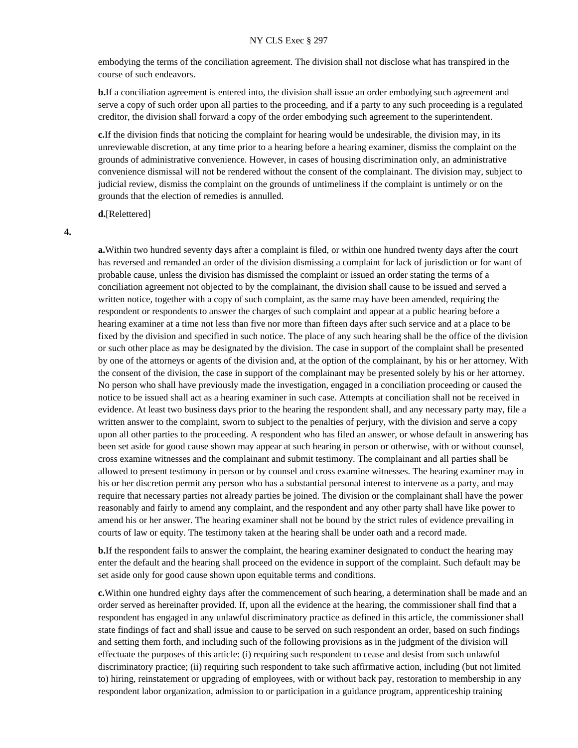embodying the terms of the conciliation agreement. The division shall not disclose what has transpired in the course of such endeavors.

**b.**If a conciliation agreement is entered into, the division shall issue an order embodying such agreement and serve a copy of such order upon all parties to the proceeding, and if a party to any such proceeding is a regulated creditor, the division shall forward a copy of the order embodying such agreement to the superintendent.

**c.**If the division finds that noticing the complaint for hearing would be undesirable, the division may, in its unreviewable discretion, at any time prior to a hearing before a hearing examiner, dismiss the complaint on the grounds of administrative convenience. However, in cases of housing discrimination only, an administrative convenience dismissal will not be rendered without the consent of the complainant. The division may, subject to judicial review, dismiss the complaint on the grounds of untimeliness if the complaint is untimely or on the grounds that the election of remedies is annulled.

**d.**[Relettered]

**4.**

**a.**Within two hundred seventy days after a complaint is filed, or within one hundred twenty days after the court has reversed and remanded an order of the division dismissing a complaint for lack of jurisdiction or for want of probable cause, unless the division has dismissed the complaint or issued an order stating the terms of a conciliation agreement not objected to by the complainant, the division shall cause to be issued and served a written notice, together with a copy of such complaint, as the same may have been amended, requiring the respondent or respondents to answer the charges of such complaint and appear at a public hearing before a hearing examiner at a time not less than five nor more than fifteen days after such service and at a place to be fixed by the division and specified in such notice. The place of any such hearing shall be the office of the division or such other place as may be designated by the division. The case in support of the complaint shall be presented by one of the attorneys or agents of the division and, at the option of the complainant, by his or her attorney. With the consent of the division, the case in support of the complainant may be presented solely by his or her attorney. No person who shall have previously made the investigation, engaged in a conciliation proceeding or caused the notice to be issued shall act as a hearing examiner in such case. Attempts at conciliation shall not be received in evidence. At least two business days prior to the hearing the respondent shall, and any necessary party may, file a written answer to the complaint, sworn to subject to the penalties of perjury, with the division and serve a copy upon all other parties to the proceeding. A respondent who has filed an answer, or whose default in answering has been set aside for good cause shown may appear at such hearing in person or otherwise, with or without counsel, cross examine witnesses and the complainant and submit testimony. The complainant and all parties shall be allowed to present testimony in person or by counsel and cross examine witnesses. The hearing examiner may in his or her discretion permit any person who has a substantial personal interest to intervene as a party, and may require that necessary parties not already parties be joined. The division or the complainant shall have the power reasonably and fairly to amend any complaint, and the respondent and any other party shall have like power to amend his or her answer. The hearing examiner shall not be bound by the strict rules of evidence prevailing in courts of law or equity. The testimony taken at the hearing shall be under oath and a record made.

**b.**If the respondent fails to answer the complaint, the hearing examiner designated to conduct the hearing may enter the default and the hearing shall proceed on the evidence in support of the complaint. Such default may be set aside only for good cause shown upon equitable terms and conditions.

**c.**Within one hundred eighty days after the commencement of such hearing, a determination shall be made and an order served as hereinafter provided. If, upon all the evidence at the hearing, the commissioner shall find that a respondent has engaged in any unlawful discriminatory practice as defined in this article, the commissioner shall state findings of fact and shall issue and cause to be served on such respondent an order, based on such findings and setting them forth, and including such of the following provisions as in the judgment of the division will effectuate the purposes of this article: (i) requiring such respondent to cease and desist from such unlawful discriminatory practice; (ii) requiring such respondent to take such affirmative action, including (but not limited to) hiring, reinstatement or upgrading of employees, with or without back pay, restoration to membership in any respondent labor organization, admission to or participation in a guidance program, apprenticeship training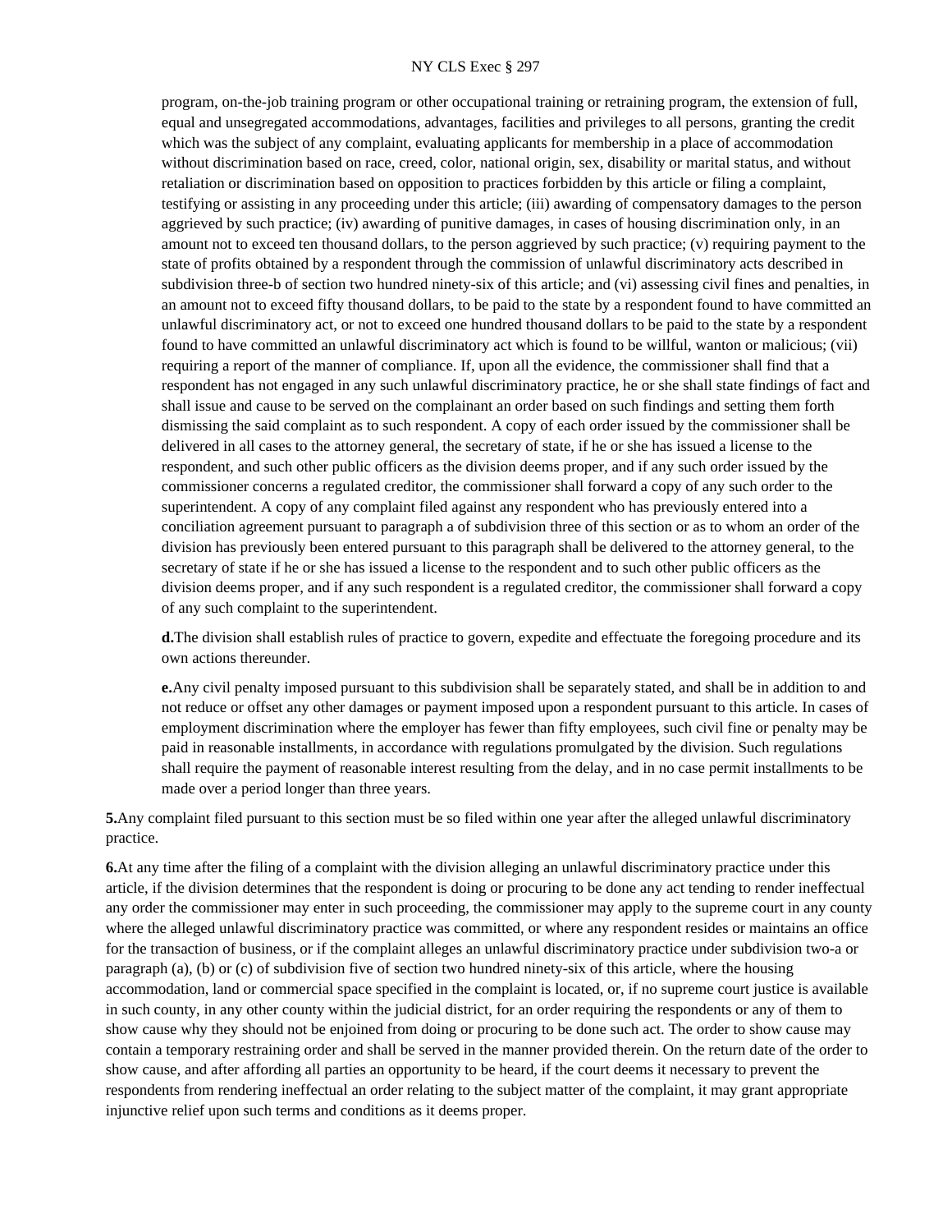program, on-the-job training program or other occupational training or retraining program, the extension of full, equal and unsegregated accommodations, advantages, facilities and privileges to all persons, granting the credit which was the subject of any complaint, evaluating applicants for membership in a place of accommodation without discrimination based on race, creed, color, national origin, sex, disability or marital status, and without retaliation or discrimination based on opposition to practices forbidden by this article or filing a complaint, testifying or assisting in any proceeding under this article; (iii) awarding of compensatory damages to the person aggrieved by such practice; (iv) awarding of punitive damages, in cases of housing discrimination only, in an amount not to exceed ten thousand dollars, to the person aggrieved by such practice; (v) requiring payment to the state of profits obtained by a respondent through the commission of unlawful discriminatory acts described in subdivision three-b of section two hundred ninety-six of this article; and (vi) assessing civil fines and penalties, in an amount not to exceed fifty thousand dollars, to be paid to the state by a respondent found to have committed an unlawful discriminatory act, or not to exceed one hundred thousand dollars to be paid to the state by a respondent found to have committed an unlawful discriminatory act which is found to be willful, wanton or malicious; (vii) requiring a report of the manner of compliance. If, upon all the evidence, the commissioner shall find that a respondent has not engaged in any such unlawful discriminatory practice, he or she shall state findings of fact and shall issue and cause to be served on the complainant an order based on such findings and setting them forth dismissing the said complaint as to such respondent. A copy of each order issued by the commissioner shall be delivered in all cases to the attorney general, the secretary of state, if he or she has issued a license to the respondent, and such other public officers as the division deems proper, and if any such order issued by the commissioner concerns a regulated creditor, the commissioner shall forward a copy of any such order to the superintendent. A copy of any complaint filed against any respondent who has previously entered into a conciliation agreement pursuant to paragraph a of subdivision three of this section or as to whom an order of the division has previously been entered pursuant to this paragraph shall be delivered to the attorney general, to the secretary of state if he or she has issued a license to the respondent and to such other public officers as the division deems proper, and if any such respondent is a regulated creditor, the commissioner shall forward a copy of any such complaint to the superintendent.

**d.** The division shall establish rules of practice to govern, expedite and effectuate the foregoing procedure and its own actions thereunder.

**e.** Any civil penalty imposed pursuant to this subdivision shall be separately stated, and shall be in addition to and not reduce or offset any other damages or payment imposed upon a respondent pursuant to this article. In cases of employment discrimination where the employer has fewer than fifty employees, such civil fine or penalty may be paid in reasonable installments, in accordance with regulations promulgated by the division. Such regulations shall require the payment of reasonable interest resulting from the delay, and in no case permit installments to be made over a period longer than three years.

**5.** Any complaint filed pursuant to this section must be so filed within one year after the alleged unlawful discriminatory practice.

**6.** At any time after the filing of a complaint with the division alleging an unlawful discriminatory practice under this article, if the division determines that the respondent is doing or procuring to be done any act tending to render ineffectual any order the commissioner may enter in such proceeding, the commissioner may apply to the supreme court in any county where the alleged unlawful discriminatory practice was committed, or where any respondent resides or maintains an office for the transaction of business, or if the complaint alleges an unlawful discriminatory practice under subdivision two-a or paragraph (a), (b) or (c) of subdivision five of section two hundred ninety-six of this article, where the housing accommodation, land or commercial space specified in the complaint is located, or, if no supreme court justice is available in such county, in any other county within the judicial district, for an order requiring the respondents or any of them to show cause why they should not be enjoined from doing or procuring to be done such act. The order to show cause may contain a temporary restraining order and shall be served in the manner provided therein. On the return date of the order to show cause, and after affording all parties an opportunity to be heard, if the court deems it necessary to prevent the respondents from rendering ineffectual an order relating to the subject matter of the complaint, it may grant appropriate injunctive relief upon such terms and conditions as it deems proper.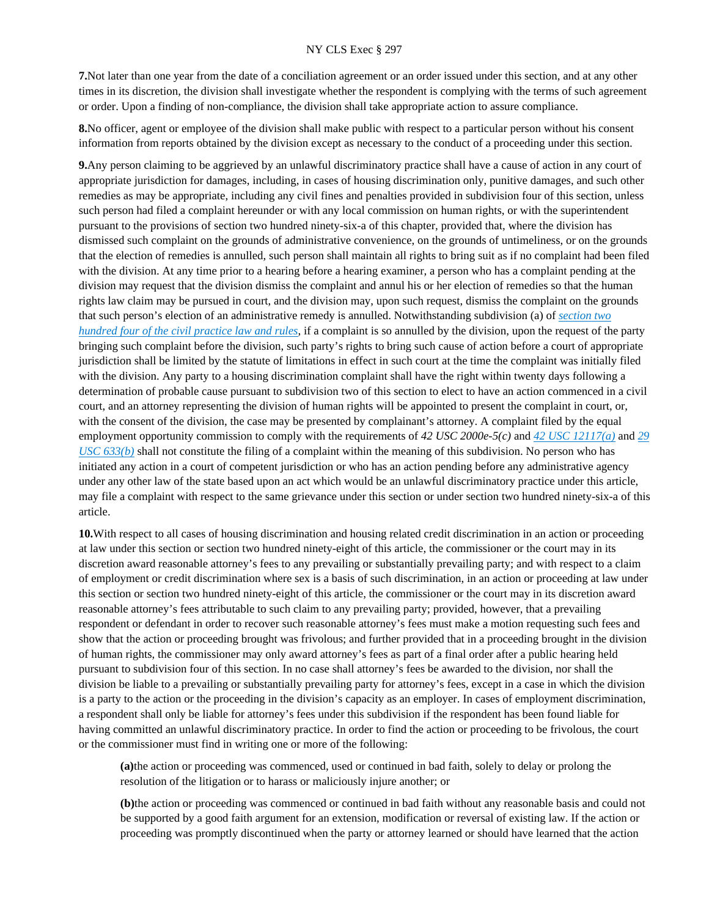**7.**Not later than one year from the date of a conciliation agreement or an order issued under this section, and at any other times in its discretion, the division shall investigate whether the respondent is complying with the terms of such agreement or order. Upon a finding of non-compliance, the division shall take appropriate action to assure compliance.

**8.**No officer, agent or employee of the division shall make public with respect to a particular person without his consent information from reports obtained by the division except as necessary to the conduct of a proceeding under this section.

**9.**Any person claiming to be aggrieved by an unlawful discriminatory practice shall have a cause of action in any court of appropriate jurisdiction for damages, including, in cases of housing discrimination only, punitive damages, and such other remedies as may be appropriate, including any civil fines and penalties provided in subdivision four of this section, unless such person had filed a complaint hereunder or with any local commission on human rights, or with the superintendent pursuant to the provisions of section two hundred ninety-six-a of this chapter, provided that, where the division has dismissed such complaint on the grounds of administrative convenience, on the grounds of untimeliness, or on the grounds that the election of remedies is annulled, such person shall maintain all rights to bring suit as if no complaint had been filed with the division. At any time prior to a hearing before a hearing examiner, a person who has a complaint pending at the division may request that the division dismiss the complaint and annul his or her election of remedies so that the human rights law claim may be pursued in court, and the division may, upon such request, dismiss the complaint on the grounds that such person's election of an administrative remedy is annulled. Notwithstanding subdivision (a) of *section two hundred four of the civil practice law and rules*, if a complaint is so annulled by the division, upon the request of the party bringing such complaint before the division, such party's rights to bring such cause of action before a court of appropriate jurisdiction shall be limited by the statute of limitations in effect in such court at the time the complaint was initially filed with the division. Any party to a housing discrimination complaint shall have the right within twenty days following a determination of probable cause pursuant to subdivision two of this section to elect to have an action commenced in a civil court, and an attorney representing the division of human rights will be appointed to present the complaint in court, or, with the consent of the division, the case may be presented by complainant's attorney. A complaint filed by the equal employment opportunity commission to comply with the requirements of *42 USC 2000e-5(c)* and *42 USC 12117(a)* and *29 USC 633(b)* shall not constitute the filing of a complaint within the meaning of this subdivision. No person who has initiated any action in a court of competent jurisdiction or who has an action pending before any administrative agency under any other law of the state based upon an act which would be an unlawful discriminatory practice under this article, may file a complaint with respect to the same grievance under this section or under section two hundred ninety-six-a of this article.

**10.**With respect to all cases of housing discrimination and housing related credit discrimination in an action or proceeding at law under this section or section two hundred ninety-eight of this article, the commissioner or the court may in its discretion award reasonable attorney's fees to any prevailing or substantially prevailing party; and with respect to a claim of employment or credit discrimination where sex is a basis of such discrimination, in an action or proceeding at law under this section or section two hundred ninety-eight of this article, the commissioner or the court may in its discretion award reasonable attorney's fees attributable to such claim to any prevailing party; provided, however, that a prevailing respondent or defendant in order to recover such reasonable attorney's fees must make a motion requesting such fees and show that the action or proceeding brought was frivolous; and further provided that in a proceeding brought in the division of human rights, the commissioner may only award attorney's fees as part of a final order after a public hearing held pursuant to subdivision four of this section. In no case shall attorney's fees be awarded to the division, nor shall the division be liable to a prevailing or substantially prevailing party for attorney's fees, except in a case in which the division is a party to the action or the proceeding in the division's capacity as an employer. In cases of employment discrimination, a respondent shall only be liable for attorney's fees under this subdivision if the respondent has been found liable for having committed an unlawful discriminatory practice. In order to find the action or proceeding to be frivolous, the court or the commissioner must find in writing one or more of the following:

**(a)**the action or proceeding was commenced, used or continued in bad faith, solely to delay or prolong the resolution of the litigation or to harass or maliciously injure another; or

**(b)**the action or proceeding was commenced or continued in bad faith without any reasonable basis and could not be supported by a good faith argument for an extension, modification or reversal of existing law. If the action or proceeding was promptly discontinued when the party or attorney learned or should have learned that the action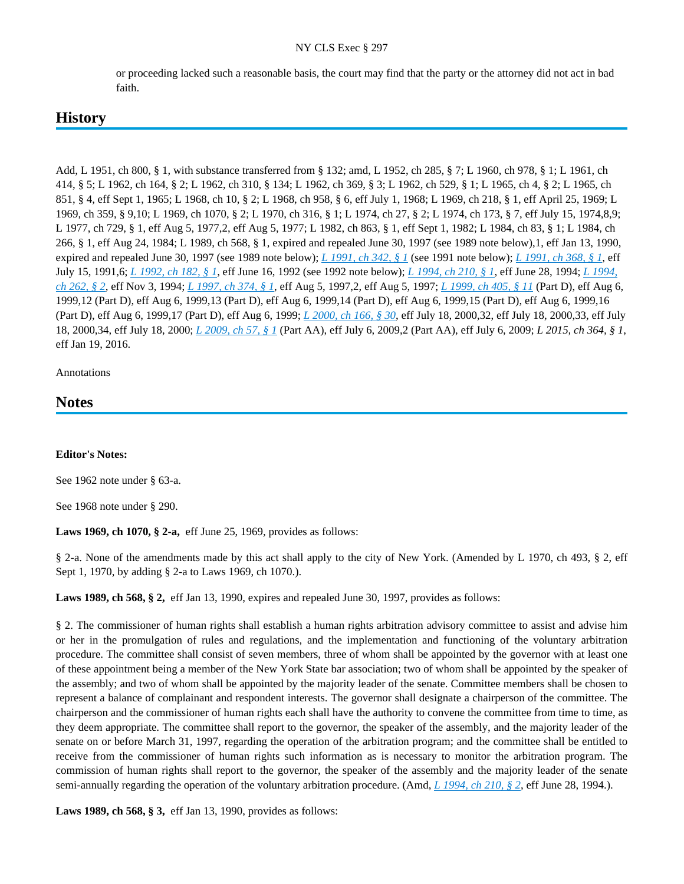or proceeding lacked such a reasonable basis, the court may find that the party or the attorney did not act in bad faith.

## History

Add, L 1951, ch 800, § 1, with substance transferred from § 132; amd, L 1952, ch 285, § 7; L 1960, ch 978, § 1; L 1961, ch 414, § 5; L 1962, ch 164, § 2; L 1962, ch 310, § 134; L 1962, ch 369, § 3; L 1962, ch 529, § 1; L 1965, ch 4, § 2; L 1965, ch 851, § 4, eff Sept 1, 1965; L 1968, ch 10, § 2; L 1968, ch 958, § 6, eff July 1, 1968; L 1969, ch 218, § 1, eff April 25, 1969; L 1969, ch 359, § 9,10; L 1969, ch 1070, § 2; L 1970, ch 316, § 1; L 1974, ch 27, § 2; L 1974, ch 173, § 7, eff July 15, 1974,8,9; L 1977, ch 729, § 1, eff Aug 5, 1977,2, eff Aug 5, 1977; L 1982, ch 863, § 1, eff Sept 1, 1982; L 1984, ch 83, § 1; L 1984, ch 266, § 1, eff Aug 24, 1984; L 1989, ch 568, § 1, expired and repealed June 30, 1997 (see 1989 note below),1, eff Jan 13, 1990, expired and repealed June 30, 1997 (see 1989 note below); *L 1991, ch 342, § 1* (see 1991 note below); *L 1991, ch 368, § 1*, eff July 15, 1991,6; *L 1992, ch 182, § 1*, eff June 16, 1992 (see 1992 note below); *L 1994, ch 210, § 1*, eff June 28, 1994; *L 1994, ch 262, § 2*, eff Nov 3, 1994; *L 1997, ch 374, § 1*, eff Aug 5, 1997,2, eff Aug 5, 1997; *L 1999, ch 405, § 11* (Part D), eff Aug 6, 1999,12 (Part D), eff Aug 6, 1999,13 (Part D), eff Aug 6, 1999,14 (Part D), eff Aug 6, 1999,15 (Part D), eff Aug 6, 1999,16 (Part D), eff Aug 6, 1999,17 (Part D), eff Aug 6, 1999; *L 2000, ch 166, § 30*, eff July 18, 2000,32, eff July 18, 2000,33, eff July 18, 2000,34, eff July 18, 2000; *L 2009, ch 57, § 1* (Part AA), eff July 6, 2009,2 (Part AA), eff July 6, 2009; *L 2015, ch 364, § 1*, eff Jan 19, 2016.

Annotations

## Notes

**Editor's Notes:**

See 1962 note under § 63-a.

See 1968 note under § 290.

**Laws 1969, ch 1070, § 2-a,** eff June 25, 1969, provides as follows:

§ 2-a. None of the amendments made by this act shall apply to the city of New York. (Amended by L 1970, ch 493, § 2, eff Sept 1, 1970, by adding § 2-a to Laws 1969, ch 1070.).

**Laws 1989, ch 568, § 2,** eff Jan 13, 1990, expires and repealed June 30, 1997, provides as follows:

§ 2. The commissioner of human rights shall establish a human rights arbitration advisory committee to assist and advise him or her in the promulgation of rules and regulations, and the implementation and functioning of the voluntary arbitration procedure. The committee shall consist of seven members, three of whom shall be appointed by the governor with at least one of these appointment being a member of the New York State bar association; two of whom shall be appointed by the speaker of the assembly; and two of whom shall be appointed by the majority leader of the senate. Committee members shall be chosen to represent a balance of complainant and respondent interests. The governor shall designate a chairperson of the committee. The chairperson and the commissioner of human rights each shall have the authority to convene the committee from time to time, as they deem appropriate. The committee shall report to the governor, the speaker of the assembly, and the majority leader of the senate on or before March 31, 1997, regarding the operation of the arbitration program; and the committee shall be entitled to receive from the commissioner of human rights such information as is necessary to monitor the arbitration program. The commission of human rights shall report to the governor, the speaker of the assembly and the majority leader of the senate semi-annually regarding the operation of the voluntary arbitration procedure. (Amd, *L 1994, ch 210, § 2*, eff June 28, 1994.).

**Laws 1989, ch 568, § 3,** eff Jan 13, 1990, provides as follows: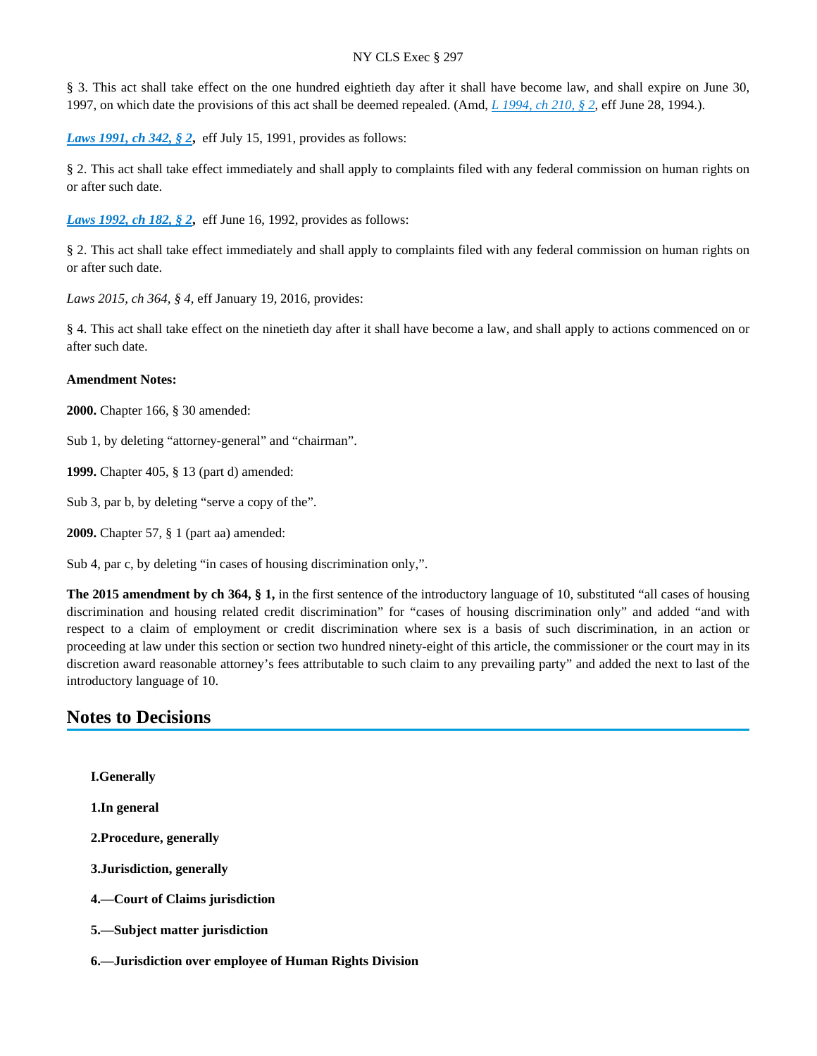§ 3. This act shall take effect on the one hundred eightieth day after it shall have become law, and shall expire on June 30, 1997, on which date the provisions of this act shall be deemed repealed. (Amd, *L 1994, ch 210, § 2*, eff June 28, 1994.).

***Laws 1991, ch 342, § 2*,** eff July 15, 1991, provides as follows:

§ 2. This act shall take effect immediately and shall apply to complaints filed with any federal commission on human rights on or after such date.

***Laws 1992, ch 182, § 2*,** eff June 16, 1992, provides as follows:

§ 2. This act shall take effect immediately and shall apply to complaints filed with any federal commission on human rights on or after such date.

*Laws 2015, ch 364, § 4*, eff January 19, 2016, provides:

§ 4. This act shall take effect on the ninetieth day after it shall have become a law, and shall apply to actions commenced on or after such date.

**Amendment Notes:**

**2000.** Chapter 166, § 30 amended:

Sub 1, by deleting "attorney-general" and "chairman".

**1999.** Chapter 405, § 13 (part d) amended:

Sub 3, par b, by deleting "serve a copy of the".

**2009.** Chapter 57, § 1 (part aa) amended:

Sub 4, par c, by deleting "in cases of housing discrimination only,".

**The 2015 amendment by ch 364, § 1,** in the first sentence of the introductory language of 10, substituted "all cases of housing discrimination and housing related credit discrimination" for "cases of housing discrimination only" and added "and with respect to a claim of employment or credit discrimination where sex is a basis of such discrimination, in an action or proceeding at law under this section or section two hundred ninety-eight of this article, the commissioner or the court may in its discretion award reasonable attorney's fees attributable to such claim to any prevailing party" and added the next to last of the introductory language of 10.

## Notes to Decisions

**I.Generally**

**1.In general**

**2.Procedure, generally**

**3.Jurisdiction, generally**

**4.—Court of Claims jurisdiction**

**5.—Subject matter jurisdiction**

**6.—Jurisdiction over employee of Human Rights Division**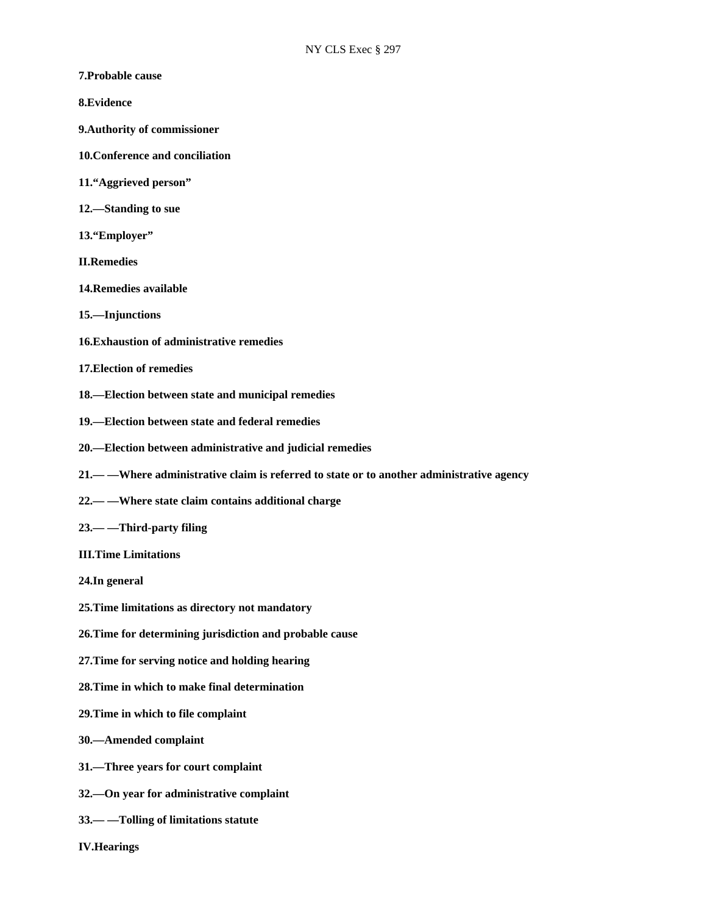**7.Probable cause**

**8.Evidence**

**9.Authority of commissioner**

**10.Conference and conciliation**

**11.“Aggrieved person”**

**12.—Standing to sue**

**13.“Employer”**

**II.Remedies**

**14.Remedies available**

**15.—Injunctions**

**16.Exhaustion of administrative remedies**

**17.Election of remedies**

**18.—Election between state and municipal remedies**

**19.—Election between state and federal remedies**

**20.—Election between administrative and judicial remedies**

**21.— —Where administrative claim is referred to state or to another administrative agency**

**22.— —Where state claim contains additional charge**

**23.— —Third-party filing**

**III.Time Limitations**

**24.In general**

**25.Time limitations as directory not mandatory**

**26.Time for determining jurisdiction and probable cause**

**27.Time for serving notice and holding hearing**

**28.Time in which to make final determination**

**29.Time in which to file complaint**

**30.—Amended complaint**

**31.—Three years for court complaint**

**32.—On year for administrative complaint**

**33.— —Tolling of limitations statute**

**IV.Hearings**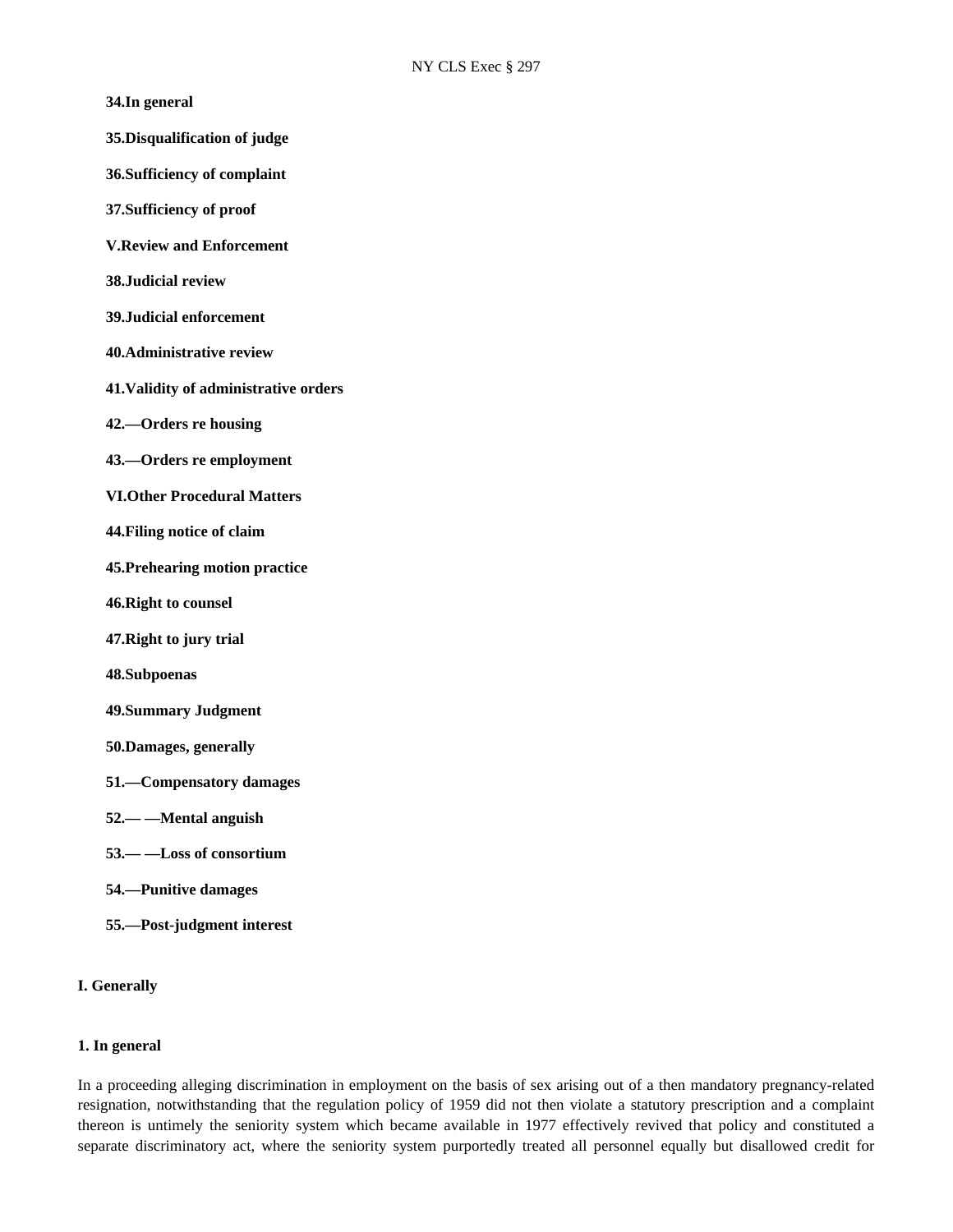**34.In general**

**35.Disqualification of judge**

**36.Sufficiency of complaint**

**37.Sufficiency of proof**

**V.Review and Enforcement**

**38.Judicial review**

**39.Judicial enforcement**

**40.Administrative review**

**41.Validity of administrative orders**

**42.—Orders re housing**

**43.—Orders re employment**

**VI.Other Procedural Matters**

**44.Filing notice of claim**

**45.Prehearing motion practice**

**46.Right to counsel**

**47.Right to jury trial**

**48.Subpoenas**

**49.Summary Judgment**

**50.Damages, generally**

**51.—Compensatory damages**

**52.— —Mental anguish**

**53.— —Loss of consortium**

**54.—Punitive damages**

**55.—Post-judgment interest**

## I. Generally

### 1. In general

In a proceeding alleging discrimination in employment on the basis of sex arising out of a then mandatory pregnancy-related resignation, notwithstanding that the regulation policy of 1959 did not then violate a statutory prescription and a complaint thereon is untimely the seniority system which became available in 1977 effectively revived that policy and constituted a separate discriminatory act, where the seniority system purportedly treated all personnel equally but disallowed credit for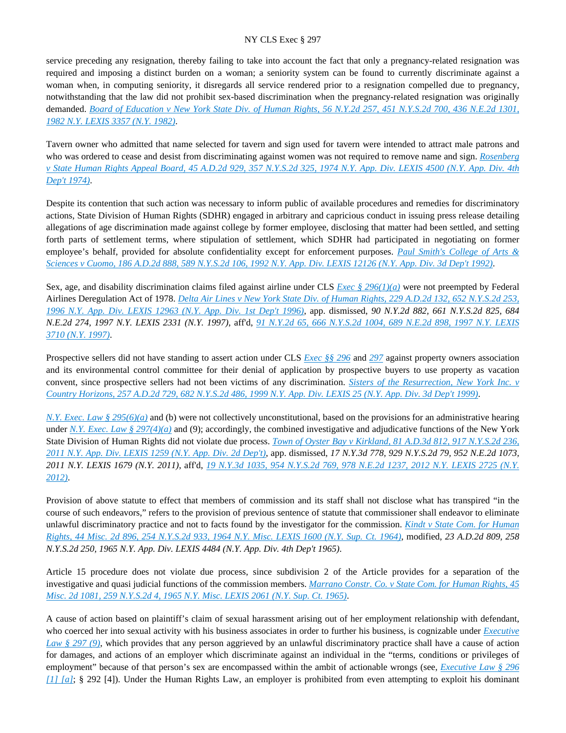service preceding any resignation, thereby failing to take into account the fact that only a pregnancy-related resignation was required and imposing a distinct burden on a woman; a seniority system can be found to currently discriminate against a woman when, in computing seniority, it disregards all service rendered prior to a resignation compelled due to pregnancy, notwithstanding that the law did not prohibit sex-based discrimination when the pregnancy-related resignation was originally demanded. *Board of Education v New York State Div. of Human Rights, 56 N.Y.2d 257, 451 N.Y.S.2d 700, 436 N.E.2d 1301, 1982 N.Y. LEXIS 3357 (N.Y. 1982)*.

Tavern owner who admitted that name selected for tavern and sign used for tavern were intended to attract male patrons and who was ordered to cease and desist from discriminating against women was not required to remove name and sign. *Rosenberg v State Human Rights Appeal Board, 45 A.D.2d 929, 357 N.Y.S.2d 325, 1974 N.Y. App. Div. LEXIS 4500 (N.Y. App. Div. 4th Dep't 1974)*.

Despite its contention that such action was necessary to inform public of available procedures and remedies for discriminatory actions, State Division of Human Rights (SDHR) engaged in arbitrary and capricious conduct in issuing press release detailing allegations of age discrimination made against college by former employee, disclosing that matter had been settled, and setting forth parts of settlement terms, where stipulation of settlement, which SDHR had participated in negotiating on former employee's behalf, provided for absolute confidentiality except for enforcement purposes. *Paul Smith's College of Arts & Sciences v Cuomo, 186 A.D.2d 888, 589 N.Y.S.2d 106, 1992 N.Y. App. Div. LEXIS 12126 (N.Y. App. Div. 3d Dep't 1992)*.

Sex, age, and disability discrimination claims filed against airline under CLS *Exec § 296(1)(a)* were not preempted by Federal Airlines Deregulation Act of 1978. *Delta Air Lines v New York State Div. of Human Rights, 229 A.D.2d 132, 652 N.Y.S.2d 253, 1996 N.Y. App. Div. LEXIS 12963 (N.Y. App. Div. 1st Dep't 1996)*, app. dismissed, *90 N.Y.2d 882, 661 N.Y.S.2d 825, 684 N.E.2d 274, 1997 N.Y. LEXIS 2331 (N.Y. 1997)*, aff'd, *91 N.Y.2d 65, 666 N.Y.S.2d 1004, 689 N.E.2d 898, 1997 N.Y. LEXIS 3710 (N.Y. 1997)*.

Prospective sellers did not have standing to assert action under CLS *Exec §§ 296* and *297* against property owners association and its environmental control committee for their denial of application by prospective buyers to use property as vacation convent, since prospective sellers had not been victims of any discrimination. *Sisters of the Resurrection, New York Inc. v Country Horizons, 257 A.D.2d 729, 682 N.Y.S.2d 486, 1999 N.Y. App. Div. LEXIS 25 (N.Y. App. Div. 3d Dep't 1999)*.

*N.Y. Exec. Law § 295(6)(a)* and (b) were not collectively unconstitutional, based on the provisions for an administrative hearing under *N.Y. Exec. Law § 297(4)(a)* and (9); accordingly, the combined investigative and adjudicative functions of the New York State Division of Human Rights did not violate due process. *Town of Oyster Bay v Kirkland, 81 A.D.3d 812, 917 N.Y.S.2d 236, 2011 N.Y. App. Div. LEXIS 1259 (N.Y. App. Div. 2d Dep't)*, app. dismissed, *17 N.Y.3d 778, 929 N.Y.S.2d 79, 952 N.E.2d 1073, 2011 N.Y. LEXIS 1679 (N.Y. 2011)*, aff'd, *19 N.Y.3d 1035, 954 N.Y.S.2d 769, 978 N.E.2d 1237, 2012 N.Y. LEXIS 2725 (N.Y. 2012)*.

Provision of above statute to effect that members of commission and its staff shall not disclose what has transpired "in the course of such endeavors," refers to the provision of previous sentence of statute that commissioner shall endeavor to eliminate unlawful discriminatory practice and not to facts found by the investigator for the commission. *Kindt v State Com. for Human Rights, 44 Misc. 2d 896, 254 N.Y.S.2d 933, 1964 N.Y. Misc. LEXIS 1600 (N.Y. Sup. Ct. 1964)*, modified, *23 A.D.2d 809, 258 N.Y.S.2d 250, 1965 N.Y. App. Div. LEXIS 4484 (N.Y. App. Div. 4th Dep't 1965)*.

Article 15 procedure does not violate due process, since subdivision 2 of the Article provides for a separation of the investigative and quasi judicial functions of the commission members. *Marrano Constr. Co. v State Com. for Human Rights, 45 Misc. 2d 1081, 259 N.Y.S.2d 4, 1965 N.Y. Misc. LEXIS 2061 (N.Y. Sup. Ct. 1965)*.

A cause of action based on plaintiff's claim of sexual harassment arising out of her employment relationship with defendant, who coerced her into sexual activity with his business associates in order to further his business, is cognizable under *Executive Law § 297 (9)*, which provides that any person aggrieved by an unlawful discriminatory practice shall have a cause of action for damages, and actions of an employer which discriminate against an individual in the "terms, conditions or privileges of employment" because of that person's sex are encompassed within the ambit of actionable wrongs (see, *Executive Law § 296 [1] [a]*; § 292 [4]). Under the Human Rights Law, an employer is prohibited from even attempting to exploit his dominant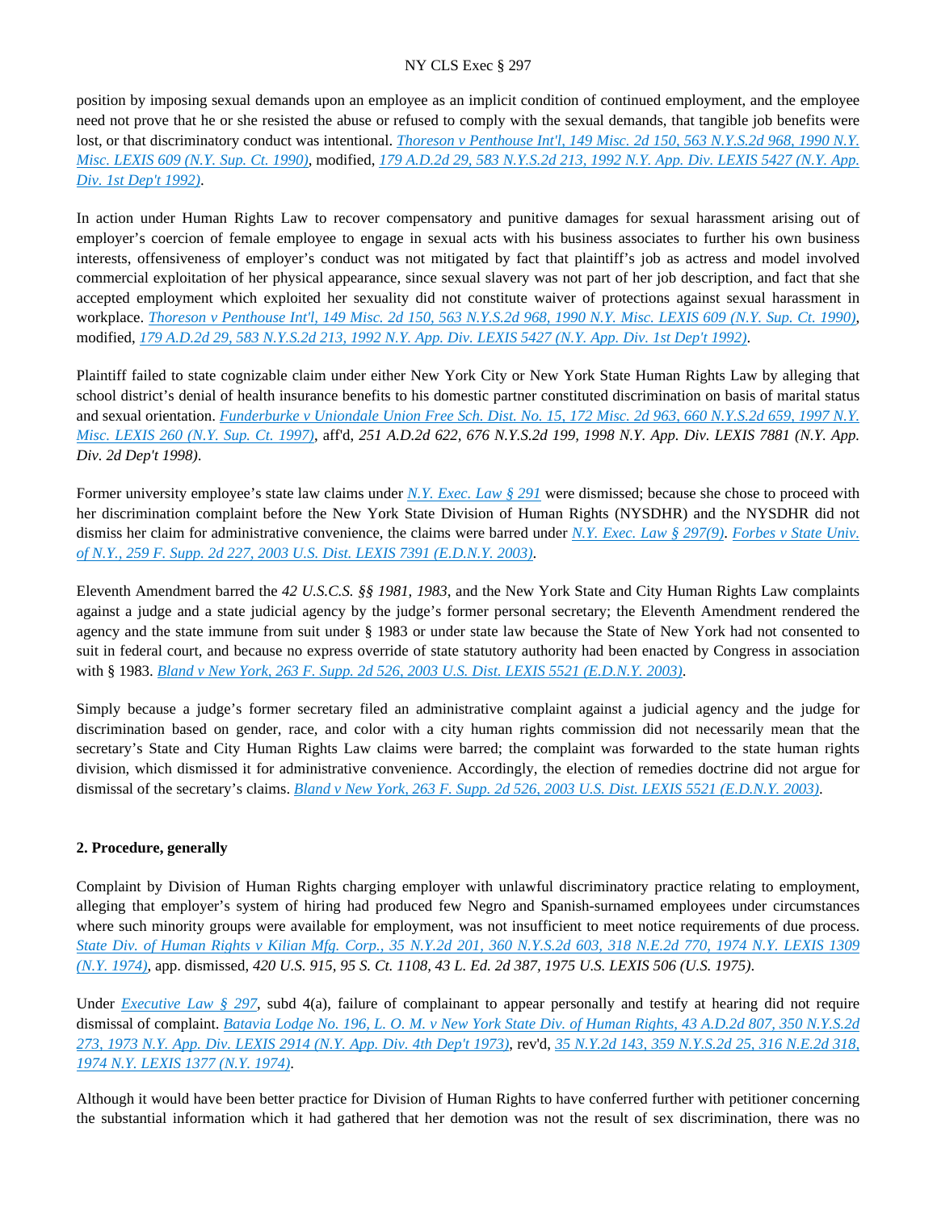position by imposing sexual demands upon an employee as an implicit condition of continued employment, and the employee need not prove that he or she resisted the abuse or refused to comply with the sexual demands, that tangible job benefits were lost, or that discriminatory conduct was intentional. *Thoreson v Penthouse Int'l, 149 Misc. 2d 150, 563 N.Y.S.2d 968, 1990 N.Y. Misc. LEXIS 609 (N.Y. Sup. Ct. 1990)*, modified, *179 A.D.2d 29, 583 N.Y.S.2d 213, 1992 N.Y. App. Div. LEXIS 5427 (N.Y. App. Div. 1st Dep't 1992)*.

In action under Human Rights Law to recover compensatory and punitive damages for sexual harassment arising out of employer's coercion of female employee to engage in sexual acts with his business associates to further his own business interests, offensiveness of employer's conduct was not mitigated by fact that plaintiff's job as actress and model involved commercial exploitation of her physical appearance, since sexual slavery was not part of her job description, and fact that she accepted employment which exploited her sexuality did not constitute waiver of protections against sexual harassment in workplace. *Thoreson v Penthouse Int'l, 149 Misc. 2d 150, 563 N.Y.S.2d 968, 1990 N.Y. Misc. LEXIS 609 (N.Y. Sup. Ct. 1990)*, modified, *179 A.D.2d 29, 583 N.Y.S.2d 213, 1992 N.Y. App. Div. LEXIS 5427 (N.Y. App. Div. 1st Dep't 1992)*.

Plaintiff failed to state cognizable claim under either New York City or New York State Human Rights Law by alleging that school district's denial of health insurance benefits to his domestic partner constituted discrimination on basis of marital status and sexual orientation. *Funderburke v Uniondale Union Free Sch. Dist. No. 15, 172 Misc. 2d 963, 660 N.Y.S.2d 659, 1997 N.Y. Misc. LEXIS 260 (N.Y. Sup. Ct. 1997)*, aff'd, *251 A.D.2d 622, 676 N.Y.S.2d 199, 1998 N.Y. App. Div. LEXIS 7881 (N.Y. App. Div. 2d Dep't 1998)*.

Former university employee's state law claims under *N.Y. Exec. Law § 291* were dismissed; because she chose to proceed with her discrimination complaint before the New York State Division of Human Rights (NYSDHR) and the NYSDHR did not dismiss her claim for administrative convenience, the claims were barred under *N.Y. Exec. Law § 297(9)*. *Forbes v State Univ. of N.Y., 259 F. Supp. 2d 227, 2003 U.S. Dist. LEXIS 7391 (E.D.N.Y. 2003)*.

Eleventh Amendment barred the *42 U.S.C.S. §§ 1981, 1983*, and the New York State and City Human Rights Law complaints against a judge and a state judicial agency by the judge's former personal secretary; the Eleventh Amendment rendered the agency and the state immune from suit under § 1983 or under state law because the State of New York had not consented to suit in federal court, and because no express override of state statutory authority had been enacted by Congress in association with § 1983. *Bland v New York, 263 F. Supp. 2d 526, 2003 U.S. Dist. LEXIS 5521 (E.D.N.Y. 2003)*.

Simply because a judge's former secretary filed an administrative complaint against a judicial agency and the judge for discrimination based on gender, race, and color with a city human rights commission did not necessarily mean that the secretary's State and City Human Rights Law claims were barred; the complaint was forwarded to the state human rights division, which dismissed it for administrative convenience. Accordingly, the election of remedies doctrine did not argue for dismissal of the secretary's claims. *Bland v New York, 263 F. Supp. 2d 526, 2003 U.S. Dist. LEXIS 5521 (E.D.N.Y. 2003)*.

**2. Procedure, generally**

Complaint by Division of Human Rights charging employer with unlawful discriminatory practice relating to employment, alleging that employer's system of hiring had produced few Negro and Spanish-surnamed employees under circumstances where such minority groups were available for employment, was not insufficient to meet notice requirements of due process. *State Div. of Human Rights v Kilian Mfg. Corp., 35 N.Y.2d 201, 360 N.Y.S.2d 603, 318 N.E.2d 770, 1974 N.Y. LEXIS 1309 (N.Y. 1974)*, app. dismissed, *420 U.S. 915, 95 S. Ct. 1108, 43 L. Ed. 2d 387, 1975 U.S. LEXIS 506 (U.S. 1975)*.

Under *Executive Law § 297*, subd 4(a), failure of complainant to appear personally and testify at hearing did not require dismissal of complaint. *Batavia Lodge No. 196, L. O. M. v New York State Div. of Human Rights, 43 A.D.2d 807, 350 N.Y.S.2d 273, 1973 N.Y. App. Div. LEXIS 2914 (N.Y. App. Div. 4th Dep't 1973)*, rev'd, *35 N.Y.2d 143, 359 N.Y.S.2d 25, 316 N.E.2d 318, 1974 N.Y. LEXIS 1377 (N.Y. 1974)*.

Although it would have been better practice for Division of Human Rights to have conferred further with petitioner concerning the substantial information which it had gathered that her demotion was not the result of sex discrimination, there was no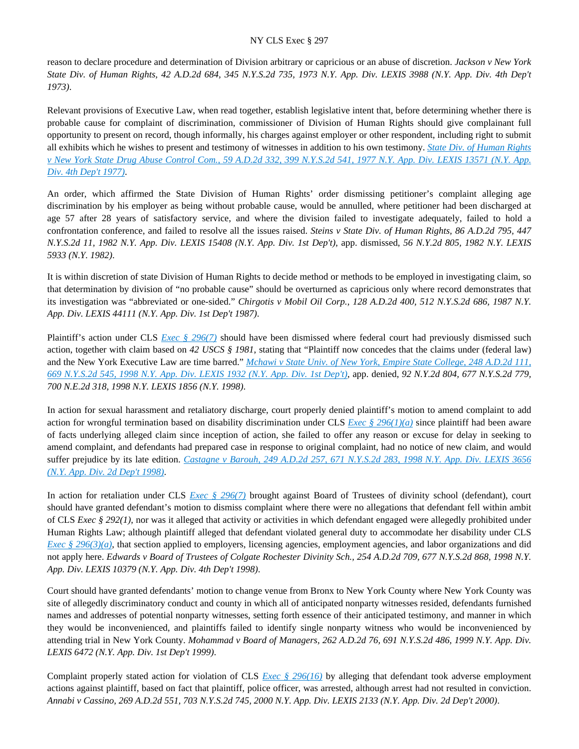reason to declare procedure and determination of Division arbitrary or capricious or an abuse of discretion. *Jackson v New York State Div. of Human Rights, 42 A.D.2d 684, 345 N.Y.S.2d 735, 1973 N.Y. App. Div. LEXIS 3988 (N.Y. App. Div. 4th Dep't 1973).*

Relevant provisions of Executive Law, when read together, establish legislative intent that, before determining whether there is probable cause for complaint of discrimination, commissioner of Division of Human Rights should give complainant full opportunity to present on record, though informally, his charges against employer or other respondent, including right to submit all exhibits which he wishes to present and testimony of witnesses in addition to his own testimony. *State Div. of Human Rights v New York State Drug Abuse Control Com., 59 A.D.2d 332, 399 N.Y.S.2d 541, 1977 N.Y. App. Div. LEXIS 13571 (N.Y. App. Div. 4th Dep't 1977).*

An order, which affirmed the State Division of Human Rights' order dismissing petitioner's complaint alleging age discrimination by his employer as being without probable cause, would be annulled, where petitioner had been discharged at age 57 after 28 years of satisfactory service, and where the division failed to investigate adequately, failed to hold a confrontation conference, and failed to resolve all the issues raised. *Steins v State Div. of Human Rights, 86 A.D.2d 795, 447 N.Y.S.2d 11, 1982 N.Y. App. Div. LEXIS 15408 (N.Y. App. Div. 1st Dep't)*, app. dismissed, *56 N.Y.2d 805, 1982 N.Y. LEXIS 5933 (N.Y. 1982).*

It is within discretion of state Division of Human Rights to decide method or methods to be employed in investigating claim, so that determination by division of "no probable cause" should be overturned as capricious only where record demonstrates that its investigation was "abbreviated or one-sided." *Chirgotis v Mobil Oil Corp., 128 A.D.2d 400, 512 N.Y.S.2d 686, 1987 N.Y. App. Div. LEXIS 44111 (N.Y. App. Div. 1st Dep't 1987).*

Plaintiff's action under CLS *Exec § 296(7)* should have been dismissed where federal court had previously dismissed such action, together with claim based on *42 USCS § 1981*, stating that "Plaintiff now concedes that the claims under (federal law) and the New York Executive Law are time barred." *Mchawi v State Univ. of New York, Empire State College, 248 A.D.2d 111, 669 N.Y.S.2d 545, 1998 N.Y. App. Div. LEXIS 1932 (N.Y. App. Div. 1st Dep't)*, app. denied, *92 N.Y.2d 804, 677 N.Y.S.2d 779, 700 N.E.2d 318, 1998 N.Y. LEXIS 1856 (N.Y. 1998).*

In action for sexual harassment and retaliatory discharge, court properly denied plaintiff's motion to amend complaint to add action for wrongful termination based on disability discrimination under CLS *Exec § 296(1)(a)* since plaintiff had been aware of facts underlying alleged claim since inception of action, she failed to offer any reason or excuse for delay in seeking to amend complaint, and defendants had prepared case in response to original complaint, had no notice of new claim, and would suffer prejudice by its late edition. *Castagne v Barouh, 249 A.D.2d 257, 671 N.Y.S.2d 283, 1998 N.Y. App. Div. LEXIS 3656 (N.Y. App. Div. 2d Dep't 1998).*

In action for retaliation under CLS *Exec § 296(7)* brought against Board of Trustees of divinity school (defendant), court should have granted defendant's motion to dismiss complaint where there were no allegations that defendant fell within ambit of CLS *Exec § 292(1)*, nor was it alleged that activity or activities in which defendant engaged were allegedly prohibited under Human Rights Law; although plaintiff alleged that defendant violated general duty to accommodate her disability under CLS *Exec § 296(3)(a)*, that section applied to employers, licensing agencies, employment agencies, and labor organizations and did not apply here. *Edwards v Board of Trustees of Colgate Rochester Divinity Sch., 254 A.D.2d 709, 677 N.Y.S.2d 868, 1998 N.Y. App. Div. LEXIS 10379 (N.Y. App. Div. 4th Dep't 1998).*

Court should have granted defendants' motion to change venue from Bronx to New York County where New York County was site of allegedly discriminatory conduct and county in which all of anticipated nonparty witnesses resided, defendants furnished names and addresses of potential nonparty witnesses, setting forth essence of their anticipated testimony, and manner in which they would be inconvenienced, and plaintiffs failed to identify single nonparty witness who would be inconvenienced by attending trial in New York County. *Mohammad v Board of Managers, 262 A.D.2d 76, 691 N.Y.S.2d 486, 1999 N.Y. App. Div. LEXIS 6472 (N.Y. App. Div. 1st Dep't 1999).*

Complaint properly stated action for violation of CLS *Exec § 296(16)* by alleging that defendant took adverse employment actions against plaintiff, based on fact that plaintiff, police officer, was arrested, although arrest had not resulted in conviction. *Annabi v Cassino, 269 A.D.2d 551, 703 N.Y.S.2d 745, 2000 N.Y. App. Div. LEXIS 2133 (N.Y. App. Div. 2d Dep't 2000).*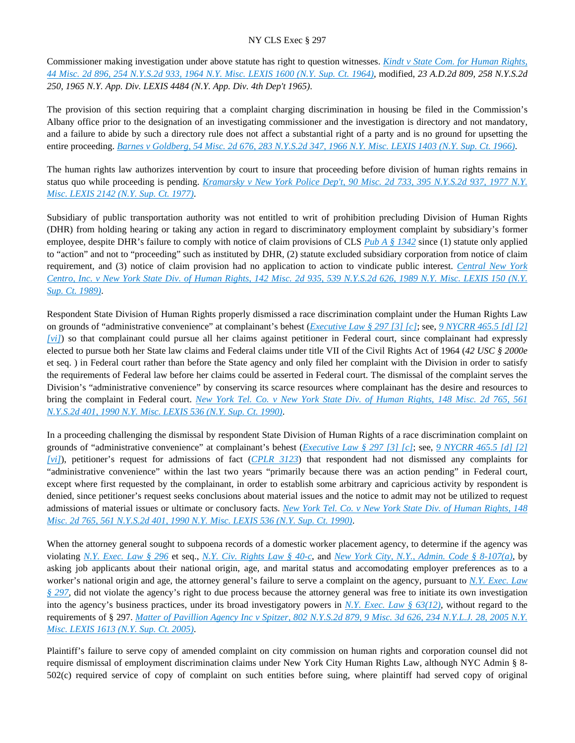Commissioner making investigation under above statute has right to question witnesses. *Kindt v State Com. for Human Rights, 44 Misc. 2d 896, 254 N.Y.S.2d 933, 1964 N.Y. Misc. LEXIS 1600 (N.Y. Sup. Ct. 1964)*, modified, *23 A.D.2d 809, 258 N.Y.S.2d 250, 1965 N.Y. App. Div. LEXIS 4484 (N.Y. App. Div. 4th Dep't 1965)*.

The provision of this section requiring that a complaint charging discrimination in housing be filed in the Commission's Albany office prior to the designation of an investigating commissioner and the investigation is directory and not mandatory, and a failure to abide by such a directory rule does not affect a substantial right of a party and is no ground for upsetting the entire proceeding. *Barnes v Goldberg, 54 Misc. 2d 676, 283 N.Y.S.2d 347, 1966 N.Y. Misc. LEXIS 1403 (N.Y. Sup. Ct. 1966)*.

The human rights law authorizes intervention by court to insure that proceeding before division of human rights remains in status quo while proceeding is pending. *Kramarsky v New York Police Dep't, 90 Misc. 2d 733, 395 N.Y.S.2d 937, 1977 N.Y. Misc. LEXIS 2142 (N.Y. Sup. Ct. 1977)*.

Subsidiary of public transportation authority was not entitled to writ of prohibition precluding Division of Human Rights (DHR) from holding hearing or taking any action in regard to discriminatory employment complaint by subsidiary's former employee, despite DHR's failure to comply with notice of claim provisions of CLS *Pub A § 1342* since (1) statute only applied to "action" and not to "proceeding" such as instituted by DHR, (2) statute excluded subsidiary corporation from notice of claim requirement, and (3) notice of claim provision had no application to action to vindicate public interest. *Central New York Centro, Inc. v New York State Div. of Human Rights, 142 Misc. 2d 935, 539 N.Y.S.2d 626, 1989 N.Y. Misc. LEXIS 150 (N.Y. Sup. Ct. 1989)*.

Respondent State Division of Human Rights properly dismissed a race discrimination complaint under the Human Rights Law on grounds of "administrative convenience" at complainant's behest (*Executive Law § 297 [3] [c]*; see, *9 NYCRR 465.5 [d] [2] [vi]*) so that complainant could pursue all her claims against petitioner in Federal court, since complainant had expressly elected to pursue both her State law claims and Federal claims under title VII of the Civil Rights Act of 1964 (*42 USC § 2000e* et seq. ) in Federal court rather than before the State agency and only filed her complaint with the Division in order to satisfy the requirements of Federal law before her claims could be asserted in Federal court. The dismissal of the complaint serves the Division's "administrative convenience" by conserving its scarce resources where complainant has the desire and resources to bring the complaint in Federal court. *New York Tel. Co. v New York State Div. of Human Rights, 148 Misc. 2d 765, 561 N.Y.S.2d 401, 1990 N.Y. Misc. LEXIS 536 (N.Y. Sup. Ct. 1990)*.

In a proceeding challenging the dismissal by respondent State Division of Human Rights of a race discrimination complaint on grounds of "administrative convenience" at complainant's behest (*Executive Law § 297 [3] [c]*; see, *9 NYCRR 465.5 [d] [2] [vi]*), petitioner's request for admissions of fact (*CPLR 3123*) that respondent had not dismissed any complaints for "administrative convenience" within the last two years "primarily because there was an action pending" in Federal court, except where first requested by the complainant, in order to establish some arbitrary and capricious activity by respondent is denied, since petitioner's request seeks conclusions about material issues and the notice to admit may not be utilized to request admissions of material issues or ultimate or conclusory facts. *New York Tel. Co. v New York State Div. of Human Rights, 148 Misc. 2d 765, 561 N.Y.S.2d 401, 1990 N.Y. Misc. LEXIS 536 (N.Y. Sup. Ct. 1990)*.

When the attorney general sought to subpoena records of a domestic worker placement agency, to determine if the agency was violating *N.Y. Exec. Law § 296* et seq., *N.Y. Civ. Rights Law § 40-c*, and *New York City, N.Y., Admin. Code § 8-107(a)*, by asking job applicants about their national origin, age, and marital status and accomodating employer preferences as to a worker's national origin and age, the attorney general's failure to serve a complaint on the agency, pursuant to *N.Y. Exec. Law § 297*, did not violate the agency's right to due process because the attorney general was free to initiate its own investigation into the agency's business practices, under its broad investigatory powers in *N.Y. Exec. Law § 63(12)*, without regard to the requirements of § 297. *Matter of Pavillion Agency Inc v Spitzer, 802 N.Y.S.2d 879, 9 Misc. 3d 626, 234 N.Y.L.J. 28, 2005 N.Y. Misc. LEXIS 1613 (N.Y. Sup. Ct. 2005)*.

Plaintiff's failure to serve copy of amended complaint on city commission on human rights and corporation counsel did not require dismissal of employment discrimination claims under New York City Human Rights Law, although NYC Admin § 8-502(c) required service of copy of complaint on such entities before suing, where plaintiff had served copy of original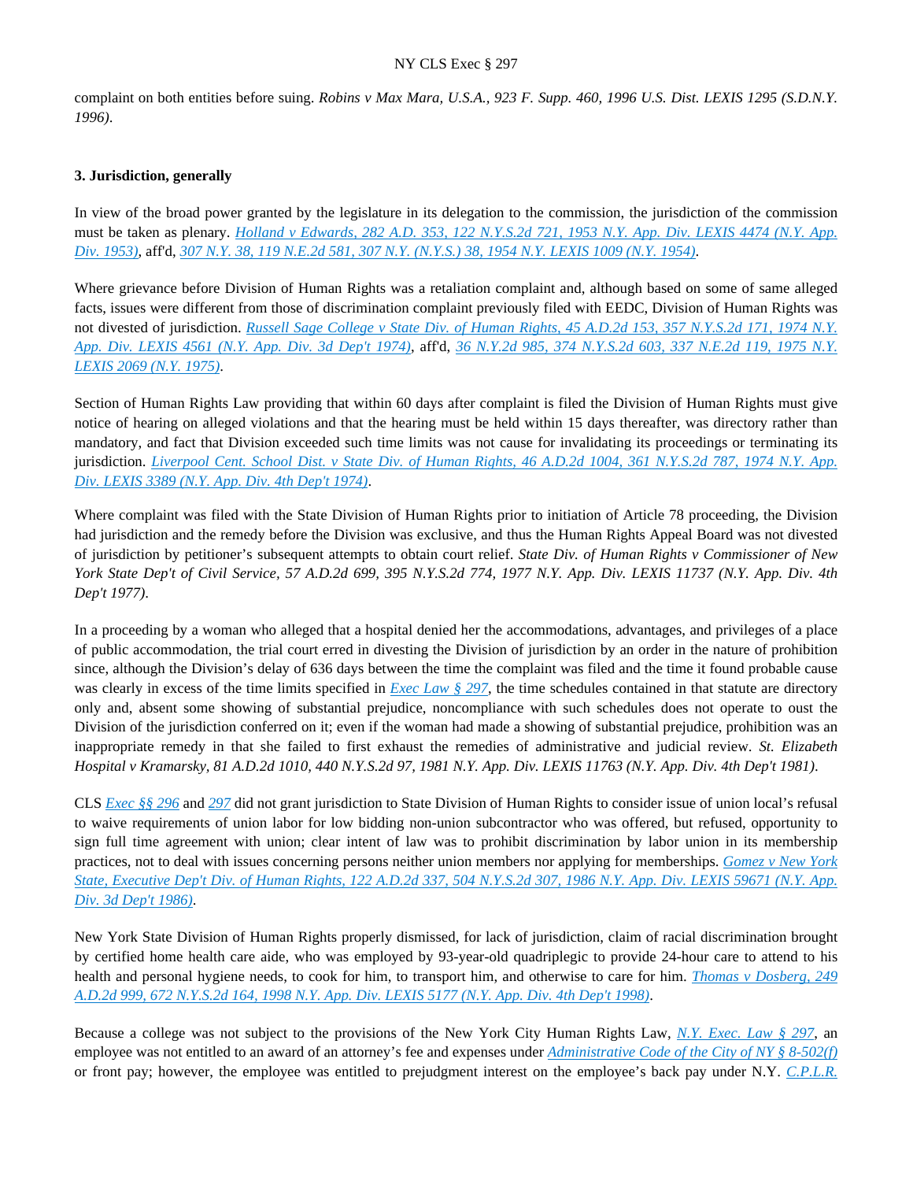complaint on both entities before suing. *Robins v Max Mara, U.S.A., 923 F. Supp. 460, 1996 U.S. Dist. LEXIS 1295 (S.D.N.Y. 1996)*.

**3. Jurisdiction, generally**

In view of the broad power granted by the legislature in its delegation to the commission, the jurisdiction of the commission must be taken as plenary. *Holland v Edwards, 282 A.D. 353, 122 N.Y.S.2d 721, 1953 N.Y. App. Div. LEXIS 4474 (N.Y. App. Div. 1953)*, aff'd, *307 N.Y. 38, 119 N.E.2d 581, 307 N.Y. (N.Y.S.) 38, 1954 N.Y. LEXIS 1009 (N.Y. 1954)*.

Where grievance before Division of Human Rights was a retaliation complaint and, although based on some of same alleged facts, issues were different from those of discrimination complaint previously filed with EEDC, Division of Human Rights was not divested of jurisdiction. *Russell Sage College v State Div. of Human Rights, 45 A.D.2d 153, 357 N.Y.S.2d 171, 1974 N.Y. App. Div. LEXIS 4561 (N.Y. App. Div. 3d Dep't 1974)*, aff'd, *36 N.Y.2d 985, 374 N.Y.S.2d 603, 337 N.E.2d 119, 1975 N.Y. LEXIS 2069 (N.Y. 1975)*.

Section of Human Rights Law providing that within 60 days after complaint is filed the Division of Human Rights must give notice of hearing on alleged violations and that the hearing must be held within 15 days thereafter, was directory rather than mandatory, and fact that Division exceeded such time limits was not cause for invalidating its proceedings or terminating its jurisdiction. *Liverpool Cent. School Dist. v State Div. of Human Rights, 46 A.D.2d 1004, 361 N.Y.S.2d 787, 1974 N.Y. App. Div. LEXIS 3389 (N.Y. App. Div. 4th Dep't 1974)*.

Where complaint was filed with the State Division of Human Rights prior to initiation of Article 78 proceeding, the Division had jurisdiction and the remedy before the Division was exclusive, and thus the Human Rights Appeal Board was not divested of jurisdiction by petitioner's subsequent attempts to obtain court relief. *State Div. of Human Rights v Commissioner of New York State Dep't of Civil Service, 57 A.D.2d 699, 395 N.Y.S.2d 774, 1977 N.Y. App. Div. LEXIS 11737 (N.Y. App. Div. 4th Dep't 1977)*.

In a proceeding by a woman who alleged that a hospital denied her the accommodations, advantages, and privileges of a place of public accommodation, the trial court erred in divesting the Division of jurisdiction by an order in the nature of prohibition since, although the Division's delay of 636 days between the time the complaint was filed and the time it found probable cause was clearly in excess of the time limits specified in *Exec Law § 297*, the time schedules contained in that statute are directory only and, absent some showing of substantial prejudice, noncompliance with such schedules does not operate to oust the Division of the jurisdiction conferred on it; even if the woman had made a showing of substantial prejudice, prohibition was an inappropriate remedy in that she failed to first exhaust the remedies of administrative and judicial review. *St. Elizabeth Hospital v Kramarsky, 81 A.D.2d 1010, 440 N.Y.S.2d 97, 1981 N.Y. App. Div. LEXIS 11763 (N.Y. App. Div. 4th Dep't 1981)*.

CLS *Exec §§ 296* and *297* did not grant jurisdiction to State Division of Human Rights to consider issue of union local's refusal to waive requirements of union labor for low bidding non-union subcontractor who was offered, but refused, opportunity to sign full time agreement with union; clear intent of law was to prohibit discrimination by labor union in its membership practices, not to deal with issues concerning persons neither union members nor applying for memberships. *Gomez v New York State, Executive Dep't Div. of Human Rights, 122 A.D.2d 337, 504 N.Y.S.2d 307, 1986 N.Y. App. Div. LEXIS 59671 (N.Y. App. Div. 3d Dep't 1986)*.

New York State Division of Human Rights properly dismissed, for lack of jurisdiction, claim of racial discrimination brought by certified home health care aide, who was employed by 93-year-old quadriplegic to provide 24-hour care to attend to his health and personal hygiene needs, to cook for him, to transport him, and otherwise to care for him. *Thomas v Dosberg, 249 A.D.2d 999, 672 N.Y.S.2d 164, 1998 N.Y. App. Div. LEXIS 5177 (N.Y. App. Div. 4th Dep't 1998)*.

Because a college was not subject to the provisions of the New York City Human Rights Law, *N.Y. Exec. Law § 297*, an employee was not entitled to an award of an attorney's fee and expenses under *Administrative Code of the City of NY § 8-502(f)* or front pay; however, the employee was entitled to prejudgment interest on the employee's back pay under N.Y. *C.P.L.R.*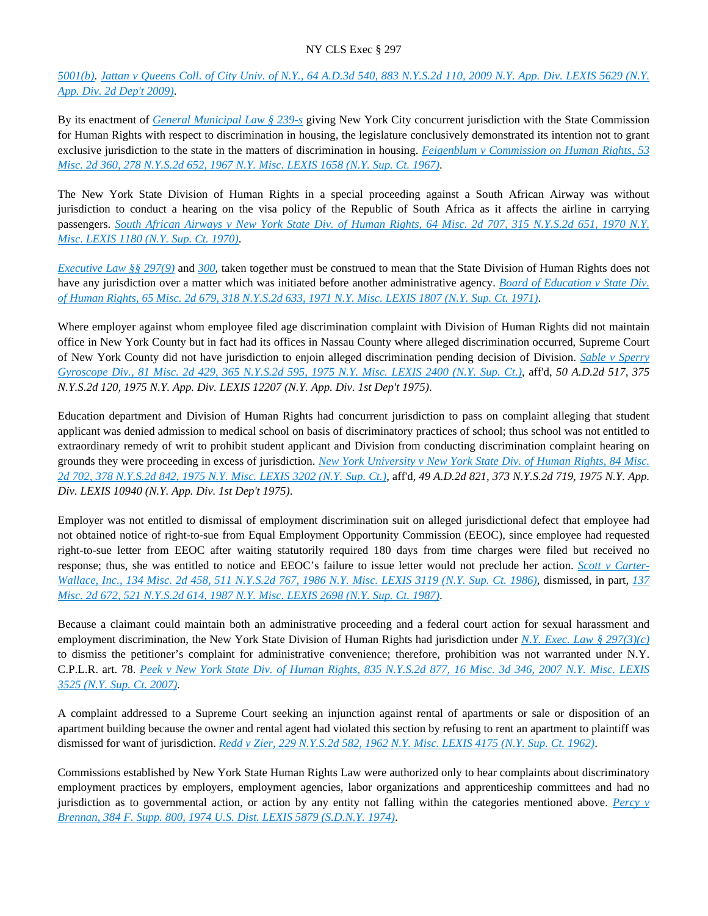*5001(b). Jattan v Queens Coll. of City Univ. of N.Y., 64 A.D.3d 540, 883 N.Y.S.2d 110, 2009 N.Y. App. Div. LEXIS 5629 (N.Y. App. Div. 2d Dep't 2009).*

By its enactment of *General Municipal Law § 239-s* giving New York City concurrent jurisdiction with the State Commission for Human Rights with respect to discrimination in housing, the legislature conclusively demonstrated its intention not to grant exclusive jurisdiction to the state in the matters of discrimination in housing. *Feigenblum v Commission on Human Rights, 53 Misc. 2d 360, 278 N.Y.S.2d 652, 1967 N.Y. Misc. LEXIS 1658 (N.Y. Sup. Ct. 1967).*

The New York State Division of Human Rights in a special proceeding against a South African Airway was without jurisdiction to conduct a hearing on the visa policy of the Republic of South Africa as it affects the airline in carrying passengers. *South African Airways v New York State Div. of Human Rights, 64 Misc. 2d 707, 315 N.Y.S.2d 651, 1970 N.Y. Misc. LEXIS 1180 (N.Y. Sup. Ct. 1970).*

*Executive Law §§ 297(9)* and *300*, taken together must be construed to mean that the State Division of Human Rights does not have any jurisdiction over a matter which was initiated before another administrative agency. *Board of Education v State Div. of Human Rights, 65 Misc. 2d 679, 318 N.Y.S.2d 633, 1971 N.Y. Misc. LEXIS 1807 (N.Y. Sup. Ct. 1971).*

Where employer against whom employee filed age discrimination complaint with Division of Human Rights did not maintain office in New York County but in fact had its offices in Nassau County where alleged discrimination occurred, Supreme Court of New York County did not have jurisdiction to enjoin alleged discrimination pending decision of Division. *Sable v Sperry Gyroscope Div., 81 Misc. 2d 429, 365 N.Y.S.2d 595, 1975 N.Y. Misc. LEXIS 2400 (N.Y. Sup. Ct.)*, aff'd, *50 A.D.2d 517, 375 N.Y.S.2d 120, 1975 N.Y. App. Div. LEXIS 12207 (N.Y. App. Div. 1st Dep't 1975).*

Education department and Division of Human Rights had concurrent jurisdiction to pass on complaint alleging that student applicant was denied admission to medical school on basis of discriminatory practices of school; thus school was not entitled to extraordinary remedy of writ to prohibit student applicant and Division from conducting discrimination complaint hearing on grounds they were proceeding in excess of jurisdiction. *New York University v New York State Div. of Human Rights, 84 Misc. 2d 702, 378 N.Y.S.2d 842, 1975 N.Y. Misc. LEXIS 3202 (N.Y. Sup. Ct.)*, aff'd, *49 A.D.2d 821, 373 N.Y.S.2d 719, 1975 N.Y. App. Div. LEXIS 10940 (N.Y. App. Div. 1st Dep't 1975).*

Employer was not entitled to dismissal of employment discrimination suit on alleged jurisdictional defect that employee had not obtained notice of right-to-sue from Equal Employment Opportunity Commission (EEOC), since employee had requested right-to-sue letter from EEOC after waiting statutorily required 180 days from time charges were filed but received no response; thus, she was entitled to notice and EEOC's failure to issue letter would not preclude her action. *Scott v Carter-Wallace, Inc., 134 Misc. 2d 458, 511 N.Y.S.2d 767, 1986 N.Y. Misc. LEXIS 3119 (N.Y. Sup. Ct. 1986)*, dismissed, in part, *137 Misc. 2d 672, 521 N.Y.S.2d 614, 1987 N.Y. Misc. LEXIS 2698 (N.Y. Sup. Ct. 1987).*

Because a claimant could maintain both an administrative proceeding and a federal court action for sexual harassment and employment discrimination, the New York State Division of Human Rights had jurisdiction under *N.Y. Exec. Law § 297(3)(c)* to dismiss the petitioner's complaint for administrative convenience; therefore, prohibition was not warranted under N.Y. C.P.L.R. art. 78. *Peek v New York State Div. of Human Rights, 835 N.Y.S.2d 877, 16 Misc. 3d 346, 2007 N.Y. Misc. LEXIS 3525 (N.Y. Sup. Ct. 2007).*

A complaint addressed to a Supreme Court seeking an injunction against rental of apartments or sale or disposition of an apartment building because the owner and rental agent had violated this section by refusing to rent an apartment to plaintiff was dismissed for want of jurisdiction. *Redd v Zier, 229 N.Y.S.2d 582, 1962 N.Y. Misc. LEXIS 4175 (N.Y. Sup. Ct. 1962).*

Commissions established by New York State Human Rights Law were authorized only to hear complaints about discriminatory employment practices by employers, employment agencies, labor organizations and apprenticeship committees and had no jurisdiction as to governmental action, or action by any entity not falling within the categories mentioned above. *Percy v Brennan, 384 F. Supp. 800, 1974 U.S. Dist. LEXIS 5879 (S.D.N.Y. 1974).*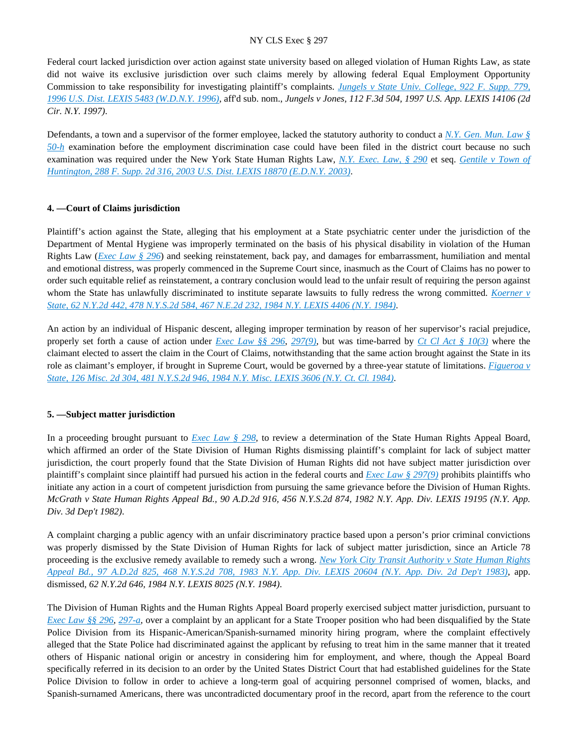Federal court lacked jurisdiction over action against state university based on alleged violation of Human Rights Law, as state did not waive its exclusive jurisdiction over such claims merely by allowing federal Equal Employment Opportunity Commission to take responsibility for investigating plaintiff's complaints. *Jungels v State Univ. College, 922 F. Supp. 779, 1996 U.S. Dist. LEXIS 5483 (W.D.N.Y. 1996)*, aff'd sub. nom., *Jungels v Jones, 112 F.3d 504, 1997 U.S. App. LEXIS 14106 (2d Cir. N.Y. 1997)*.

Defendants, a town and a supervisor of the former employee, lacked the statutory authority to conduct a *N.Y. Gen. Mun. Law § 50-h* examination before the employment discrimination case could have been filed in the district court because no such examination was required under the New York State Human Rights Law, *N.Y. Exec. Law, § 290* et seq. *Gentile v Town of Huntington, 288 F. Supp. 2d 316, 2003 U.S. Dist. LEXIS 18870 (E.D.N.Y. 2003)*.

**4. —Court of Claims jurisdiction**

Plaintiff's action against the State, alleging that his employment at a State psychiatric center under the jurisdiction of the Department of Mental Hygiene was improperly terminated on the basis of his physical disability in violation of the Human Rights Law (*Exec Law § 296*) and seeking reinstatement, back pay, and damages for embarrassment, humiliation and mental and emotional distress, was properly commenced in the Supreme Court since, inasmuch as the Court of Claims has no power to order such equitable relief as reinstatement, a contrary conclusion would lead to the unfair result of requiring the person against whom the State has unlawfully discriminated to institute separate lawsuits to fully redress the wrong committed. *Koerner v State, 62 N.Y.2d 442, 478 N.Y.S.2d 584, 467 N.E.2d 232, 1984 N.Y. LEXIS 4406 (N.Y. 1984)*.

An action by an individual of Hispanic descent, alleging improper termination by reason of her supervisor's racial prejudice, properly set forth a cause of action under *Exec Law §§ 296*, *297(9)*, but was time-barred by *Ct Cl Act § 10(3)* where the claimant elected to assert the claim in the Court of Claims, notwithstanding that the same action brought against the State in its role as claimant's employer, if brought in Supreme Court, would be governed by a three-year statute of limitations. *Figueroa v State, 126 Misc. 2d 304, 481 N.Y.S.2d 946, 1984 N.Y. Misc. LEXIS 3606 (N.Y. Ct. Cl. 1984)*.

**5. —Subject matter jurisdiction**

In a proceeding brought pursuant to *Exec Law § 298*, to review a determination of the State Human Rights Appeal Board, which affirmed an order of the State Division of Human Rights dismissing plaintiff's complaint for lack of subject matter jurisdiction, the court properly found that the State Division of Human Rights did not have subject matter jurisdiction over plaintiff's complaint since plaintiff had pursued his action in the federal courts and *Exec Law § 297(9)* prohibits plaintiffs who initiate any action in a court of competent jurisdiction from pursuing the same grievance before the Division of Human Rights. *McGrath v State Human Rights Appeal Bd., 90 A.D.2d 916, 456 N.Y.S.2d 874, 1982 N.Y. App. Div. LEXIS 19195 (N.Y. App. Div. 3d Dep't 1982)*.

A complaint charging a public agency with an unfair discriminatory practice based upon a person's prior criminal convictions was properly dismissed by the State Division of Human Rights for lack of subject matter jurisdiction, since an Article 78 proceeding is the exclusive remedy available to remedy such a wrong. *New York City Transit Authority v State Human Rights Appeal Bd., 97 A.D.2d 825, 468 N.Y.S.2d 708, 1983 N.Y. App. Div. LEXIS 20604 (N.Y. App. Div. 2d Dep't 1983)*, app. dismissed, *62 N.Y.2d 646, 1984 N.Y. LEXIS 8025 (N.Y. 1984)*.

The Division of Human Rights and the Human Rights Appeal Board properly exercised subject matter jurisdiction, pursuant to *Exec Law §§ 296*, *297-a*, over a complaint by an applicant for a State Trooper position who had been disqualified by the State Police Division from its Hispanic-American/Spanish-surnamed minority hiring program, where the complaint effectively alleged that the State Police had discriminated against the applicant by refusing to treat him in the same manner that it treated others of Hispanic national origin or ancestry in considering him for employment, and where, though the Appeal Board specifically referred in its decision to an order by the United States District Court that had established guidelines for the State Police Division to follow in order to achieve a long-term goal of acquiring personnel comprised of women, blacks, and Spanish-surnamed Americans, there was uncontradicted documentary proof in the record, apart from the reference to the court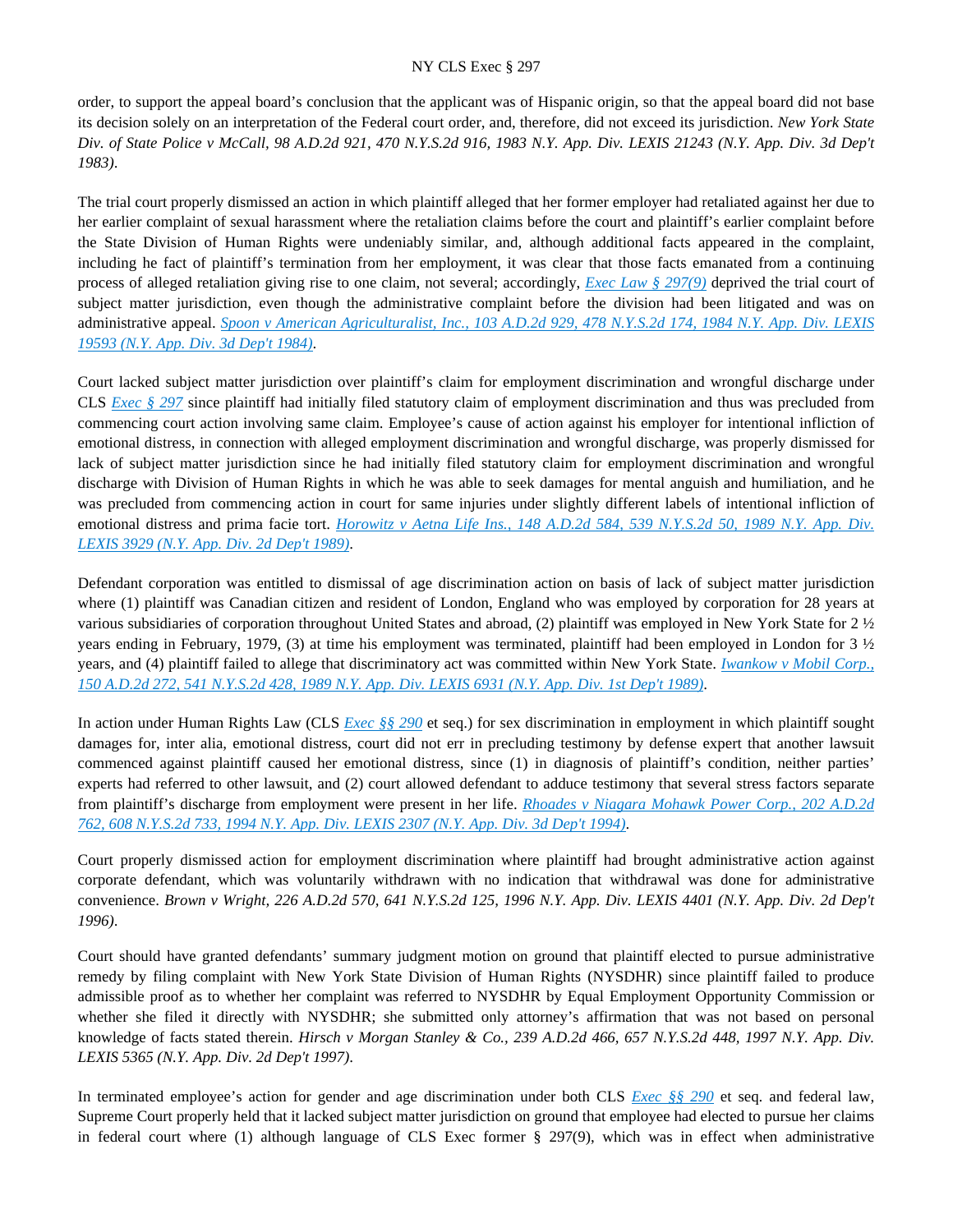order, to support the appeal board's conclusion that the applicant was of Hispanic origin, so that the appeal board did not base its decision solely on an interpretation of the Federal court order, and, therefore, did not exceed its jurisdiction. *New York State Div. of State Police v McCall, 98 A.D.2d 921, 470 N.Y.S.2d 916, 1983 N.Y. App. Div. LEXIS 21243 (N.Y. App. Div. 3d Dep't 1983)*.

The trial court properly dismissed an action in which plaintiff alleged that her former employer had retaliated against her due to her earlier complaint of sexual harassment where the retaliation claims before the court and plaintiff's earlier complaint before the State Division of Human Rights were undeniably similar, and, although additional facts appeared in the complaint, including he fact of plaintiff's termination from her employment, it was clear that those facts emanated from a continuing process of alleged retaliation giving rise to one claim, not several; accordingly, *Exec Law § 297(9)* deprived the trial court of subject matter jurisdiction, even though the administrative complaint before the division had been litigated and was on administrative appeal. *Spoon v American Agriculturalist, Inc., 103 A.D.2d 929, 478 N.Y.S.2d 174, 1984 N.Y. App. Div. LEXIS 19593 (N.Y. App. Div. 3d Dep't 1984)*.

Court lacked subject matter jurisdiction over plaintiff's claim for employment discrimination and wrongful discharge under CLS *Exec § 297* since plaintiff had initially filed statutory claim of employment discrimination and thus was precluded from commencing court action involving same claim. Employee's cause of action against his employer for intentional infliction of emotional distress, in connection with alleged employment discrimination and wrongful discharge, was properly dismissed for lack of subject matter jurisdiction since he had initially filed statutory claim for employment discrimination and wrongful discharge with Division of Human Rights in which he was able to seek damages for mental anguish and humiliation, and he was precluded from commencing action in court for same injuries under slightly different labels of intentional infliction of emotional distress and prima facie tort. *Horowitz v Aetna Life Ins., 148 A.D.2d 584, 539 N.Y.S.2d 50, 1989 N.Y. App. Div. LEXIS 3929 (N.Y. App. Div. 2d Dep't 1989)*.

Defendant corporation was entitled to dismissal of age discrimination action on basis of lack of subject matter jurisdiction where (1) plaintiff was Canadian citizen and resident of London, England who was employed by corporation for 28 years at various subsidiaries of corporation throughout United States and abroad, (2) plaintiff was employed in New York State for 2 ½ years ending in February, 1979, (3) at time his employment was terminated, plaintiff had been employed in London for 3 ½ years, and (4) plaintiff failed to allege that discriminatory act was committed within New York State. *Iwankow v Mobil Corp., 150 A.D.2d 272, 541 N.Y.S.2d 428, 1989 N.Y. App. Div. LEXIS 6931 (N.Y. App. Div. 1st Dep't 1989)*.

In action under Human Rights Law (CLS *Exec §§ 290* et seq.) for sex discrimination in employment in which plaintiff sought damages for, inter alia, emotional distress, court did not err in precluding testimony by defense expert that another lawsuit commenced against plaintiff caused her emotional distress, since (1) in diagnosis of plaintiff's condition, neither parties' experts had referred to other lawsuit, and (2) court allowed defendant to adduce testimony that several stress factors separate from plaintiff's discharge from employment were present in her life. *Rhoades v Niagara Mohawk Power Corp., 202 A.D.2d 762, 608 N.Y.S.2d 733, 1994 N.Y. App. Div. LEXIS 2307 (N.Y. App. Div. 3d Dep't 1994)*.

Court properly dismissed action for employment discrimination where plaintiff had brought administrative action against corporate defendant, which was voluntarily withdrawn with no indication that withdrawal was done for administrative convenience. *Brown v Wright, 226 A.D.2d 570, 641 N.Y.S.2d 125, 1996 N.Y. App. Div. LEXIS 4401 (N.Y. App. Div. 2d Dep't 1996)*.

Court should have granted defendants' summary judgment motion on ground that plaintiff elected to pursue administrative remedy by filing complaint with New York State Division of Human Rights (NYSDHR) since plaintiff failed to produce admissible proof as to whether her complaint was referred to NYSDHR by Equal Employment Opportunity Commission or whether she filed it directly with NYSDHR; she submitted only attorney's affirmation that was not based on personal knowledge of facts stated therein. *Hirsch v Morgan Stanley & Co., 239 A.D.2d 466, 657 N.Y.S.2d 448, 1997 N.Y. App. Div. LEXIS 5365 (N.Y. App. Div. 2d Dep't 1997)*.

In terminated employee's action for gender and age discrimination under both CLS *Exec §§ 290* et seq. and federal law, Supreme Court properly held that it lacked subject matter jurisdiction on ground that employee had elected to pursue her claims in federal court where (1) although language of CLS Exec former § 297(9), which was in effect when administrative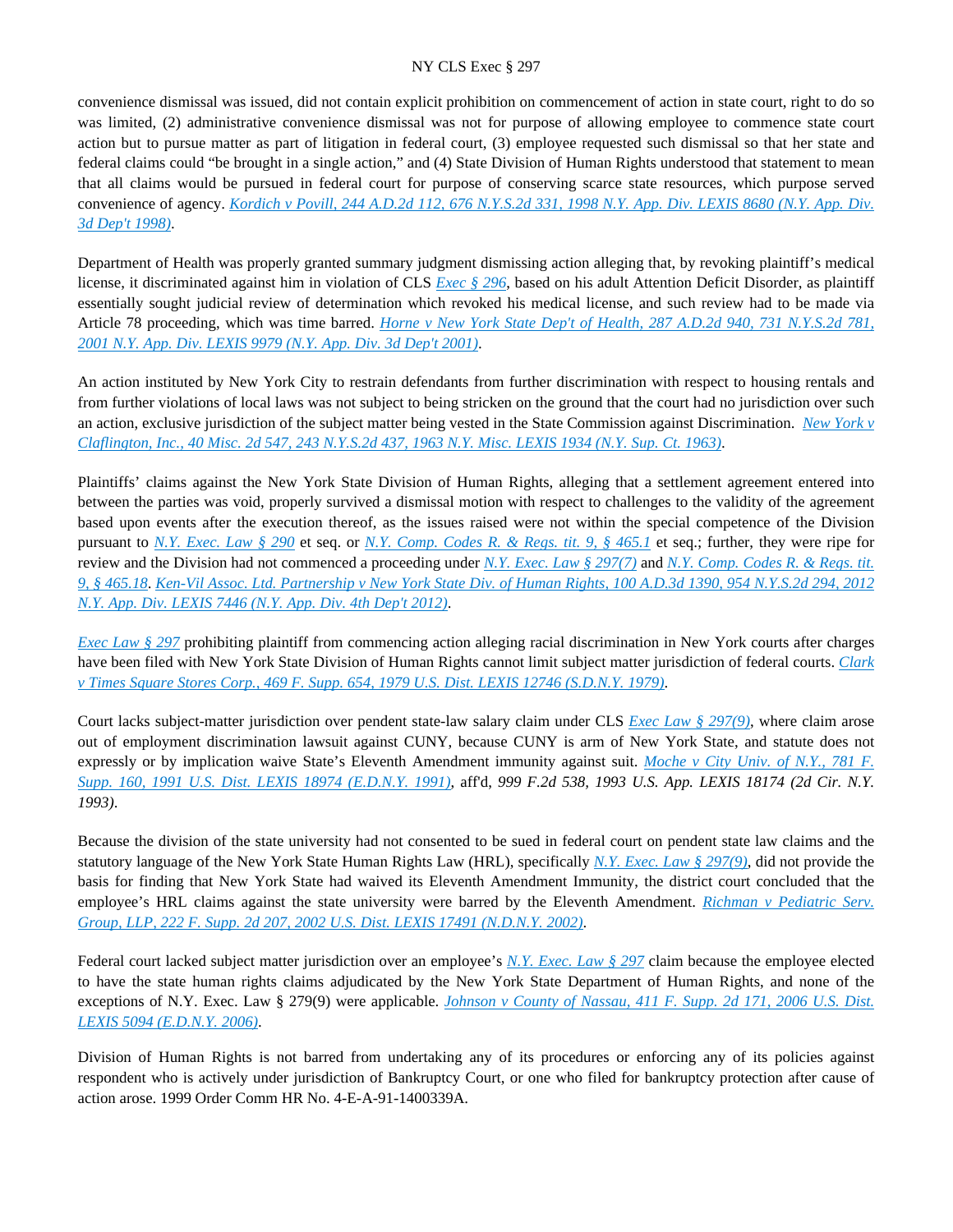convenience dismissal was issued, did not contain explicit prohibition on commencement of action in state court, right to do so was limited, (2) administrative convenience dismissal was not for purpose of allowing employee to commence state court action but to pursue matter as part of litigation in federal court, (3) employee requested such dismissal so that her state and federal claims could "be brought in a single action," and (4) State Division of Human Rights understood that statement to mean that all claims would be pursued in federal court for purpose of conserving scarce state resources, which purpose served convenience of agency. *Kordich v Povill, 244 A.D.2d 112, 676 N.Y.S.2d 331, 1998 N.Y. App. Div. LEXIS 8680 (N.Y. App. Div. 3d Dep't 1998)*.

Department of Health was properly granted summary judgment dismissing action alleging that, by revoking plaintiff's medical license, it discriminated against him in violation of CLS *Exec § 296*, based on his adult Attention Deficit Disorder, as plaintiff essentially sought judicial review of determination which revoked his medical license, and such review had to be made via Article 78 proceeding, which was time barred. *Horne v New York State Dep't of Health, 287 A.D.2d 940, 731 N.Y.S.2d 781, 2001 N.Y. App. Div. LEXIS 9979 (N.Y. App. Div. 3d Dep't 2001)*.

An action instituted by New York City to restrain defendants from further discrimination with respect to housing rentals and from further violations of local laws was not subject to being stricken on the ground that the court had no jurisdiction over such an action, exclusive jurisdiction of the subject matter being vested in the State Commission against Discrimination. *New York v Claflington, Inc., 40 Misc. 2d 547, 243 N.Y.S.2d 437, 1963 N.Y. Misc. LEXIS 1934 (N.Y. Sup. Ct. 1963)*.

Plaintiffs' claims against the New York State Division of Human Rights, alleging that a settlement agreement entered into between the parties was void, properly survived a dismissal motion with respect to challenges to the validity of the agreement based upon events after the execution thereof, as the issues raised were not within the special competence of the Division pursuant to *N.Y. Exec. Law § 290* et seq. or *N.Y. Comp. Codes R. & Regs. tit. 9, § 465.1* et seq.; further, they were ripe for review and the Division had not commenced a proceeding under *N.Y. Exec. Law § 297(7)* and *N.Y. Comp. Codes R. & Regs. tit. 9, § 465.18*. *Ken-Vil Assoc. Ltd. Partnership v New York State Div. of Human Rights, 100 A.D.3d 1390, 954 N.Y.S.2d 294, 2012 N.Y. App. Div. LEXIS 7446 (N.Y. App. Div. 4th Dep't 2012)*.

*Exec Law § 297* prohibiting plaintiff from commencing action alleging racial discrimination in New York courts after charges have been filed with New York State Division of Human Rights cannot limit subject matter jurisdiction of federal courts. *Clark v Times Square Stores Corp., 469 F. Supp. 654, 1979 U.S. Dist. LEXIS 12746 (S.D.N.Y. 1979)*.

Court lacks subject-matter jurisdiction over pendent state-law salary claim under CLS *Exec Law § 297(9)*, where claim arose out of employment discrimination lawsuit against CUNY, because CUNY is arm of New York State, and statute does not expressly or by implication waive State's Eleventh Amendment immunity against suit. *Moche v City Univ. of N.Y., 781 F. Supp. 160, 1991 U.S. Dist. LEXIS 18974 (E.D.N.Y. 1991)*, aff'd, *999 F.2d 538, 1993 U.S. App. LEXIS 18174 (2d Cir. N.Y. 1993)*.

Because the division of the state university had not consented to be sued in federal court on pendent state law claims and the statutory language of the New York State Human Rights Law (HRL), specifically *N.Y. Exec. Law § 297(9)*, did not provide the basis for finding that New York State had waived its Eleventh Amendment Immunity, the district court concluded that the employee's HRL claims against the state university were barred by the Eleventh Amendment. *Richman v Pediatric Serv. Group, LLP, 222 F. Supp. 2d 207, 2002 U.S. Dist. LEXIS 17491 (N.D.N.Y. 2002)*.

Federal court lacked subject matter jurisdiction over an employee's *N.Y. Exec. Law § 297* claim because the employee elected to have the state human rights claims adjudicated by the New York State Department of Human Rights, and none of the exceptions of N.Y. Exec. Law § 279(9) were applicable. *Johnson v County of Nassau, 411 F. Supp. 2d 171, 2006 U.S. Dist. LEXIS 5094 (E.D.N.Y. 2006)*.

Division of Human Rights is not barred from undertaking any of its procedures or enforcing any of its policies against respondent who is actively under jurisdiction of Bankruptcy Court, or one who filed for bankruptcy protection after cause of action arose. 1999 Order Comm HR No. 4-E-A-91-1400339A.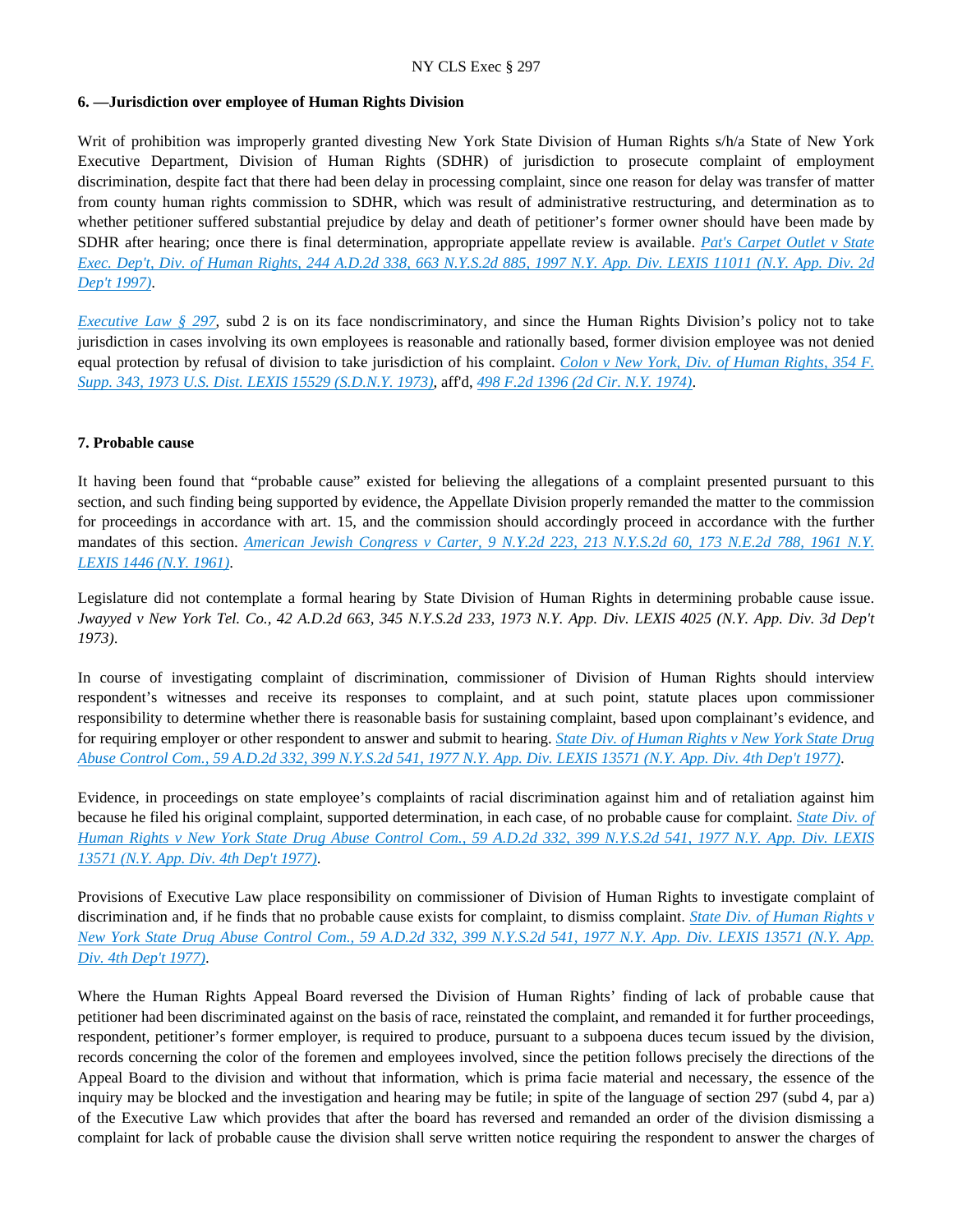#### 6. —Jurisdiction over employee of Human Rights Division

Writ of prohibition was improperly granted divesting New York State Division of Human Rights s/h/a State of New York Executive Department, Division of Human Rights (SDHR) of jurisdiction to prosecute complaint of employment discrimination, despite fact that there had been delay in processing complaint, since one reason for delay was transfer of matter from county human rights commission to SDHR, which was result of administrative restructuring, and determination as to whether petitioner suffered substantial prejudice by delay and death of petitioner's former owner should have been made by SDHR after hearing; once there is final determination, appropriate appellate review is available. *Pat's Carpet Outlet v State Exec. Dep't, Div. of Human Rights, 244 A.D.2d 338, 663 N.Y.S.2d 885, 1997 N.Y. App. Div. LEXIS 11011 (N.Y. App. Div. 2d Dep't 1997)*.

*Executive Law § 297*, subd 2 is on its face nondiscriminatory, and since the Human Rights Division's policy not to take jurisdiction in cases involving its own employees is reasonable and rationally based, former division employee was not denied equal protection by refusal of division to take jurisdiction of his complaint. *Colon v New York, Div. of Human Rights, 354 F. Supp. 343, 1973 U.S. Dist. LEXIS 15529 (S.D.N.Y. 1973)*, aff'd, *498 F.2d 1396 (2d Cir. N.Y. 1974)*.

#### 7. Probable cause

It having been found that "probable cause" existed for believing the allegations of a complaint presented pursuant to this section, and such finding being supported by evidence, the Appellate Division properly remanded the matter to the commission for proceedings in accordance with art. 15, and the commission should accordingly proceed in accordance with the further mandates of this section. *American Jewish Congress v Carter, 9 N.Y.2d 223, 213 N.Y.S.2d 60, 173 N.E.2d 788, 1961 N.Y. LEXIS 1446 (N.Y. 1961)*.

Legislature did not contemplate a formal hearing by State Division of Human Rights in determining probable cause issue. *Jwayyed v New York Tel. Co., 42 A.D.2d 663, 345 N.Y.S.2d 233, 1973 N.Y. App. Div. LEXIS 4025 (N.Y. App. Div. 3d Dep't 1973)*.

In course of investigating complaint of discrimination, commissioner of Division of Human Rights should interview respondent's witnesses and receive its responses to complaint, and at such point, statute places upon commissioner responsibility to determine whether there is reasonable basis for sustaining complaint, based upon complainant's evidence, and for requiring employer or other respondent to answer and submit to hearing. *State Div. of Human Rights v New York State Drug Abuse Control Com., 59 A.D.2d 332, 399 N.Y.S.2d 541, 1977 N.Y. App. Div. LEXIS 13571 (N.Y. App. Div. 4th Dep't 1977)*.

Evidence, in proceedings on state employee's complaints of racial discrimination against him and of retaliation against him because he filed his original complaint, supported determination, in each case, of no probable cause for complaint. *State Div. of Human Rights v New York State Drug Abuse Control Com., 59 A.D.2d 332, 399 N.Y.S.2d 541, 1977 N.Y. App. Div. LEXIS 13571 (N.Y. App. Div. 4th Dep't 1977)*.

Provisions of Executive Law place responsibility on commissioner of Division of Human Rights to investigate complaint of discrimination and, if he finds that no probable cause exists for complaint, to dismiss complaint. *State Div. of Human Rights v New York State Drug Abuse Control Com., 59 A.D.2d 332, 399 N.Y.S.2d 541, 1977 N.Y. App. Div. LEXIS 13571 (N.Y. App. Div. 4th Dep't 1977)*.

Where the Human Rights Appeal Board reversed the Division of Human Rights' finding of lack of probable cause that petitioner had been discriminated against on the basis of race, reinstated the complaint, and remanded it for further proceedings, respondent, petitioner's former employer, is required to produce, pursuant to a subpoena duces tecum issued by the division, records concerning the color of the foremen and employees involved, since the petition follows precisely the directions of the Appeal Board to the division and without that information, which is prima facie material and necessary, the essence of the inquiry may be blocked and the investigation and hearing may be futile; in spite of the language of section 297 (subd 4, par a) of the Executive Law which provides that after the board has reversed and remanded an order of the division dismissing a complaint for lack of probable cause the division shall serve written notice requiring the respondent to answer the charges of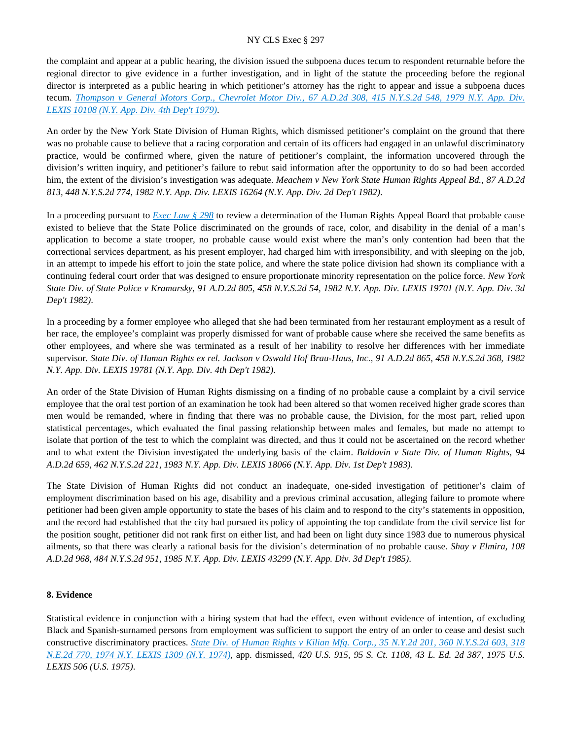the complaint and appear at a public hearing, the division issued the subpoena duces tecum to respondent returnable before the regional director to give evidence in a further investigation, and in light of the statute the proceeding before the regional director is interpreted as a public hearing in which petitioner's attorney has the right to appear and issue a subpoena duces tecum. *Thompson v General Motors Corp., Chevrolet Motor Div., 67 A.D.2d 308, 415 N.Y.S.2d 548, 1979 N.Y. App. Div. LEXIS 10108 (N.Y. App. Div. 4th Dep't 1979)*.

An order by the New York State Division of Human Rights, which dismissed petitioner's complaint on the ground that there was no probable cause to believe that a racing corporation and certain of its officers had engaged in an unlawful discriminatory practice, would be confirmed where, given the nature of petitioner's complaint, the information uncovered through the division's written inquiry, and petitioner's failure to rebut said information after the opportunity to do so had been accorded him, the extent of the division's investigation was adequate. *Meachem v New York State Human Rights Appeal Bd., 87 A.D.2d 813, 448 N.Y.S.2d 774, 1982 N.Y. App. Div. LEXIS 16264 (N.Y. App. Div. 2d Dep't 1982)*.

In a proceeding pursuant to *Exec Law § 298* to review a determination of the Human Rights Appeal Board that probable cause existed to believe that the State Police discriminated on the grounds of race, color, and disability in the denial of a man's application to become a state trooper, no probable cause would exist where the man's only contention had been that the correctional services department, as his present employer, had charged him with irresponsibility, and with sleeping on the job, in an attempt to impede his effort to join the state police, and where the state police division had shown its compliance with a continuing federal court order that was designed to ensure proportionate minority representation on the police force. *New York State Div. of State Police v Kramarsky, 91 A.D.2d 805, 458 N.Y.S.2d 54, 1982 N.Y. App. Div. LEXIS 19701 (N.Y. App. Div. 3d Dep't 1982)*.

In a proceeding by a former employee who alleged that she had been terminated from her restaurant employment as a result of her race, the employee's complaint was properly dismissed for want of probable cause where she received the same benefits as other employees, and where she was terminated as a result of her inability to resolve her differences with her immediate supervisor. *State Div. of Human Rights ex rel. Jackson v Oswald Hof Brau-Haus, Inc., 91 A.D.2d 865, 458 N.Y.S.2d 368, 1982 N.Y. App. Div. LEXIS 19781 (N.Y. App. Div. 4th Dep't 1982)*.

An order of the State Division of Human Rights dismissing on a finding of no probable cause a complaint by a civil service employee that the oral test portion of an examination he took had been altered so that women received higher grade scores than men would be remanded, where in finding that there was no probable cause, the Division, for the most part, relied upon statistical percentages, which evaluated the final passing relationship between males and females, but made no attempt to isolate that portion of the test to which the complaint was directed, and thus it could not be ascertained on the record whether and to what extent the Division investigated the underlying basis of the claim. *Baldovin v State Div. of Human Rights, 94 A.D.2d 659, 462 N.Y.S.2d 221, 1983 N.Y. App. Div. LEXIS 18066 (N.Y. App. Div. 1st Dep't 1983)*.

The State Division of Human Rights did not conduct an inadequate, one-sided investigation of petitioner's claim of employment discrimination based on his age, disability and a previous criminal accusation, alleging failure to promote where petitioner had been given ample opportunity to state the bases of his claim and to respond to the city's statements in opposition, and the record had established that the city had pursued its policy of appointing the top candidate from the civil service list for the position sought, petitioner did not rank first on either list, and had been on light duty since 1983 due to numerous physical ailments, so that there was clearly a rational basis for the division's determination of no probable cause. *Shay v Elmira, 108 A.D.2d 968, 484 N.Y.S.2d 951, 1985 N.Y. App. Div. LEXIS 43299 (N.Y. App. Div. 3d Dep't 1985)*.

**8. Evidence**

Statistical evidence in conjunction with a hiring system that had the effect, even without evidence of intention, of excluding Black and Spanish-surnamed persons from employment was sufficient to support the entry of an order to cease and desist such constructive discriminatory practices. *State Div. of Human Rights v Kilian Mfg. Corp., 35 N.Y.2d 201, 360 N.Y.S.2d 603, 318 N.E.2d 770, 1974 N.Y. LEXIS 1309 (N.Y. 1974)*, app. dismissed, *420 U.S. 915, 95 S. Ct. 1108, 43 L. Ed. 2d 387, 1975 U.S. LEXIS 506 (U.S. 1975)*.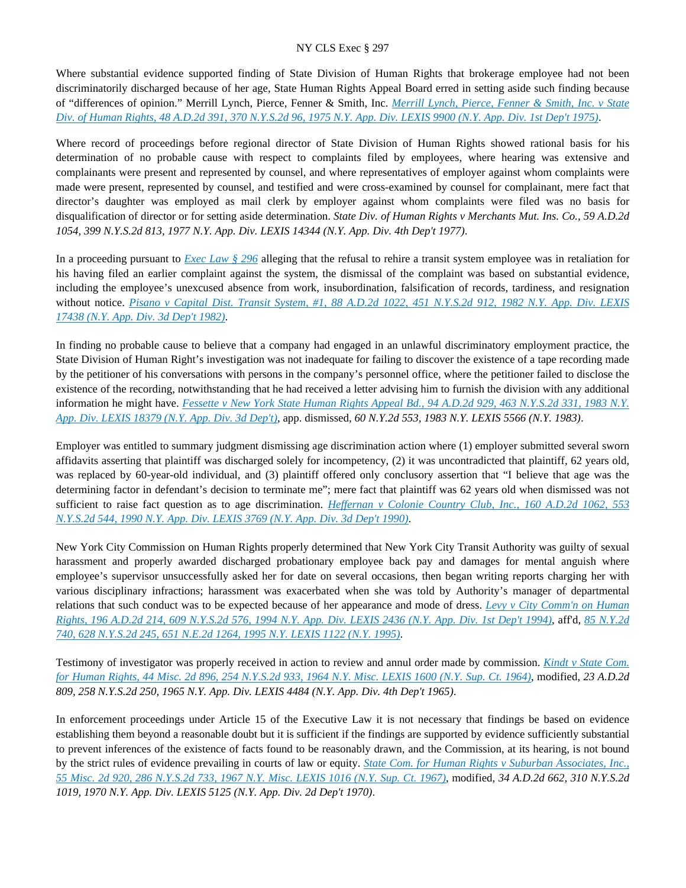Where substantial evidence supported finding of State Division of Human Rights that brokerage employee had not been discriminatorily discharged because of her age, State Human Rights Appeal Board erred in setting aside such finding because of "differences of opinion." Merrill Lynch, Pierce, Fenner & Smith, Inc. *Merrill Lynch, Pierce, Fenner & Smith, Inc. v State Div. of Human Rights, 48 A.D.2d 391, 370 N.Y.S.2d 96, 1975 N.Y. App. Div. LEXIS 9900 (N.Y. App. Div. 1st Dep't 1975)*.

Where record of proceedings before regional director of State Division of Human Rights showed rational basis for his determination of no probable cause with respect to complaints filed by employees, where hearing was extensive and complainants were present and represented by counsel, and where representatives of employer against whom complaints were made were present, represented by counsel, and testified and were cross-examined by counsel for complainant, mere fact that director's daughter was employed as mail clerk by employer against whom complaints were filed was no basis for disqualification of director or for setting aside determination. *State Div. of Human Rights v Merchants Mut. Ins. Co., 59 A.D.2d 1054, 399 N.Y.S.2d 813, 1977 N.Y. App. Div. LEXIS 14344 (N.Y. App. Div. 4th Dep't 1977)*.

In a proceeding pursuant to *Exec Law § 296* alleging that the refusal to rehire a transit system employee was in retaliation for his having filed an earlier complaint against the system, the dismissal of the complaint was based on substantial evidence, including the employee's unexcused absence from work, insubordination, falsification of records, tardiness, and resignation without notice. *Pisano v Capital Dist. Transit System, #1, 88 A.D.2d 1022, 451 N.Y.S.2d 912, 1982 N.Y. App. Div. LEXIS 17438 (N.Y. App. Div. 3d Dep't 1982)*.

In finding no probable cause to believe that a company had engaged in an unlawful discriminatory employment practice, the State Division of Human Right's investigation was not inadequate for failing to discover the existence of a tape recording made by the petitioner of his conversations with persons in the company's personnel office, where the petitioner failed to disclose the existence of the recording, notwithstanding that he had received a letter advising him to furnish the division with any additional information he might have. *Fessette v New York State Human Rights Appeal Bd., 94 A.D.2d 929, 463 N.Y.S.2d 331, 1983 N.Y. App. Div. LEXIS 18379 (N.Y. App. Div. 3d Dep't)*, app. dismissed, *60 N.Y.2d 553, 1983 N.Y. LEXIS 5566 (N.Y. 1983)*.

Employer was entitled to summary judgment dismissing age discrimination action where (1) employer submitted several sworn affidavits asserting that plaintiff was discharged solely for incompetency, (2) it was uncontradicted that plaintiff, 62 years old, was replaced by 60-year-old individual, and (3) plaintiff offered only conclusory assertion that "I believe that age was the determining factor in defendant's decision to terminate me"; mere fact that plaintiff was 62 years old when dismissed was not sufficient to raise fact question as to age discrimination. *Heffernan v Colonie Country Club, Inc., 160 A.D.2d 1062, 553 N.Y.S.2d 544, 1990 N.Y. App. Div. LEXIS 3769 (N.Y. App. Div. 3d Dep't 1990)*.

New York City Commission on Human Rights properly determined that New York City Transit Authority was guilty of sexual harassment and properly awarded discharged probationary employee back pay and damages for mental anguish where employee's supervisor unsuccessfully asked her for date on several occasions, then began writing reports charging her with various disciplinary infractions; harassment was exacerbated when she was told by Authority's manager of departmental relations that such conduct was to be expected because of her appearance and mode of dress. *Levy v City Comm'n on Human Rights, 196 A.D.2d 214, 609 N.Y.S.2d 576, 1994 N.Y. App. Div. LEXIS 2436 (N.Y. App. Div. 1st Dep't 1994)*, aff'd, *85 N.Y.2d 740, 628 N.Y.S.2d 245, 651 N.E.2d 1264, 1995 N.Y. LEXIS 1122 (N.Y. 1995)*.

Testimony of investigator was properly received in action to review and annul order made by commission. *Kindt v State Com. for Human Rights, 44 Misc. 2d 896, 254 N.Y.S.2d 933, 1964 N.Y. Misc. LEXIS 1600 (N.Y. Sup. Ct. 1964)*, modified, *23 A.D.2d 809, 258 N.Y.S.2d 250, 1965 N.Y. App. Div. LEXIS 4484 (N.Y. App. Div. 4th Dep't 1965)*.

In enforcement proceedings under Article 15 of the Executive Law it is not necessary that findings be based on evidence establishing them beyond a reasonable doubt but it is sufficient if the findings are supported by evidence sufficiently substantial to prevent inferences of the existence of facts found to be reasonably drawn, and the Commission, at its hearing, is not bound by the strict rules of evidence prevailing in courts of law or equity. *State Com. for Human Rights v Suburban Associates, Inc., 55 Misc. 2d 920, 286 N.Y.S.2d 733, 1967 N.Y. Misc. LEXIS 1016 (N.Y. Sup. Ct. 1967)*, modified, *34 A.D.2d 662, 310 N.Y.S.2d 1019, 1970 N.Y. App. Div. LEXIS 5125 (N.Y. App. Div. 2d Dep't 1970)*.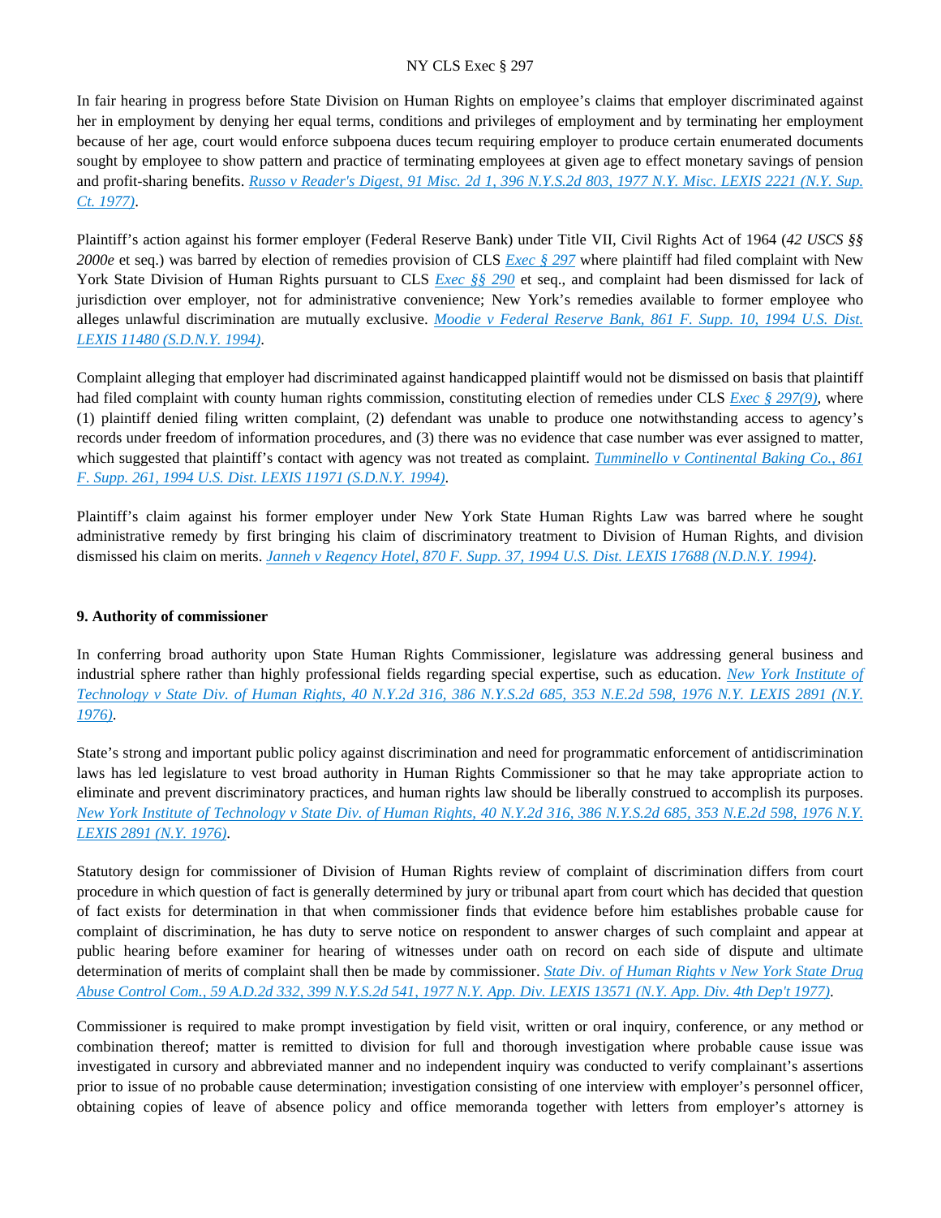In fair hearing in progress before State Division on Human Rights on employee's claims that employer discriminated against her in employment by denying her equal terms, conditions and privileges of employment and by terminating her employment because of her age, court would enforce subpoena duces tecum requiring employer to produce certain enumerated documents sought by employee to show pattern and practice of terminating employees at given age to effect monetary savings of pension and profit-sharing benefits. *Russo v Reader's Digest, 91 Misc. 2d 1, 396 N.Y.S.2d 803, 1977 N.Y. Misc. LEXIS 2221 (N.Y. Sup. Ct. 1977)*.

Plaintiff's action against his former employer (Federal Reserve Bank) under Title VII, Civil Rights Act of 1964 (*42 USCS §§ 2000e* et seq.) was barred by election of remedies provision of CLS *Exec § 297* where plaintiff had filed complaint with New York State Division of Human Rights pursuant to CLS *Exec §§ 290* et seq., and complaint had been dismissed for lack of jurisdiction over employer, not for administrative convenience; New York's remedies available to former employee who alleges unlawful discrimination are mutually exclusive. *Moodie v Federal Reserve Bank, 861 F. Supp. 10, 1994 U.S. Dist. LEXIS 11480 (S.D.N.Y. 1994)*.

Complaint alleging that employer had discriminated against handicapped plaintiff would not be dismissed on basis that plaintiff had filed complaint with county human rights commission, constituting election of remedies under CLS *Exec § 297(9)*, where (1) plaintiff denied filing written complaint, (2) defendant was unable to produce one notwithstanding access to agency's records under freedom of information procedures, and (3) there was no evidence that case number was ever assigned to matter, which suggested that plaintiff's contact with agency was not treated as complaint. *Tumminello v Continental Baking Co., 861 F. Supp. 261, 1994 U.S. Dist. LEXIS 11971 (S.D.N.Y. 1994)*.

Plaintiff's claim against his former employer under New York State Human Rights Law was barred where he sought administrative remedy by first bringing his claim of discriminatory treatment to Division of Human Rights, and division dismissed his claim on merits. *Janneh v Regency Hotel, 870 F. Supp. 37, 1994 U.S. Dist. LEXIS 17688 (N.D.N.Y. 1994)*.

**9. Authority of commissioner**

In conferring broad authority upon State Human Rights Commissioner, legislature was addressing general business and industrial sphere rather than highly professional fields regarding special expertise, such as education. *New York Institute of Technology v State Div. of Human Rights, 40 N.Y.2d 316, 386 N.Y.S.2d 685, 353 N.E.2d 598, 1976 N.Y. LEXIS 2891 (N.Y. 1976)*.

State's strong and important public policy against discrimination and need for programmatic enforcement of antidiscrimination laws has led legislature to vest broad authority in Human Rights Commissioner so that he may take appropriate action to eliminate and prevent discriminatory practices, and human rights law should be liberally construed to accomplish its purposes. *New York Institute of Technology v State Div. of Human Rights, 40 N.Y.2d 316, 386 N.Y.S.2d 685, 353 N.E.2d 598, 1976 N.Y. LEXIS 2891 (N.Y. 1976)*.

Statutory design for commissioner of Division of Human Rights review of complaint of discrimination differs from court procedure in which question of fact is generally determined by jury or tribunal apart from court which has decided that question of fact exists for determination in that when commissioner finds that evidence before him establishes probable cause for complaint of discrimination, he has duty to serve notice on respondent to answer charges of such complaint and appear at public hearing before examiner for hearing of witnesses under oath on record on each side of dispute and ultimate determination of merits of complaint shall then be made by commissioner. *State Div. of Human Rights v New York State Drug Abuse Control Com., 59 A.D.2d 332, 399 N.Y.S.2d 541, 1977 N.Y. App. Div. LEXIS 13571 (N.Y. App. Div. 4th Dep't 1977)*.

Commissioner is required to make prompt investigation by field visit, written or oral inquiry, conference, or any method or combination thereof; matter is remitted to division for full and thorough investigation where probable cause issue was investigated in cursory and abbreviated manner and no independent inquiry was conducted to verify complainant's assertions prior to issue of no probable cause determination; investigation consisting of one interview with employer's personnel officer, obtaining copies of leave of absence policy and office memoranda together with letters from employer's attorney is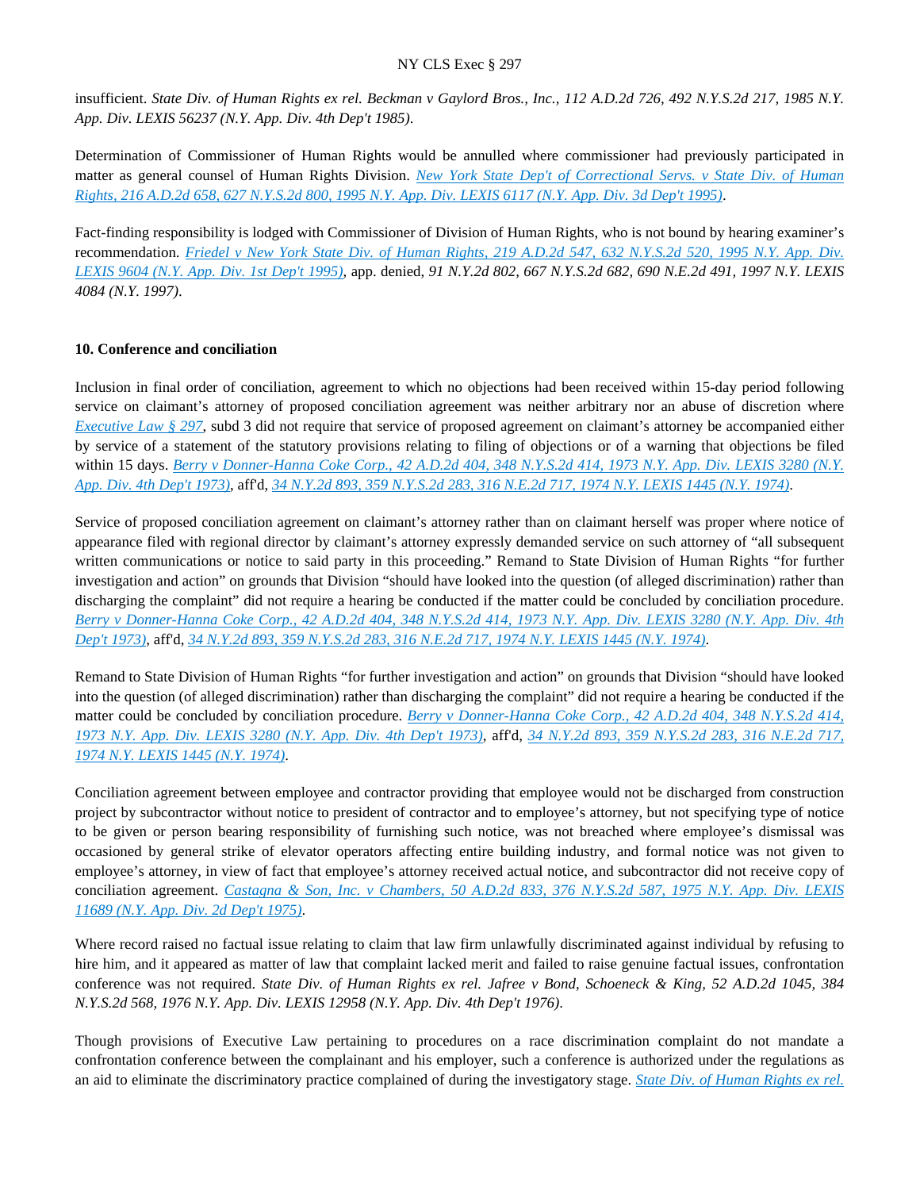insufficient. *State Div. of Human Rights ex rel. Beckman v Gaylord Bros., Inc., 112 A.D.2d 726, 492 N.Y.S.2d 217, 1985 N.Y. App. Div. LEXIS 56237 (N.Y. App. Div. 4th Dep't 1985)*.

Determination of Commissioner of Human Rights would be annulled where commissioner had previously participated in matter as general counsel of Human Rights Division. *New York State Dep't of Correctional Servs. v State Div. of Human Rights, 216 A.D.2d 658, 627 N.Y.S.2d 800, 1995 N.Y. App. Div. LEXIS 6117 (N.Y. App. Div. 3d Dep't 1995)*.

Fact-finding responsibility is lodged with Commissioner of Division of Human Rights, who is not bound by hearing examiner's recommendation. *Friedel v New York State Div. of Human Rights, 219 A.D.2d 547, 632 N.Y.S.2d 520, 1995 N.Y. App. Div. LEXIS 9604 (N.Y. App. Div. 1st Dep't 1995)*, app. denied, *91 N.Y.2d 802, 667 N.Y.S.2d 682, 690 N.E.2d 491, 1997 N.Y. LEXIS 4084 (N.Y. 1997)*.

**10. Conference and conciliation**

Inclusion in final order of conciliation, agreement to which no objections had been received within 15-day period following service on claimant's attorney of proposed conciliation agreement was neither arbitrary nor an abuse of discretion where *Executive Law § 297*, subd 3 did not require that service of proposed agreement on claimant's attorney be accompanied either by service of a statement of the statutory provisions relating to filing of objections or of a warning that objections be filed within 15 days. *Berry v Donner-Hanna Coke Corp., 42 A.D.2d 404, 348 N.Y.S.2d 414, 1973 N.Y. App. Div. LEXIS 3280 (N.Y. App. Div. 4th Dep't 1973)*, aff'd, *34 N.Y.2d 893, 359 N.Y.S.2d 283, 316 N.E.2d 717, 1974 N.Y. LEXIS 1445 (N.Y. 1974)*.

Service of proposed conciliation agreement on claimant's attorney rather than on claimant herself was proper where notice of appearance filed with regional director by claimant's attorney expressly demanded service on such attorney of "all subsequent written communications or notice to said party in this proceeding." Remand to State Division of Human Rights "for further investigation and action" on grounds that Division "should have looked into the question (of alleged discrimination) rather than discharging the complaint" did not require a hearing be conducted if the matter could be concluded by conciliation procedure. *Berry v Donner-Hanna Coke Corp., 42 A.D.2d 404, 348 N.Y.S.2d 414, 1973 N.Y. App. Div. LEXIS 3280 (N.Y. App. Div. 4th Dep't 1973)*, aff'd, *34 N.Y.2d 893, 359 N.Y.S.2d 283, 316 N.E.2d 717, 1974 N.Y. LEXIS 1445 (N.Y. 1974)*.

Remand to State Division of Human Rights "for further investigation and action" on grounds that Division "should have looked into the question (of alleged discrimination) rather than discharging the complaint" did not require a hearing be conducted if the matter could be concluded by conciliation procedure. *Berry v Donner-Hanna Coke Corp., 42 A.D.2d 404, 348 N.Y.S.2d 414, 1973 N.Y. App. Div. LEXIS 3280 (N.Y. App. Div. 4th Dep't 1973)*, aff'd, *34 N.Y.2d 893, 359 N.Y.S.2d 283, 316 N.E.2d 717, 1974 N.Y. LEXIS 1445 (N.Y. 1974)*.

Conciliation agreement between employee and contractor providing that employee would not be discharged from construction project by subcontractor without notice to president of contractor and to employee's attorney, but not specifying type of notice to be given or person bearing responsibility of furnishing such notice, was not breached where employee's dismissal was occasioned by general strike of elevator operators affecting entire building industry, and formal notice was not given to employee's attorney, in view of fact that employee's attorney received actual notice, and subcontractor did not receive copy of conciliation agreement. *Castagna & Son, Inc. v Chambers, 50 A.D.2d 833, 376 N.Y.S.2d 587, 1975 N.Y. App. Div. LEXIS 11689 (N.Y. App. Div. 2d Dep't 1975)*.

Where record raised no factual issue relating to claim that law firm unlawfully discriminated against individual by refusing to hire him, and it appeared as matter of law that complaint lacked merit and failed to raise genuine factual issues, confrontation conference was not required. *State Div. of Human Rights ex rel. Jafree v Bond, Schoeneck & King, 52 A.D.2d 1045, 384 N.Y.S.2d 568, 1976 N.Y. App. Div. LEXIS 12958 (N.Y. App. Div. 4th Dep't 1976)*.

Though provisions of Executive Law pertaining to procedures on a race discrimination complaint do not mandate a confrontation conference between the complainant and his employer, such a conference is authorized under the regulations as an aid to eliminate the discriminatory practice complained of during the investigatory stage. *State Div. of Human Rights ex rel.*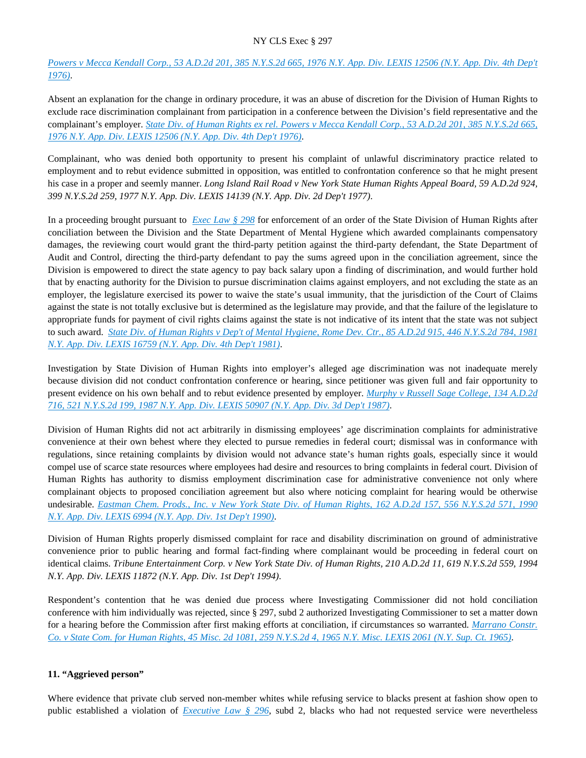*Powers v Mecca Kendall Corp., 53 A.D.2d 201, 385 N.Y.S.2d 665, 1976 N.Y. App. Div. LEXIS 12506 (N.Y. App. Div. 4th Dep't 1976)*.

Absent an explanation for the change in ordinary procedure, it was an abuse of discretion for the Division of Human Rights to exclude race discrimination complainant from participation in a conference between the Division's field representative and the complainant's employer. *State Div. of Human Rights ex rel. Powers v Mecca Kendall Corp., 53 A.D.2d 201, 385 N.Y.S.2d 665, 1976 N.Y. App. Div. LEXIS 12506 (N.Y. App. Div. 4th Dep't 1976)*.

Complainant, who was denied both opportunity to present his complaint of unlawful discriminatory practice related to employment and to rebut evidence submitted in opposition, was entitled to confrontation conference so that he might present his case in a proper and seemly manner. *Long Island Rail Road v New York State Human Rights Appeal Board, 59 A.D.2d 924, 399 N.Y.S.2d 259, 1977 N.Y. App. Div. LEXIS 14139 (N.Y. App. Div. 2d Dep't 1977)*.

In a proceeding brought pursuant to *Exec Law § 298* for enforcement of an order of the State Division of Human Rights after conciliation between the Division and the State Department of Mental Hygiene which awarded complainants compensatory damages, the reviewing court would grant the third-party petition against the third-party defendant, the State Department of Audit and Control, directing the third-party defendant to pay the sums agreed upon in the conciliation agreement, since the Division is empowered to direct the state agency to pay back salary upon a finding of discrimination, and would further hold that by enacting authority for the Division to pursue discrimination claims against employers, and not excluding the state as an employer, the legislature exercised its power to waive the state's usual immunity, that the jurisdiction of the Court of Claims against the state is not totally exclusive but is determined as the legislature may provide, and that the failure of the legislature to appropriate funds for payment of civil rights claims against the state is not indicative of its intent that the state was not subject to such award. *State Div. of Human Rights v Dep't of Mental Hygiene, Rome Dev. Ctr., 85 A.D.2d 915, 446 N.Y.S.2d 784, 1981 N.Y. App. Div. LEXIS 16759 (N.Y. App. Div. 4th Dep't 1981)*.

Investigation by State Division of Human Rights into employer's alleged age discrimination was not inadequate merely because division did not conduct confrontation conference or hearing, since petitioner was given full and fair opportunity to present evidence on his own behalf and to rebut evidence presented by employer. *Murphy v Russell Sage College, 134 A.D.2d 716, 521 N.Y.S.2d 199, 1987 N.Y. App. Div. LEXIS 50907 (N.Y. App. Div. 3d Dep't 1987)*.

Division of Human Rights did not act arbitrarily in dismissing employees' age discrimination complaints for administrative convenience at their own behest where they elected to pursue remedies in federal court; dismissal was in conformance with regulations, since retaining complaints by division would not advance state's human rights goals, especially since it would compel use of scarce state resources where employees had desire and resources to bring complaints in federal court. Division of Human Rights has authority to dismiss employment discrimination case for administrative convenience not only where complainant objects to proposed conciliation agreement but also where noticing complaint for hearing would be otherwise undesirable. *Eastman Chem. Prods., Inc. v New York State Div. of Human Rights, 162 A.D.2d 157, 556 N.Y.S.2d 571, 1990 N.Y. App. Div. LEXIS 6994 (N.Y. App. Div. 1st Dep't 1990)*.

Division of Human Rights properly dismissed complaint for race and disability discrimination on ground of administrative convenience prior to public hearing and formal fact-finding where complainant would be proceeding in federal court on identical claims. *Tribune Entertainment Corp. v New York State Div. of Human Rights, 210 A.D.2d 11, 619 N.Y.S.2d 559, 1994 N.Y. App. Div. LEXIS 11872 (N.Y. App. Div. 1st Dep't 1994)*.

Respondent's contention that he was denied due process where Investigating Commissioner did not hold conciliation conference with him individually was rejected, since § 297, subd 2 authorized Investigating Commissioner to set a matter down for a hearing before the Commission after first making efforts at conciliation, if circumstances so warranted. *Marrano Constr. Co. v State Com. for Human Rights, 45 Misc. 2d 1081, 259 N.Y.S.2d 4, 1965 N.Y. Misc. LEXIS 2061 (N.Y. Sup. Ct. 1965)*.

### 11. "Aggrieved person"

Where evidence that private club served non-member whites while refusing service to blacks present at fashion show open to public established a violation of *Executive Law § 296*, subd 2, blacks who had not requested service were nevertheless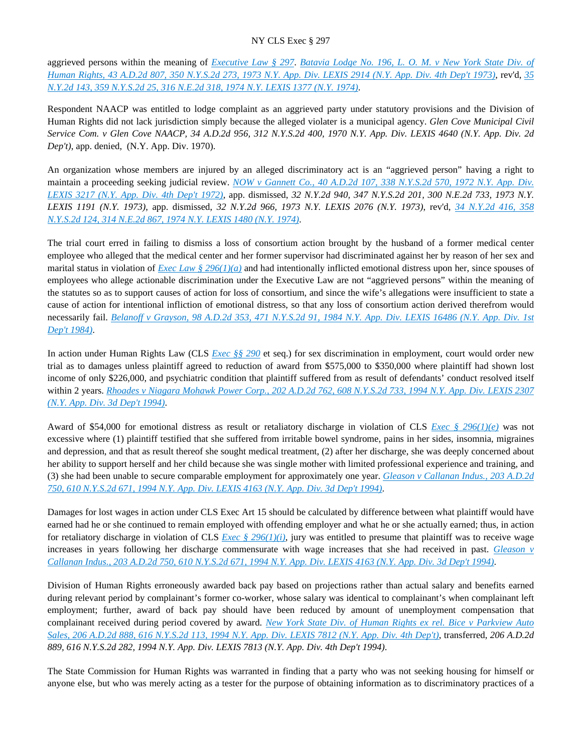aggrieved persons within the meaning of *Executive Law § 297*. *Batavia Lodge No. 196, L. O. M. v New York State Div. of Human Rights, 43 A.D.2d 807, 350 N.Y.S.2d 273, 1973 N.Y. App. Div. LEXIS 2914 (N.Y. App. Div. 4th Dep't 1973)*, rev'd, *35 N.Y.2d 143, 359 N.Y.S.2d 25, 316 N.E.2d 318, 1974 N.Y. LEXIS 1377 (N.Y. 1974)*.

Respondent NAACP was entitled to lodge complaint as an aggrieved party under statutory provisions and the Division of Human Rights did not lack jurisdiction simply because the alleged violater is a municipal agency. *Glen Cove Municipal Civil Service Com. v Glen Cove NAACP, 34 A.D.2d 956, 312 N.Y.S.2d 400, 1970 N.Y. App. Div. LEXIS 4640 (N.Y. App. Div. 2d Dep't)*, app. denied, (N.Y. App. Div. 1970).

An organization whose members are injured by an alleged discriminatory act is an "aggrieved person" having a right to maintain a proceeding seeking judicial review. *NOW v Gannett Co., 40 A.D.2d 107, 338 N.Y.S.2d 570, 1972 N.Y. App. Div. LEXIS 3217 (N.Y. App. Div. 4th Dep't 1972)*, app. dismissed, *32 N.Y.2d 940, 347 N.Y.S.2d 201, 300 N.E.2d 733, 1973 N.Y. LEXIS 1191 (N.Y. 1973)*, app. dismissed, *32 N.Y.2d 966, 1973 N.Y. LEXIS 2076 (N.Y. 1973)*, rev'd, *34 N.Y.2d 416, 358 N.Y.S.2d 124, 314 N.E.2d 867, 1974 N.Y. LEXIS 1480 (N.Y. 1974)*.

The trial court erred in failing to dismiss a loss of consortium action brought by the husband of a former medical center employee who alleged that the medical center and her former supervisor had discriminated against her by reason of her sex and marital status in violation of *Exec Law § 296(1)(a)* and had intentionally inflicted emotional distress upon her, since spouses of employees who allege actionable discrimination under the Executive Law are not "aggrieved persons" within the meaning of the statutes so as to support causes of action for loss of consortium, and since the wife's allegations were insufficient to state a cause of action for intentional infliction of emotional distress, so that any loss of consortium action derived therefrom would necessarily fail. *Belanoff v Grayson, 98 A.D.2d 353, 471 N.Y.S.2d 91, 1984 N.Y. App. Div. LEXIS 16486 (N.Y. App. Div. 1st Dep't 1984)*.

In action under Human Rights Law (CLS *Exec §§ 290* et seq.) for sex discrimination in employment, court would order new trial as to damages unless plaintiff agreed to reduction of award from $575,000 to $350,000 where plaintiff had shown lost income of only $226,000, and psychiatric condition that plaintiff suffered from as result of defendants' conduct resolved itself within 2 years. *Rhoades v Niagara Mohawk Power Corp., 202 A.D.2d 762, 608 N.Y.S.2d 733, 1994 N.Y. App. Div. LEXIS 2307 (N.Y. App. Div. 3d Dep't 1994)*.

Award of $54,000 for emotional distress as result or retaliatory discharge in violation of CLS *Exec § 296(1)(e)* was not excessive where (1) plaintiff testified that she suffered from irritable bowel syndrome, pains in her sides, insomnia, migraines and depression, and that as result thereof she sought medical treatment, (2) after her discharge, she was deeply concerned about her ability to support herself and her child because she was single mother with limited professional experience and training, and (3) she had been unable to secure comparable employment for approximately one year. *Gleason v Callanan Indus., 203 A.D.2d 750, 610 N.Y.S.2d 671, 1994 N.Y. App. Div. LEXIS 4163 (N.Y. App. Div. 3d Dep't 1994)*.

Damages for lost wages in action under CLS Exec Art 15 should be calculated by difference between what plaintiff would have earned had he or she continued to remain employed with offending employer and what he or she actually earned; thus, in action for retaliatory discharge in violation of CLS *Exec § 296(1)(i)*, jury was entitled to presume that plaintiff was to receive wage increases in years following her discharge commensurate with wage increases that she had received in past. *Gleason v Callanan Indus., 203 A.D.2d 750, 610 N.Y.S.2d 671, 1994 N.Y. App. Div. LEXIS 4163 (N.Y. App. Div. 3d Dep't 1994)*.

Division of Human Rights erroneously awarded back pay based on projections rather than actual salary and benefits earned during relevant period by complainant's former co-worker, whose salary was identical to complainant's when complainant left employment; further, award of back pay should have been reduced by amount of unemployment compensation that complainant received during period covered by award. *New York State Div. of Human Rights ex rel. Bice v Parkview Auto Sales, 206 A.D.2d 888, 616 N.Y.S.2d 113, 1994 N.Y. App. Div. LEXIS 7812 (N.Y. App. Div. 4th Dep't)*, transferred, *206 A.D.2d 889, 616 N.Y.S.2d 282, 1994 N.Y. App. Div. LEXIS 7813 (N.Y. App. Div. 4th Dep't 1994)*.

The State Commission for Human Rights was warranted in finding that a party who was not seeking housing for himself or anyone else, but who was merely acting as a tester for the purpose of obtaining information as to discriminatory practices of a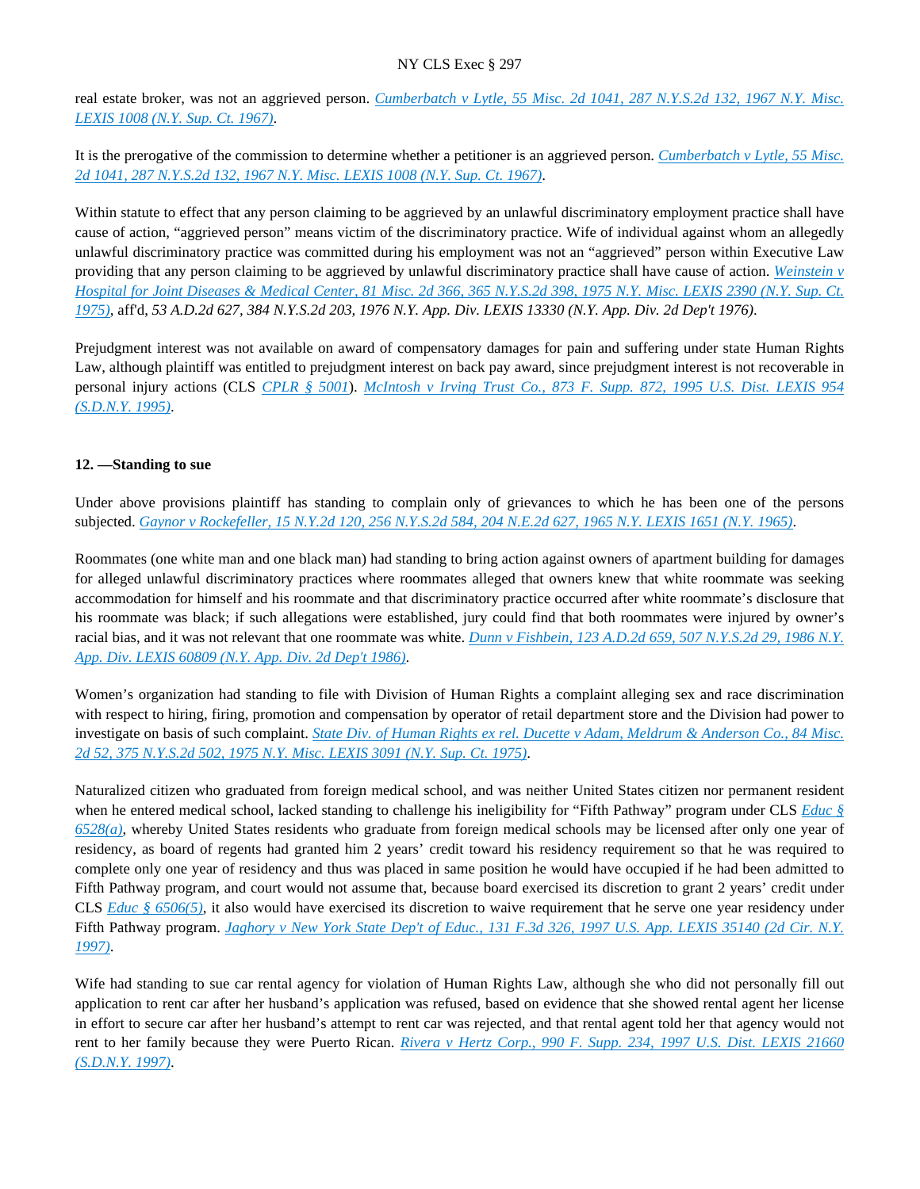real estate broker, was not an aggrieved person. *Cumberbatch v Lytle, 55 Misc. 2d 1041, 287 N.Y.S.2d 132, 1967 N.Y. Misc. LEXIS 1008 (N.Y. Sup. Ct. 1967)*.

It is the prerogative of the commission to determine whether a petitioner is an aggrieved person. *Cumberbatch v Lytle, 55 Misc. 2d 1041, 287 N.Y.S.2d 132, 1967 N.Y. Misc. LEXIS 1008 (N.Y. Sup. Ct. 1967)*.

Within statute to effect that any person claiming to be aggrieved by an unlawful discriminatory employment practice shall have cause of action, "aggrieved person" means victim of the discriminatory practice. Wife of individual against whom an allegedly unlawful discriminatory practice was committed during his employment was not an "aggrieved" person within Executive Law providing that any person claiming to be aggrieved by unlawful discriminatory practice shall have cause of action. *Weinstein v Hospital for Joint Diseases & Medical Center, 81 Misc. 2d 366, 365 N.Y.S.2d 398, 1975 N.Y. Misc. LEXIS 2390 (N.Y. Sup. Ct. 1975)*, aff'd, *53 A.D.2d 627, 384 N.Y.S.2d 203, 1976 N.Y. App. Div. LEXIS 13330 (N.Y. App. Div. 2d Dep't 1976)*.

Prejudgment interest was not available on award of compensatory damages for pain and suffering under state Human Rights Law, although plaintiff was entitled to prejudgment interest on back pay award, since prejudgment interest is not recoverable in personal injury actions (CLS *CPLR § 5001*). *McIntosh v Irving Trust Co., 873 F. Supp. 872, 1995 U.S. Dist. LEXIS 954 (S.D.N.Y. 1995)*.

**12. —Standing to sue**

Under above provisions plaintiff has standing to complain only of grievances to which he has been one of the persons subjected. *Gaynor v Rockefeller, 15 N.Y.2d 120, 256 N.Y.S.2d 584, 204 N.E.2d 627, 1965 N.Y. LEXIS 1651 (N.Y. 1965)*.

Roommates (one white man and one black man) had standing to bring action against owners of apartment building for damages for alleged unlawful discriminatory practices where roommates alleged that owners knew that white roommate was seeking accommodation for himself and his roommate and that discriminatory practice occurred after white roommate's disclosure that his roommate was black; if such allegations were established, jury could find that both roommates were injured by owner's racial bias, and it was not relevant that one roommate was white. *Dunn v Fishbein, 123 A.D.2d 659, 507 N.Y.S.2d 29, 1986 N.Y. App. Div. LEXIS 60809 (N.Y. App. Div. 2d Dep't 1986)*.

Women's organization had standing to file with Division of Human Rights a complaint alleging sex and race discrimination with respect to hiring, firing, promotion and compensation by operator of retail department store and the Division had power to investigate on basis of such complaint. *State Div. of Human Rights ex rel. Ducette v Adam, Meldrum & Anderson Co., 84 Misc. 2d 52, 375 N.Y.S.2d 502, 1975 N.Y. Misc. LEXIS 3091 (N.Y. Sup. Ct. 1975)*.

Naturalized citizen who graduated from foreign medical school, and was neither United States citizen nor permanent resident when he entered medical school, lacked standing to challenge his ineligibility for "Fifth Pathway" program under CLS *Educ § 6528(a)*, whereby United States residents who graduate from foreign medical schools may be licensed after only one year of residency, as board of regents had granted him 2 years' credit toward his residency requirement so that he was required to complete only one year of residency and thus was placed in same position he would have occupied if he had been admitted to Fifth Pathway program, and court would not assume that, because board exercised its discretion to grant 2 years' credit under CLS *Educ § 6506(5)*, it also would have exercised its discretion to waive requirement that he serve one year residency under Fifth Pathway program. *Jaghory v New York State Dep't of Educ., 131 F.3d 326, 1997 U.S. App. LEXIS 35140 (2d Cir. N.Y. 1997)*.

Wife had standing to sue car rental agency for violation of Human Rights Law, although she who did not personally fill out application to rent car after her husband's application was refused, based on evidence that she showed rental agent her license in effort to secure car after her husband's attempt to rent car was rejected, and that rental agent told her that agency would not rent to her family because they were Puerto Rican. *Rivera v Hertz Corp., 990 F. Supp. 234, 1997 U.S. Dist. LEXIS 21660 (S.D.N.Y. 1997)*.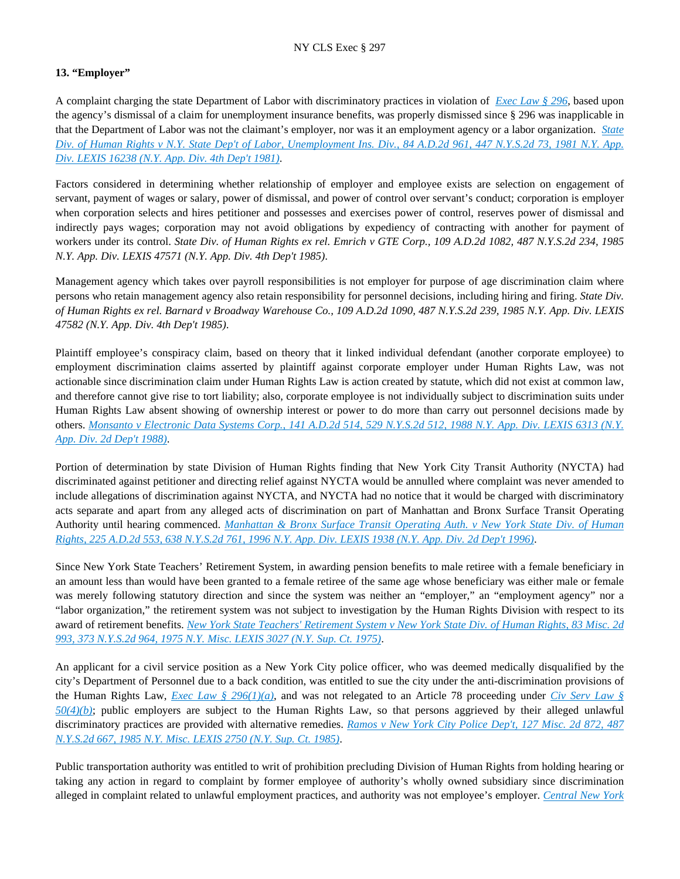### 13. “Employer”

A complaint charging the state Department of Labor with discriminatory practices in violation of *Exec Law § 296*, based upon the agency’s dismissal of a claim for unemployment insurance benefits, was properly dismissed since § 296 was inapplicable in that the Department of Labor was not the claimant’s employer, nor was it an employment agency or a labor organization. *State Div. of Human Rights v N.Y. State Dep't of Labor, Unemployment Ins. Div., 84 A.D.2d 961, 447 N.Y.S.2d 73, 1981 N.Y. App. Div. LEXIS 16238 (N.Y. App. Div. 4th Dep't 1981)*.

Factors considered in determining whether relationship of employer and employee exists are selection on engagement of servant, payment of wages or salary, power of dismissal, and power of control over servant’s conduct; corporation is employer when corporation selects and hires petitioner and possesses and exercises power of control, reserves power of dismissal and indirectly pays wages; corporation may not avoid obligations by expediency of contracting with another for payment of workers under its control. *State Div. of Human Rights ex rel. Emrich v GTE Corp., 109 A.D.2d 1082, 487 N.Y.S.2d 234, 1985 N.Y. App. Div. LEXIS 47571 (N.Y. App. Div. 4th Dep't 1985)*.

Management agency which takes over payroll responsibilities is not employer for purpose of age discrimination claim where persons who retain management agency also retain responsibility for personnel decisions, including hiring and firing. *State Div. of Human Rights ex rel. Barnard v Broadway Warehouse Co., 109 A.D.2d 1090, 487 N.Y.S.2d 239, 1985 N.Y. App. Div. LEXIS 47582 (N.Y. App. Div. 4th Dep't 1985)*.

Plaintiff employee’s conspiracy claim, based on theory that it linked individual defendant (another corporate employee) to employment discrimination claims asserted by plaintiff against corporate employer under Human Rights Law, was not actionable since discrimination claim under Human Rights Law is action created by statute, which did not exist at common law, and therefore cannot give rise to tort liability; also, corporate employee is not individually subject to discrimination suits under Human Rights Law absent showing of ownership interest or power to do more than carry out personnel decisions made by others. *Monsanto v Electronic Data Systems Corp., 141 A.D.2d 514, 529 N.Y.S.2d 512, 1988 N.Y. App. Div. LEXIS 6313 (N.Y. App. Div. 2d Dep't 1988)*.

Portion of determination by state Division of Human Rights finding that New York City Transit Authority (NYCTA) had discriminated against petitioner and directing relief against NYCTA would be annulled where complaint was never amended to include allegations of discrimination against NYCTA, and NYCTA had no notice that it would be charged with discriminatory acts separate and apart from any alleged acts of discrimination on part of Manhattan and Bronx Surface Transit Operating Authority until hearing commenced. *Manhattan & Bronx Surface Transit Operating Auth. v New York State Div. of Human Rights, 225 A.D.2d 553, 638 N.Y.S.2d 761, 1996 N.Y. App. Div. LEXIS 1938 (N.Y. App. Div. 2d Dep't 1996)*.

Since New York State Teachers’ Retirement System, in awarding pension benefits to male retiree with a female beneficiary in an amount less than would have been granted to a female retiree of the same age whose beneficiary was either male or female was merely following statutory direction and since the system was neither an “employer,” an “employment agency” nor a “labor organization,” the retirement system was not subject to investigation by the Human Rights Division with respect to its award of retirement benefits. *New York State Teachers' Retirement System v New York State Div. of Human Rights, 83 Misc. 2d 993, 373 N.Y.S.2d 964, 1975 N.Y. Misc. LEXIS 3027 (N.Y. Sup. Ct. 1975)*.

An applicant for a civil service position as a New York City police officer, who was deemed medically disqualified by the city’s Department of Personnel due to a back condition, was entitled to sue the city under the anti-discrimination provisions of the Human Rights Law, *Exec Law § 296(1)(a)*, and was not relegated to an Article 78 proceeding under *Civ Serv Law § 50(4)(b)*; public employers are subject to the Human Rights Law, so that persons aggrieved by their alleged unlawful discriminatory practices are provided with alternative remedies. *Ramos v New York City Police Dep't, 127 Misc. 2d 872, 487 N.Y.S.2d 667, 1985 N.Y. Misc. LEXIS 2750 (N.Y. Sup. Ct. 1985)*.

Public transportation authority was entitled to writ of prohibition precluding Division of Human Rights from holding hearing or taking any action in regard to complaint by former employee of authority’s wholly owned subsidiary since discrimination alleged in complaint related to unlawful employment practices, and authority was not employee’s employer. *Central New York*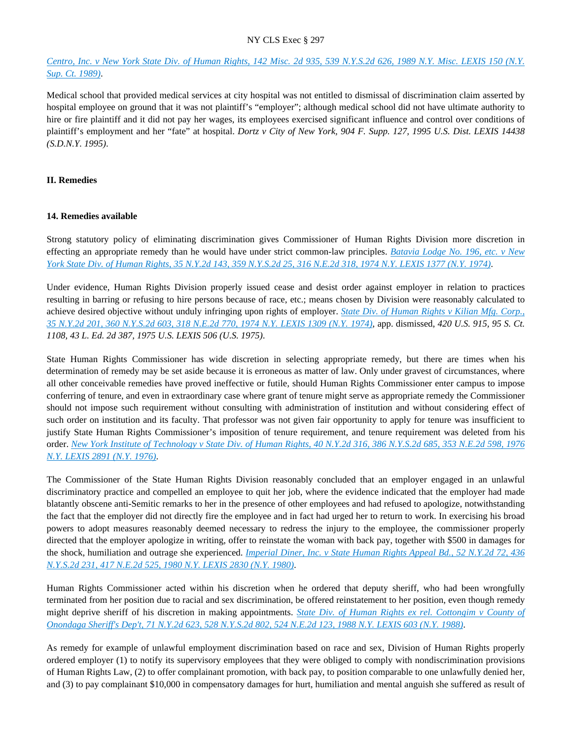*Centro, Inc. v New York State Div. of Human Rights, 142 Misc. 2d 935, 539 N.Y.S.2d 626, 1989 N.Y. Misc. LEXIS 150 (N.Y. Sup. Ct. 1989)*.

Medical school that provided medical services at city hospital was not entitled to dismissal of discrimination claim asserted by hospital employee on ground that it was not plaintiff's "employer"; although medical school did not have ultimate authority to hire or fire plaintiff and it did not pay her wages, its employees exercised significant influence and control over conditions of plaintiff's employment and her "fate" at hospital. *Dortz v City of New York, 904 F. Supp. 127, 1995 U.S. Dist. LEXIS 14438 (S.D.N.Y. 1995)*.

**II. Remedies**

**14. Remedies available**

Strong statutory policy of eliminating discrimination gives Commissioner of Human Rights Division more discretion in effecting an appropriate remedy than he would have under strict common-law principles. *Batavia Lodge No. 196, etc. v New York State Div. of Human Rights, 35 N.Y.2d 143, 359 N.Y.S.2d 25, 316 N.E.2d 318, 1974 N.Y. LEXIS 1377 (N.Y. 1974)*.

Under evidence, Human Rights Division properly issued cease and desist order against employer in relation to practices resulting in barring or refusing to hire persons because of race, etc.; means chosen by Division were reasonably calculated to achieve desired objective without unduly infringing upon rights of employer. *State Div. of Human Rights v Kilian Mfg. Corp., 35 N.Y.2d 201, 360 N.Y.S.2d 603, 318 N.E.2d 770, 1974 N.Y. LEXIS 1309 (N.Y. 1974)*, app. dismissed, *420 U.S. 915, 95 S. Ct. 1108, 43 L. Ed. 2d 387, 1975 U.S. LEXIS 506 (U.S. 1975)*.

State Human Rights Commissioner has wide discretion in selecting appropriate remedy, but there are times when his determination of remedy may be set aside because it is erroneous as matter of law. Only under gravest of circumstances, where all other conceivable remedies have proved ineffective or futile, should Human Rights Commissioner enter campus to impose conferring of tenure, and even in extraordinary case where grant of tenure might serve as appropriate remedy the Commissioner should not impose such requirement without consulting with administration of institution and without considering effect of such order on institution and its faculty. That professor was not given fair opportunity to apply for tenure was insufficient to justify State Human Rights Commissioner's imposition of tenure requirement, and tenure requirement was deleted from his order. *New York Institute of Technology v State Div. of Human Rights, 40 N.Y.2d 316, 386 N.Y.S.2d 685, 353 N.E.2d 598, 1976 N.Y. LEXIS 2891 (N.Y. 1976)*.

The Commissioner of the State Human Rights Division reasonably concluded that an employer engaged in an unlawful discriminatory practice and compelled an employee to quit her job, where the evidence indicated that the employer had made blatantly obscene anti-Semitic remarks to her in the presence of other employees and had refused to apologize, notwithstanding the fact that the employer did not directly fire the employee and in fact had urged her to return to work. In exercising his broad powers to adopt measures reasonably deemed necessary to redress the injury to the employee, the commissioner properly directed that the employer apologize in writing, offer to reinstate the woman with back pay, together with $500 in damages for the shock, humiliation and outrage she experienced. *Imperial Diner, Inc. v State Human Rights Appeal Bd., 52 N.Y.2d 72, 436 N.Y.S.2d 231, 417 N.E.2d 525, 1980 N.Y. LEXIS 2830 (N.Y. 1980)*.

Human Rights Commissioner acted within his discretion when he ordered that deputy sheriff, who had been wrongfully terminated from her position due to racial and sex discrimination, be offered reinstatement to her position, even though remedy might deprive sheriff of his discretion in making appointments. *State Div. of Human Rights ex rel. Cottongim v County of Onondaga Sheriff's Dep't, 71 N.Y.2d 623, 528 N.Y.S.2d 802, 524 N.E.2d 123, 1988 N.Y. LEXIS 603 (N.Y. 1988)*.

As remedy for example of unlawful employment discrimination based on race and sex, Division of Human Rights properly ordered employer (1) to notify its supervisory employees that they were obliged to comply with nondiscrimination provisions of Human Rights Law, (2) to offer complainant promotion, with back pay, to position comparable to one unlawfully denied her, and (3) to pay complainant $10,000 in compensatory damages for hurt, humiliation and mental anguish she suffered as result of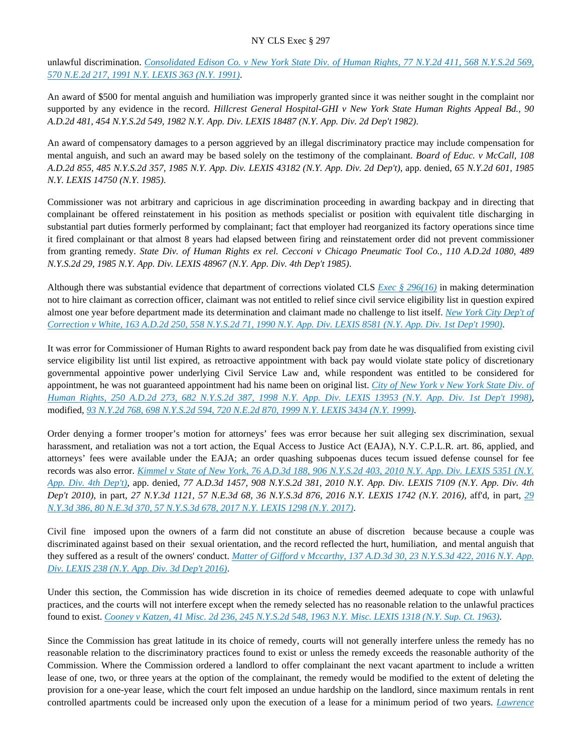unlawful discrimination. *Consolidated Edison Co. v New York State Div. of Human Rights, 77 N.Y.2d 411, 568 N.Y.S.2d 569, 570 N.E.2d 217, 1991 N.Y. LEXIS 363 (N.Y. 1991)*.

An award of $500 for mental anguish and humiliation was improperly granted since it was neither sought in the complaint nor supported by any evidence in the record. *Hillcrest General Hospital-GHI v New York State Human Rights Appeal Bd., 90 A.D.2d 481, 454 N.Y.S.2d 549, 1982 N.Y. App. Div. LEXIS 18487 (N.Y. App. Div. 2d Dep't 1982)*.

An award of compensatory damages to a person aggrieved by an illegal discriminatory practice may include compensation for mental anguish, and such an award may be based solely on the testimony of the complainant. *Board of Educ. v McCall, 108 A.D.2d 855, 485 N.Y.S.2d 357, 1985 N.Y. App. Div. LEXIS 43182 (N.Y. App. Div. 2d Dep't)*, app. denied, *65 N.Y.2d 601, 1985 N.Y. LEXIS 14750 (N.Y. 1985)*.

Commissioner was not arbitrary and capricious in age discrimination proceeding in awarding backpay and in directing that complainant be offered reinstatement in his position as methods specialist or position with equivalent title discharging in substantial part duties formerly performed by complainant; fact that employer had reorganized its factory operations since time it fired complainant or that almost 8 years had elapsed between firing and reinstatement order did not prevent commissioner from granting remedy. *State Div. of Human Rights ex rel. Cecconi v Chicago Pneumatic Tool Co., 110 A.D.2d 1080, 489 N.Y.S.2d 29, 1985 N.Y. App. Div. LEXIS 48967 (N.Y. App. Div. 4th Dep't 1985)*.

Although there was substantial evidence that department of corrections violated CLS *Exec § 296(16)* in making determination not to hire claimant as correction officer, claimant was not entitled to relief since civil service eligibility list in question expired almost one year before department made its determination and claimant made no challenge to list itself. *New York City Dep't of Correction v White, 163 A.D.2d 250, 558 N.Y.S.2d 71, 1990 N.Y. App. Div. LEXIS 8581 (N.Y. App. Div. 1st Dep't 1990)*.

It was error for Commissioner of Human Rights to award respondent back pay from date he was disqualified from existing civil service eligibility list until list expired, as retroactive appointment with back pay would violate state policy of discretionary governmental appointive power underlying Civil Service Law and, while respondent was entitled to be considered for appointment, he was not guaranteed appointment had his name been on original list. *City of New York v New York State Div. of Human Rights, 250 A.D.2d 273, 682 N.Y.S.2d 387, 1998 N.Y. App. Div. LEXIS 13953 (N.Y. App. Div. 1st Dep't 1998)*, modified, *93 N.Y.2d 768, 698 N.Y.S.2d 594, 720 N.E.2d 870, 1999 N.Y. LEXIS 3434 (N.Y. 1999)*.

Order denying a former trooper's motion for attorneys' fees was error because her suit alleging sex discrimination, sexual harassment, and retaliation was not a tort action, the Equal Access to Justice Act (EAJA), N.Y. C.P.L.R. art. 86, applied, and attorneys' fees were available under the EAJA; an order quashing subpoenas duces tecum issued defense counsel for fee records was also error. *Kimmel v State of New York, 76 A.D.3d 188, 906 N.Y.S.2d 403, 2010 N.Y. App. Div. LEXIS 5351 (N.Y. App. Div. 4th Dep't)*, app. denied, *77 A.D.3d 1457, 908 N.Y.S.2d 381, 2010 N.Y. App. Div. LEXIS 7109 (N.Y. App. Div. 4th Dep't 2010)*, in part, *27 N.Y.3d 1121, 57 N.E.3d 68, 36 N.Y.S.3d 876, 2016 N.Y. LEXIS 1742 (N.Y. 2016)*, aff'd, in part, *29 N.Y.3d 386, 80 N.E.3d 370, 57 N.Y.S.3d 678, 2017 N.Y. LEXIS 1298 (N.Y. 2017)*.

Civil fine imposed upon the owners of a farm did not constitute an abuse of discretion because because a couple was discriminated against based on their sexual orientation, and the record reflected the hurt, humiliation, and mental anguish that they suffered as a result of the owners' conduct. *Matter of Gifford v Mccarthy, 137 A.D.3d 30, 23 N.Y.S.3d 422, 2016 N.Y. App. Div. LEXIS 238 (N.Y. App. Div. 3d Dep't 2016)*.

Under this section, the Commission has wide discretion in its choice of remedies deemed adequate to cope with unlawful practices, and the courts will not interfere except when the remedy selected has no reasonable relation to the unlawful practices found to exist. *Cooney v Katzen, 41 Misc. 2d 236, 245 N.Y.S.2d 548, 1963 N.Y. Misc. LEXIS 1318 (N.Y. Sup. Ct. 1963)*.

Since the Commission has great latitude in its choice of remedy, courts will not generally interfere unless the remedy has no reasonable relation to the discriminatory practices found to exist or unless the remedy exceeds the reasonable authority of the Commission. Where the Commission ordered a landlord to offer complainant the next vacant apartment to include a written lease of one, two, or three years at the option of the complainant, the remedy would be modified to the extent of deleting the provision for a one-year lease, which the court felt imposed an undue hardship on the landlord, since maximum rentals in rent controlled apartments could be increased only upon the execution of a lease for a minimum period of two years. *Lawrence*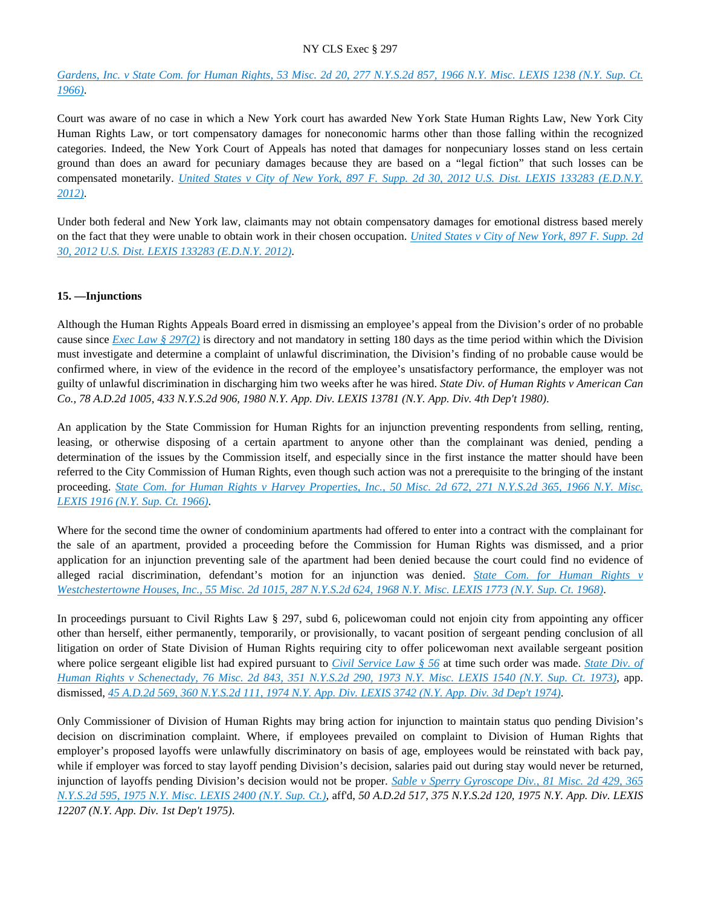Gardens, Inc. v State Com. for Human Rights, 53 Misc. 2d 20, 277 N.Y.S.2d 857, 1966 N.Y. Misc. LEXIS 1238 (N.Y. Sup. Ct. 1966).

Court was aware of no case in which a New York court has awarded New York State Human Rights Law, New York City Human Rights Law, or tort compensatory damages for noneconomic harms other than those falling within the recognized categories. Indeed, the New York Court of Appeals has noted that damages for nonpecuniary losses stand on less certain ground than does an award for pecuniary damages because they are based on a "legal fiction" that such losses can be compensated monetarily. *United States v City of New York, 897 F. Supp. 2d 30, 2012 U.S. Dist. LEXIS 133283 (E.D.N.Y. 2012).*

Under both federal and New York law, claimants may not obtain compensatory damages for emotional distress based merely on the fact that they were unable to obtain work in their chosen occupation. *United States v City of New York, 897 F. Supp. 2d 30, 2012 U.S. Dist. LEXIS 133283 (E.D.N.Y. 2012).*

**15. —Injunctions**

Although the Human Rights Appeals Board erred in dismissing an employee's appeal from the Division's order of no probable cause since *Exec Law § 297(2)* is directory and not mandatory in setting 180 days as the time period within which the Division must investigate and determine a complaint of unlawful discrimination, the Division's finding of no probable cause would be confirmed where, in view of the evidence in the record of the employee's unsatisfactory performance, the employer was not guilty of unlawful discrimination in discharging him two weeks after he was hired. *State Div. of Human Rights v American Can Co., 78 A.D.2d 1005, 433 N.Y.S.2d 906, 1980 N.Y. App. Div. LEXIS 13781 (N.Y. App. Div. 4th Dep't 1980).*

An application by the State Commission for Human Rights for an injunction preventing respondents from selling, renting, leasing, or otherwise disposing of a certain apartment to anyone other than the complainant was denied, pending a determination of the issues by the Commission itself, and especially since in the first instance the matter should have been referred to the City Commission of Human Rights, even though such action was not a prerequisite to the bringing of the instant proceeding. *State Com. for Human Rights v Harvey Properties, Inc., 50 Misc. 2d 672, 271 N.Y.S.2d 365, 1966 N.Y. Misc. LEXIS 1916 (N.Y. Sup. Ct. 1966).*

Where for the second time the owner of condominium apartments had offered to enter into a contract with the complainant for the sale of an apartment, provided a proceeding before the Commission for Human Rights was dismissed, and a prior application for an injunction preventing sale of the apartment had been denied because the court could find no evidence of alleged racial discrimination, defendant's motion for an injunction was denied. *State Com. for Human Rights v Westchestertowne Houses, Inc., 55 Misc. 2d 1015, 287 N.Y.S.2d 624, 1968 N.Y. Misc. LEXIS 1773 (N.Y. Sup. Ct. 1968).*

In proceedings pursuant to Civil Rights Law § 297, subd 6, policewoman could not enjoin city from appointing any officer other than herself, either permanently, temporarily, or provisionally, to vacant position of sergeant pending conclusion of all litigation on order of State Division of Human Rights requiring city to offer policewoman next available sergeant position where police sergeant eligible list had expired pursuant to *Civil Service Law § 56* at time such order was made. *State Div. of Human Rights v Schenectady, 76 Misc. 2d 843, 351 N.Y.S.2d 290, 1973 N.Y. Misc. LEXIS 1540 (N.Y. Sup. Ct. 1973)*, app. dismissed, *45 A.D.2d 569, 360 N.Y.S.2d 111, 1974 N.Y. App. Div. LEXIS 3742 (N.Y. App. Div. 3d Dep't 1974).*

Only Commissioner of Division of Human Rights may bring action for injunction to maintain status quo pending Division's decision on discrimination complaint. Where, if employees prevailed on complaint to Division of Human Rights that employer's proposed layoffs were unlawfully discriminatory on basis of age, employees would be reinstated with back pay, while if employer was forced to stay layoff pending Division's decision, salaries paid out during stay would never be returned, injunction of layoffs pending Division's decision would not be proper. *Sable v Sperry Gyroscope Div., 81 Misc. 2d 429, 365 N.Y.S.2d 595, 1975 N.Y. Misc. LEXIS 2400 (N.Y. Sup. Ct.)*, aff'd, *50 A.D.2d 517, 375 N.Y.S.2d 120, 1975 N.Y. App. Div. LEXIS 12207 (N.Y. App. Div. 1st Dep't 1975).*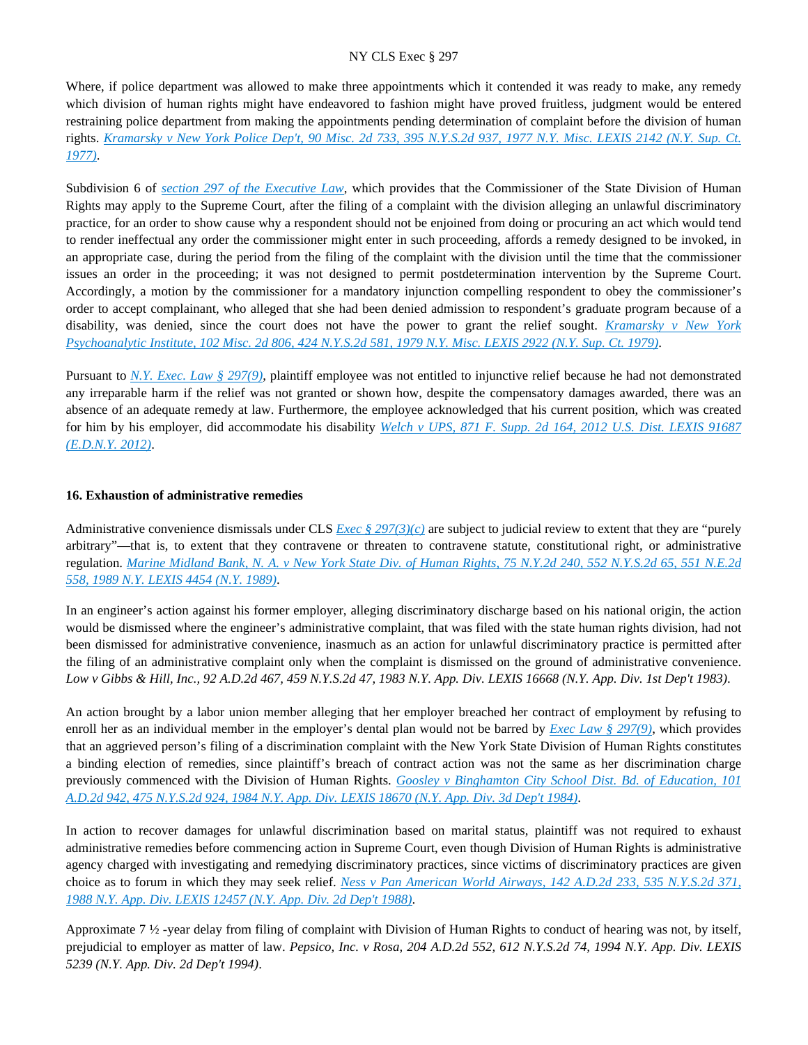Where, if police department was allowed to make three appointments which it contended it was ready to make, any remedy which division of human rights might have endeavored to fashion might have proved fruitless, judgment would be entered restraining police department from making the appointments pending determination of complaint before the division of human rights. *Kramarsky v New York Police Dep't, 90 Misc. 2d 733, 395 N.Y.S.2d 937, 1977 N.Y. Misc. LEXIS 2142 (N.Y. Sup. Ct. 1977)*.

Subdivision 6 of *section 297 of the Executive Law*, which provides that the Commissioner of the State Division of Human Rights may apply to the Supreme Court, after the filing of a complaint with the division alleging an unlawful discriminatory practice, for an order to show cause why a respondent should not be enjoined from doing or procuring an act which would tend to render ineffectual any order the commissioner might enter in such proceeding, affords a remedy designed to be invoked, in an appropriate case, during the period from the filing of the complaint with the division until the time that the commissioner issues an order in the proceeding; it was not designed to permit postdetermination intervention by the Supreme Court. Accordingly, a motion by the commissioner for a mandatory injunction compelling respondent to obey the commissioner's order to accept complainant, who alleged that she had been denied admission to respondent's graduate program because of a disability, was denied, since the court does not have the power to grant the relief sought. *Kramarsky v New York Psychoanalytic Institute, 102 Misc. 2d 806, 424 N.Y.S.2d 581, 1979 N.Y. Misc. LEXIS 2922 (N.Y. Sup. Ct. 1979)*.

Pursuant to *N.Y. Exec. Law § 297(9)*, plaintiff employee was not entitled to injunctive relief because he had not demonstrated any irreparable harm if the relief was not granted or shown how, despite the compensatory damages awarded, there was an absence of an adequate remedy at law. Furthermore, the employee acknowledged that his current position, which was created for him by his employer, did accommodate his disability *Welch v UPS, 871 F. Supp. 2d 164, 2012 U.S. Dist. LEXIS 91687 (E.D.N.Y. 2012)*.

**16. Exhaustion of administrative remedies**

Administrative convenience dismissals under CLS *Exec § 297(3)(c)* are subject to judicial review to extent that they are "purely arbitrary"—that is, to extent that they contravene or threaten to contravene statute, constitutional right, or administrative regulation. *Marine Midland Bank, N. A. v New York State Div. of Human Rights, 75 N.Y.2d 240, 552 N.Y.S.2d 65, 551 N.E.2d 558, 1989 N.Y. LEXIS 4454 (N.Y. 1989)*.

In an engineer's action against his former employer, alleging discriminatory discharge based on his national origin, the action would be dismissed where the engineer's administrative complaint, that was filed with the state human rights division, had not been dismissed for administrative convenience, inasmuch as an action for unlawful discriminatory practice is permitted after the filing of an administrative complaint only when the complaint is dismissed on the ground of administrative convenience. *Low v Gibbs & Hill, Inc., 92 A.D.2d 467, 459 N.Y.S.2d 47, 1983 N.Y. App. Div. LEXIS 16668 (N.Y. App. Div. 1st Dep't 1983)*.

An action brought by a labor union member alleging that her employer breached her contract of employment by refusing to enroll her as an individual member in the employer's dental plan would not be barred by *Exec Law § 297(9)*, which provides that an aggrieved person's filing of a discrimination complaint with the New York State Division of Human Rights constitutes a binding election of remedies, since plaintiff's breach of contract action was not the same as her discrimination charge previously commenced with the Division of Human Rights. *Goosley v Binghamton City School Dist. Bd. of Education, 101 A.D.2d 942, 475 N.Y.S.2d 924, 1984 N.Y. App. Div. LEXIS 18670 (N.Y. App. Div. 3d Dep't 1984)*.

In action to recover damages for unlawful discrimination based on marital status, plaintiff was not required to exhaust administrative remedies before commencing action in Supreme Court, even though Division of Human Rights is administrative agency charged with investigating and remedying discriminatory practices, since victims of discriminatory practices are given choice as to forum in which they may seek relief. *Ness v Pan American World Airways, 142 A.D.2d 233, 535 N.Y.S.2d 371, 1988 N.Y. App. Div. LEXIS 12457 (N.Y. App. Div. 2d Dep't 1988)*.

Approximate 7 ½ -year delay from filing of complaint with Division of Human Rights to conduct of hearing was not, by itself, prejudicial to employer as matter of law. *Pepsico, Inc. v Rosa, 204 A.D.2d 552, 612 N.Y.S.2d 74, 1994 N.Y. App. Div. LEXIS 5239 (N.Y. App. Div. 2d Dep't 1994)*.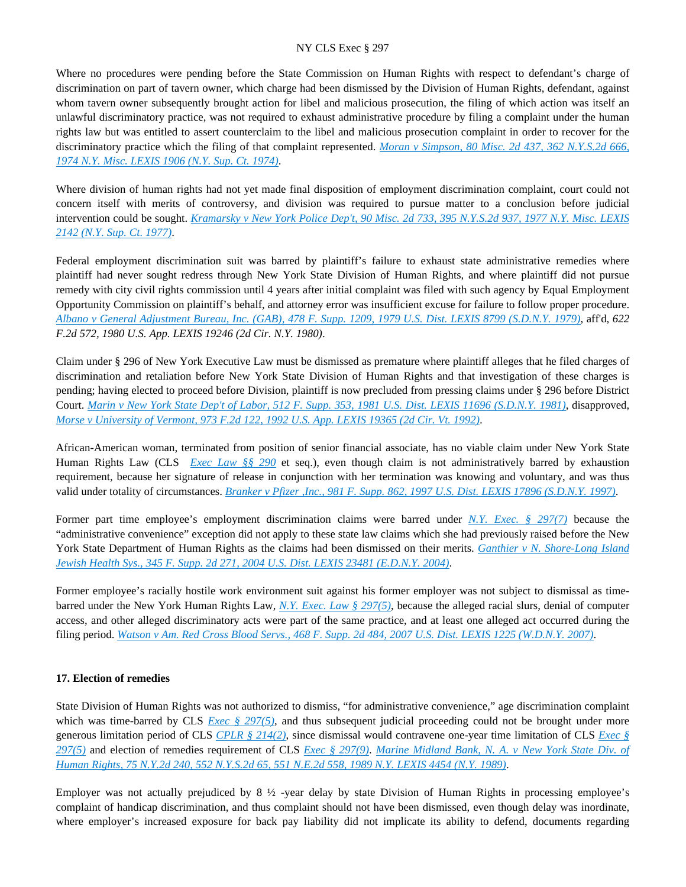Where no procedures were pending before the State Commission on Human Rights with respect to defendant's charge of discrimination on part of tavern owner, which charge had been dismissed by the Division of Human Rights, defendant, against whom tavern owner subsequently brought action for libel and malicious prosecution, the filing of which action was itself an unlawful discriminatory practice, was not required to exhaust administrative procedure by filing a complaint under the human rights law but was entitled to assert counterclaim to the libel and malicious prosecution complaint in order to recover for the discriminatory practice which the filing of that complaint represented. *Moran v Simpson, 80 Misc. 2d 437, 362 N.Y.S.2d 666, 1974 N.Y. Misc. LEXIS 1906 (N.Y. Sup. Ct. 1974)*.

Where division of human rights had not yet made final disposition of employment discrimination complaint, court could not concern itself with merits of controversy, and division was required to pursue matter to a conclusion before judicial intervention could be sought. *Kramarsky v New York Police Dep't, 90 Misc. 2d 733, 395 N.Y.S.2d 937, 1977 N.Y. Misc. LEXIS 2142 (N.Y. Sup. Ct. 1977)*.

Federal employment discrimination suit was barred by plaintiff's failure to exhaust state administrative remedies where plaintiff had never sought redress through New York State Division of Human Rights, and where plaintiff did not pursue remedy with city civil rights commission until 4 years after initial complaint was filed with such agency by Equal Employment Opportunity Commission on plaintiff's behalf, and attorney error was insufficient excuse for failure to follow proper procedure. *Albano v General Adjustment Bureau, Inc. (GAB), 478 F. Supp. 1209, 1979 U.S. Dist. LEXIS 8799 (S.D.N.Y. 1979)*, aff'd, *622 F.2d 572, 1980 U.S. App. LEXIS 19246 (2d Cir. N.Y. 1980)*.

Claim under § 296 of New York Executive Law must be dismissed as premature where plaintiff alleges that he filed charges of discrimination and retaliation before New York State Division of Human Rights and that investigation of these charges is pending; having elected to proceed before Division, plaintiff is now precluded from pressing claims under § 296 before District Court. *Marin v New York State Dep't of Labor, 512 F. Supp. 353, 1981 U.S. Dist. LEXIS 11696 (S.D.N.Y. 1981)*, disapproved, *Morse v University of Vermont, 973 F.2d 122, 1992 U.S. App. LEXIS 19365 (2d Cir. Vt. 1992)*.

African-American woman, terminated from position of senior financial associate, has no viable claim under New York State Human Rights Law (CLS *Exec Law §§ 290* et seq.), even though claim is not administratively barred by exhaustion requirement, because her signature of release in conjunction with her termination was knowing and voluntary, and was thus valid under totality of circumstances. *Branker v Pfizer ,Inc., 981 F. Supp. 862, 1997 U.S. Dist. LEXIS 17896 (S.D.N.Y. 1997)*.

Former part time employee's employment discrimination claims were barred under *N.Y. Exec. § 297(7)* because the "administrative convenience" exception did not apply to these state law claims which she had previously raised before the New York State Department of Human Rights as the claims had been dismissed on their merits. *Ganthier v N. Shore-Long Island Jewish Health Sys., 345 F. Supp. 2d 271, 2004 U.S. Dist. LEXIS 23481 (E.D.N.Y. 2004)*.

Former employee's racially hostile work environment suit against his former employer was not subject to dismissal as time-barred under the New York Human Rights Law, *N.Y. Exec. Law § 297(5)*, because the alleged racial slurs, denial of computer access, and other alleged discriminatory acts were part of the same practice, and at least one alleged act occurred during the filing period. *Watson v Am. Red Cross Blood Servs., 468 F. Supp. 2d 484, 2007 U.S. Dist. LEXIS 1225 (W.D.N.Y. 2007)*.

### 17. Election of remedies

State Division of Human Rights was not authorized to dismiss, "for administrative convenience," age discrimination complaint which was time-barred by CLS *Exec § 297(5)*, and thus subsequent judicial proceeding could not be brought under more generous limitation period of CLS *CPLR § 214(2)*, since dismissal would contravene one-year time limitation of CLS *Exec § 297(5)* and election of remedies requirement of CLS *Exec § 297(9)*. *Marine Midland Bank, N. A. v New York State Div. of Human Rights, 75 N.Y.2d 240, 552 N.Y.S.2d 65, 551 N.E.2d 558, 1989 N.Y. LEXIS 4454 (N.Y. 1989)*.

Employer was not actually prejudiced by 8 ½ -year delay by state Division of Human Rights in processing employee's complaint of handicap discrimination, and thus complaint should not have been dismissed, even though delay was inordinate, where employer's increased exposure for back pay liability did not implicate its ability to defend, documents regarding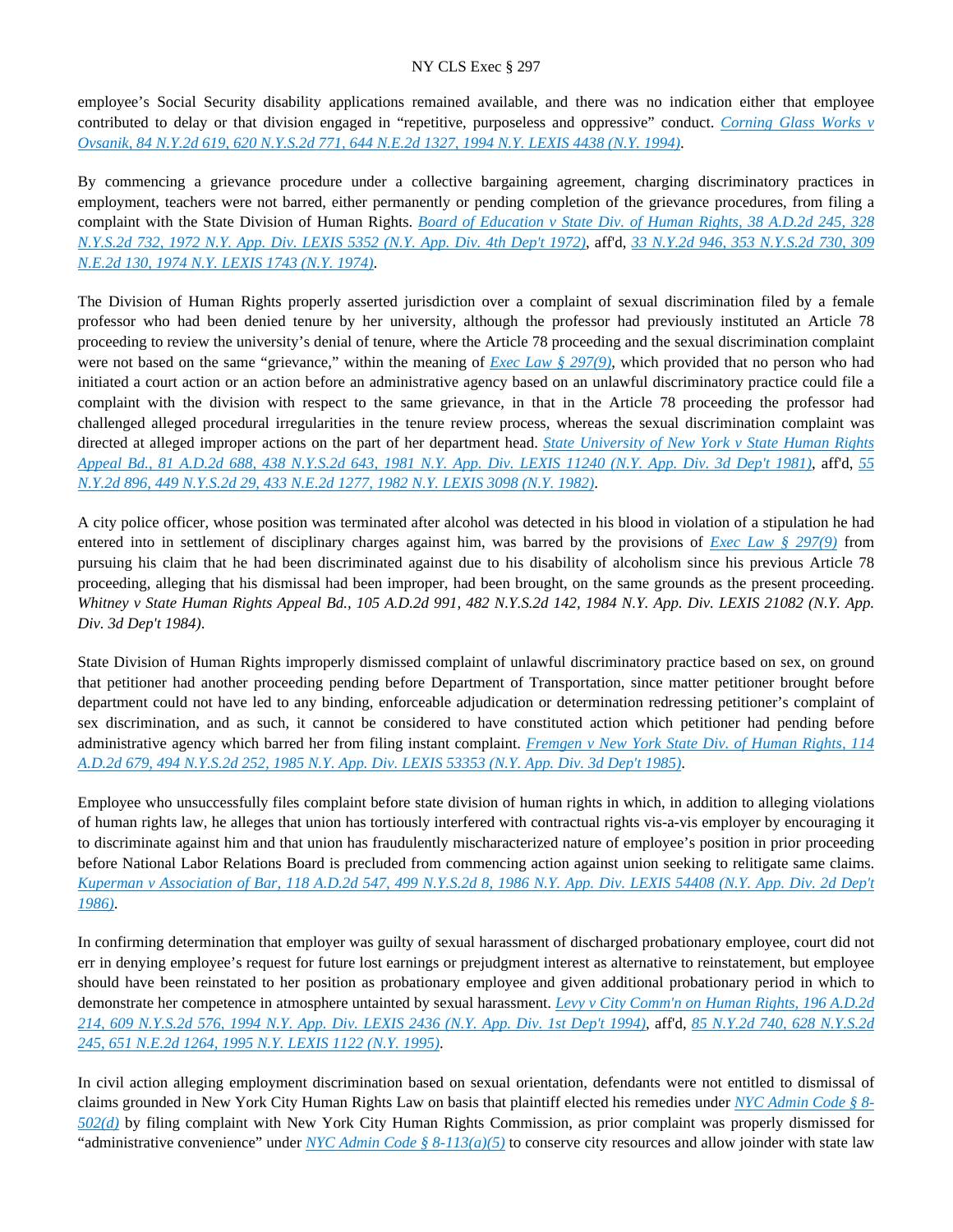employee's Social Security disability applications remained available, and there was no indication either that employee contributed to delay or that division engaged in "repetitive, purposeless and oppressive" conduct. *Corning Glass Works v Ovsanik, 84 N.Y.2d 619, 620 N.Y.S.2d 771, 644 N.E.2d 1327, 1994 N.Y. LEXIS 4438 (N.Y. 1994)*.

By commencing a grievance procedure under a collective bargaining agreement, charging discriminatory practices in employment, teachers were not barred, either permanently or pending completion of the grievance procedures, from filing a complaint with the State Division of Human Rights. *Board of Education v State Div. of Human Rights, 38 A.D.2d 245, 328 N.Y.S.2d 732, 1972 N.Y. App. Div. LEXIS 5352 (N.Y. App. Div. 4th Dep't 1972)*, aff'd, *33 N.Y.2d 946, 353 N.Y.S.2d 730, 309 N.E.2d 130, 1974 N.Y. LEXIS 1743 (N.Y. 1974)*.

The Division of Human Rights properly asserted jurisdiction over a complaint of sexual discrimination filed by a female professor who had been denied tenure by her university, although the professor had previously instituted an Article 78 proceeding to review the university's denial of tenure, where the Article 78 proceeding and the sexual discrimination complaint were not based on the same "grievance," within the meaning of *Exec Law § 297(9)*, which provided that no person who had initiated a court action or an action before an administrative agency based on an unlawful discriminatory practice could file a complaint with the division with respect to the same grievance, in that in the Article 78 proceeding the professor had challenged alleged procedural irregularities in the tenure review process, whereas the sexual discrimination complaint was directed at alleged improper actions on the part of her department head. *State University of New York v State Human Rights Appeal Bd., 81 A.D.2d 688, 438 N.Y.S.2d 643, 1981 N.Y. App. Div. LEXIS 11240 (N.Y. App. Div. 3d Dep't 1981)*, aff'd, *55 N.Y.2d 896, 449 N.Y.S.2d 29, 433 N.E.2d 1277, 1982 N.Y. LEXIS 3098 (N.Y. 1982)*.

A city police officer, whose position was terminated after alcohol was detected in his blood in violation of a stipulation he had entered into in settlement of disciplinary charges against him, was barred by the provisions of *Exec Law § 297(9)* from pursuing his claim that he had been discriminated against due to his disability of alcoholism since his previous Article 78 proceeding, alleging that his dismissal had been improper, had been brought, on the same grounds as the present proceeding. *Whitney v State Human Rights Appeal Bd., 105 A.D.2d 991, 482 N.Y.S.2d 142, 1984 N.Y. App. Div. LEXIS 21082 (N.Y. App. Div. 3d Dep't 1984)*.

State Division of Human Rights improperly dismissed complaint of unlawful discriminatory practice based on sex, on ground that petitioner had another proceeding pending before Department of Transportation, since matter petitioner brought before department could not have led to any binding, enforceable adjudication or determination redressing petitioner's complaint of sex discrimination, and as such, it cannot be considered to have constituted action which petitioner had pending before administrative agency which barred her from filing instant complaint. *Fremgen v New York State Div. of Human Rights, 114 A.D.2d 679, 494 N.Y.S.2d 252, 1985 N.Y. App. Div. LEXIS 53353 (N.Y. App. Div. 3d Dep't 1985)*.

Employee who unsuccessfully files complaint before state division of human rights in which, in addition to alleging violations of human rights law, he alleges that union has tortiously interfered with contractual rights vis-a-vis employer by encouraging it to discriminate against him and that union has fraudulently mischaracterized nature of employee's position in prior proceeding before National Labor Relations Board is precluded from commencing action against union seeking to relitigate same claims. *Kuperman v Association of Bar, 118 A.D.2d 547, 499 N.Y.S.2d 8, 1986 N.Y. App. Div. LEXIS 54408 (N.Y. App. Div. 2d Dep't 1986)*.

In confirming determination that employer was guilty of sexual harassment of discharged probationary employee, court did not err in denying employee's request for future lost earnings or prejudgment interest as alternative to reinstatement, but employee should have been reinstated to her position as probationary employee and given additional probationary period in which to demonstrate her competence in atmosphere untainted by sexual harassment. *Levy v City Comm'n on Human Rights, 196 A.D.2d 214, 609 N.Y.S.2d 576, 1994 N.Y. App. Div. LEXIS 2436 (N.Y. App. Div. 1st Dep't 1994)*, aff'd, *85 N.Y.2d 740, 628 N.Y.S.2d 245, 651 N.E.2d 1264, 1995 N.Y. LEXIS 1122 (N.Y. 1995)*.

In civil action alleging employment discrimination based on sexual orientation, defendants were not entitled to dismissal of claims grounded in New York City Human Rights Law on basis that plaintiff elected his remedies under *NYC Admin Code § 8-502(d)* by filing complaint with New York City Human Rights Commission, as prior complaint was properly dismissed for "administrative convenience" under *NYC Admin Code § 8-113(a)(5)* to conserve city resources and allow joinder with state law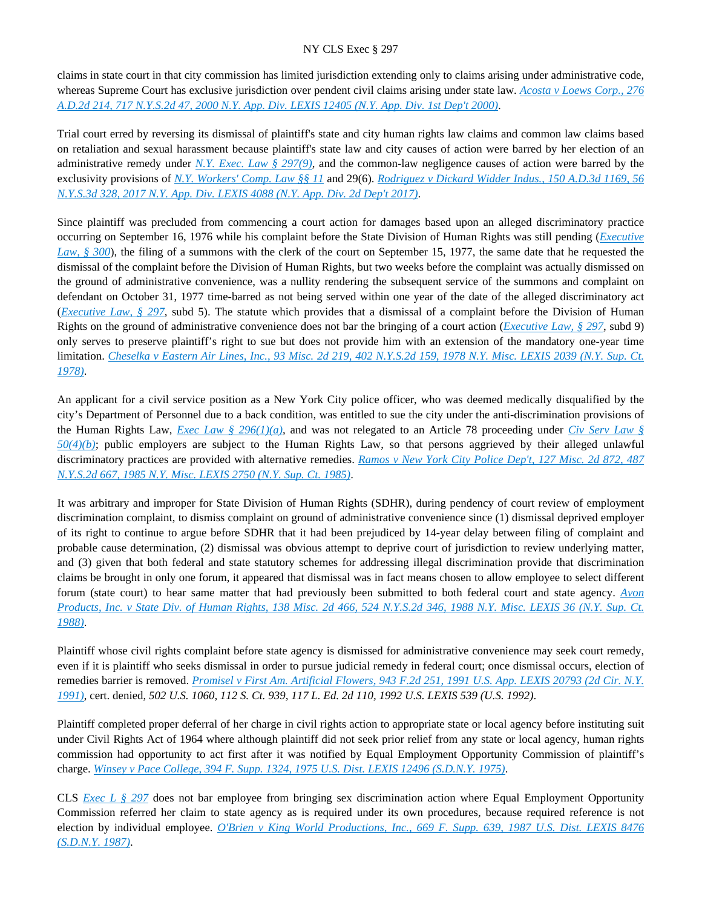claims in state court in that city commission has limited jurisdiction extending only to claims arising under administrative code, whereas Supreme Court has exclusive jurisdiction over pendent civil claims arising under state law. *Acosta v Loews Corp., 276 A.D.2d 214, 717 N.Y.S.2d 47, 2000 N.Y. App. Div. LEXIS 12405 (N.Y. App. Div. 1st Dep't 2000)*.

Trial court erred by reversing its dismissal of plaintiff's state and city human rights law claims and common law claims based on retaliation and sexual harassment because plaintiff's state law and city causes of action were barred by her election of an administrative remedy under *N.Y. Exec. Law § 297(9)*, and the common-law negligence causes of action were barred by the exclusivity provisions of *N.Y. Workers' Comp. Law §§ 11* and 29(6). *Rodriguez v Dickard Widder Indus., 150 A.D.3d 1169, 56 N.Y.S.3d 328, 2017 N.Y. App. Div. LEXIS 4088 (N.Y. App. Div. 2d Dep't 2017)*.

Since plaintiff was precluded from commencing a court action for damages based upon an alleged discriminatory practice occurring on September 16, 1976 while his complaint before the State Division of Human Rights was still pending (*Executive Law, § 300*), the filing of a summons with the clerk of the court on September 15, 1977, the same date that he requested the dismissal of the complaint before the Division of Human Rights, but two weeks before the complaint was actually dismissed on the ground of administrative convenience, was a nullity rendering the subsequent service of the summons and complaint on defendant on October 31, 1977 time-barred as not being served within one year of the date of the alleged discriminatory act (*Executive Law, § 297*, subd 5). The statute which provides that a dismissal of a complaint before the Division of Human Rights on the ground of administrative convenience does not bar the bringing of a court action (*Executive Law, § 297*, subd 9) only serves to preserve plaintiff's right to sue but does not provide him with an extension of the mandatory one-year time limitation. *Cheselka v Eastern Air Lines, Inc., 93 Misc. 2d 219, 402 N.Y.S.2d 159, 1978 N.Y. Misc. LEXIS 2039 (N.Y. Sup. Ct. 1978)*.

An applicant for a civil service position as a New York City police officer, who was deemed medically disqualified by the city's Department of Personnel due to a back condition, was entitled to sue the city under the anti-discrimination provisions of the Human Rights Law, *Exec Law § 296(1)(a)*, and was not relegated to an Article 78 proceeding under *Civ Serv Law § 50(4)(b)*; public employers are subject to the Human Rights Law, so that persons aggrieved by their alleged unlawful discriminatory practices are provided with alternative remedies. *Ramos v New York City Police Dep't, 127 Misc. 2d 872, 487 N.Y.S.2d 667, 1985 N.Y. Misc. LEXIS 2750 (N.Y. Sup. Ct. 1985)*.

It was arbitrary and improper for State Division of Human Rights (SDHR), during pendency of court review of employment discrimination complaint, to dismiss complaint on ground of administrative convenience since (1) dismissal deprived employer of its right to continue to argue before SDHR that it had been prejudiced by 14-year delay between filing of complaint and probable cause determination, (2) dismissal was obvious attempt to deprive court of jurisdiction to review underlying matter, and (3) given that both federal and state statutory schemes for addressing illegal discrimination provide that discrimination claims be brought in only one forum, it appeared that dismissal was in fact means chosen to allow employee to select different forum (state court) to hear same matter that had previously been submitted to both federal court and state agency. *Avon Products, Inc. v State Div. of Human Rights, 138 Misc. 2d 466, 524 N.Y.S.2d 346, 1988 N.Y. Misc. LEXIS 36 (N.Y. Sup. Ct. 1988)*.

Plaintiff whose civil rights complaint before state agency is dismissed for administrative convenience may seek court remedy, even if it is plaintiff who seeks dismissal in order to pursue judicial remedy in federal court; once dismissal occurs, election of remedies barrier is removed. *Promisel v First Am. Artificial Flowers, 943 F.2d 251, 1991 U.S. App. LEXIS 20793 (2d Cir. N.Y. 1991)*, cert. denied, *502 U.S. 1060, 112 S. Ct. 939, 117 L. Ed. 2d 110, 1992 U.S. LEXIS 539 (U.S. 1992)*.

Plaintiff completed proper deferral of her charge in civil rights action to appropriate state or local agency before instituting suit under Civil Rights Act of 1964 where although plaintiff did not seek prior relief from any state or local agency, human rights commission had opportunity to act first after it was notified by Equal Employment Opportunity Commission of plaintiff's charge. *Winsey v Pace College, 394 F. Supp. 1324, 1975 U.S. Dist. LEXIS 12496 (S.D.N.Y. 1975)*.

CLS *Exec L § 297* does not bar employee from bringing sex discrimination action where Equal Employment Opportunity Commission referred her claim to state agency as is required under its own procedures, because required reference is not election by individual employee. *O'Brien v King World Productions, Inc., 669 F. Supp. 639, 1987 U.S. Dist. LEXIS 8476 (S.D.N.Y. 1987)*.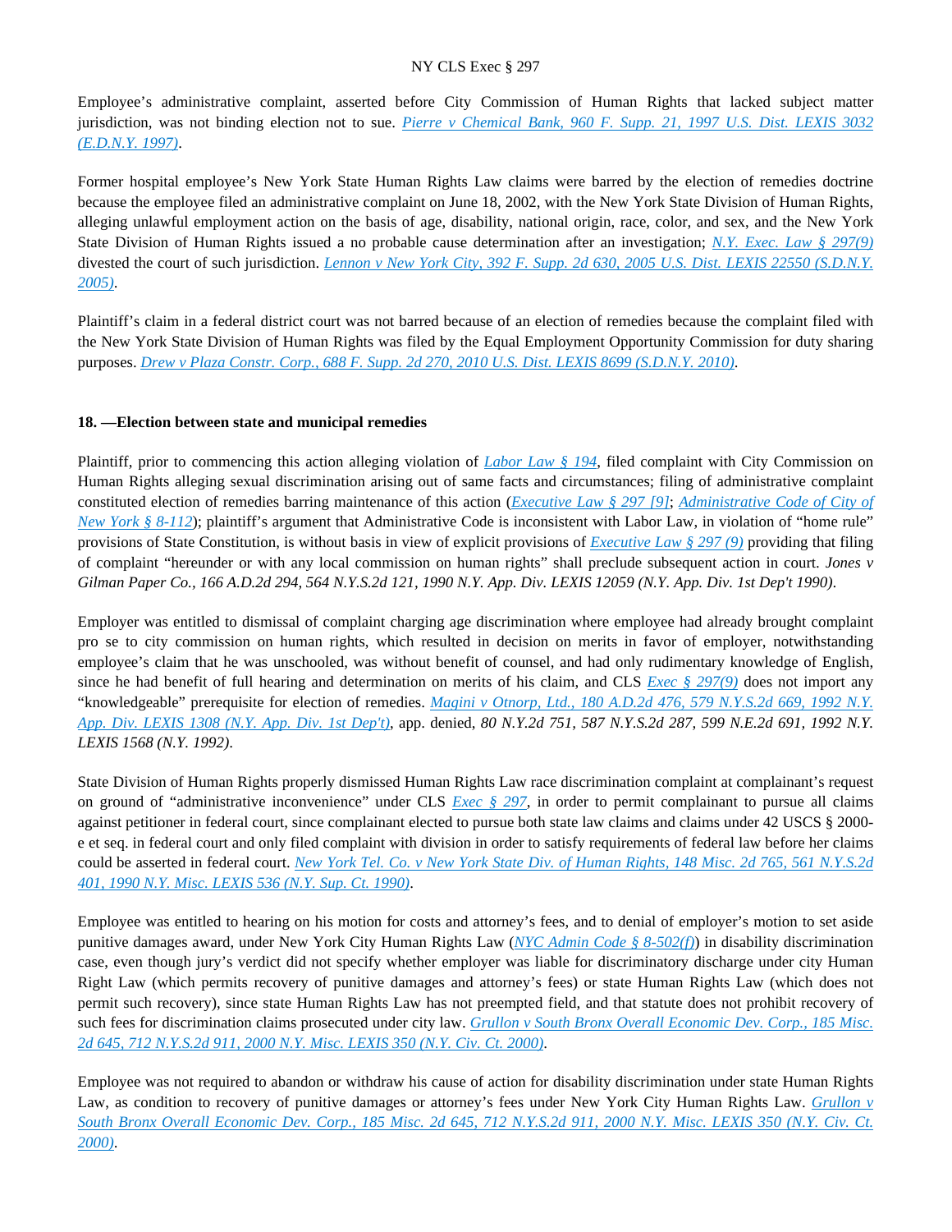Employee's administrative complaint, asserted before City Commission of Human Rights that lacked subject matter jurisdiction, was not binding election not to sue. *Pierre v Chemical Bank, 960 F. Supp. 21, 1997 U.S. Dist. LEXIS 3032 (E.D.N.Y. 1997)*.

Former hospital employee's New York State Human Rights Law claims were barred by the election of remedies doctrine because the employee filed an administrative complaint on June 18, 2002, with the New York State Division of Human Rights, alleging unlawful employment action on the basis of age, disability, national origin, race, color, and sex, and the New York State Division of Human Rights issued a no probable cause determination after an investigation; *N.Y. Exec. Law § 297(9)* divested the court of such jurisdiction. *Lennon v New York City, 392 F. Supp. 2d 630, 2005 U.S. Dist. LEXIS 22550 (S.D.N.Y. 2005)*.

Plaintiff's claim in a federal district court was not barred because of an election of remedies because the complaint filed with the New York State Division of Human Rights was filed by the Equal Employment Opportunity Commission for duty sharing purposes. *Drew v Plaza Constr. Corp., 688 F. Supp. 2d 270, 2010 U.S. Dist. LEXIS 8699 (S.D.N.Y. 2010)*.

**18. —Election between state and municipal remedies**

Plaintiff, prior to commencing this action alleging violation of *Labor Law § 194*, filed complaint with City Commission on Human Rights alleging sexual discrimination arising out of same facts and circumstances; filing of administrative complaint constituted election of remedies barring maintenance of this action (*Executive Law § 297 [9]*; *Administrative Code of City of New York § 8-112*); plaintiff's argument that Administrative Code is inconsistent with Labor Law, in violation of "home rule" provisions of State Constitution, is without basis in view of explicit provisions of *Executive Law § 297 (9)* providing that filing of complaint "hereunder or with any local commission on human rights" shall preclude subsequent action in court. *Jones v Gilman Paper Co., 166 A.D.2d 294, 564 N.Y.S.2d 121, 1990 N.Y. App. Div. LEXIS 12059 (N.Y. App. Div. 1st Dep't 1990)*.

Employer was entitled to dismissal of complaint charging age discrimination where employee had already brought complaint pro se to city commission on human rights, which resulted in decision on merits in favor of employer, notwithstanding employee's claim that he was unschooled, was without benefit of counsel, and had only rudimentary knowledge of English, since he had benefit of full hearing and determination on merits of his claim, and CLS *Exec § 297(9)* does not import any "knowledgeable" prerequisite for election of remedies. *Magini v Otnorp, Ltd., 180 A.D.2d 476, 579 N.Y.S.2d 669, 1992 N.Y. App. Div. LEXIS 1308 (N.Y. App. Div. 1st Dep't)*, app. denied, *80 N.Y.2d 751, 587 N.Y.S.2d 287, 599 N.E.2d 691, 1992 N.Y. LEXIS 1568 (N.Y. 1992)*.

State Division of Human Rights properly dismissed Human Rights Law race discrimination complaint at complainant's request on ground of "administrative inconvenience" under CLS *Exec § 297*, in order to permit complainant to pursue all claims against petitioner in federal court, since complainant elected to pursue both state law claims and claims under 42 USCS § 2000-e et seq. in federal court and only filed complaint with division in order to satisfy requirements of federal law before her claims could be asserted in federal court. *New York Tel. Co. v New York State Div. of Human Rights, 148 Misc. 2d 765, 561 N.Y.S.2d 401, 1990 N.Y. Misc. LEXIS 536 (N.Y. Sup. Ct. 1990)*.

Employee was entitled to hearing on his motion for costs and attorney's fees, and to denial of employer's motion to set aside punitive damages award, under New York City Human Rights Law (*NYC Admin Code § 8-502(f)*) in disability discrimination case, even though jury's verdict did not specify whether employer was liable for discriminatory discharge under city Human Right Law (which permits recovery of punitive damages and attorney's fees) or state Human Rights Law (which does not permit such recovery), since state Human Rights Law has not preempted field, and that statute does not prohibit recovery of such fees for discrimination claims prosecuted under city law. *Grullon v South Bronx Overall Economic Dev. Corp., 185 Misc. 2d 645, 712 N.Y.S.2d 911, 2000 N.Y. Misc. LEXIS 350 (N.Y. Civ. Ct. 2000)*.

Employee was not required to abandon or withdraw his cause of action for disability discrimination under state Human Rights Law, as condition to recovery of punitive damages or attorney's fees under New York City Human Rights Law. *Grullon v South Bronx Overall Economic Dev. Corp., 185 Misc. 2d 645, 712 N.Y.S.2d 911, 2000 N.Y. Misc. LEXIS 350 (N.Y. Civ. Ct. 2000)*.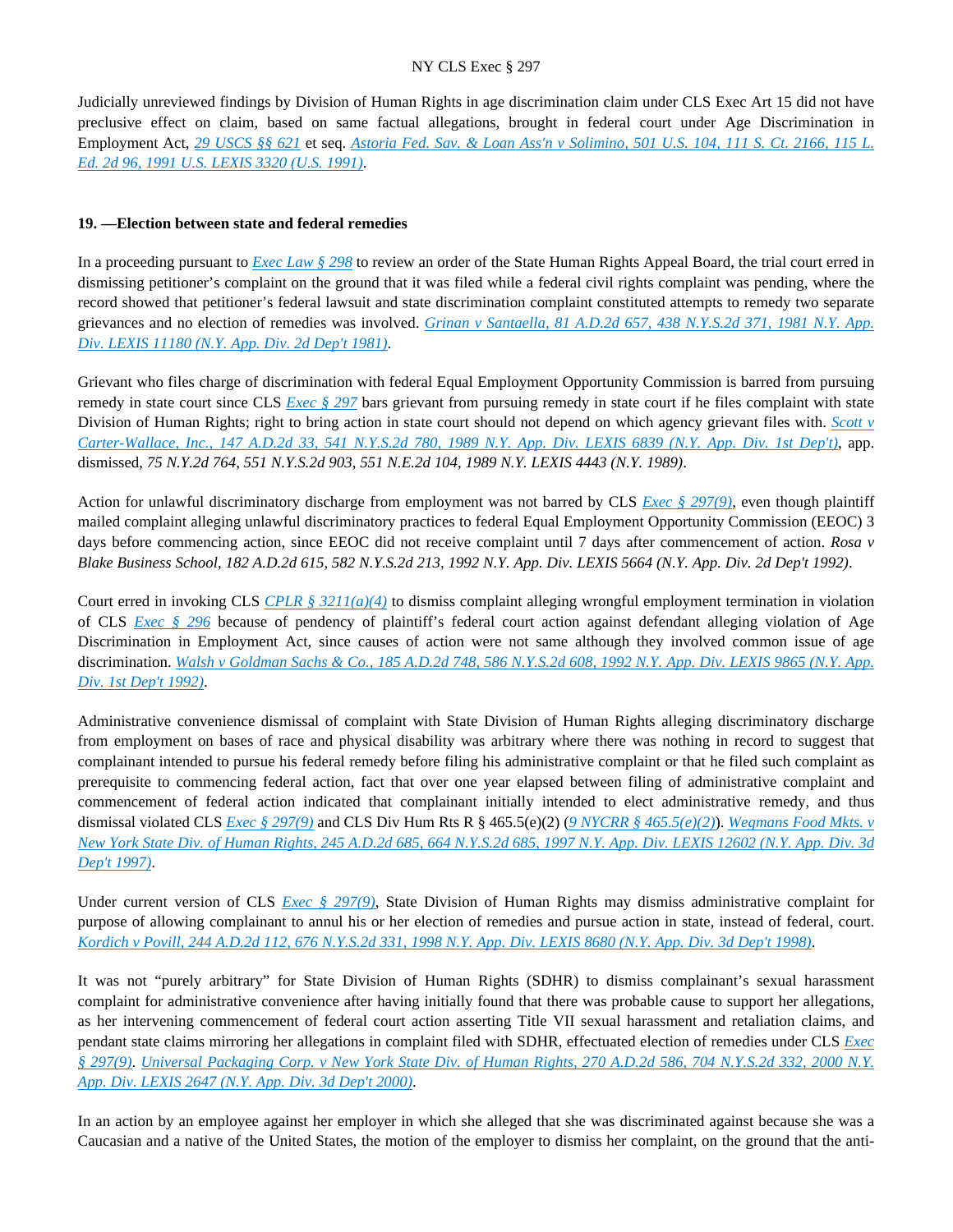Judicially unreviewed findings by Division of Human Rights in age discrimination claim under CLS Exec Art 15 did not have preclusive effect on claim, based on same factual allegations, brought in federal court under Age Discrimination in Employment Act, *29 USCS §§ 621* et seq. *Astoria Fed. Sav. & Loan Ass'n v Solimino, 501 U.S. 104, 111 S. Ct. 2166, 115 L. Ed. 2d 96, 1991 U.S. LEXIS 3320 (U.S. 1991)*.

**19. —Election between state and federal remedies**

In a proceeding pursuant to *Exec Law § 298* to review an order of the State Human Rights Appeal Board, the trial court erred in dismissing petitioner's complaint on the ground that it was filed while a federal civil rights complaint was pending, where the record showed that petitioner's federal lawsuit and state discrimination complaint constituted attempts to remedy two separate grievances and no election of remedies was involved. *Grinan v Santaella, 81 A.D.2d 657, 438 N.Y.S.2d 371, 1981 N.Y. App. Div. LEXIS 11180 (N.Y. App. Div. 2d Dep't 1981)*.

Grievant who files charge of discrimination with federal Equal Employment Opportunity Commission is barred from pursuing remedy in state court since CLS *Exec § 297* bars grievant from pursuing remedy in state court if he files complaint with state Division of Human Rights; right to bring action in state court should not depend on which agency grievant files with. *Scott v Carter-Wallace, Inc., 147 A.D.2d 33, 541 N.Y.S.2d 780, 1989 N.Y. App. Div. LEXIS 6839 (N.Y. App. Div. 1st Dep't)*, app. dismissed, *75 N.Y.2d 764, 551 N.Y.S.2d 903, 551 N.E.2d 104, 1989 N.Y. LEXIS 4443 (N.Y. 1989)*.

Action for unlawful discriminatory discharge from employment was not barred by CLS *Exec § 297(9)*, even though plaintiff mailed complaint alleging unlawful discriminatory practices to federal Equal Employment Opportunity Commission (EEOC) 3 days before commencing action, since EEOC did not receive complaint until 7 days after commencement of action. *Rosa v Blake Business School, 182 A.D.2d 615, 582 N.Y.S.2d 213, 1992 N.Y. App. Div. LEXIS 5664 (N.Y. App. Div. 2d Dep't 1992)*.

Court erred in invoking CLS *CPLR § 3211(a)(4)* to dismiss complaint alleging wrongful employment termination in violation of CLS *Exec § 296* because of pendency of plaintiff's federal court action against defendant alleging violation of Age Discrimination in Employment Act, since causes of action were not same although they involved common issue of age discrimination. *Walsh v Goldman Sachs & Co., 185 A.D.2d 748, 586 N.Y.S.2d 608, 1992 N.Y. App. Div. LEXIS 9865 (N.Y. App. Div. 1st Dep't 1992)*.

Administrative convenience dismissal of complaint with State Division of Human Rights alleging discriminatory discharge from employment on bases of race and physical disability was arbitrary where there was nothing in record to suggest that complainant intended to pursue his federal remedy before filing his administrative complaint or that he filed such complaint as prerequisite to commencing federal action, fact that over one year elapsed between filing of administrative complaint and commencement of federal action indicated that complainant initially intended to elect administrative remedy, and thus dismissal violated CLS *Exec § 297(9)* and CLS Div Hum Rts R § 465.5(e)(2) (*9 NYCRR § 465.5(e)(2)*). *Wegmans Food Mkts. v New York State Div. of Human Rights, 245 A.D.2d 685, 664 N.Y.S.2d 685, 1997 N.Y. App. Div. LEXIS 12602 (N.Y. App. Div. 3d Dep't 1997)*.

Under current version of CLS *Exec § 297(9)*, State Division of Human Rights may dismiss administrative complaint for purpose of allowing complainant to annul his or her election of remedies and pursue action in state, instead of federal, court. *Kordich v Povill, 244 A.D.2d 112, 676 N.Y.S.2d 331, 1998 N.Y. App. Div. LEXIS 8680 (N.Y. App. Div. 3d Dep't 1998)*.

It was not "purely arbitrary" for State Division of Human Rights (SDHR) to dismiss complainant's sexual harassment complaint for administrative convenience after having initially found that there was probable cause to support her allegations, as her intervening commencement of federal court action asserting Title VII sexual harassment and retaliation claims, and pendant state claims mirroring her allegations in complaint filed with SDHR, effectuated election of remedies under CLS *Exec § 297(9)*. *Universal Packaging Corp. v New York State Div. of Human Rights, 270 A.D.2d 586, 704 N.Y.S.2d 332, 2000 N.Y. App. Div. LEXIS 2647 (N.Y. App. Div. 3d Dep't 2000)*.

In an action by an employee against her employer in which she alleged that she was discriminated against because she was a Caucasian and a native of the United States, the motion of the employer to dismiss her complaint, on the ground that the anti-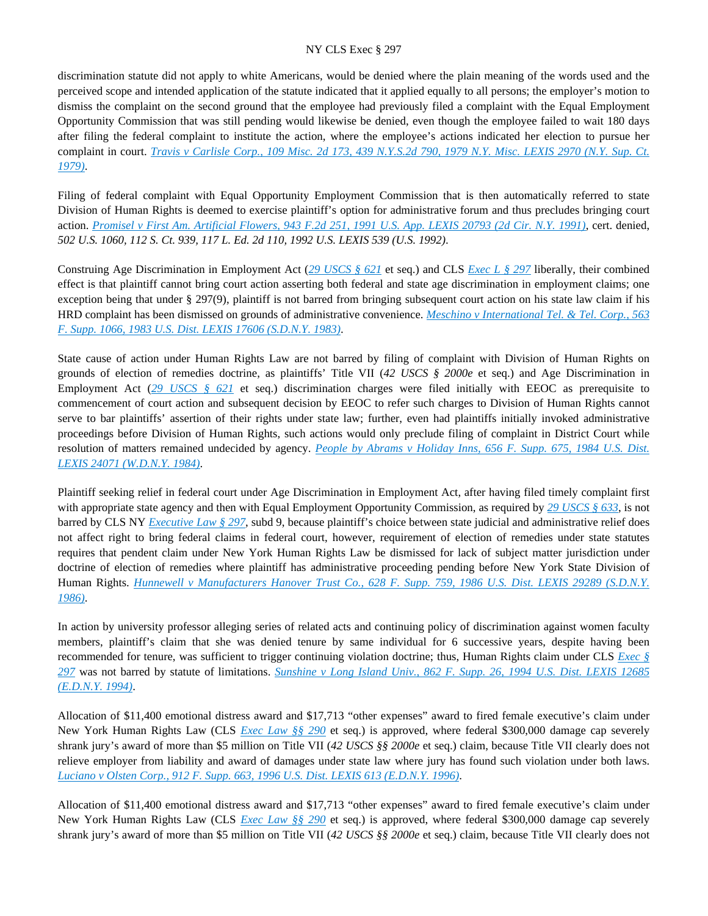discrimination statute did not apply to white Americans, would be denied where the plain meaning of the words used and the perceived scope and intended application of the statute indicated that it applied equally to all persons; the employer's motion to dismiss the complaint on the second ground that the employee had previously filed a complaint with the Equal Employment Opportunity Commission that was still pending would likewise be denied, even though the employee failed to wait 180 days after filing the federal complaint to institute the action, where the employee's actions indicated her election to pursue her complaint in court. *Travis v Carlisle Corp., 109 Misc. 2d 173, 439 N.Y.S.2d 790, 1979 N.Y. Misc. LEXIS 2970 (N.Y. Sup. Ct. 1979)*.

Filing of federal complaint with Equal Opportunity Employment Commission that is then automatically referred to state Division of Human Rights is deemed to exercise plaintiff's option for administrative forum and thus precludes bringing court action. *Promisel v First Am. Artificial Flowers, 943 F.2d 251, 1991 U.S. App. LEXIS 20793 (2d Cir. N.Y. 1991)*, cert. denied, *502 U.S. 1060, 112 S. Ct. 939, 117 L. Ed. 2d 110, 1992 U.S. LEXIS 539 (U.S. 1992)*.

Construing Age Discrimination in Employment Act (*29 USCS § 621* et seq.) and CLS *Exec L § 297* liberally, their combined effect is that plaintiff cannot bring court action asserting both federal and state age discrimination in employment claims; one exception being that under § 297(9), plaintiff is not barred from bringing subsequent court action on his state law claim if his HRD complaint has been dismissed on grounds of administrative convenience. *Meschino v International Tel. & Tel. Corp., 563 F. Supp. 1066, 1983 U.S. Dist. LEXIS 17606 (S.D.N.Y. 1983)*.

State cause of action under Human Rights Law are not barred by filing of complaint with Division of Human Rights on grounds of election of remedies doctrine, as plaintiffs' Title VII (*42 USCS § 2000e* et seq.) and Age Discrimination in Employment Act (*29 USCS § 621* et seq.) discrimination charges were filed initially with EEOC as prerequisite to commencement of court action and subsequent decision by EEOC to refer such charges to Division of Human Rights cannot serve to bar plaintiffs' assertion of their rights under state law; further, even had plaintiffs initially invoked administrative proceedings before Division of Human Rights, such actions would only preclude filing of complaint in District Court while resolution of matters remained undecided by agency. *People by Abrams v Holiday Inns, 656 F. Supp. 675, 1984 U.S. Dist. LEXIS 24071 (W.D.N.Y. 1984)*.

Plaintiff seeking relief in federal court under Age Discrimination in Employment Act, after having filed timely complaint first with appropriate state agency and then with Equal Employment Opportunity Commission, as required by *29 USCS § 633*, is not barred by CLS NY *Executive Law § 297*, subd 9, because plaintiff's choice between state judicial and administrative relief does not affect right to bring federal claims in federal court, however, requirement of election of remedies under state statutes requires that pendent claim under New York Human Rights Law be dismissed for lack of subject matter jurisdiction under doctrine of election of remedies where plaintiff has administrative proceeding pending before New York State Division of Human Rights. *Hunnewell v Manufacturers Hanover Trust Co., 628 F. Supp. 759, 1986 U.S. Dist. LEXIS 29289 (S.D.N.Y. 1986)*.

In action by university professor alleging series of related acts and continuing policy of discrimination against women faculty members, plaintiff's claim that she was denied tenure by same individual for 6 successive years, despite having been recommended for tenure, was sufficient to trigger continuing violation doctrine; thus, Human Rights claim under CLS *Exec § 297* was not barred by statute of limitations. *Sunshine v Long Island Univ., 862 F. Supp. 26, 1994 U.S. Dist. LEXIS 12685 (E.D.N.Y. 1994)*.

Allocation of $11,400 emotional distress award and $17,713 "other expenses" award to fired female executive's claim under New York Human Rights Law (CLS *Exec Law §§ 290* et seq.) is approved, where federal $300,000 damage cap severely shrank jury's award of more than $5 million on Title VII (*42 USCS §§ 2000e* et seq.) claim, because Title VII clearly does not relieve employer from liability and award of damages under state law where jury has found such violation under both laws. *Luciano v Olsten Corp., 912 F. Supp. 663, 1996 U.S. Dist. LEXIS 613 (E.D.N.Y. 1996)*.

Allocation of $11,400 emotional distress award and $17,713 "other expenses" award to fired female executive's claim under New York Human Rights Law (CLS *Exec Law §§ 290* et seq.) is approved, where federal $300,000 damage cap severely shrank jury's award of more than $5 million on Title VII (*42 USCS §§ 2000e* et seq.) claim, because Title VII clearly does not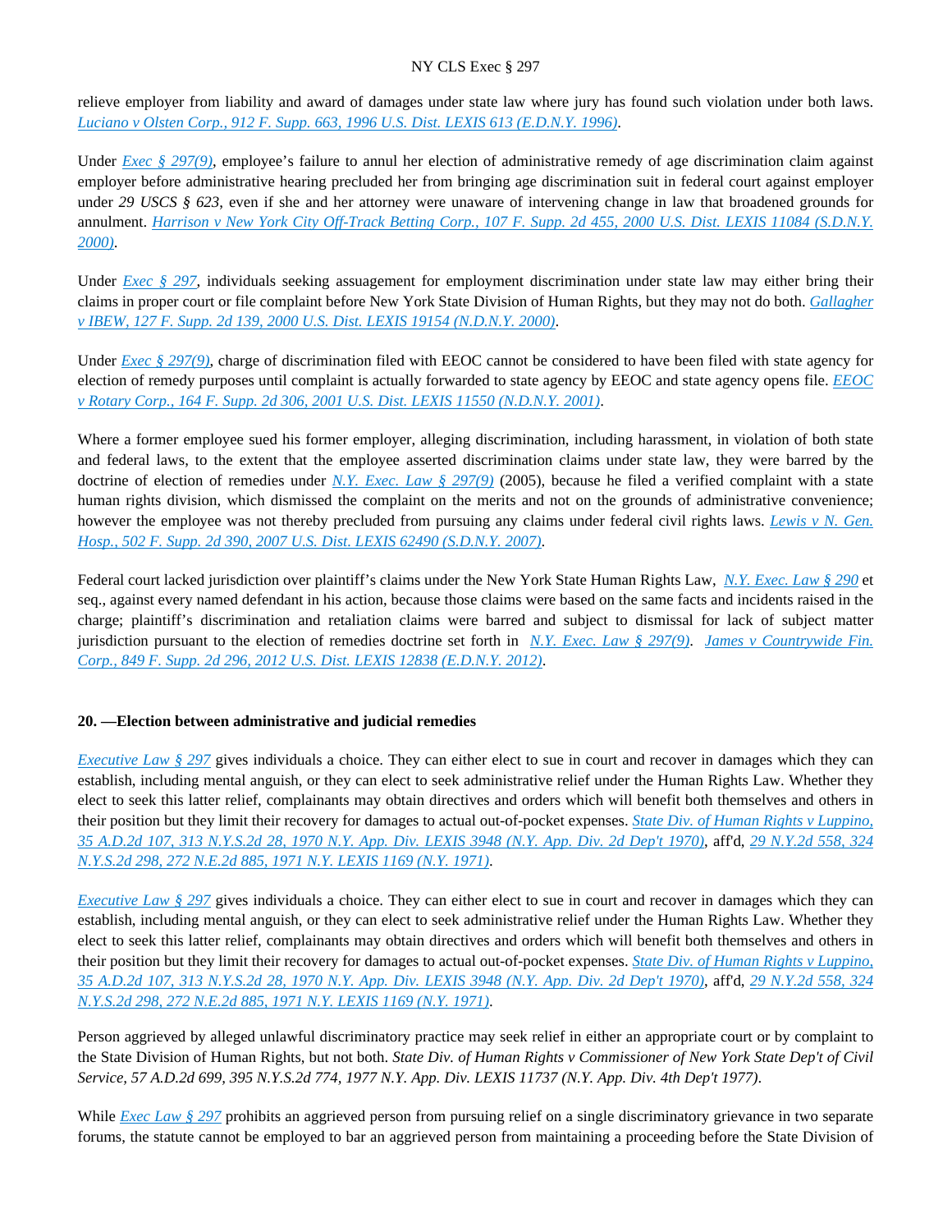relieve employer from liability and award of damages under state law where jury has found such violation under both laws. *Luciano v Olsten Corp., 912 F. Supp. 663, 1996 U.S. Dist. LEXIS 613 (E.D.N.Y. 1996)*.

Under *Exec § 297(9)*, employee's failure to annul her election of administrative remedy of age discrimination claim against employer before administrative hearing precluded her from bringing age discrimination suit in federal court against employer under *29 USCS § 623*, even if she and her attorney were unaware of intervening change in law that broadened grounds for annulment. *Harrison v New York City Off-Track Betting Corp., 107 F. Supp. 2d 455, 2000 U.S. Dist. LEXIS 11084 (S.D.N.Y. 2000)*.

Under *Exec § 297*, individuals seeking assuagement for employment discrimination under state law may either bring their claims in proper court or file complaint before New York State Division of Human Rights, but they may not do both. *Gallagher v IBEW, 127 F. Supp. 2d 139, 2000 U.S. Dist. LEXIS 19154 (N.D.N.Y. 2000)*.

Under *Exec § 297(9)*, charge of discrimination filed with EEOC cannot be considered to have been filed with state agency for election of remedy purposes until complaint is actually forwarded to state agency by EEOC and state agency opens file. *EEOC v Rotary Corp., 164 F. Supp. 2d 306, 2001 U.S. Dist. LEXIS 11550 (N.D.N.Y. 2001)*.

Where a former employee sued his former employer, alleging discrimination, including harassment, in violation of both state and federal laws, to the extent that the employee asserted discrimination claims under state law, they were barred by the doctrine of election of remedies under *N.Y. Exec. Law § 297(9)* (2005), because he filed a verified complaint with a state human rights division, which dismissed the complaint on the merits and not on the grounds of administrative convenience; however the employee was not thereby precluded from pursuing any claims under federal civil rights laws. *Lewis v N. Gen. Hosp., 502 F. Supp. 2d 390, 2007 U.S. Dist. LEXIS 62490 (S.D.N.Y. 2007)*.

Federal court lacked jurisdiction over plaintiff's claims under the New York State Human Rights Law, *N.Y. Exec. Law § 290* et seq., against every named defendant in his action, because those claims were based on the same facts and incidents raised in the charge; plaintiff's discrimination and retaliation claims were barred and subject to dismissal for lack of subject matter jurisdiction pursuant to the election of remedies doctrine set forth in *N.Y. Exec. Law § 297(9)*. *James v Countrywide Fin. Corp., 849 F. Supp. 2d 296, 2012 U.S. Dist. LEXIS 12838 (E.D.N.Y. 2012)*.

**20. —Election between administrative and judicial remedies**

*Executive Law § 297* gives individuals a choice. They can either elect to sue in court and recover in damages which they can establish, including mental anguish, or they can elect to seek administrative relief under the Human Rights Law. Whether they elect to seek this latter relief, complainants may obtain directives and orders which will benefit both themselves and others in their position but they limit their recovery for damages to actual out-of-pocket expenses. *State Div. of Human Rights v Luppino, 35 A.D.2d 107, 313 N.Y.S.2d 28, 1970 N.Y. App. Div. LEXIS 3948 (N.Y. App. Div. 2d Dep't 1970)*, aff'd, *29 N.Y.2d 558, 324 N.Y.S.2d 298, 272 N.E.2d 885, 1971 N.Y. LEXIS 1169 (N.Y. 1971)*.

*Executive Law § 297* gives individuals a choice. They can either elect to sue in court and recover in damages which they can establish, including mental anguish, or they can elect to seek administrative relief under the Human Rights Law. Whether they elect to seek this latter relief, complainants may obtain directives and orders which will benefit both themselves and others in their position but they limit their recovery for damages to actual out-of-pocket expenses. *State Div. of Human Rights v Luppino, 35 A.D.2d 107, 313 N.Y.S.2d 28, 1970 N.Y. App. Div. LEXIS 3948 (N.Y. App. Div. 2d Dep't 1970)*, aff'd, *29 N.Y.2d 558, 324 N.Y.S.2d 298, 272 N.E.2d 885, 1971 N.Y. LEXIS 1169 (N.Y. 1971)*.

Person aggrieved by alleged unlawful discriminatory practice may seek relief in either an appropriate court or by complaint to the State Division of Human Rights, but not both. *State Div. of Human Rights v Commissioner of New York State Dep't of Civil Service, 57 A.D.2d 699, 395 N.Y.S.2d 774, 1977 N.Y. App. Div. LEXIS 11737 (N.Y. App. Div. 4th Dep't 1977)*.

While *Exec Law § 297* prohibits an aggrieved person from pursuing relief on a single discriminatory grievance in two separate forums, the statute cannot be employed to bar an aggrieved person from maintaining a proceeding before the State Division of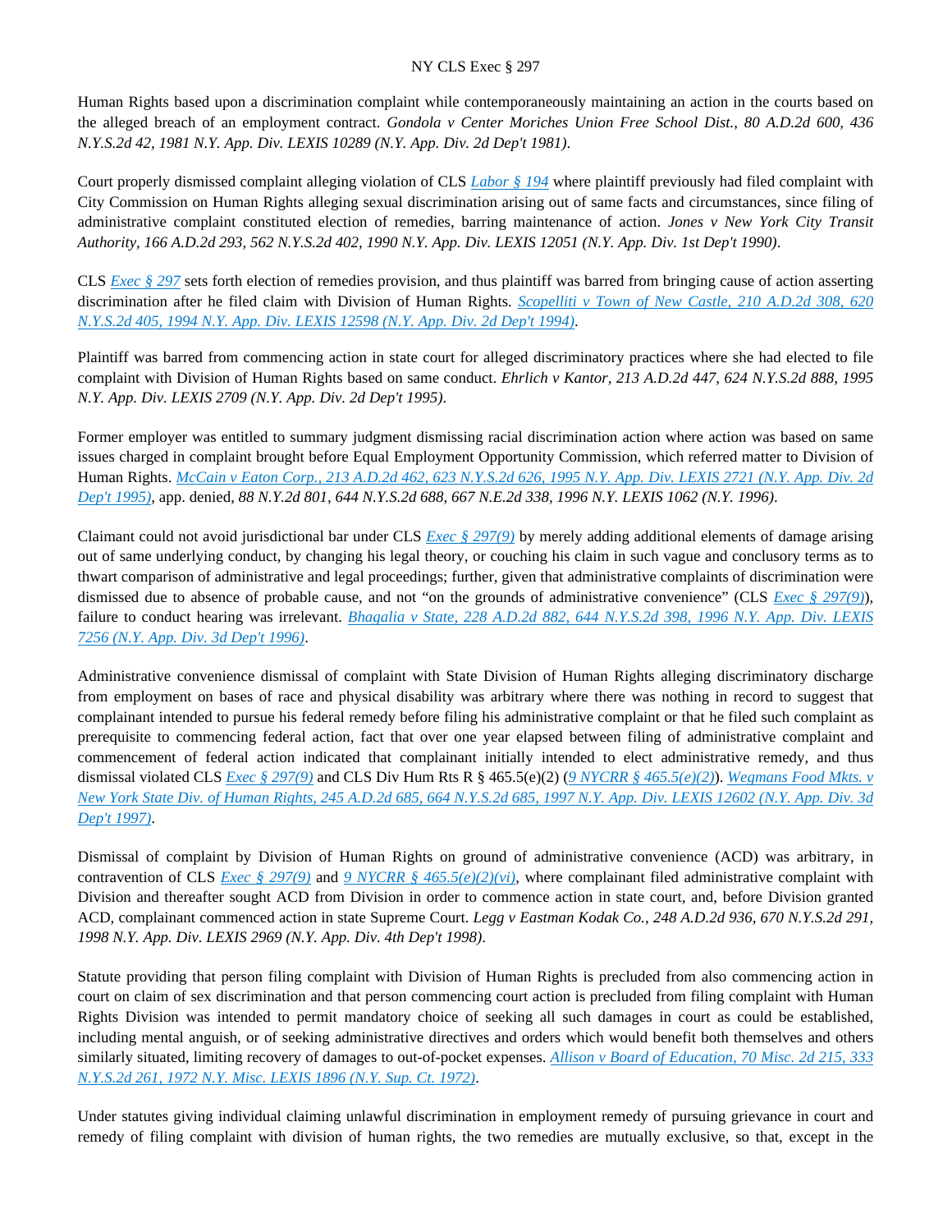Human Rights based upon a discrimination complaint while contemporaneously maintaining an action in the courts based on the alleged breach of an employment contract. *Gondola v Center Moriches Union Free School Dist., 80 A.D.2d 600, 436 N.Y.S.2d 42, 1981 N.Y. App. Div. LEXIS 10289 (N.Y. App. Div. 2d Dep't 1981).*

Court properly dismissed complaint alleging violation of CLS *Labor § 194* where plaintiff previously had filed complaint with City Commission on Human Rights alleging sexual discrimination arising out of same facts and circumstances, since filing of administrative complaint constituted election of remedies, barring maintenance of action. *Jones v New York City Transit Authority, 166 A.D.2d 293, 562 N.Y.S.2d 402, 1990 N.Y. App. Div. LEXIS 12051 (N.Y. App. Div. 1st Dep't 1990).*

CLS *Exec § 297* sets forth election of remedies provision, and thus plaintiff was barred from bringing cause of action asserting discrimination after he filed claim with Division of Human Rights. *Scopelliti v Town of New Castle, 210 A.D.2d 308, 620 N.Y.S.2d 405, 1994 N.Y. App. Div. LEXIS 12598 (N.Y. App. Div. 2d Dep't 1994).*

Plaintiff was barred from commencing action in state court for alleged discriminatory practices where she had elected to file complaint with Division of Human Rights based on same conduct. *Ehrlich v Kantor, 213 A.D.2d 447, 624 N.Y.S.2d 888, 1995 N.Y. App. Div. LEXIS 2709 (N.Y. App. Div. 2d Dep't 1995).*

Former employer was entitled to summary judgment dismissing racial discrimination action where action was based on same issues charged in complaint brought before Equal Employment Opportunity Commission, which referred matter to Division of Human Rights. *McCain v Eaton Corp., 213 A.D.2d 462, 623 N.Y.S.2d 626, 1995 N.Y. App. Div. LEXIS 2721 (N.Y. App. Div. 2d Dep't 1995)*, app. denied, *88 N.Y.2d 801, 644 N.Y.S.2d 688, 667 N.E.2d 338, 1996 N.Y. LEXIS 1062 (N.Y. 1996).*

Claimant could not avoid jurisdictional bar under CLS *Exec § 297(9)* by merely adding additional elements of damage arising out of same underlying conduct, by changing his legal theory, or couching his claim in such vague and conclusory terms as to thwart comparison of administrative and legal proceedings; further, given that administrative complaints of discrimination were dismissed due to absence of probable cause, and not "on the grounds of administrative convenience" (CLS *Exec § 297(9)*), failure to conduct hearing was irrelevant. *Bhagalia v State, 228 A.D.2d 882, 644 N.Y.S.2d 398, 1996 N.Y. App. Div. LEXIS 7256 (N.Y. App. Div. 3d Dep't 1996).*

Administrative convenience dismissal of complaint with State Division of Human Rights alleging discriminatory discharge from employment on bases of race and physical disability was arbitrary where there was nothing in record to suggest that complainant intended to pursue his federal remedy before filing his administrative complaint or that he filed such complaint as prerequisite to commencing federal action, fact that over one year elapsed between filing of administrative complaint and commencement of federal action indicated that complainant initially intended to elect administrative remedy, and thus dismissal violated CLS *Exec § 297(9)* and CLS Div Hum Rts R § 465.5(e)(2) (*9 NYCRR § 465.5(e)(2)*). *Wegmans Food Mkts. v New York State Div. of Human Rights, 245 A.D.2d 685, 664 N.Y.S.2d 685, 1997 N.Y. App. Div. LEXIS 12602 (N.Y. App. Div. 3d Dep't 1997).*

Dismissal of complaint by Division of Human Rights on ground of administrative convenience (ACD) was arbitrary, in contravention of CLS *Exec § 297(9)* and *9 NYCRR § 465.5(e)(2)(vi)*, where complainant filed administrative complaint with Division and thereafter sought ACD from Division in order to commence action in state court, and, before Division granted ACD, complainant commenced action in state Supreme Court. *Legg v Eastman Kodak Co., 248 A.D.2d 936, 670 N.Y.S.2d 291, 1998 N.Y. App. Div. LEXIS 2969 (N.Y. App. Div. 4th Dep't 1998).*

Statute providing that person filing complaint with Division of Human Rights is precluded from also commencing action in court on claim of sex discrimination and that person commencing court action is precluded from filing complaint with Human Rights Division was intended to permit mandatory choice of seeking all such damages in court as could be established, including mental anguish, or of seeking administrative directives and orders which would benefit both themselves and others similarly situated, limiting recovery of damages to out-of-pocket expenses. *Allison v Board of Education, 70 Misc. 2d 215, 333 N.Y.S.2d 261, 1972 N.Y. Misc. LEXIS 1896 (N.Y. Sup. Ct. 1972).*

Under statutes giving individual claiming unlawful discrimination in employment remedy of pursuing grievance in court and remedy of filing complaint with division of human rights, the two remedies are mutually exclusive, so that, except in the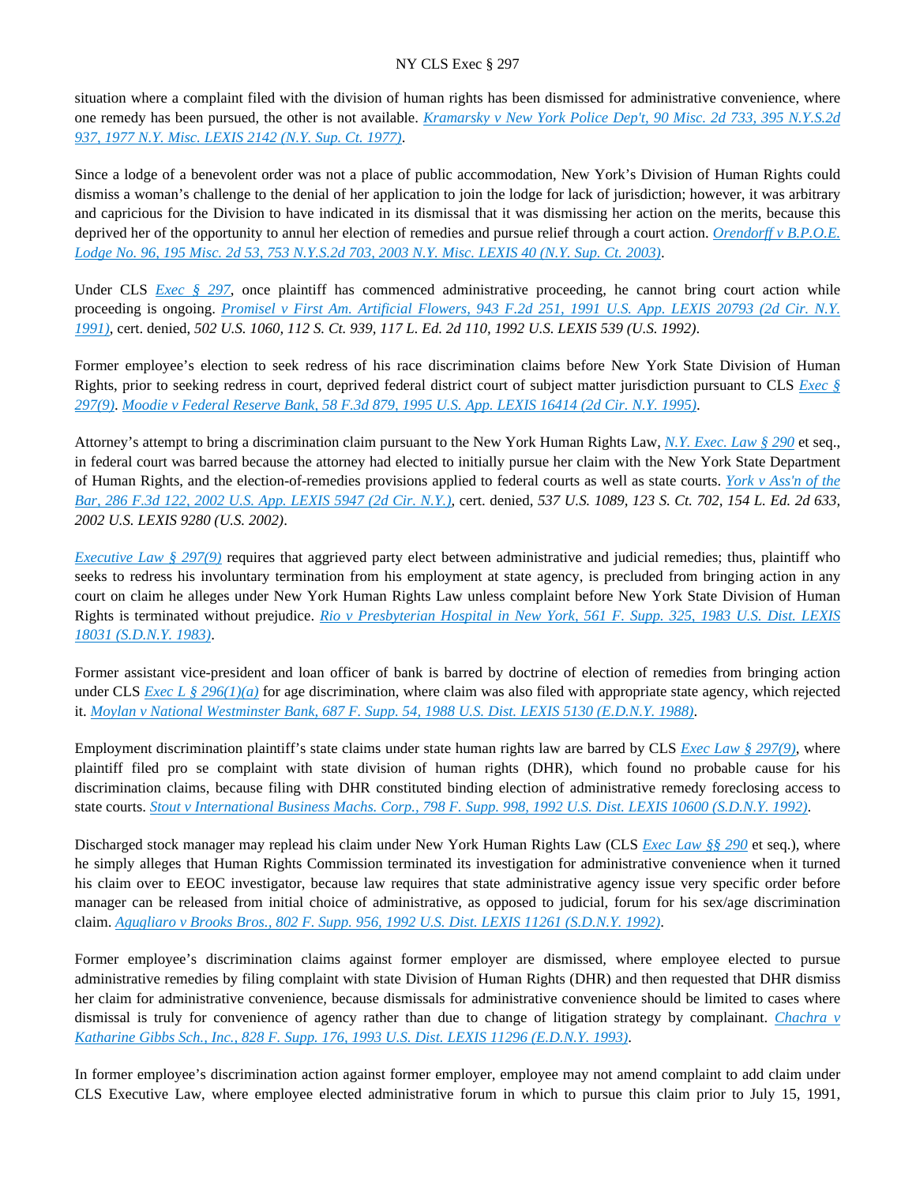situation where a complaint filed with the division of human rights has been dismissed for administrative convenience, where one remedy has been pursued, the other is not available. *Kramarsky v New York Police Dep't, 90 Misc. 2d 733, 395 N.Y.S.2d 937, 1977 N.Y. Misc. LEXIS 2142 (N.Y. Sup. Ct. 1977)*.

Since a lodge of a benevolent order was not a place of public accommodation, New York's Division of Human Rights could dismiss a woman's challenge to the denial of her application to join the lodge for lack of jurisdiction; however, it was arbitrary and capricious for the Division to have indicated in its dismissal that it was dismissing her action on the merits, because this deprived her of the opportunity to annul her election of remedies and pursue relief through a court action. *Orendorff v B.P.O.E. Lodge No. 96, 195 Misc. 2d 53, 753 N.Y.S.2d 703, 2003 N.Y. Misc. LEXIS 40 (N.Y. Sup. Ct. 2003)*.

Under CLS *Exec § 297*, once plaintiff has commenced administrative proceeding, he cannot bring court action while proceeding is ongoing. *Promisel v First Am. Artificial Flowers, 943 F.2d 251, 1991 U.S. App. LEXIS 20793 (2d Cir. N.Y. 1991)*, cert. denied, *502 U.S. 1060, 112 S. Ct. 939, 117 L. Ed. 2d 110, 1992 U.S. LEXIS 539 (U.S. 1992)*.

Former employee's election to seek redress of his race discrimination claims before New York State Division of Human Rights, prior to seeking redress in court, deprived federal district court of subject matter jurisdiction pursuant to CLS *Exec § 297(9)*. *Moodie v Federal Reserve Bank, 58 F.3d 879, 1995 U.S. App. LEXIS 16414 (2d Cir. N.Y. 1995)*.

Attorney's attempt to bring a discrimination claim pursuant to the New York Human Rights Law, *N.Y. Exec. Law § 290* et seq., in federal court was barred because the attorney had elected to initially pursue her claim with the New York State Department of Human Rights, and the election-of-remedies provisions applied to federal courts as well as state courts. *York v Ass'n of the Bar, 286 F.3d 122, 2002 U.S. App. LEXIS 5947 (2d Cir. N.Y.)*, cert. denied, *537 U.S. 1089, 123 S. Ct. 702, 154 L. Ed. 2d 633, 2002 U.S. LEXIS 9280 (U.S. 2002)*.

*Executive Law § 297(9)* requires that aggrieved party elect between administrative and judicial remedies; thus, plaintiff who seeks to redress his involuntary termination from his employment at state agency, is precluded from bringing action in any court on claim he alleges under New York Human Rights Law unless complaint before New York State Division of Human Rights is terminated without prejudice. *Rio v Presbyterian Hospital in New York, 561 F. Supp. 325, 1983 U.S. Dist. LEXIS 18031 (S.D.N.Y. 1983)*.

Former assistant vice-president and loan officer of bank is barred by doctrine of election of remedies from bringing action under CLS *Exec L § 296(1)(a)* for age discrimination, where claim was also filed with appropriate state agency, which rejected it. *Moylan v National Westminster Bank, 687 F. Supp. 54, 1988 U.S. Dist. LEXIS 5130 (E.D.N.Y. 1988)*.

Employment discrimination plaintiff's state claims under state human rights law are barred by CLS *Exec Law § 297(9)*, where plaintiff filed pro se complaint with state division of human rights (DHR), which found no probable cause for his discrimination claims, because filing with DHR constituted binding election of administrative remedy foreclosing access to state courts. *Stout v International Business Machs. Corp., 798 F. Supp. 998, 1992 U.S. Dist. LEXIS 10600 (S.D.N.Y. 1992)*.

Discharged stock manager may replead his claim under New York Human Rights Law (CLS *Exec Law §§ 290* et seq.), where he simply alleges that Human Rights Commission terminated its investigation for administrative convenience when it turned his claim over to EEOC investigator, because law requires that state administrative agency issue very specific order before manager can be released from initial choice of administrative, as opposed to judicial, forum for his sex/age discrimination claim. *Agugliaro v Brooks Bros., 802 F. Supp. 956, 1992 U.S. Dist. LEXIS 11261 (S.D.N.Y. 1992)*.

Former employee's discrimination claims against former employer are dismissed, where employee elected to pursue administrative remedies by filing complaint with state Division of Human Rights (DHR) and then requested that DHR dismiss her claim for administrative convenience, because dismissals for administrative convenience should be limited to cases where dismissal is truly for convenience of agency rather than due to change of litigation strategy by complainant. *Chachra v Katharine Gibbs Sch., Inc., 828 F. Supp. 176, 1993 U.S. Dist. LEXIS 11296 (E.D.N.Y. 1993)*.

In former employee's discrimination action against former employer, employee may not amend complaint to add claim under CLS Executive Law, where employee elected administrative forum in which to pursue this claim prior to July 15, 1991,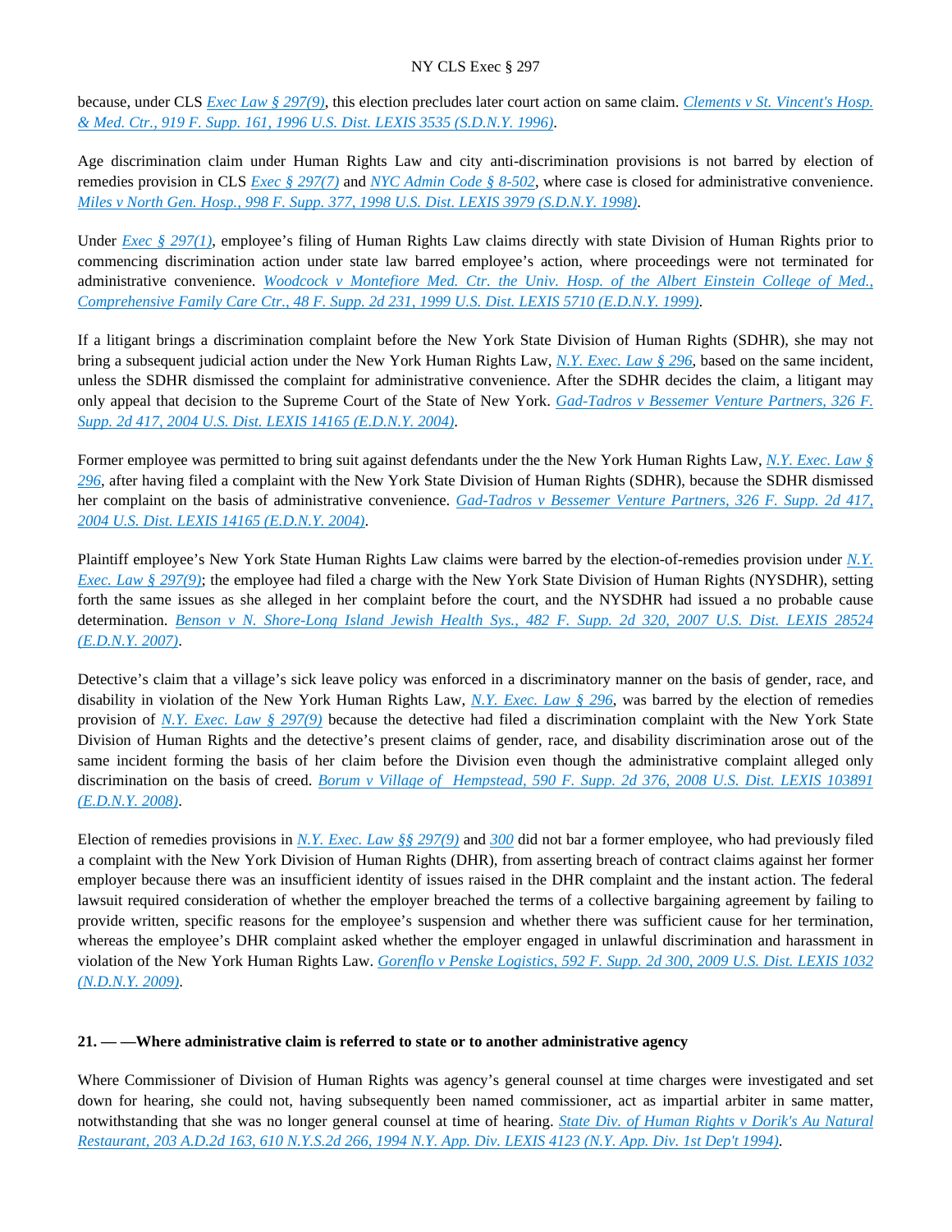because, under CLS *Exec Law § 297(9)*, this election precludes later court action on same claim. *Clements v St. Vincent's Hosp. & Med. Ctr., 919 F. Supp. 161, 1996 U.S. Dist. LEXIS 3535 (S.D.N.Y. 1996)*.

Age discrimination claim under Human Rights Law and city anti-discrimination provisions is not barred by election of remedies provision in CLS *Exec § 297(7)* and *NYC Admin Code § 8-502*, where case is closed for administrative convenience. *Miles v North Gen. Hosp., 998 F. Supp. 377, 1998 U.S. Dist. LEXIS 3979 (S.D.N.Y. 1998)*.

Under *Exec § 297(1)*, employee's filing of Human Rights Law claims directly with state Division of Human Rights prior to commencing discrimination action under state law barred employee's action, where proceedings were not terminated for administrative convenience. *Woodcock v Montefiore Med. Ctr. the Univ. Hosp. of the Albert Einstein College of Med., Comprehensive Family Care Ctr., 48 F. Supp. 2d 231, 1999 U.S. Dist. LEXIS 5710 (E.D.N.Y. 1999)*.

If a litigant brings a discrimination complaint before the New York State Division of Human Rights (SDHR), she may not bring a subsequent judicial action under the New York Human Rights Law, *N.Y. Exec. Law § 296*, based on the same incident, unless the SDHR dismissed the complaint for administrative convenience. After the SDHR decides the claim, a litigant may only appeal that decision to the Supreme Court of the State of New York. *Gad-Tadros v Bessemer Venture Partners, 326 F. Supp. 2d 417, 2004 U.S. Dist. LEXIS 14165 (E.D.N.Y. 2004)*.

Former employee was permitted to bring suit against defendants under the the New York Human Rights Law, *N.Y. Exec. Law § 296*, after having filed a complaint with the New York State Division of Human Rights (SDHR), because the SDHR dismissed her complaint on the basis of administrative convenience. *Gad-Tadros v Bessemer Venture Partners, 326 F. Supp. 2d 417, 2004 U.S. Dist. LEXIS 14165 (E.D.N.Y. 2004)*.

Plaintiff employee's New York State Human Rights Law claims were barred by the election-of-remedies provision under *N.Y. Exec. Law § 297(9)*; the employee had filed a charge with the New York State Division of Human Rights (NYSDHR), setting forth the same issues as she alleged in her complaint before the court, and the NYSDHR had issued a no probable cause determination. *Benson v N. Shore-Long Island Jewish Health Sys., 482 F. Supp. 2d 320, 2007 U.S. Dist. LEXIS 28524 (E.D.N.Y. 2007)*.

Detective's claim that a village's sick leave policy was enforced in a discriminatory manner on the basis of gender, race, and disability in violation of the New York Human Rights Law, *N.Y. Exec. Law § 296*, was barred by the election of remedies provision of *N.Y. Exec. Law § 297(9)* because the detective had filed a discrimination complaint with the New York State Division of Human Rights and the detective's present claims of gender, race, and disability discrimination arose out of the same incident forming the basis of her claim before the Division even though the administrative complaint alleged only discrimination on the basis of creed. *Borum v Village of Hempstead, 590 F. Supp. 2d 376, 2008 U.S. Dist. LEXIS 103891 (E.D.N.Y. 2008)*.

Election of remedies provisions in *N.Y. Exec. Law §§ 297(9)* and *300* did not bar a former employee, who had previously filed a complaint with the New York Division of Human Rights (DHR), from asserting breach of contract claims against her former employer because there was an insufficient identity of issues raised in the DHR complaint and the instant action. The federal lawsuit required consideration of whether the employer breached the terms of a collective bargaining agreement by failing to provide written, specific reasons for the employee's suspension and whether there was sufficient cause for her termination, whereas the employee's DHR complaint asked whether the employer engaged in unlawful discrimination and harassment in violation of the New York Human Rights Law. *Gorenflo v Penske Logistics, 592 F. Supp. 2d 300, 2009 U.S. Dist. LEXIS 1032 (N.D.N.Y. 2009)*.

**21. — —Where administrative claim is referred to state or to another administrative agency**

Where Commissioner of Division of Human Rights was agency's general counsel at time charges were investigated and set down for hearing, she could not, having subsequently been named commissioner, act as impartial arbiter in same matter, notwithstanding that she was no longer general counsel at time of hearing. *State Div. of Human Rights v Dorik's Au Natural Restaurant, 203 A.D.2d 163, 610 N.Y.S.2d 266, 1994 N.Y. App. Div. LEXIS 4123 (N.Y. App. Div. 1st Dep't 1994)*.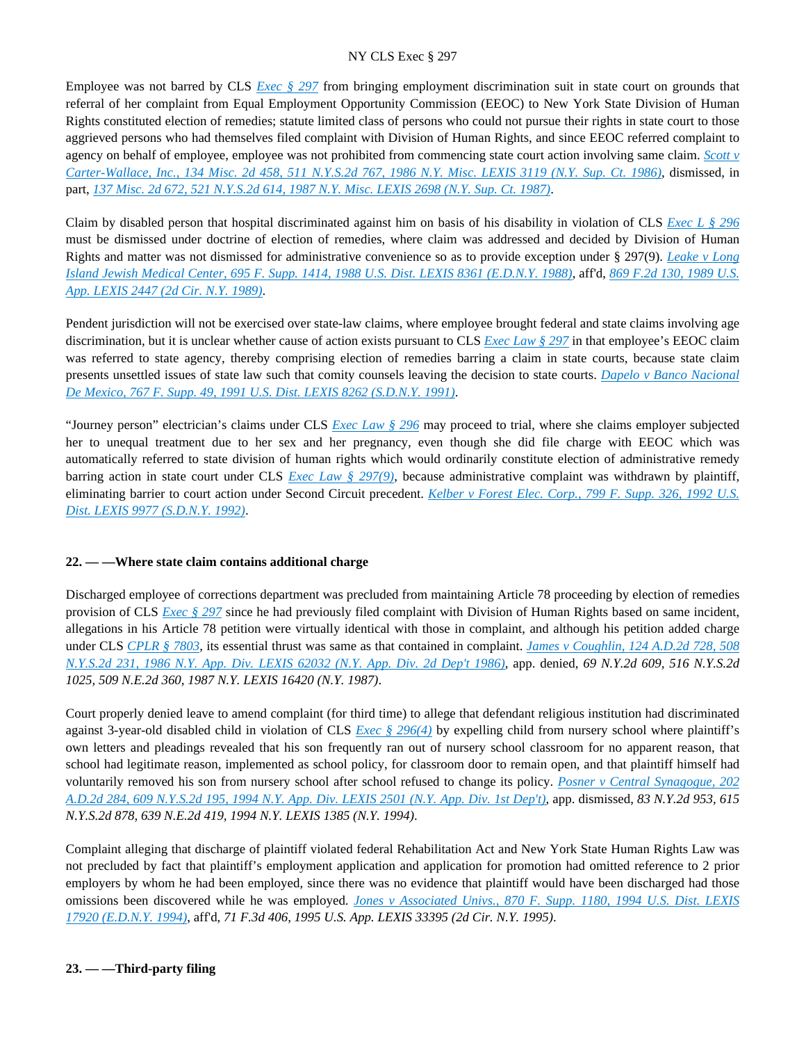Employee was not barred by CLS *Exec § 297* from bringing employment discrimination suit in state court on grounds that referral of her complaint from Equal Employment Opportunity Commission (EEOC) to New York State Division of Human Rights constituted election of remedies; statute limited class of persons who could not pursue their rights in state court to those aggrieved persons who had themselves filed complaint with Division of Human Rights, and since EEOC referred complaint to agency on behalf of employee, employee was not prohibited from commencing state court action involving same claim. *Scott v Carter-Wallace, Inc., 134 Misc. 2d 458, 511 N.Y.S.2d 767, 1986 N.Y. Misc. LEXIS 3119 (N.Y. Sup. Ct. 1986)*, dismissed, in part, *137 Misc. 2d 672, 521 N.Y.S.2d 614, 1987 N.Y. Misc. LEXIS 2698 (N.Y. Sup. Ct. 1987)*.

Claim by disabled person that hospital discriminated against him on basis of his disability in violation of CLS *Exec L § 296* must be dismissed under doctrine of election of remedies, where claim was addressed and decided by Division of Human Rights and matter was not dismissed for administrative convenience so as to provide exception under § 297(9). *Leake v Long Island Jewish Medical Center, 695 F. Supp. 1414, 1988 U.S. Dist. LEXIS 8361 (E.D.N.Y. 1988)*, aff'd, *869 F.2d 130, 1989 U.S. App. LEXIS 2447 (2d Cir. N.Y. 1989)*.

Pendent jurisdiction will not be exercised over state-law claims, where employee brought federal and state claims involving age discrimination, but it is unclear whether cause of action exists pursuant to CLS *Exec Law § 297* in that employee's EEOC claim was referred to state agency, thereby comprising election of remedies barring a claim in state courts, because state claim presents unsettled issues of state law such that comity counsels leaving the decision to state courts. *Dapelo v Banco Nacional De Mexico, 767 F. Supp. 49, 1991 U.S. Dist. LEXIS 8262 (S.D.N.Y. 1991)*.

"Journey person" electrician's claims under CLS *Exec Law § 296* may proceed to trial, where she claims employer subjected her to unequal treatment due to her sex and her pregnancy, even though she did file charge with EEOC which was automatically referred to state division of human rights which would ordinarily constitute election of administrative remedy barring action in state court under CLS *Exec Law § 297(9)*, because administrative complaint was withdrawn by plaintiff, eliminating barrier to court action under Second Circuit precedent. *Kelber v Forest Elec. Corp., 799 F. Supp. 326, 1992 U.S. Dist. LEXIS 9977 (S.D.N.Y. 1992)*.

**22. — —Where state claim contains additional charge**

Discharged employee of corrections department was precluded from maintaining Article 78 proceeding by election of remedies provision of CLS *Exec § 297* since he had previously filed complaint with Division of Human Rights based on same incident, allegations in his Article 78 petition were virtually identical with those in complaint, and although his petition added charge under CLS *CPLR § 7803*, its essential thrust was same as that contained in complaint. *James v Coughlin, 124 A.D.2d 728, 508 N.Y.S.2d 231, 1986 N.Y. App. Div. LEXIS 62032 (N.Y. App. Div. 2d Dep't 1986)*, app. denied, *69 N.Y.2d 609, 516 N.Y.S.2d 1025, 509 N.E.2d 360, 1987 N.Y. LEXIS 16420 (N.Y. 1987)*.

Court properly denied leave to amend complaint (for third time) to allege that defendant religious institution had discriminated against 3-year-old disabled child in violation of CLS *Exec § 296(4)* by expelling child from nursery school where plaintiff's own letters and pleadings revealed that his son frequently ran out of nursery school classroom for no apparent reason, that school had legitimate reason, implemented as school policy, for classroom door to remain open, and that plaintiff himself had voluntarily removed his son from nursery school after school refused to change its policy. *Posner v Central Synagogue, 202 A.D.2d 284, 609 N.Y.S.2d 195, 1994 N.Y. App. Div. LEXIS 2501 (N.Y. App. Div. 1st Dep't)*, app. dismissed, *83 N.Y.2d 953, 615 N.Y.S.2d 878, 639 N.E.2d 419, 1994 N.Y. LEXIS 1385 (N.Y. 1994)*.

Complaint alleging that discharge of plaintiff violated federal Rehabilitation Act and New York State Human Rights Law was not precluded by fact that plaintiff's employment application and application for promotion had omitted reference to 2 prior employers by whom he had been employed, since there was no evidence that plaintiff would have been discharged had those omissions been discovered while he was employed. *Jones v Associated Univs., 870 F. Supp. 1180, 1994 U.S. Dist. LEXIS 17920 (E.D.N.Y. 1994)*, aff'd, *71 F.3d 406, 1995 U.S. App. LEXIS 33395 (2d Cir. N.Y. 1995)*.

**23. — —Third-party filing**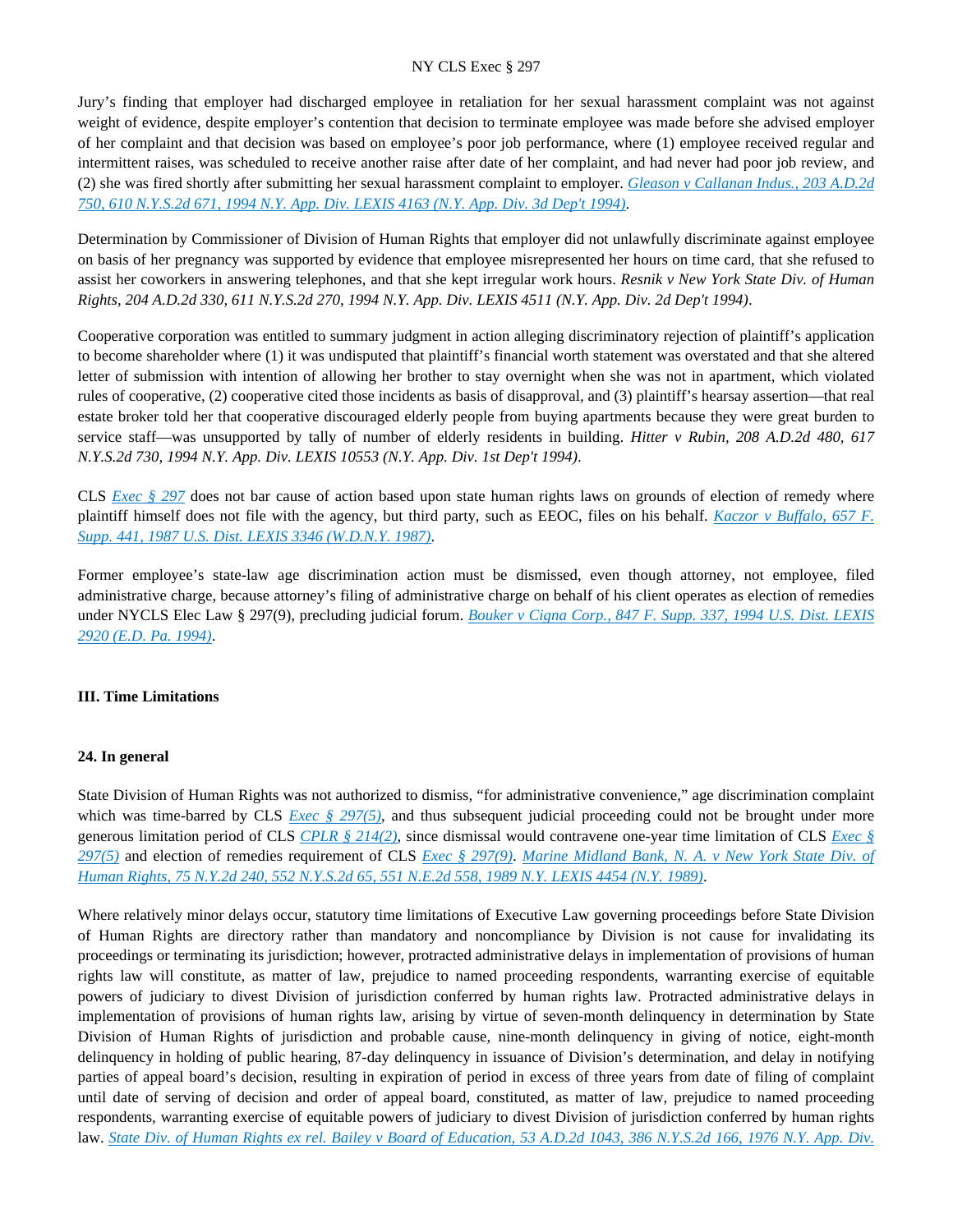Jury's finding that employer had discharged employee in retaliation for her sexual harassment complaint was not against weight of evidence, despite employer's contention that decision to terminate employee was made before she advised employer of her complaint and that decision was based on employee's poor job performance, where (1) employee received regular and intermittent raises, was scheduled to receive another raise after date of her complaint, and had never had poor job review, and (2) she was fired shortly after submitting her sexual harassment complaint to employer. *Gleason v Callanan Indus., 203 A.D.2d 750, 610 N.Y.S.2d 671, 1994 N.Y. App. Div. LEXIS 4163 (N.Y. App. Div. 3d Dep't 1994)*.

Determination by Commissioner of Division of Human Rights that employer did not unlawfully discriminate against employee on basis of her pregnancy was supported by evidence that employee misrepresented her hours on time card, that she refused to assist her coworkers in answering telephones, and that she kept irregular work hours. *Resnik v New York State Div. of Human Rights, 204 A.D.2d 330, 611 N.Y.S.2d 270, 1994 N.Y. App. Div. LEXIS 4511 (N.Y. App. Div. 2d Dep't 1994)*.

Cooperative corporation was entitled to summary judgment in action alleging discriminatory rejection of plaintiff's application to become shareholder where (1) it was undisputed that plaintiff's financial worth statement was overstated and that she altered letter of submission with intention of allowing her brother to stay overnight when she was not in apartment, which violated rules of cooperative, (2) cooperative cited those incidents as basis of disapproval, and (3) plaintiff's hearsay assertion—that real estate broker told her that cooperative discouraged elderly people from buying apartments because they were great burden to service staff—was unsupported by tally of number of elderly residents in building. *Hitter v Rubin, 208 A.D.2d 480, 617 N.Y.S.2d 730, 1994 N.Y. App. Div. LEXIS 10553 (N.Y. App. Div. 1st Dep't 1994)*.

CLS *Exec § 297* does not bar cause of action based upon state human rights laws on grounds of election of remedy where plaintiff himself does not file with the agency, but third party, such as EEOC, files on his behalf. *Kaczor v Buffalo, 657 F. Supp. 441, 1987 U.S. Dist. LEXIS 3346 (W.D.N.Y. 1987)*.

Former employee's state-law age discrimination action must be dismissed, even though attorney, not employee, filed administrative charge, because attorney's filing of administrative charge on behalf of his client operates as election of remedies under NYCLS Elec Law § 297(9), precluding judicial forum. *Bouker v Cigna Corp., 847 F. Supp. 337, 1994 U.S. Dist. LEXIS 2920 (E.D. Pa. 1994)*.

### III. Time Limitations

#### 24. In general

State Division of Human Rights was not authorized to dismiss, "for administrative convenience," age discrimination complaint which was time-barred by CLS *Exec § 297(5)*, and thus subsequent judicial proceeding could not be brought under more generous limitation period of CLS *CPLR § 214(2)*, since dismissal would contravene one-year time limitation of CLS *Exec § 297(5)* and election of remedies requirement of CLS *Exec § 297(9)*. *Marine Midland Bank, N. A. v New York State Div. of Human Rights, 75 N.Y.2d 240, 552 N.Y.S.2d 65, 551 N.E.2d 558, 1989 N.Y. LEXIS 4454 (N.Y. 1989)*.

Where relatively minor delays occur, statutory time limitations of Executive Law governing proceedings before State Division of Human Rights are directory rather than mandatory and noncompliance by Division is not cause for invalidating its proceedings or terminating its jurisdiction; however, protracted administrative delays in implementation of provisions of human rights law will constitute, as matter of law, prejudice to named proceeding respondents, warranting exercise of equitable powers of judiciary to divest Division of jurisdiction conferred by human rights law. Protracted administrative delays in implementation of provisions of human rights law, arising by virtue of seven-month delinquency in determination by State Division of Human Rights of jurisdiction and probable cause, nine-month delinquency in giving of notice, eight-month delinquency in holding of public hearing, 87-day delinquency in issuance of Division's determination, and delay in notifying parties of appeal board's decision, resulting in expiration of period in excess of three years from date of filing of complaint until date of serving of decision and order of appeal board, constituted, as matter of law, prejudice to named proceeding respondents, warranting exercise of equitable powers of judiciary to divest Division of jurisdiction conferred by human rights law. *State Div. of Human Rights ex rel. Bailey v Board of Education, 53 A.D.2d 1043, 386 N.Y.S.2d 166, 1976 N.Y. App. Div.*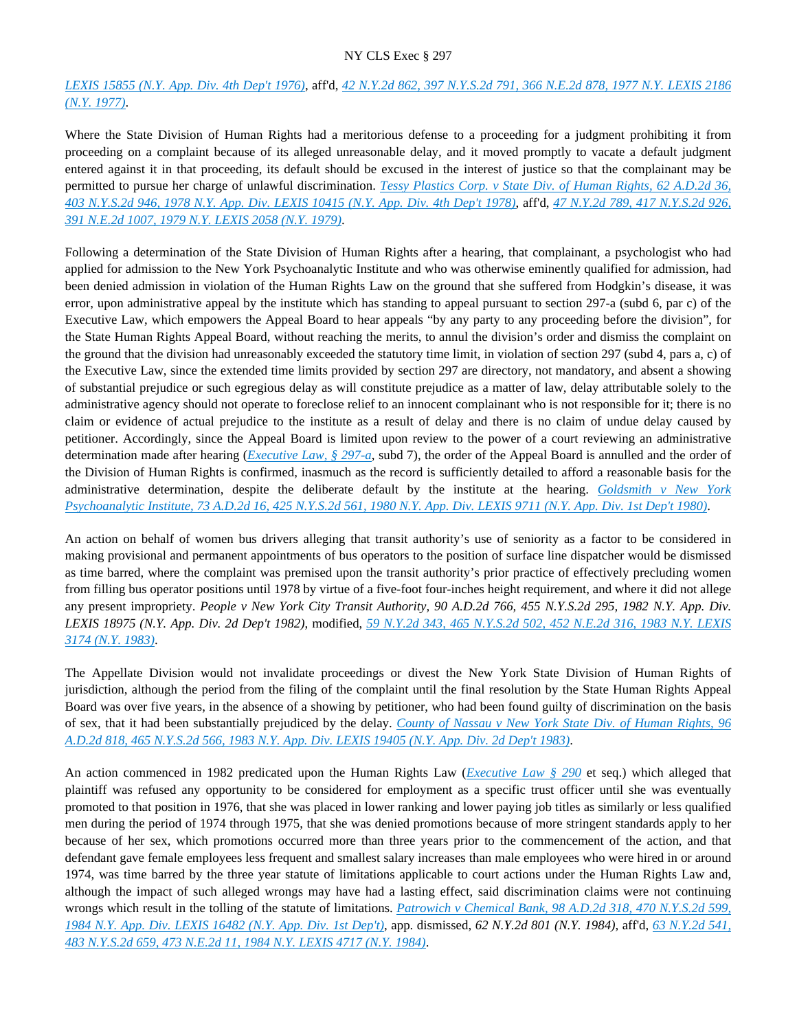LEXIS 15855 (N.Y. App. Div. 4th Dep't 1976), aff'd, 42 N.Y.2d 862, 397 N.Y.S.2d 791, 366 N.E.2d 878, 1977 N.Y. LEXIS 2186 (N.Y. 1977).

Where the State Division of Human Rights had a meritorious defense to a proceeding for a judgment prohibiting it from proceeding on a complaint because of its alleged unreasonable delay, and it moved promptly to vacate a default judgment entered against it in that proceeding, its default should be excused in the interest of justice so that the complainant may be permitted to pursue her charge of unlawful discrimination. Tessy Plastics Corp. v State Div. of Human Rights, 62 A.D.2d 36, 403 N.Y.S.2d 946, 1978 N.Y. App. Div. LEXIS 10415 (N.Y. App. Div. 4th Dep't 1978), aff'd, 47 N.Y.2d 789, 417 N.Y.S.2d 926, 391 N.E.2d 1007, 1979 N.Y. LEXIS 2058 (N.Y. 1979).

Following a determination of the State Division of Human Rights after a hearing, that complainant, a psychologist who had applied for admission to the New York Psychoanalytic Institute and who was otherwise eminently qualified for admission, had been denied admission in violation of the Human Rights Law on the ground that she suffered from Hodgkin's disease, it was error, upon administrative appeal by the institute which has standing to appeal pursuant to section 297-a (subd 6, par c) of the Executive Law, which empowers the Appeal Board to hear appeals "by any party to any proceeding before the division", for the State Human Rights Appeal Board, without reaching the merits, to annul the division's order and dismiss the complaint on the ground that the division had unreasonably exceeded the statutory time limit, in violation of section 297 (subd 4, pars a, c) of the Executive Law, since the extended time limits provided by section 297 are directory, not mandatory, and absent a showing of substantial prejudice or such egregious delay as will constitute prejudice as a matter of law, delay attributable solely to the administrative agency should not operate to foreclose relief to an innocent complainant who is not responsible for it; there is no claim or evidence of actual prejudice to the institute as a result of delay and there is no claim of undue delay caused by petitioner. Accordingly, since the Appeal Board is limited upon review to the power of a court reviewing an administrative determination made after hearing (Executive Law, § 297-a, subd 7), the order of the Appeal Board is annulled and the order of the Division of Human Rights is confirmed, inasmuch as the record is sufficiently detailed to afford a reasonable basis for the administrative determination, despite the deliberate default by the institute at the hearing. Goldsmith v New York Psychoanalytic Institute, 73 A.D.2d 16, 425 N.Y.S.2d 561, 1980 N.Y. App. Div. LEXIS 9711 (N.Y. App. Div. 1st Dep't 1980).

An action on behalf of women bus drivers alleging that transit authority's use of seniority as a factor to be considered in making provisional and permanent appointments of bus operators to the position of surface line dispatcher would be dismissed as time barred, where the complaint was premised upon the transit authority's prior practice of effectively precluding women from filling bus operator positions until 1978 by virtue of a five-foot four-inches height requirement, and where it did not allege any present impropriety. *People v New York City Transit Authority, 90 A.D.2d 766, 455 N.Y.S.2d 295, 1982 N.Y. App. Div. LEXIS 18975 (N.Y. App. Div. 2d Dep't 1982)*, modified, 59 N.Y.2d 343, 465 N.Y.S.2d 502, 452 N.E.2d 316, 1983 N.Y. LEXIS 3174 (N.Y. 1983).

The Appellate Division would not invalidate proceedings or divest the New York State Division of Human Rights of jurisdiction, although the period from the filing of the complaint until the final resolution by the State Human Rights Appeal Board was over five years, in the absence of a showing by petitioner, who had been found guilty of discrimination on the basis of sex, that it had been substantially prejudiced by the delay. County of Nassau v New York State Div. of Human Rights, 96 A.D.2d 818, 465 N.Y.S.2d 566, 1983 N.Y. App. Div. LEXIS 19405 (N.Y. App. Div. 2d Dep't 1983).

An action commenced in 1982 predicated upon the Human Rights Law (Executive Law § 290 et seq.) which alleged that plaintiff was refused any opportunity to be considered for employment as a specific trust officer until she was eventually promoted to that position in 1976, that she was placed in lower ranking and lower paying job titles as similarly or less qualified men during the period of 1974 through 1975, that she was denied promotions because of more stringent standards apply to her because of her sex, which promotions occurred more than three years prior to the commencement of the action, and that defendant gave female employees less frequent and smallest salary increases than male employees who were hired in or around 1974, was time barred by the three year statute of limitations applicable to court actions under the Human Rights Law and, although the impact of such alleged wrongs may have had a lasting effect, said discrimination claims were not continuing wrongs which result in the tolling of the statute of limitations. Patrowich v Chemical Bank, 98 A.D.2d 318, 470 N.Y.S.2d 599, 1984 N.Y. App. Div. LEXIS 16482 (N.Y. App. Div. 1st Dep't), app. dismissed, *62 N.Y.2d 801 (N.Y. 1984)*, aff'd, 63 N.Y.2d 541, 483 N.Y.S.2d 659, 473 N.E.2d 11, 1984 N.Y. LEXIS 4717 (N.Y. 1984).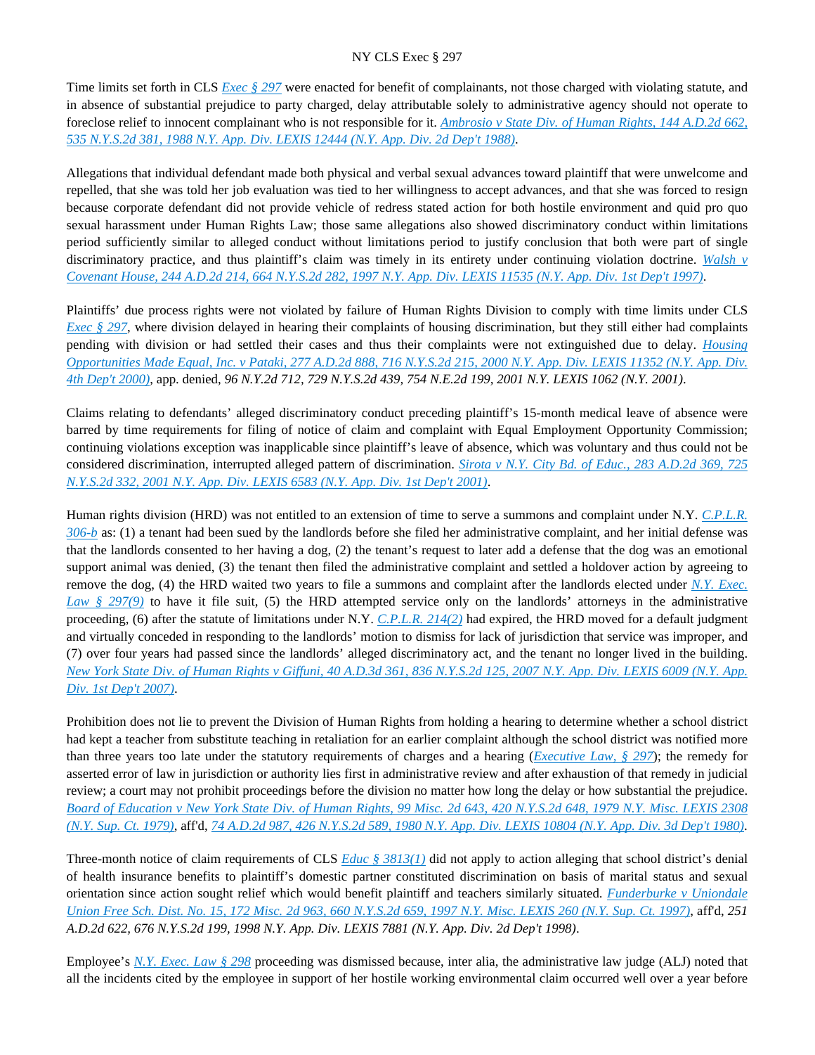Time limits set forth in CLS *Exec § 297* were enacted for benefit of complainants, not those charged with violating statute, and in absence of substantial prejudice to party charged, delay attributable solely to administrative agency should not operate to foreclose relief to innocent complainant who is not responsible for it. *Ambrosio v State Div. of Human Rights, 144 A.D.2d 662, 535 N.Y.S.2d 381, 1988 N.Y. App. Div. LEXIS 12444 (N.Y. App. Div. 2d Dep't 1988)*.

Allegations that individual defendant made both physical and verbal sexual advances toward plaintiff that were unwelcome and repelled, that she was told her job evaluation was tied to her willingness to accept advances, and that she was forced to resign because corporate defendant did not provide vehicle of redress stated action for both hostile environment and quid pro quo sexual harassment under Human Rights Law; those same allegations also showed discriminatory conduct within limitations period sufficiently similar to alleged conduct without limitations period to justify conclusion that both were part of single discriminatory practice, and thus plaintiff's claim was timely in its entirety under continuing violation doctrine. *Walsh v Covenant House, 244 A.D.2d 214, 664 N.Y.S.2d 282, 1997 N.Y. App. Div. LEXIS 11535 (N.Y. App. Div. 1st Dep't 1997)*.

Plaintiffs' due process rights were not violated by failure of Human Rights Division to comply with time limits under CLS *Exec § 297*, where division delayed in hearing their complaints of housing discrimination, but they still either had complaints pending with division or had settled their cases and thus their complaints were not extinguished due to delay. *Housing Opportunities Made Equal, Inc. v Pataki, 277 A.D.2d 888, 716 N.Y.S.2d 215, 2000 N.Y. App. Div. LEXIS 11352 (N.Y. App. Div. 4th Dep't 2000)*, app. denied, *96 N.Y.2d 712, 729 N.Y.S.2d 439, 754 N.E.2d 199, 2001 N.Y. LEXIS 1062 (N.Y. 2001)*.

Claims relating to defendants' alleged discriminatory conduct preceding plaintiff's 15-month medical leave of absence were barred by time requirements for filing of notice of claim and complaint with Equal Employment Opportunity Commission; continuing violations exception was inapplicable since plaintiff's leave of absence, which was voluntary and thus could not be considered discrimination, interrupted alleged pattern of discrimination. *Sirota v N.Y. City Bd. of Educ., 283 A.D.2d 369, 725 N.Y.S.2d 332, 2001 N.Y. App. Div. LEXIS 6583 (N.Y. App. Div. 1st Dep't 2001)*.

Human rights division (HRD) was not entitled to an extension of time to serve a summons and complaint under N.Y. *C.P.L.R. 306-b* as: (1) a tenant had been sued by the landlords before she filed her administrative complaint, and her initial defense was that the landlords consented to her having a dog, (2) the tenant's request to later add a defense that the dog was an emotional support animal was denied, (3) the tenant then filed the administrative complaint and settled a holdover action by agreeing to remove the dog, (4) the HRD waited two years to file a summons and complaint after the landlords elected under *N.Y. Exec. Law § 297(9)* to have it file suit, (5) the HRD attempted service only on the landlords' attorneys in the administrative proceeding, (6) after the statute of limitations under N.Y. *C.P.L.R. 214(2)* had expired, the HRD moved for a default judgment and virtually conceded in responding to the landlords' motion to dismiss for lack of jurisdiction that service was improper, and (7) over four years had passed since the landlords' alleged discriminatory act, and the tenant no longer lived in the building. *New York State Div. of Human Rights v Giffuni, 40 A.D.3d 361, 836 N.Y.S.2d 125, 2007 N.Y. App. Div. LEXIS 6009 (N.Y. App. Div. 1st Dep't 2007)*.

Prohibition does not lie to prevent the Division of Human Rights from holding a hearing to determine whether a school district had kept a teacher from substitute teaching in retaliation for an earlier complaint although the school district was notified more than three years too late under the statutory requirements of charges and a hearing (*Executive Law, § 297*); the remedy for asserted error of law in jurisdiction or authority lies first in administrative review and after exhaustion of that remedy in judicial review; a court may not prohibit proceedings before the division no matter how long the delay or how substantial the prejudice. *Board of Education v New York State Div. of Human Rights, 99 Misc. 2d 643, 420 N.Y.S.2d 648, 1979 N.Y. Misc. LEXIS 2308 (N.Y. Sup. Ct. 1979)*, aff'd, *74 A.D.2d 987, 426 N.Y.S.2d 589, 1980 N.Y. App. Div. LEXIS 10804 (N.Y. App. Div. 3d Dep't 1980)*.

Three-month notice of claim requirements of CLS *Educ § 3813(1)* did not apply to action alleging that school district's denial of health insurance benefits to plaintiff's domestic partner constituted discrimination on basis of marital status and sexual orientation since action sought relief which would benefit plaintiff and teachers similarly situated. *Funderburke v Uniondale Union Free Sch. Dist. No. 15, 172 Misc. 2d 963, 660 N.Y.S.2d 659, 1997 N.Y. Misc. LEXIS 260 (N.Y. Sup. Ct. 1997)*, aff'd, *251 A.D.2d 622, 676 N.Y.S.2d 199, 1998 N.Y. App. Div. LEXIS 7881 (N.Y. App. Div. 2d Dep't 1998)*.

Employee's *N.Y. Exec. Law § 298* proceeding was dismissed because, inter alia, the administrative law judge (ALJ) noted that all the incidents cited by the employee in support of her hostile working environmental claim occurred well over a year before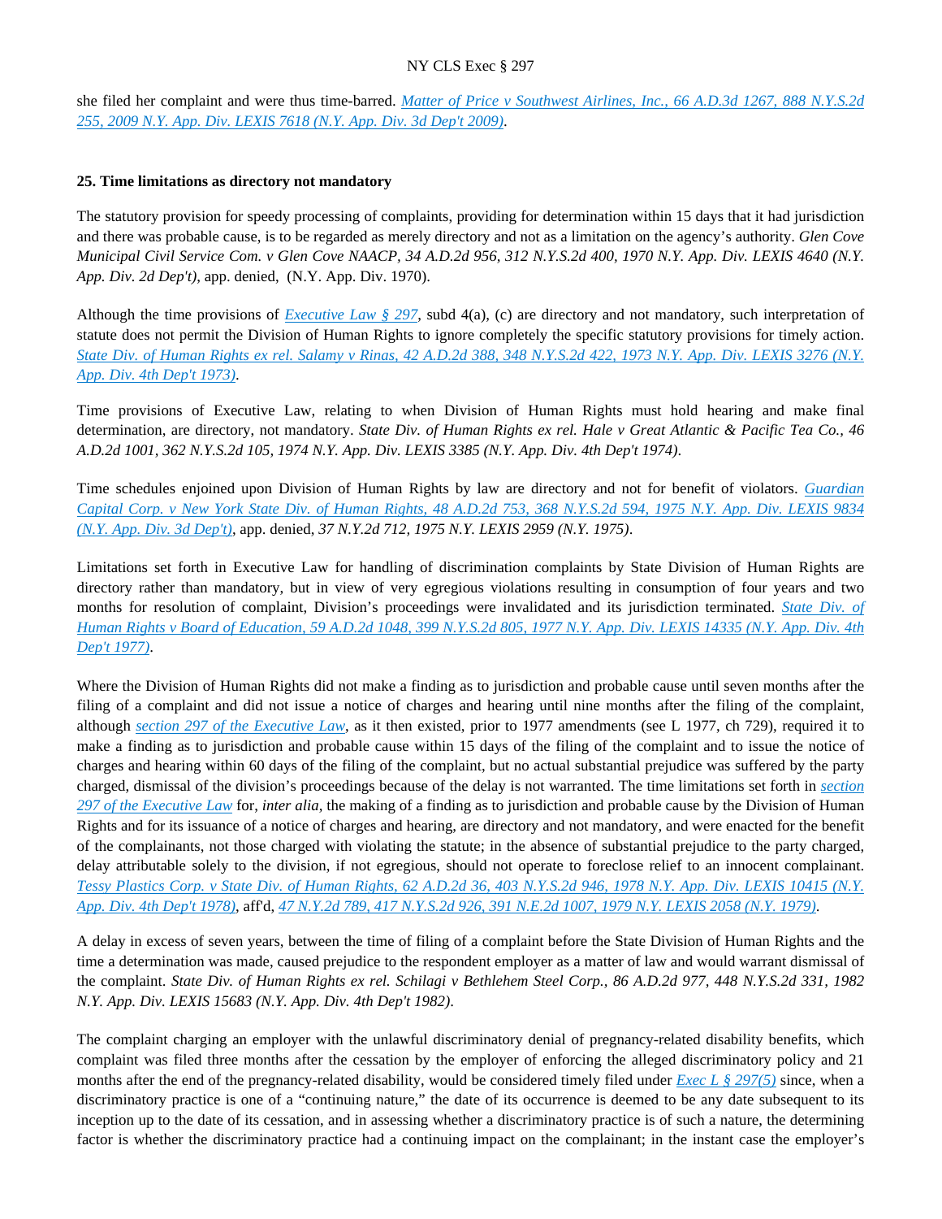she filed her complaint and were thus time-barred. *Matter of Price v Southwest Airlines, Inc., 66 A.D.3d 1267, 888 N.Y.S.2d 255, 2009 N.Y. App. Div. LEXIS 7618 (N.Y. App. Div. 3d Dep't 2009)*.

**25. Time limitations as directory not mandatory**

The statutory provision for speedy processing of complaints, providing for determination within 15 days that it had jurisdiction and there was probable cause, is to be regarded as merely directory and not as a limitation on the agency's authority. *Glen Cove Municipal Civil Service Com. v Glen Cove NAACP, 34 A.D.2d 956, 312 N.Y.S.2d 400, 1970 N.Y. App. Div. LEXIS 4640 (N.Y. App. Div. 2d Dep't)*, app. denied, (N.Y. App. Div. 1970).

Although the time provisions of *Executive Law § 297*, subd 4(a), (c) are directory and not mandatory, such interpretation of statute does not permit the Division of Human Rights to ignore completely the specific statutory provisions for timely action. *State Div. of Human Rights ex rel. Salamy v Rinas, 42 A.D.2d 388, 348 N.Y.S.2d 422, 1973 N.Y. App. Div. LEXIS 3276 (N.Y. App. Div. 4th Dep't 1973)*.

Time provisions of Executive Law, relating to when Division of Human Rights must hold hearing and make final determination, are directory, not mandatory. *State Div. of Human Rights ex rel. Hale v Great Atlantic & Pacific Tea Co., 46 A.D.2d 1001, 362 N.Y.S.2d 105, 1974 N.Y. App. Div. LEXIS 3385 (N.Y. App. Div. 4th Dep't 1974)*.

Time schedules enjoined upon Division of Human Rights by law are directory and not for benefit of violators. *Guardian Capital Corp. v New York State Div. of Human Rights, 48 A.D.2d 753, 368 N.Y.S.2d 594, 1975 N.Y. App. Div. LEXIS 9834 (N.Y. App. Div. 3d Dep't)*, app. denied, *37 N.Y.2d 712, 1975 N.Y. LEXIS 2959 (N.Y. 1975)*.

Limitations set forth in Executive Law for handling of discrimination complaints by State Division of Human Rights are directory rather than mandatory, but in view of very egregious violations resulting in consumption of four years and two months for resolution of complaint, Division's proceedings were invalidated and its jurisdiction terminated. *State Div. of Human Rights v Board of Education, 59 A.D.2d 1048, 399 N.Y.S.2d 805, 1977 N.Y. App. Div. LEXIS 14335 (N.Y. App. Div. 4th Dep't 1977)*.

Where the Division of Human Rights did not make a finding as to jurisdiction and probable cause until seven months after the filing of a complaint and did not issue a notice of charges and hearing until nine months after the filing of the complaint, although *section 297 of the Executive Law*, as it then existed, prior to 1977 amendments (see L 1977, ch 729), required it to make a finding as to jurisdiction and probable cause within 15 days of the filing of the complaint and to issue the notice of charges and hearing within 60 days of the filing of the complaint, but no actual substantial prejudice was suffered by the party charged, dismissal of the division's proceedings because of the delay is not warranted. The time limitations set forth in *section 297 of the Executive Law* for, *inter alia*, the making of a finding as to jurisdiction and probable cause by the Division of Human Rights and for its issuance of a notice of charges and hearing, are directory and not mandatory, and were enacted for the benefit of the complainants, not those charged with violating the statute; in the absence of substantial prejudice to the party charged, delay attributable solely to the division, if not egregious, should not operate to foreclose relief to an innocent complainant. *Tessy Plastics Corp. v State Div. of Human Rights, 62 A.D.2d 36, 403 N.Y.S.2d 946, 1978 N.Y. App. Div. LEXIS 10415 (N.Y. App. Div. 4th Dep't 1978)*, aff'd, *47 N.Y.2d 789, 417 N.Y.S.2d 926, 391 N.E.2d 1007, 1979 N.Y. LEXIS 2058 (N.Y. 1979)*.

A delay in excess of seven years, between the time of filing of a complaint before the State Division of Human Rights and the time a determination was made, caused prejudice to the respondent employer as a matter of law and would warrant dismissal of the complaint. *State Div. of Human Rights ex rel. Schilagi v Bethlehem Steel Corp., 86 A.D.2d 977, 448 N.Y.S.2d 331, 1982 N.Y. App. Div. LEXIS 15683 (N.Y. App. Div. 4th Dep't 1982)*.

The complaint charging an employer with the unlawful discriminatory denial of pregnancy-related disability benefits, which complaint was filed three months after the cessation by the employer of enforcing the alleged discriminatory policy and 21 months after the end of the pregnancy-related disability, would be considered timely filed under *Exec L § 297(5)* since, when a discriminatory practice is one of a "continuing nature," the date of its occurrence is deemed to be any date subsequent to its inception up to the date of its cessation, and in assessing whether a discriminatory practice is of such a nature, the determining factor is whether the discriminatory practice had a continuing impact on the complainant; in the instant case the employer's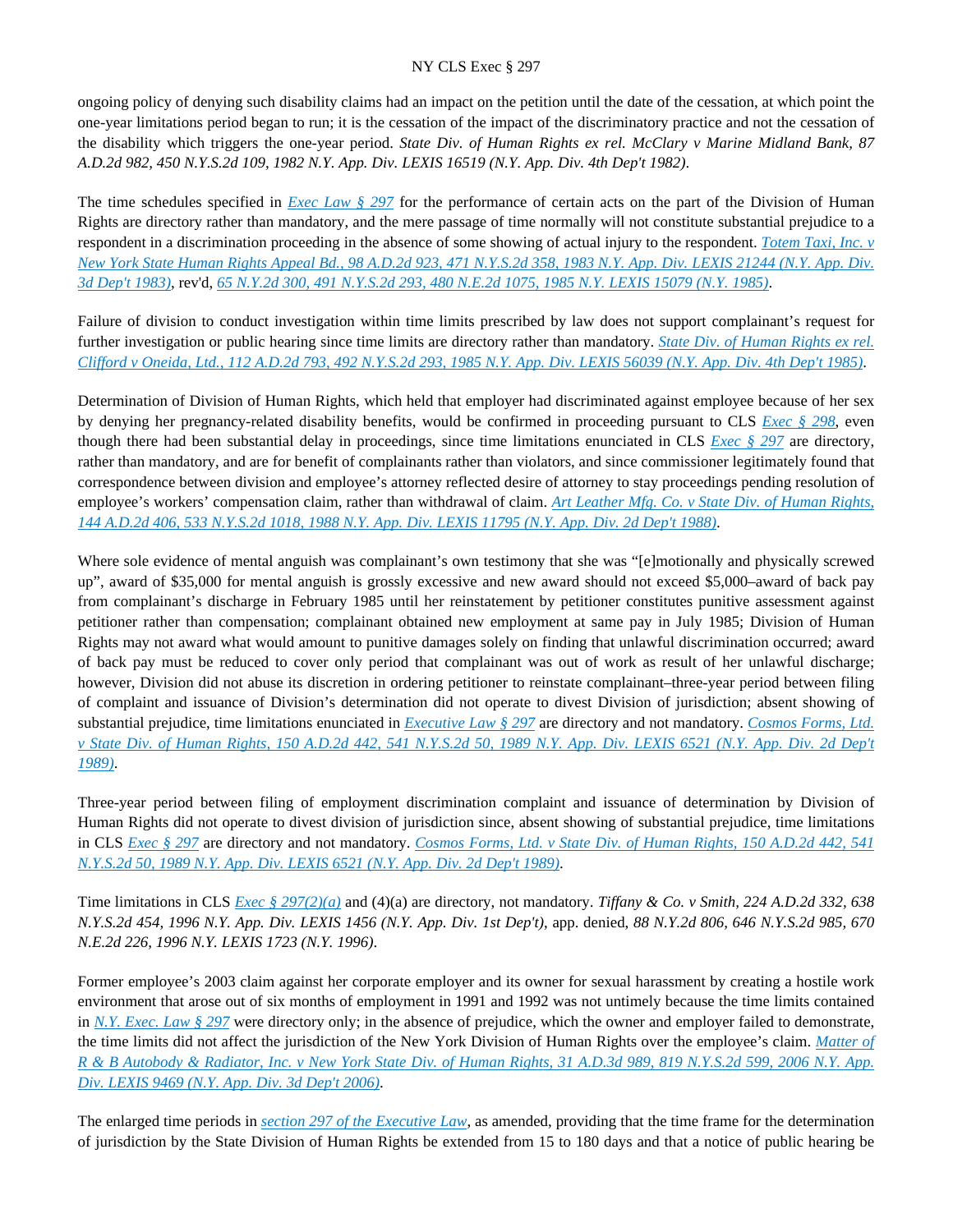ongoing policy of denying such disability claims had an impact on the petition until the date of the cessation, at which point the one-year limitations period began to run; it is the cessation of the impact of the discriminatory practice and not the cessation of the disability which triggers the one-year period. *State Div. of Human Rights ex rel. McClary v Marine Midland Bank, 87 A.D.2d 982, 450 N.Y.S.2d 109, 1982 N.Y. App. Div. LEXIS 16519 (N.Y. App. Div. 4th Dep't 1982)*.

The time schedules specified in *Exec Law § 297* for the performance of certain acts on the part of the Division of Human Rights are directory rather than mandatory, and the mere passage of time normally will not constitute substantial prejudice to a respondent in a discrimination proceeding in the absence of some showing of actual injury to the respondent. *Totem Taxi, Inc. v New York State Human Rights Appeal Bd., 98 A.D.2d 923, 471 N.Y.S.2d 358, 1983 N.Y. App. Div. LEXIS 21244 (N.Y. App. Div. 3d Dep't 1983)*, rev'd, *65 N.Y.2d 300, 491 N.Y.S.2d 293, 480 N.E.2d 1075, 1985 N.Y. LEXIS 15079 (N.Y. 1985)*.

Failure of division to conduct investigation within time limits prescribed by law does not support complainant's request for further investigation or public hearing since time limits are directory rather than mandatory. *State Div. of Human Rights ex rel. Clifford v Oneida, Ltd., 112 A.D.2d 793, 492 N.Y.S.2d 293, 1985 N.Y. App. Div. LEXIS 56039 (N.Y. App. Div. 4th Dep't 1985)*.

Determination of Division of Human Rights, which held that employer had discriminated against employee because of her sex by denying her pregnancy-related disability benefits, would be confirmed in proceeding pursuant to CLS *Exec § 298*, even though there had been substantial delay in proceedings, since time limitations enunciated in CLS *Exec § 297* are directory, rather than mandatory, and are for benefit of complainants rather than violators, and since commissioner legitimately found that correspondence between division and employee's attorney reflected desire of attorney to stay proceedings pending resolution of employee's workers' compensation claim, rather than withdrawal of claim. *Art Leather Mfg. Co. v State Div. of Human Rights, 144 A.D.2d 406, 533 N.Y.S.2d 1018, 1988 N.Y. App. Div. LEXIS 11795 (N.Y. App. Div. 2d Dep't 1988)*.

Where sole evidence of mental anguish was complainant's own testimony that she was "[e]motionally and physically screwed up", award of $35,000 for mental anguish is grossly excessive and new award should not exceed $5,000–award of back pay from complainant's discharge in February 1985 until her reinstatement by petitioner constitutes punitive assessment against petitioner rather than compensation; complainant obtained new employment at same pay in July 1985; Division of Human Rights may not award what would amount to punitive damages solely on finding that unlawful discrimination occurred; award of back pay must be reduced to cover only period that complainant was out of work as result of her unlawful discharge; however, Division did not abuse its discretion in ordering petitioner to reinstate complainant–three-year period between filing of complaint and issuance of Division's determination did not operate to divest Division of jurisdiction; absent showing of substantial prejudice, time limitations enunciated in *Executive Law § 297* are directory and not mandatory. *Cosmos Forms, Ltd. v State Div. of Human Rights, 150 A.D.2d 442, 541 N.Y.S.2d 50, 1989 N.Y. App. Div. LEXIS 6521 (N.Y. App. Div. 2d Dep't 1989)*.

Three-year period between filing of employment discrimination complaint and issuance of determination by Division of Human Rights did not operate to divest division of jurisdiction since, absent showing of substantial prejudice, time limitations in CLS *Exec § 297* are directory and not mandatory. *Cosmos Forms, Ltd. v State Div. of Human Rights, 150 A.D.2d 442, 541 N.Y.S.2d 50, 1989 N.Y. App. Div. LEXIS 6521 (N.Y. App. Div. 2d Dep't 1989)*.

Time limitations in CLS *Exec § 297(2)(a)* and (4)(a) are directory, not mandatory. *Tiffany & Co. v Smith, 224 A.D.2d 332, 638 N.Y.S.2d 454, 1996 N.Y. App. Div. LEXIS 1456 (N.Y. App. Div. 1st Dep't)*, app. denied, *88 N.Y.2d 806, 646 N.Y.S.2d 985, 670 N.E.2d 226, 1996 N.Y. LEXIS 1723 (N.Y. 1996)*.

Former employee's 2003 claim against her corporate employer and its owner for sexual harassment by creating a hostile work environment that arose out of six months of employment in 1991 and 1992 was not untimely because the time limits contained in *N.Y. Exec. Law § 297* were directory only; in the absence of prejudice, which the owner and employer failed to demonstrate, the time limits did not affect the jurisdiction of the New York Division of Human Rights over the employee's claim. *Matter of R & B Autobody & Radiator, Inc. v New York State Div. of Human Rights, 31 A.D.3d 989, 819 N.Y.S.2d 599, 2006 N.Y. App. Div. LEXIS 9469 (N.Y. App. Div. 3d Dep't 2006)*.

The enlarged time periods in *section 297 of the Executive Law*, as amended, providing that the time frame for the determination of jurisdiction by the State Division of Human Rights be extended from 15 to 180 days and that a notice of public hearing be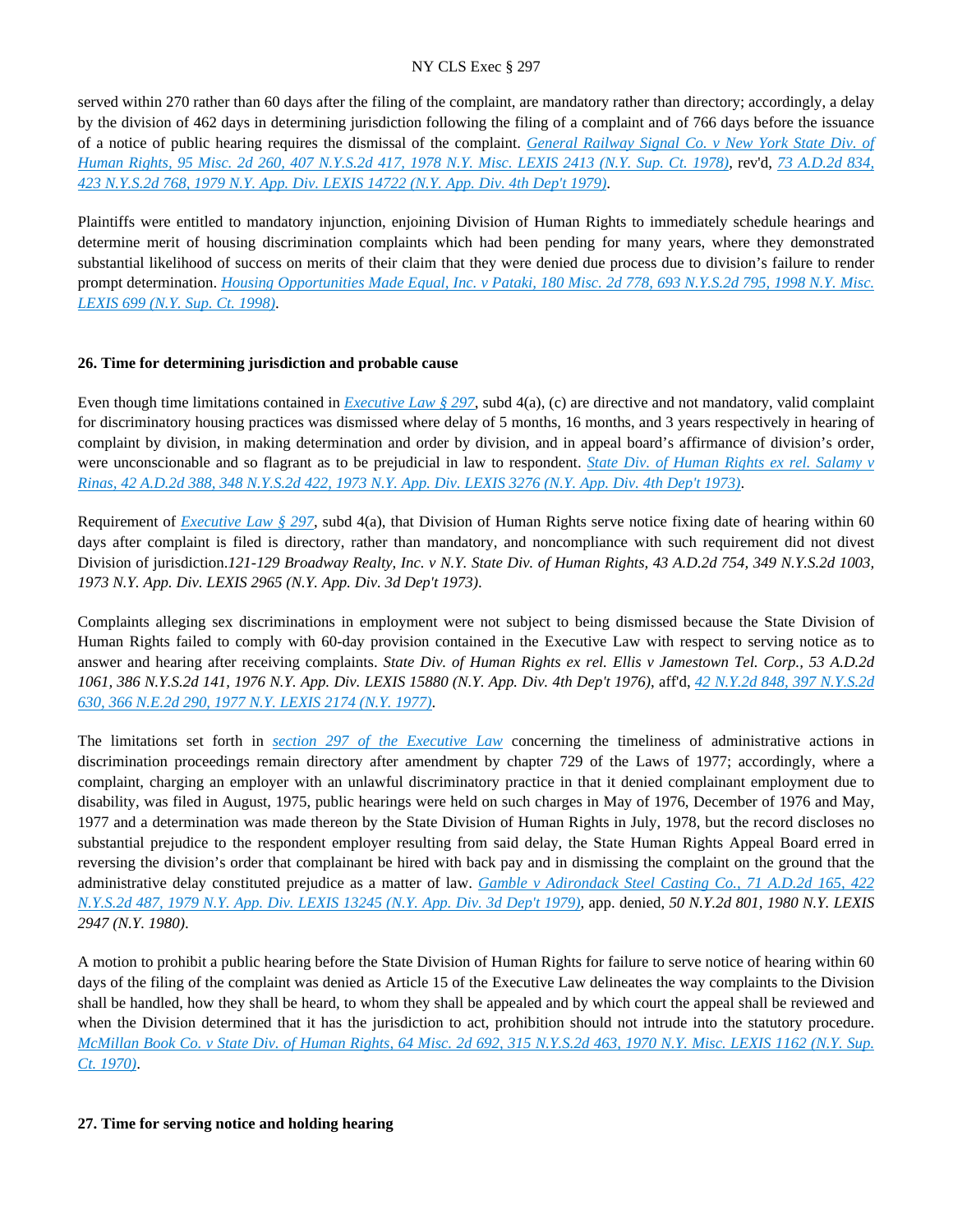served within 270 rather than 60 days after the filing of the complaint, are mandatory rather than directory; accordingly, a delay by the division of 462 days in determining jurisdiction following the filing of a complaint and of 766 days before the issuance of a notice of public hearing requires the dismissal of the complaint. *General Railway Signal Co. v New York State Div. of Human Rights, 95 Misc. 2d 260, 407 N.Y.S.2d 417, 1978 N.Y. Misc. LEXIS 2413 (N.Y. Sup. Ct. 1978)*, rev'd, *73 A.D.2d 834, 423 N.Y.S.2d 768, 1979 N.Y. App. Div. LEXIS 14722 (N.Y. App. Div. 4th Dep't 1979)*.

Plaintiffs were entitled to mandatory injunction, enjoining Division of Human Rights to immediately schedule hearings and determine merit of housing discrimination complaints which had been pending for many years, where they demonstrated substantial likelihood of success on merits of their claim that they were denied due process due to division's failure to render prompt determination. *Housing Opportunities Made Equal, Inc. v Pataki, 180 Misc. 2d 778, 693 N.Y.S.2d 795, 1998 N.Y. Misc. LEXIS 699 (N.Y. Sup. Ct. 1998)*.

**26. Time for determining jurisdiction and probable cause**

Even though time limitations contained in *Executive Law § 297*, subd 4(a), (c) are directive and not mandatory, valid complaint for discriminatory housing practices was dismissed where delay of 5 months, 16 months, and 3 years respectively in hearing of complaint by division, in making determination and order by division, and in appeal board's affirmance of division's order, were unconscionable and so flagrant as to be prejudicial in law to respondent. *State Div. of Human Rights ex rel. Salamy v Rinas, 42 A.D.2d 388, 348 N.Y.S.2d 422, 1973 N.Y. App. Div. LEXIS 3276 (N.Y. App. Div. 4th Dep't 1973)*.

Requirement of *Executive Law § 297*, subd 4(a), that Division of Human Rights serve notice fixing date of hearing within 60 days after complaint is filed is directory, rather than mandatory, and noncompliance with such requirement did not divest Division of jurisdiction.*121-129 Broadway Realty, Inc. v N.Y. State Div. of Human Rights, 43 A.D.2d 754, 349 N.Y.S.2d 1003, 1973 N.Y. App. Div. LEXIS 2965 (N.Y. App. Div. 3d Dep't 1973)*.

Complaints alleging sex discriminations in employment were not subject to being dismissed because the State Division of Human Rights failed to comply with 60-day provision contained in the Executive Law with respect to serving notice as to answer and hearing after receiving complaints. *State Div. of Human Rights ex rel. Ellis v Jamestown Tel. Corp., 53 A.D.2d 1061, 386 N.Y.S.2d 141, 1976 N.Y. App. Div. LEXIS 15880 (N.Y. App. Div. 4th Dep't 1976)*, aff'd, *42 N.Y.2d 848, 397 N.Y.S.2d 630, 366 N.E.2d 290, 1977 N.Y. LEXIS 2174 (N.Y. 1977)*.

The limitations set forth in *section 297 of the Executive Law* concerning the timeliness of administrative actions in discrimination proceedings remain directory after amendment by chapter 729 of the Laws of 1977; accordingly, where a complaint, charging an employer with an unlawful discriminatory practice in that it denied complainant employment due to disability, was filed in August, 1975, public hearings were held on such charges in May of 1976, December of 1976 and May, 1977 and a determination was made thereon by the State Division of Human Rights in July, 1978, but the record discloses no substantial prejudice to the respondent employer resulting from said delay, the State Human Rights Appeal Board erred in reversing the division's order that complainant be hired with back pay and in dismissing the complaint on the ground that the administrative delay constituted prejudice as a matter of law. *Gamble v Adirondack Steel Casting Co., 71 A.D.2d 165, 422 N.Y.S.2d 487, 1979 N.Y. App. Div. LEXIS 13245 (N.Y. App. Div. 3d Dep't 1979)*, app. denied, *50 N.Y.2d 801, 1980 N.Y. LEXIS 2947 (N.Y. 1980)*.

A motion to prohibit a public hearing before the State Division of Human Rights for failure to serve notice of hearing within 60 days of the filing of the complaint was denied as Article 15 of the Executive Law delineates the way complaints to the Division shall be handled, how they shall be heard, to whom they shall be appealed and by which court the appeal shall be reviewed and when the Division determined that it has the jurisdiction to act, prohibition should not intrude into the statutory procedure. *McMillan Book Co. v State Div. of Human Rights, 64 Misc. 2d 692, 315 N.Y.S.2d 463, 1970 N.Y. Misc. LEXIS 1162 (N.Y. Sup. Ct. 1970)*.

**27. Time for serving notice and holding hearing**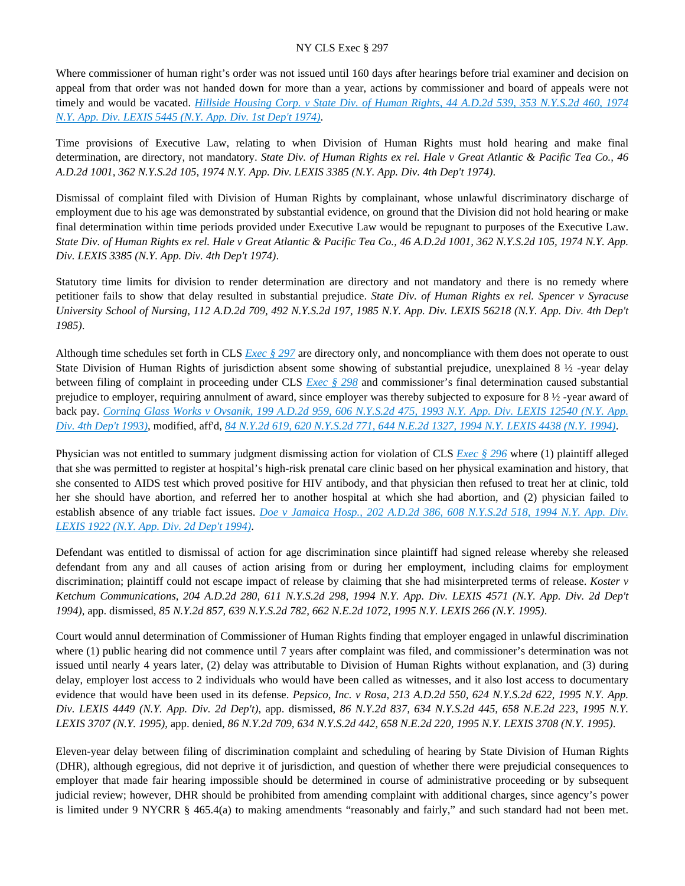Where commissioner of human right's order was not issued until 160 days after hearings before trial examiner and decision on appeal from that order was not handed down for more than a year, actions by commissioner and board of appeals were not timely and would be vacated. *Hillside Housing Corp. v State Div. of Human Rights, 44 A.D.2d 539, 353 N.Y.S.2d 460, 1974 N.Y. App. Div. LEXIS 5445 (N.Y. App. Div. 1st Dep't 1974)*.

Time provisions of Executive Law, relating to when Division of Human Rights must hold hearing and make final determination, are directory, not mandatory. *State Div. of Human Rights ex rel. Hale v Great Atlantic & Pacific Tea Co., 46 A.D.2d 1001, 362 N.Y.S.2d 105, 1974 N.Y. App. Div. LEXIS 3385 (N.Y. App. Div. 4th Dep't 1974)*.

Dismissal of complaint filed with Division of Human Rights by complainant, whose unlawful discriminatory discharge of employment due to his age was demonstrated by substantial evidence, on ground that the Division did not hold hearing or make final determination within time periods provided under Executive Law would be repugnant to purposes of the Executive Law. *State Div. of Human Rights ex rel. Hale v Great Atlantic & Pacific Tea Co., 46 A.D.2d 1001, 362 N.Y.S.2d 105, 1974 N.Y. App. Div. LEXIS 3385 (N.Y. App. Div. 4th Dep't 1974)*.

Statutory time limits for division to render determination are directory and not mandatory and there is no remedy where petitioner fails to show that delay resulted in substantial prejudice. *State Div. of Human Rights ex rel. Spencer v Syracuse University School of Nursing, 112 A.D.2d 709, 492 N.Y.S.2d 197, 1985 N.Y. App. Div. LEXIS 56218 (N.Y. App. Div. 4th Dep't 1985)*.

Although time schedules set forth in CLS *Exec § 297* are directory only, and noncompliance with them does not operate to oust State Division of Human Rights of jurisdiction absent some showing of substantial prejudice, unexplained 8 ½ -year delay between filing of complaint in proceeding under CLS *Exec § 298* and commissioner's final determination caused substantial prejudice to employer, requiring annulment of award, since employer was thereby subjected to exposure for 8 ½ -year award of back pay. *Corning Glass Works v Ovsanik, 199 A.D.2d 959, 606 N.Y.S.2d 475, 1993 N.Y. App. Div. LEXIS 12540 (N.Y. App. Div. 4th Dep't 1993)*, modified, aff'd, *84 N.Y.2d 619, 620 N.Y.S.2d 771, 644 N.E.2d 1327, 1994 N.Y. LEXIS 4438 (N.Y. 1994)*.

Physician was not entitled to summary judgment dismissing action for violation of CLS *Exec § 296* where (1) plaintiff alleged that she was permitted to register at hospital's high-risk prenatal care clinic based on her physical examination and history, that she consented to AIDS test which proved positive for HIV antibody, and that physician then refused to treat her at clinic, told her she should have abortion, and referred her to another hospital at which she had abortion, and (2) physician failed to establish absence of any triable fact issues. *Doe v Jamaica Hosp., 202 A.D.2d 386, 608 N.Y.S.2d 518, 1994 N.Y. App. Div. LEXIS 1922 (N.Y. App. Div. 2d Dep't 1994)*.

Defendant was entitled to dismissal of action for age discrimination since plaintiff had signed release whereby she released defendant from any and all causes of action arising from or during her employment, including claims for employment discrimination; plaintiff could not escape impact of release by claiming that she had misinterpreted terms of release. *Koster v Ketchum Communications, 204 A.D.2d 280, 611 N.Y.S.2d 298, 1994 N.Y. App. Div. LEXIS 4571 (N.Y. App. Div. 2d Dep't 1994)*, app. dismissed, *85 N.Y.2d 857, 639 N.Y.S.2d 782, 662 N.E.2d 1072, 1995 N.Y. LEXIS 266 (N.Y. 1995)*.

Court would annul determination of Commissioner of Human Rights finding that employer engaged in unlawful discrimination where (1) public hearing did not commence until 7 years after complaint was filed, and commissioner's determination was not issued until nearly 4 years later, (2) delay was attributable to Division of Human Rights without explanation, and (3) during delay, employer lost access to 2 individuals who would have been called as witnesses, and it also lost access to documentary evidence that would have been used in its defense. *Pepsico, Inc. v Rosa, 213 A.D.2d 550, 624 N.Y.S.2d 622, 1995 N.Y. App. Div. LEXIS 4449 (N.Y. App. Div. 2d Dep't)*, app. dismissed, *86 N.Y.2d 837, 634 N.Y.S.2d 445, 658 N.E.2d 223, 1995 N.Y. LEXIS 3707 (N.Y. 1995)*, app. denied, *86 N.Y.2d 709, 634 N.Y.S.2d 442, 658 N.E.2d 220, 1995 N.Y. LEXIS 3708 (N.Y. 1995)*.

Eleven-year delay between filing of discrimination complaint and scheduling of hearing by State Division of Human Rights (DHR), although egregious, did not deprive it of jurisdiction, and question of whether there were prejudicial consequences to employer that made fair hearing impossible should be determined in course of administrative proceeding or by subsequent judicial review; however, DHR should be prohibited from amending complaint with additional charges, since agency's power is limited under 9 NYCRR § 465.4(a) to making amendments "reasonably and fairly," and such standard had not been met.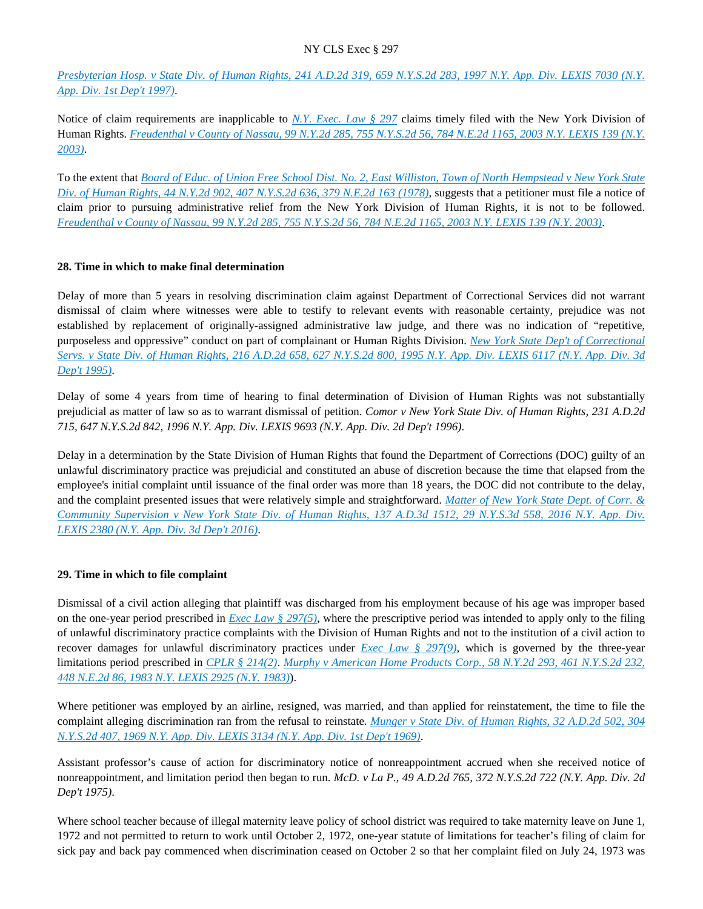*Presbyterian Hosp. v State Div. of Human Rights, 241 A.D.2d 319, 659 N.Y.S.2d 283, 1997 N.Y. App. Div. LEXIS 7030 (N.Y. App. Div. 1st Dep't 1997)*.

Notice of claim requirements are inapplicable to *N.Y. Exec. Law § 297* claims timely filed with the New York Division of Human Rights. *Freudenthal v County of Nassau, 99 N.Y.2d 285, 755 N.Y.S.2d 56, 784 N.E.2d 1165, 2003 N.Y. LEXIS 139 (N.Y. 2003)*.

To the extent that *Board of Educ. of Union Free School Dist. No. 2, East Williston, Town of North Hempstead v New York State Div. of Human Rights, 44 N.Y.2d 902, 407 N.Y.S.2d 636, 379 N.E.2d 163 (1978)*, suggests that a petitioner must file a notice of claim prior to pursuing administrative relief from the New York Division of Human Rights, it is not to be followed. *Freudenthal v County of Nassau, 99 N.Y.2d 285, 755 N.Y.S.2d 56, 784 N.E.2d 1165, 2003 N.Y. LEXIS 139 (N.Y. 2003)*.

**28. Time in which to make final determination**

Delay of more than 5 years in resolving discrimination claim against Department of Correctional Services did not warrant dismissal of claim where witnesses were able to testify to relevant events with reasonable certainty, prejudice was not established by replacement of originally-assigned administrative law judge, and there was no indication of "repetitive, purposeless and oppressive" conduct on part of complainant or Human Rights Division. *New York State Dep't of Correctional Servs. v State Div. of Human Rights, 216 A.D.2d 658, 627 N.Y.S.2d 800, 1995 N.Y. App. Div. LEXIS 6117 (N.Y. App. Div. 3d Dep't 1995)*.

Delay of some 4 years from time of hearing to final determination of Division of Human Rights was not substantially prejudicial as matter of law so as to warrant dismissal of petition. *Comor v New York State Div. of Human Rights, 231 A.D.2d 715, 647 N.Y.S.2d 842, 1996 N.Y. App. Div. LEXIS 9693 (N.Y. App. Div. 2d Dep't 1996)*.

Delay in a determination by the State Division of Human Rights that found the Department of Corrections (DOC) guilty of an unlawful discriminatory practice was prejudicial and constituted an abuse of discretion because the time that elapsed from the employee's initial complaint until issuance of the final order was more than 18 years, the DOC did not contribute to the delay, and the complaint presented issues that were relatively simple and straightforward. *Matter of New York State Dept. of Corr. & Community Supervision v New York State Div. of Human Rights, 137 A.D.3d 1512, 29 N.Y.S.3d 558, 2016 N.Y. App. Div. LEXIS 2380 (N.Y. App. Div. 3d Dep't 2016)*.

**29. Time in which to file complaint**

Dismissal of a civil action alleging that plaintiff was discharged from his employment because of his age was improper based on the one-year period prescribed in *Exec Law § 297(5)*, where the prescriptive period was intended to apply only to the filing of unlawful discriminatory practice complaints with the Division of Human Rights and not to the institution of a civil action to recover damages for unlawful discriminatory practices under *Exec Law § 297(9)*, which is governed by the three-year limitations period prescribed in *CPLR § 214(2)*. *Murphy v American Home Products Corp., 58 N.Y.2d 293, 461 N.Y.S.2d 232, 448 N.E.2d 86, 1983 N.Y. LEXIS 2925 (N.Y. 1983)*).

Where petitioner was employed by an airline, resigned, was married, and than applied for reinstatement, the time to file the complaint alleging discrimination ran from the refusal to reinstate. *Munger v State Div. of Human Rights, 32 A.D.2d 502, 304 N.Y.S.2d 407, 1969 N.Y. App. Div. LEXIS 3134 (N.Y. App. Div. 1st Dep't 1969)*.

Assistant professor's cause of action for discriminatory notice of nonreappointment accrued when she received notice of nonreappointment, and limitation period then began to run. *McD. v La P., 49 A.D.2d 765, 372 N.Y.S.2d 722 (N.Y. App. Div. 2d Dep't 1975)*.

Where school teacher because of illegal maternity leave policy of school district was required to take maternity leave on June 1, 1972 and not permitted to return to work until October 2, 1972, one-year statute of limitations for teacher's filing of claim for sick pay and back pay commenced when discrimination ceased on October 2 so that her complaint filed on July 24, 1973 was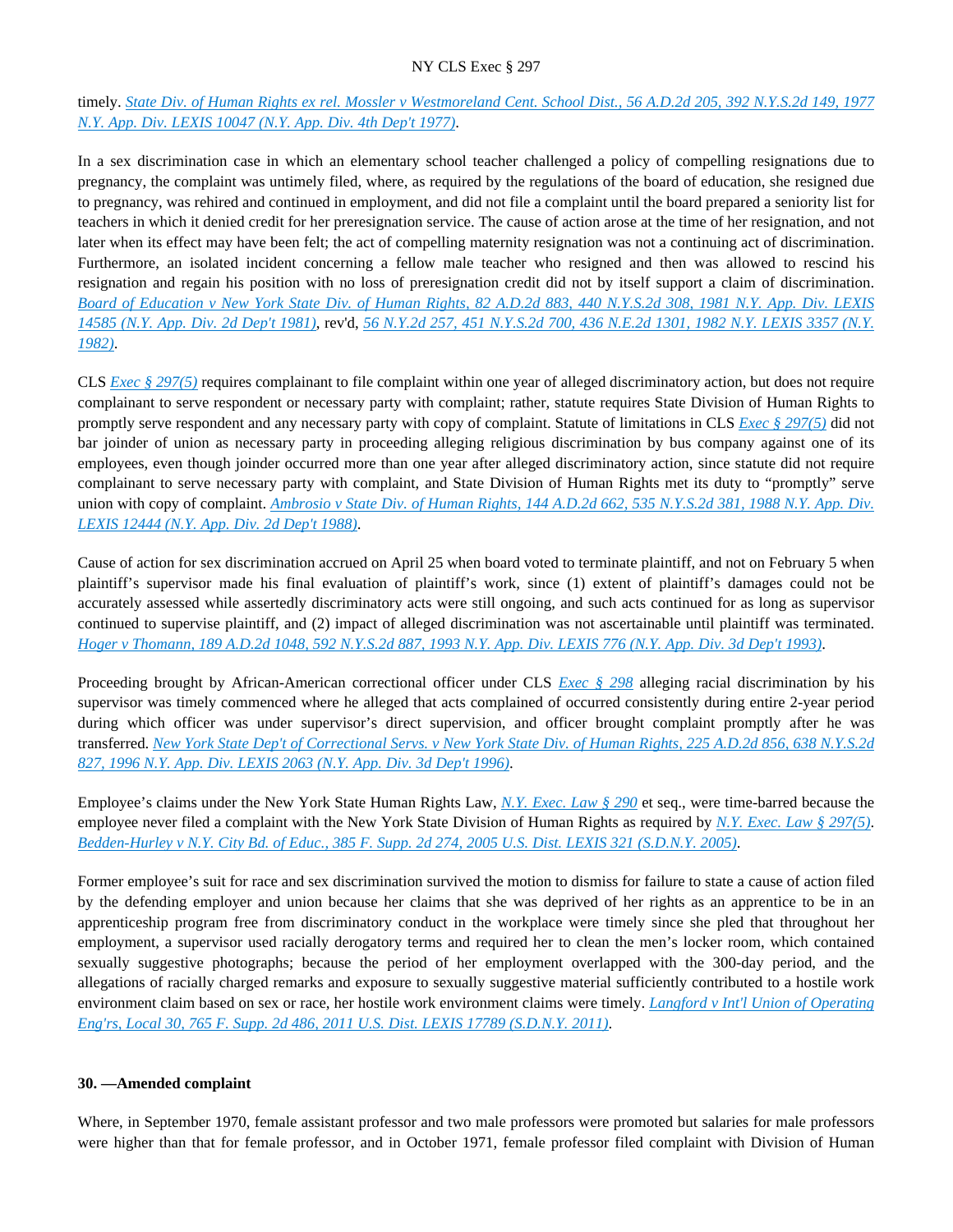timely. *State Div. of Human Rights ex rel. Mossler v Westmoreland Cent. School Dist., 56 A.D.2d 205, 392 N.Y.S.2d 149, 1977 N.Y. App. Div. LEXIS 10047 (N.Y. App. Div. 4th Dep't 1977)*.

In a sex discrimination case in which an elementary school teacher challenged a policy of compelling resignations due to pregnancy, the complaint was untimely filed, where, as required by the regulations of the board of education, she resigned due to pregnancy, was rehired and continued in employment, and did not file a complaint until the board prepared a seniority list for teachers in which it denied credit for her preresignation service. The cause of action arose at the time of her resignation, and not later when its effect may have been felt; the act of compelling maternity resignation was not a continuing act of discrimination. Furthermore, an isolated incident concerning a fellow male teacher who resigned and then was allowed to rescind his resignation and regain his position with no loss of preresignation credit did not by itself support a claim of discrimination. *Board of Education v New York State Div. of Human Rights, 82 A.D.2d 883, 440 N.Y.S.2d 308, 1981 N.Y. App. Div. LEXIS 14585 (N.Y. App. Div. 2d Dep't 1981)*, rev'd, *56 N.Y.2d 257, 451 N.Y.S.2d 700, 436 N.E.2d 1301, 1982 N.Y. LEXIS 3357 (N.Y. 1982)*.

CLS *Exec § 297(5)* requires complainant to file complaint within one year of alleged discriminatory action, but does not require complainant to serve respondent or necessary party with complaint; rather, statute requires State Division of Human Rights to promptly serve respondent and any necessary party with copy of complaint. Statute of limitations in CLS *Exec § 297(5)* did not bar joinder of union as necessary party in proceeding alleging religious discrimination by bus company against one of its employees, even though joinder occurred more than one year after alleged discriminatory action, since statute did not require complainant to serve necessary party with complaint, and State Division of Human Rights met its duty to "promptly" serve union with copy of complaint. *Ambrosio v State Div. of Human Rights, 144 A.D.2d 662, 535 N.Y.S.2d 381, 1988 N.Y. App. Div. LEXIS 12444 (N.Y. App. Div. 2d Dep't 1988)*.

Cause of action for sex discrimination accrued on April 25 when board voted to terminate plaintiff, and not on February 5 when plaintiff's supervisor made his final evaluation of plaintiff's work, since (1) extent of plaintiff's damages could not be accurately assessed while assertedly discriminatory acts were still ongoing, and such acts continued for as long as supervisor continued to supervise plaintiff, and (2) impact of alleged discrimination was not ascertainable until plaintiff was terminated. *Hoger v Thomann, 189 A.D.2d 1048, 592 N.Y.S.2d 887, 1993 N.Y. App. Div. LEXIS 776 (N.Y. App. Div. 3d Dep't 1993)*.

Proceeding brought by African-American correctional officer under CLS *Exec § 298* alleging racial discrimination by his supervisor was timely commenced where he alleged that acts complained of occurred consistently during entire 2-year period during which officer was under supervisor's direct supervision, and officer brought complaint promptly after he was transferred. *New York State Dep't of Correctional Servs. v New York State Div. of Human Rights, 225 A.D.2d 856, 638 N.Y.S.2d 827, 1996 N.Y. App. Div. LEXIS 2063 (N.Y. App. Div. 3d Dep't 1996)*.

Employee's claims under the New York State Human Rights Law, *N.Y. Exec. Law § 290* et seq., were time-barred because the employee never filed a complaint with the New York State Division of Human Rights as required by *N.Y. Exec. Law § 297(5)*. *Bedden-Hurley v N.Y. City Bd. of Educ., 385 F. Supp. 2d 274, 2005 U.S. Dist. LEXIS 321 (S.D.N.Y. 2005)*.

Former employee's suit for race and sex discrimination survived the motion to dismiss for failure to state a cause of action filed by the defending employer and union because her claims that she was deprived of her rights as an apprentice to be in an apprenticeship program free from discriminatory conduct in the workplace were timely since she pled that throughout her employment, a supervisor used racially derogatory terms and required her to clean the men's locker room, which contained sexually suggestive photographs; because the period of her employment overlapped with the 300-day period, and the allegations of racially charged remarks and exposure to sexually suggestive material sufficiently contributed to a hostile work environment claim based on sex or race, her hostile work environment claims were timely. *Langford v Int'l Union of Operating Eng'rs, Local 30, 765 F. Supp. 2d 486, 2011 U.S. Dist. LEXIS 17789 (S.D.N.Y. 2011)*.

**30. —Amended complaint**

Where, in September 1970, female assistant professor and two male professors were promoted but salaries for male professors were higher than that for female professor, and in October 1971, female professor filed complaint with Division of Human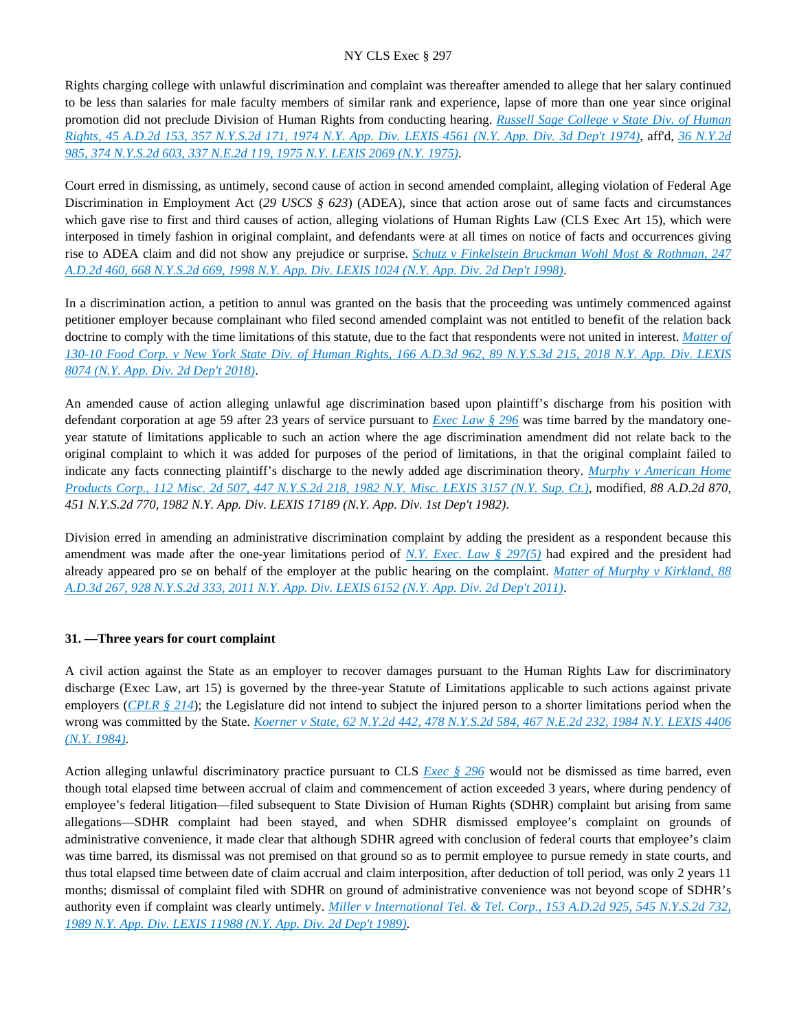Rights charging college with unlawful discrimination and complaint was thereafter amended to allege that her salary continued to be less than salaries for male faculty members of similar rank and experience, lapse of more than one year since original promotion did not preclude Division of Human Rights from conducting hearing. *Russell Sage College v State Div. of Human Rights, 45 A.D.2d 153, 357 N.Y.S.2d 171, 1974 N.Y. App. Div. LEXIS 4561 (N.Y. App. Div. 3d Dep't 1974)*, aff'd, *36 N.Y.2d 985, 374 N.Y.S.2d 603, 337 N.E.2d 119, 1975 N.Y. LEXIS 2069 (N.Y. 1975)*.

Court erred in dismissing, as untimely, second cause of action in second amended complaint, alleging violation of Federal Age Discrimination in Employment Act (*29 USCS § 623*) (ADEA), since that action arose out of same facts and circumstances which gave rise to first and third causes of action, alleging violations of Human Rights Law (CLS Exec Art 15), which were interposed in timely fashion in original complaint, and defendants were at all times on notice of facts and occurrences giving rise to ADEA claim and did not show any prejudice or surprise. *Schutz v Finkelstein Bruckman Wohl Most & Rothman, 247 A.D.2d 460, 668 N.Y.S.2d 669, 1998 N.Y. App. Div. LEXIS 1024 (N.Y. App. Div. 2d Dep't 1998)*.

In a discrimination action, a petition to annul was granted on the basis that the proceeding was untimely commenced against petitioner employer because complainant who filed second amended complaint was not entitled to benefit of the relation back doctrine to comply with the time limitations of this statute, due to the fact that respondents were not united in interest. *Matter of 130-10 Food Corp. v New York State Div. of Human Rights, 166 A.D.3d 962, 89 N.Y.S.3d 215, 2018 N.Y. App. Div. LEXIS 8074 (N.Y. App. Div. 2d Dep't 2018)*.

An amended cause of action alleging unlawful age discrimination based upon plaintiff's discharge from his position with defendant corporation at age 59 after 23 years of service pursuant to *Exec Law § 296* was time barred by the mandatory one-year statute of limitations applicable to such an action where the age discrimination amendment did not relate back to the original complaint to which it was added for purposes of the period of limitations, in that the original complaint failed to indicate any facts connecting plaintiff's discharge to the newly added age discrimination theory. *Murphy v American Home Products Corp., 112 Misc. 2d 507, 447 N.Y.S.2d 218, 1982 N.Y. Misc. LEXIS 3157 (N.Y. Sup. Ct.)*, modified, *88 A.D.2d 870, 451 N.Y.S.2d 770, 1982 N.Y. App. Div. LEXIS 17189 (N.Y. App. Div. 1st Dep't 1982)*.

Division erred in amending an administrative discrimination complaint by adding the president as a respondent because this amendment was made after the one-year limitations period of *N.Y. Exec. Law § 297(5)* had expired and the president had already appeared pro se on behalf of the employer at the public hearing on the complaint. *Matter of Murphy v Kirkland, 88 A.D.3d 267, 928 N.Y.S.2d 333, 2011 N.Y. App. Div. LEXIS 6152 (N.Y. App. Div. 2d Dep't 2011)*.

**31. —Three years for court complaint**

A civil action against the State as an employer to recover damages pursuant to the Human Rights Law for discriminatory discharge (Exec Law, art 15) is governed by the three-year Statute of Limitations applicable to such actions against private employers (*CPLR § 214*); the Legislature did not intend to subject the injured person to a shorter limitations period when the wrong was committed by the State. *Koerner v State, 62 N.Y.2d 442, 478 N.Y.S.2d 584, 467 N.E.2d 232, 1984 N.Y. LEXIS 4406 (N.Y. 1984)*.

Action alleging unlawful discriminatory practice pursuant to CLS *Exec § 296* would not be dismissed as time barred, even though total elapsed time between accrual of claim and commencement of action exceeded 3 years, where during pendency of employee's federal litigation—filed subsequent to State Division of Human Rights (SDHR) complaint but arising from same allegations—SDHR complaint had been stayed, and when SDHR dismissed employee's complaint on grounds of administrative convenience, it made clear that although SDHR agreed with conclusion of federal courts that employee's claim was time barred, its dismissal was not premised on that ground so as to permit employee to pursue remedy in state courts, and thus total elapsed time between date of claim accrual and claim interposition, after deduction of toll period, was only 2 years 11 months; dismissal of complaint filed with SDHR on ground of administrative convenience was not beyond scope of SDHR's authority even if complaint was clearly untimely. *Miller v International Tel. & Tel. Corp., 153 A.D.2d 925, 545 N.Y.S.2d 732, 1989 N.Y. App. Div. LEXIS 11988 (N.Y. App. Div. 2d Dep't 1989)*.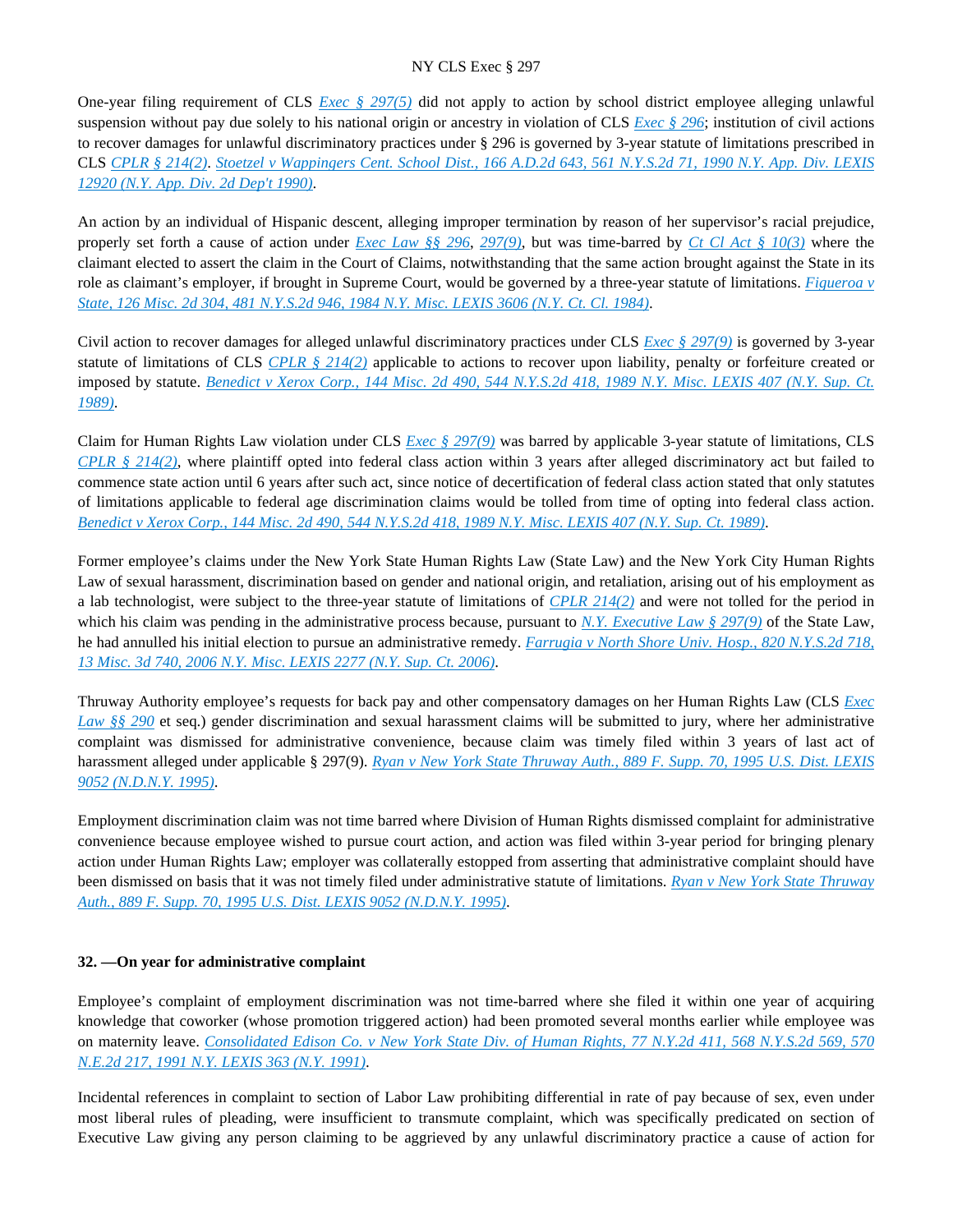One-year filing requirement of CLS *Exec § 297(5)* did not apply to action by school district employee alleging unlawful suspension without pay due solely to his national origin or ancestry in violation of CLS *Exec § 296*; institution of civil actions to recover damages for unlawful discriminatory practices under § 296 is governed by 3-year statute of limitations prescribed in CLS *CPLR § 214(2)*. *Stoetzel v Wappingers Cent. School Dist., 166 A.D.2d 643, 561 N.Y.S.2d 71, 1990 N.Y. App. Div. LEXIS 12920 (N.Y. App. Div. 2d Dep't 1990)*.

An action by an individual of Hispanic descent, alleging improper termination by reason of her supervisor's racial prejudice, properly set forth a cause of action under *Exec Law §§ 296*, *297(9)*, but was time-barred by *Ct Cl Act § 10(3)* where the claimant elected to assert the claim in the Court of Claims, notwithstanding that the same action brought against the State in its role as claimant's employer, if brought in Supreme Court, would be governed by a three-year statute of limitations. *Figueroa v State, 126 Misc. 2d 304, 481 N.Y.S.2d 946, 1984 N.Y. Misc. LEXIS 3606 (N.Y. Ct. Cl. 1984)*.

Civil action to recover damages for alleged unlawful discriminatory practices under CLS *Exec § 297(9)* is governed by 3-year statute of limitations of CLS *CPLR § 214(2)* applicable to actions to recover upon liability, penalty or forfeiture created or imposed by statute. *Benedict v Xerox Corp., 144 Misc. 2d 490, 544 N.Y.S.2d 418, 1989 N.Y. Misc. LEXIS 407 (N.Y. Sup. Ct. 1989)*.

Claim for Human Rights Law violation under CLS *Exec § 297(9)* was barred by applicable 3-year statute of limitations, CLS *CPLR § 214(2)*, where plaintiff opted into federal class action within 3 years after alleged discriminatory act but failed to commence state action until 6 years after such act, since notice of decertification of federal class action stated that only statutes of limitations applicable to federal age discrimination claims would be tolled from time of opting into federal class action. *Benedict v Xerox Corp., 144 Misc. 2d 490, 544 N.Y.S.2d 418, 1989 N.Y. Misc. LEXIS 407 (N.Y. Sup. Ct. 1989)*.

Former employee's claims under the New York State Human Rights Law (State Law) and the New York City Human Rights Law of sexual harassment, discrimination based on gender and national origin, and retaliation, arising out of his employment as a lab technologist, were subject to the three-year statute of limitations of *CPLR 214(2)* and were not tolled for the period in which his claim was pending in the administrative process because, pursuant to *N.Y. Executive Law § 297(9)* of the State Law, he had annulled his initial election to pursue an administrative remedy. *Farrugia v North Shore Univ. Hosp., 820 N.Y.S.2d 718, 13 Misc. 3d 740, 2006 N.Y. Misc. LEXIS 2277 (N.Y. Sup. Ct. 2006)*.

Thruway Authority employee's requests for back pay and other compensatory damages on her Human Rights Law (CLS *Exec Law §§ 290* et seq.) gender discrimination and sexual harassment claims will be submitted to jury, where her administrative complaint was dismissed for administrative convenience, because claim was timely filed within 3 years of last act of harassment alleged under applicable § 297(9). *Ryan v New York State Thruway Auth., 889 F. Supp. 70, 1995 U.S. Dist. LEXIS 9052 (N.D.N.Y. 1995)*.

Employment discrimination claim was not time barred where Division of Human Rights dismissed complaint for administrative convenience because employee wished to pursue court action, and action was filed within 3-year period for bringing plenary action under Human Rights Law; employer was collaterally estopped from asserting that administrative complaint should have been dismissed on basis that it was not timely filed under administrative statute of limitations. *Ryan v New York State Thruway Auth., 889 F. Supp. 70, 1995 U.S. Dist. LEXIS 9052 (N.D.N.Y. 1995)*.

**32. —On year for administrative complaint**

Employee's complaint of employment discrimination was not time-barred where she filed it within one year of acquiring knowledge that coworker (whose promotion triggered action) had been promoted several months earlier while employee was on maternity leave. *Consolidated Edison Co. v New York State Div. of Human Rights, 77 N.Y.2d 411, 568 N.Y.S.2d 569, 570 N.E.2d 217, 1991 N.Y. LEXIS 363 (N.Y. 1991)*.

Incidental references in complaint to section of Labor Law prohibiting differential in rate of pay because of sex, even under most liberal rules of pleading, were insufficient to transmute complaint, which was specifically predicated on section of Executive Law giving any person claiming to be aggrieved by any unlawful discriminatory practice a cause of action for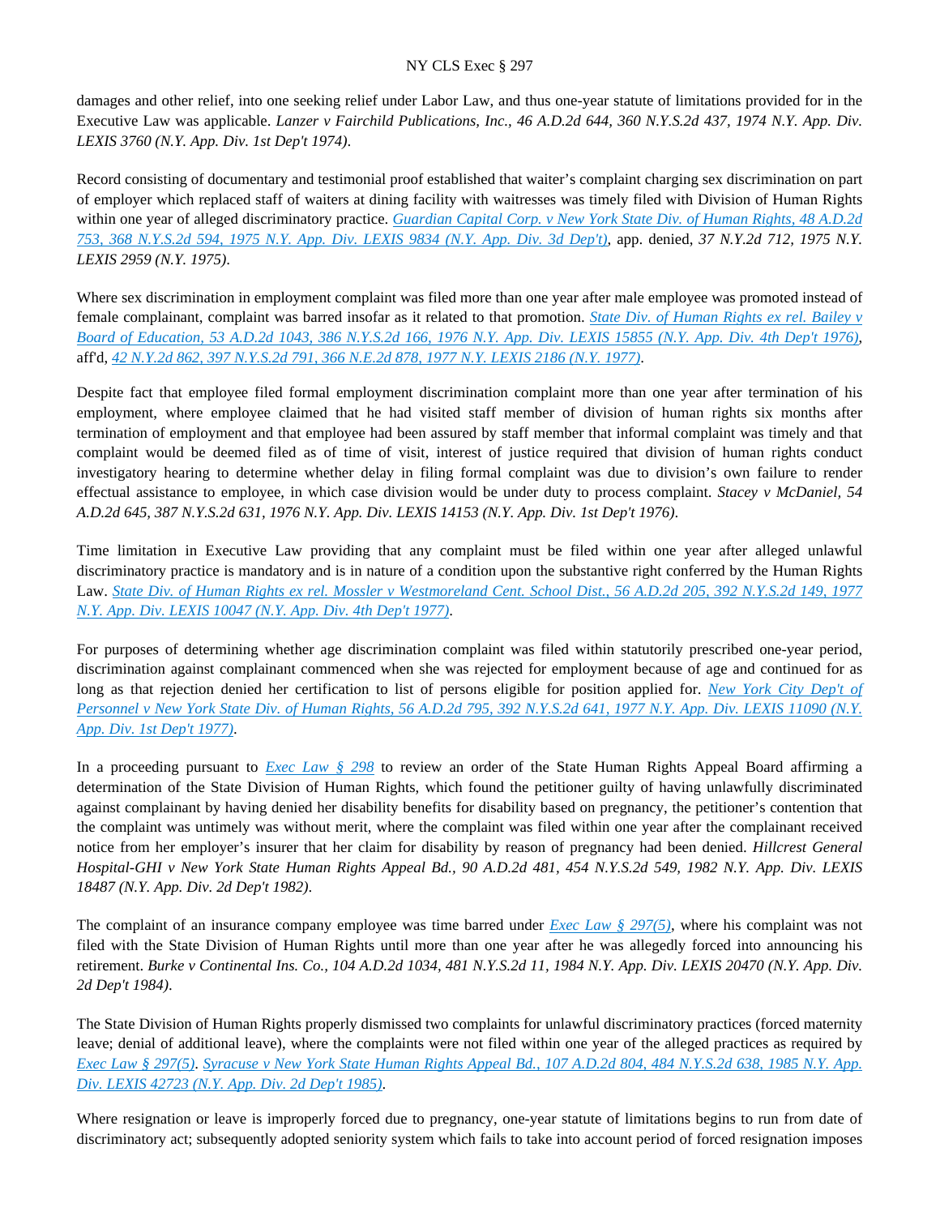damages and other relief, into one seeking relief under Labor Law, and thus one-year statute of limitations provided for in the Executive Law was applicable. *Lanzer v Fairchild Publications, Inc., 46 A.D.2d 644, 360 N.Y.S.2d 437, 1974 N.Y. App. Div. LEXIS 3760 (N.Y. App. Div. 1st Dep't 1974)*.

Record consisting of documentary and testimonial proof established that waiter's complaint charging sex discrimination on part of employer which replaced staff of waiters at dining facility with waitresses was timely filed with Division of Human Rights within one year of alleged discriminatory practice. *Guardian Capital Corp. v New York State Div. of Human Rights, 48 A.D.2d 753, 368 N.Y.S.2d 594, 1975 N.Y. App. Div. LEXIS 9834 (N.Y. App. Div. 3d Dep't)*, app. denied, *37 N.Y.2d 712, 1975 N.Y. LEXIS 2959 (N.Y. 1975)*.

Where sex discrimination in employment complaint was filed more than one year after male employee was promoted instead of female complainant, complaint was barred insofar as it related to that promotion. *State Div. of Human Rights ex rel. Bailey v Board of Education, 53 A.D.2d 1043, 386 N.Y.S.2d 166, 1976 N.Y. App. Div. LEXIS 15855 (N.Y. App. Div. 4th Dep't 1976)*, aff'd, *42 N.Y.2d 862, 397 N.Y.S.2d 791, 366 N.E.2d 878, 1977 N.Y. LEXIS 2186 (N.Y. 1977)*.

Despite fact that employee filed formal employment discrimination complaint more than one year after termination of his employment, where employee claimed that he had visited staff member of division of human rights six months after termination of employment and that employee had been assured by staff member that informal complaint was timely and that complaint would be deemed filed as of time of visit, interest of justice required that division of human rights conduct investigatory hearing to determine whether delay in filing formal complaint was due to division's own failure to render effectual assistance to employee, in which case division would be under duty to process complaint. *Stacey v McDaniel, 54 A.D.2d 645, 387 N.Y.S.2d 631, 1976 N.Y. App. Div. LEXIS 14153 (N.Y. App. Div. 1st Dep't 1976)*.

Time limitation in Executive Law providing that any complaint must be filed within one year after alleged unlawful discriminatory practice is mandatory and is in nature of a condition upon the substantive right conferred by the Human Rights Law. *State Div. of Human Rights ex rel. Mossler v Westmoreland Cent. School Dist., 56 A.D.2d 205, 392 N.Y.S.2d 149, 1977 N.Y. App. Div. LEXIS 10047 (N.Y. App. Div. 4th Dep't 1977)*.

For purposes of determining whether age discrimination complaint was filed within statutorily prescribed one-year period, discrimination against complainant commenced when she was rejected for employment because of age and continued for as long as that rejection denied her certification to list of persons eligible for position applied for. *New York City Dep't of Personnel v New York State Div. of Human Rights, 56 A.D.2d 795, 392 N.Y.S.2d 641, 1977 N.Y. App. Div. LEXIS 11090 (N.Y. App. Div. 1st Dep't 1977)*.

In a proceeding pursuant to *Exec Law § 298* to review an order of the State Human Rights Appeal Board affirming a determination of the State Division of Human Rights, which found the petitioner guilty of having unlawfully discriminated against complainant by having denied her disability benefits for disability based on pregnancy, the petitioner's contention that the complaint was untimely was without merit, where the complaint was filed within one year after the complainant received notice from her employer's insurer that her claim for disability by reason of pregnancy had been denied. *Hillcrest General Hospital-GHI v New York State Human Rights Appeal Bd., 90 A.D.2d 481, 454 N.Y.S.2d 549, 1982 N.Y. App. Div. LEXIS 18487 (N.Y. App. Div. 2d Dep't 1982)*.

The complaint of an insurance company employee was time barred under *Exec Law § 297(5)*, where his complaint was not filed with the State Division of Human Rights until more than one year after he was allegedly forced into announcing his retirement. *Burke v Continental Ins. Co., 104 A.D.2d 1034, 481 N.Y.S.2d 11, 1984 N.Y. App. Div. LEXIS 20470 (N.Y. App. Div. 2d Dep't 1984)*.

The State Division of Human Rights properly dismissed two complaints for unlawful discriminatory practices (forced maternity leave; denial of additional leave), where the complaints were not filed within one year of the alleged practices as required by *Exec Law § 297(5)*. *Syracuse v New York State Human Rights Appeal Bd., 107 A.D.2d 804, 484 N.Y.S.2d 638, 1985 N.Y. App. Div. LEXIS 42723 (N.Y. App. Div. 2d Dep't 1985)*.

Where resignation or leave is improperly forced due to pregnancy, one-year statute of limitations begins to run from date of discriminatory act; subsequently adopted seniority system which fails to take into account period of forced resignation imposes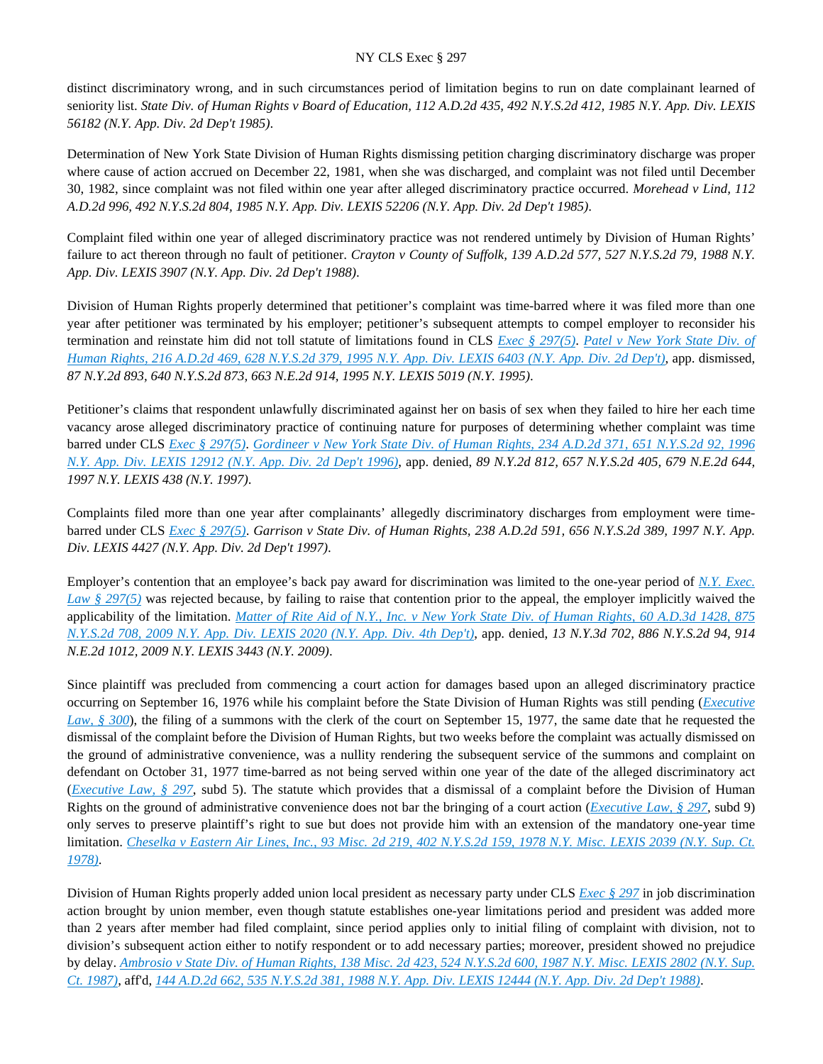distinct discriminatory wrong, and in such circumstances period of limitation begins to run on date complainant learned of seniority list. *State Div. of Human Rights v Board of Education, 112 A.D.2d 435, 492 N.Y.S.2d 412, 1985 N.Y. App. Div. LEXIS 56182 (N.Y. App. Div. 2d Dep't 1985)*.

Determination of New York State Division of Human Rights dismissing petition charging discriminatory discharge was proper where cause of action accrued on December 22, 1981, when she was discharged, and complaint was not filed until December 30, 1982, since complaint was not filed within one year after alleged discriminatory practice occurred. *Morehead v Lind, 112 A.D.2d 996, 492 N.Y.S.2d 804, 1985 N.Y. App. Div. LEXIS 52206 (N.Y. App. Div. 2d Dep't 1985)*.

Complaint filed within one year of alleged discriminatory practice was not rendered untimely by Division of Human Rights' failure to act thereon through no fault of petitioner. *Crayton v County of Suffolk, 139 A.D.2d 577, 527 N.Y.S.2d 79, 1988 N.Y. App. Div. LEXIS 3907 (N.Y. App. Div. 2d Dep't 1988)*.

Division of Human Rights properly determined that petitioner's complaint was time-barred where it was filed more than one year after petitioner was terminated by his employer; petitioner's subsequent attempts to compel employer to reconsider his termination and reinstate him did not toll statute of limitations found in CLS *Exec § 297(5)*. *Patel v New York State Div. of Human Rights, 216 A.D.2d 469, 628 N.Y.S.2d 379, 1995 N.Y. App. Div. LEXIS 6403 (N.Y. App. Div. 2d Dep't)*, app. dismissed, *87 N.Y.2d 893, 640 N.Y.S.2d 873, 663 N.E.2d 914, 1995 N.Y. LEXIS 5019 (N.Y. 1995)*.

Petitioner's claims that respondent unlawfully discriminated against her on basis of sex when they failed to hire her each time vacancy arose alleged discriminatory practice of continuing nature for purposes of determining whether complaint was time barred under CLS *Exec § 297(5)*. *Gordineer v New York State Div. of Human Rights, 234 A.D.2d 371, 651 N.Y.S.2d 92, 1996 N.Y. App. Div. LEXIS 12912 (N.Y. App. Div. 2d Dep't 1996)*, app. denied, *89 N.Y.2d 812, 657 N.Y.S.2d 405, 679 N.E.2d 644, 1997 N.Y. LEXIS 438 (N.Y. 1997)*.

Complaints filed more than one year after complainants' allegedly discriminatory discharges from employment were time-barred under CLS *Exec § 297(5)*. *Garrison v State Div. of Human Rights, 238 A.D.2d 591, 656 N.Y.S.2d 389, 1997 N.Y. App. Div. LEXIS 4427 (N.Y. App. Div. 2d Dep't 1997)*.

Employer's contention that an employee's back pay award for discrimination was limited to the one-year period of *N.Y. Exec. Law § 297(5)* was rejected because, by failing to raise that contention prior to the appeal, the employer implicitly waived the applicability of the limitation. *Matter of Rite Aid of N.Y., Inc. v New York State Div. of Human Rights, 60 A.D.3d 1428, 875 N.Y.S.2d 708, 2009 N.Y. App. Div. LEXIS 2020 (N.Y. App. Div. 4th Dep't)*, app. denied, *13 N.Y.3d 702, 886 N.Y.S.2d 94, 914 N.E.2d 1012, 2009 N.Y. LEXIS 3443 (N.Y. 2009)*.

Since plaintiff was precluded from commencing a court action for damages based upon an alleged discriminatory practice occurring on September 16, 1976 while his complaint before the State Division of Human Rights was still pending (*Executive Law, § 300*), the filing of a summons with the clerk of the court on September 15, 1977, the same date that he requested the dismissal of the complaint before the Division of Human Rights, but two weeks before the complaint was actually dismissed on the ground of administrative convenience, was a nullity rendering the subsequent service of the summons and complaint on defendant on October 31, 1977 time-barred as not being served within one year of the date of the alleged discriminatory act (*Executive Law, § 297*, subd 5). The statute which provides that a dismissal of a complaint before the Division of Human Rights on the ground of administrative convenience does not bar the bringing of a court action (*Executive Law, § 297*, subd 9) only serves to preserve plaintiff's right to sue but does not provide him with an extension of the mandatory one-year time limitation. *Cheselka v Eastern Air Lines, Inc., 93 Misc. 2d 219, 402 N.Y.S.2d 159, 1978 N.Y. Misc. LEXIS 2039 (N.Y. Sup. Ct. 1978)*.

Division of Human Rights properly added union local president as necessary party under CLS *Exec § 297* in job discrimination action brought by union member, even though statute establishes one-year limitations period and president was added more than 2 years after member had filed complaint, since period applies only to initial filing of complaint with division, not to division's subsequent action either to notify respondent or to add necessary parties; moreover, president showed no prejudice by delay. *Ambrosio v State Div. of Human Rights, 138 Misc. 2d 423, 524 N.Y.S.2d 600, 1987 N.Y. Misc. LEXIS 2802 (N.Y. Sup. Ct. 1987)*, aff'd, *144 A.D.2d 662, 535 N.Y.S.2d 381, 1988 N.Y. App. Div. LEXIS 12444 (N.Y. App. Div. 2d Dep't 1988)*.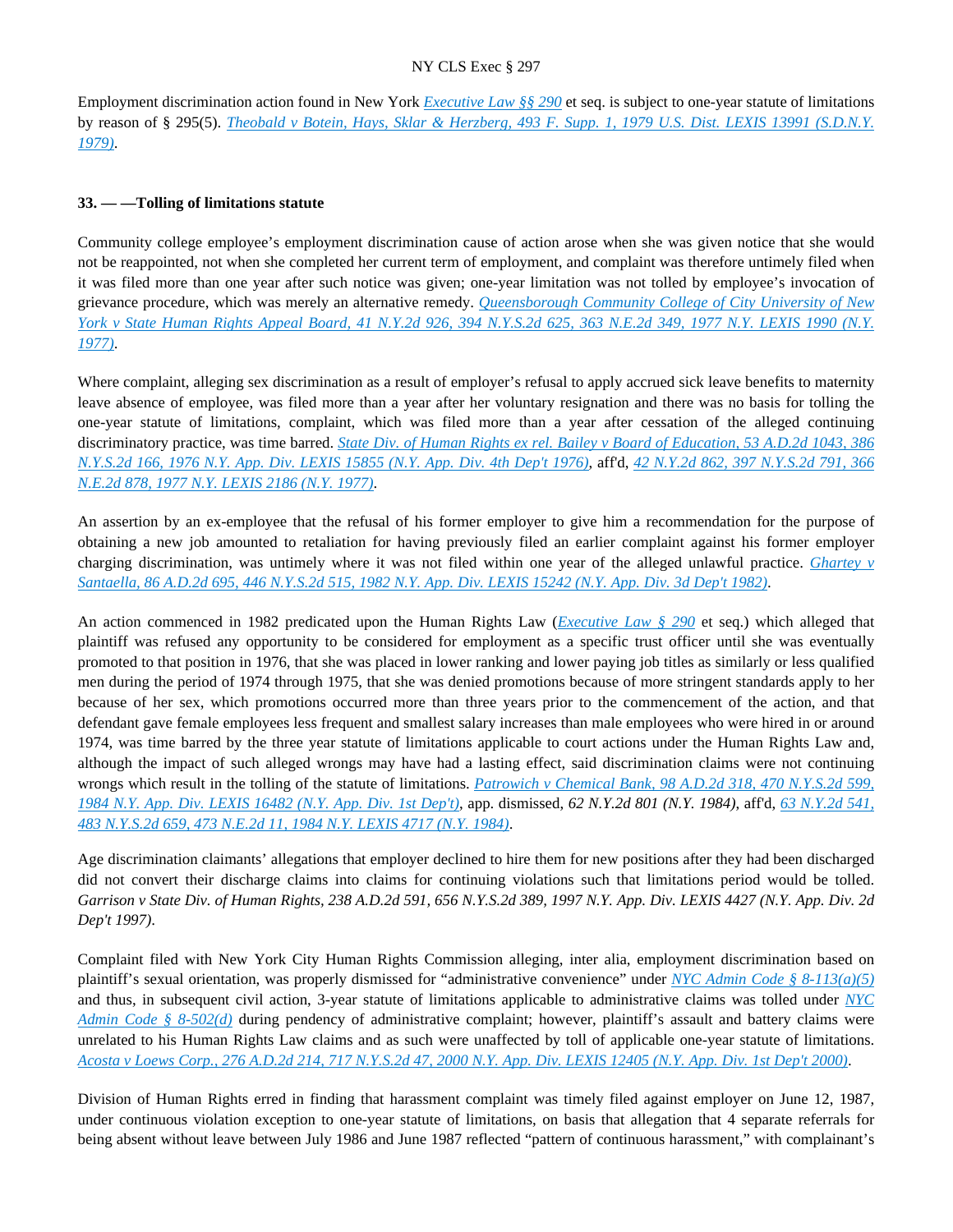Employment discrimination action found in New York *Executive Law §§ 290* et seq. is subject to one-year statute of limitations by reason of § 295(5). *Theobald v Botein, Hays, Sklar & Herzberg, 493 F. Supp. 1, 1979 U.S. Dist. LEXIS 13991 (S.D.N.Y. 1979)*.

**33. — —Tolling of limitations statute**

Community college employee's employment discrimination cause of action arose when she was given notice that she would not be reappointed, not when she completed her current term of employment, and complaint was therefore untimely filed when it was filed more than one year after such notice was given; one-year limitation was not tolled by employee's invocation of grievance procedure, which was merely an alternative remedy. *Queensborough Community College of City University of New York v State Human Rights Appeal Board, 41 N.Y.2d 926, 394 N.Y.S.2d 625, 363 N.E.2d 349, 1977 N.Y. LEXIS 1990 (N.Y. 1977)*.

Where complaint, alleging sex discrimination as a result of employer's refusal to apply accrued sick leave benefits to maternity leave absence of employee, was filed more than a year after her voluntary resignation and there was no basis for tolling the one-year statute of limitations, complaint, which was filed more than a year after cessation of the alleged continuing discriminatory practice, was time barred. *State Div. of Human Rights ex rel. Bailey v Board of Education, 53 A.D.2d 1043, 386 N.Y.S.2d 166, 1976 N.Y. App. Div. LEXIS 15855 (N.Y. App. Div. 4th Dep't 1976)*, aff'd, *42 N.Y.2d 862, 397 N.Y.S.2d 791, 366 N.E.2d 878, 1977 N.Y. LEXIS 2186 (N.Y. 1977)*.

An assertion by an ex-employee that the refusal of his former employer to give him a recommendation for the purpose of obtaining a new job amounted to retaliation for having previously filed an earlier complaint against his former employer charging discrimination, was untimely where it was not filed within one year of the alleged unlawful practice. *Ghartey v Santaella, 86 A.D.2d 695, 446 N.Y.S.2d 515, 1982 N.Y. App. Div. LEXIS 15242 (N.Y. App. Div. 3d Dep't 1982)*.

An action commenced in 1982 predicated upon the Human Rights Law (*Executive Law § 290* et seq.) which alleged that plaintiff was refused any opportunity to be considered for employment as a specific trust officer until she was eventually promoted to that position in 1976, that she was placed in lower ranking and lower paying job titles as similarly or less qualified men during the period of 1974 through 1975, that she was denied promotions because of more stringent standards apply to her because of her sex, which promotions occurred more than three years prior to the commencement of the action, and that defendant gave female employees less frequent and smallest salary increases than male employees who were hired in or around 1974, was time barred by the three year statute of limitations applicable to court actions under the Human Rights Law and, although the impact of such alleged wrongs may have had a lasting effect, said discrimination claims were not continuing wrongs which result in the tolling of the statute of limitations. *Patrowich v Chemical Bank, 98 A.D.2d 318, 470 N.Y.S.2d 599, 1984 N.Y. App. Div. LEXIS 16482 (N.Y. App. Div. 1st Dep't)*, app. dismissed, *62 N.Y.2d 801 (N.Y. 1984)*, aff'd, *63 N.Y.2d 541, 483 N.Y.S.2d 659, 473 N.E.2d 11, 1984 N.Y. LEXIS 4717 (N.Y. 1984)*.

Age discrimination claimants' allegations that employer declined to hire them for new positions after they had been discharged did not convert their discharge claims into claims for continuing violations such that limitations period would be tolled. *Garrison v State Div. of Human Rights, 238 A.D.2d 591, 656 N.Y.S.2d 389, 1997 N.Y. App. Div. LEXIS 4427 (N.Y. App. Div. 2d Dep't 1997)*.

Complaint filed with New York City Human Rights Commission alleging, inter alia, employment discrimination based on plaintiff's sexual orientation, was properly dismissed for "administrative convenience" under *NYC Admin Code § 8-113(a)(5)* and thus, in subsequent civil action, 3-year statute of limitations applicable to administrative claims was tolled under *NYC Admin Code § 8-502(d)* during pendency of administrative complaint; however, plaintiff's assault and battery claims were unrelated to his Human Rights Law claims and as such were unaffected by toll of applicable one-year statute of limitations. *Acosta v Loews Corp., 276 A.D.2d 214, 717 N.Y.S.2d 47, 2000 N.Y. App. Div. LEXIS 12405 (N.Y. App. Div. 1st Dep't 2000)*.

Division of Human Rights erred in finding that harassment complaint was timely filed against employer on June 12, 1987, under continuous violation exception to one-year statute of limitations, on basis that allegation that 4 separate referrals for being absent without leave between July 1986 and June 1987 reflected "pattern of continuous harassment," with complainant's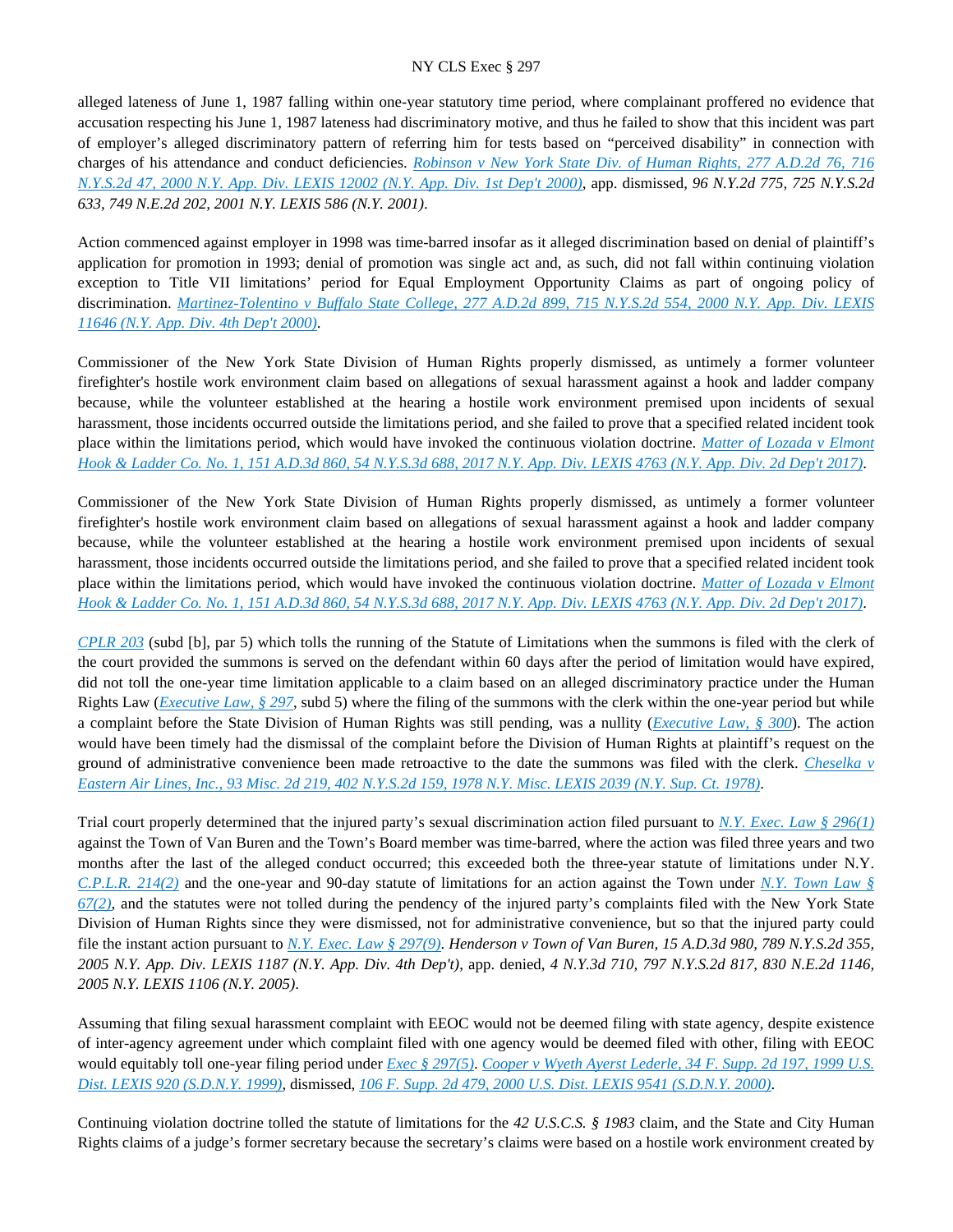alleged lateness of June 1, 1987 falling within one-year statutory time period, where complainant proffered no evidence that accusation respecting his June 1, 1987 lateness had discriminatory motive, and thus he failed to show that this incident was part of employer's alleged discriminatory pattern of referring him for tests based on "perceived disability" in connection with charges of his attendance and conduct deficiencies. *Robinson v New York State Div. of Human Rights, 277 A.D.2d 76, 716 N.Y.S.2d 47, 2000 N.Y. App. Div. LEXIS 12002 (N.Y. App. Div. 1st Dep't 2000)*, app. dismissed, *96 N.Y.2d 775, 725 N.Y.S.2d 633, 749 N.E.2d 202, 2001 N.Y. LEXIS 586 (N.Y. 2001)*.

Action commenced against employer in 1998 was time-barred insofar as it alleged discrimination based on denial of plaintiff's application for promotion in 1993; denial of promotion was single act and, as such, did not fall within continuing violation exception to Title VII limitations' period for Equal Employment Opportunity Claims as part of ongoing policy of discrimination. *Martinez-Tolentino v Buffalo State College, 277 A.D.2d 899, 715 N.Y.S.2d 554, 2000 N.Y. App. Div. LEXIS 11646 (N.Y. App. Div. 4th Dep't 2000)*.

Commissioner of the New York State Division of Human Rights properly dismissed, as untimely a former volunteer firefighter's hostile work environment claim based on allegations of sexual harassment against a hook and ladder company because, while the volunteer established at the hearing a hostile work environment premised upon incidents of sexual harassment, those incidents occurred outside the limitations period, and she failed to prove that a specified related incident took place within the limitations period, which would have invoked the continuous violation doctrine. *Matter of Lozada v Elmont Hook & Ladder Co. No. 1, 151 A.D.3d 860, 54 N.Y.S.3d 688, 2017 N.Y. App. Div. LEXIS 4763 (N.Y. App. Div. 2d Dep't 2017)*.

Commissioner of the New York State Division of Human Rights properly dismissed, as untimely a former volunteer firefighter's hostile work environment claim based on allegations of sexual harassment against a hook and ladder company because, while the volunteer established at the hearing a hostile work environment premised upon incidents of sexual harassment, those incidents occurred outside the limitations period, and she failed to prove that a specified related incident took place within the limitations period, which would have invoked the continuous violation doctrine. *Matter of Lozada v Elmont Hook & Ladder Co. No. 1, 151 A.D.3d 860, 54 N.Y.S.3d 688, 2017 N.Y. App. Div. LEXIS 4763 (N.Y. App. Div. 2d Dep't 2017)*.

*CPLR 203* (subd [b], par 5) which tolls the running of the Statute of Limitations when the summons is filed with the clerk of the court provided the summons is served on the defendant within 60 days after the period of limitation would have expired, did not toll the one-year time limitation applicable to a claim based on an alleged discriminatory practice under the Human Rights Law (*Executive Law, § 297*, subd 5) where the filing of the summons with the clerk within the one-year period but while a complaint before the State Division of Human Rights was still pending, was a nullity (*Executive Law, § 300*). The action would have been timely had the dismissal of the complaint before the Division of Human Rights at plaintiff's request on the ground of administrative convenience been made retroactive to the date the summons was filed with the clerk. *Cheselka v Eastern Air Lines, Inc., 93 Misc. 2d 219, 402 N.Y.S.2d 159, 1978 N.Y. Misc. LEXIS 2039 (N.Y. Sup. Ct. 1978)*.

Trial court properly determined that the injured party's sexual discrimination action filed pursuant to *N.Y. Exec. Law § 296(1)* against the Town of Van Buren and the Town's Board member was time-barred, where the action was filed three years and two months after the last of the alleged conduct occurred; this exceeded both the three-year statute of limitations under N.Y. *C.P.L.R. 214(2)* and the one-year and 90-day statute of limitations for an action against the Town under *N.Y. Town Law § 67(2)*, and the statutes were not tolled during the pendency of the injured party's complaints filed with the New York State Division of Human Rights since they were dismissed, not for administrative convenience, but so that the injured party could file the instant action pursuant to *N.Y. Exec. Law § 297(9)*. *Henderson v Town of Van Buren, 15 A.D.3d 980, 789 N.Y.S.2d 355, 2005 N.Y. App. Div. LEXIS 1187 (N.Y. App. Div. 4th Dep't)*, app. denied, *4 N.Y.3d 710, 797 N.Y.S.2d 817, 830 N.E.2d 1146, 2005 N.Y. LEXIS 1106 (N.Y. 2005)*.

Assuming that filing sexual harassment complaint with EEOC would not be deemed filing with state agency, despite existence of inter-agency agreement under which complaint filed with one agency would be deemed filed with other, filing with EEOC would equitably toll one-year filing period under *Exec § 297(5)*. *Cooper v Wyeth Ayerst Lederle, 34 F. Supp. 2d 197, 1999 U.S. Dist. LEXIS 920 (S.D.N.Y. 1999)*, dismissed, *106 F. Supp. 2d 479, 2000 U.S. Dist. LEXIS 9541 (S.D.N.Y. 2000)*.

Continuing violation doctrine tolled the statute of limitations for the *42 U.S.C.S. § 1983* claim, and the State and City Human Rights claims of a judge's former secretary because the secretary's claims were based on a hostile work environment created by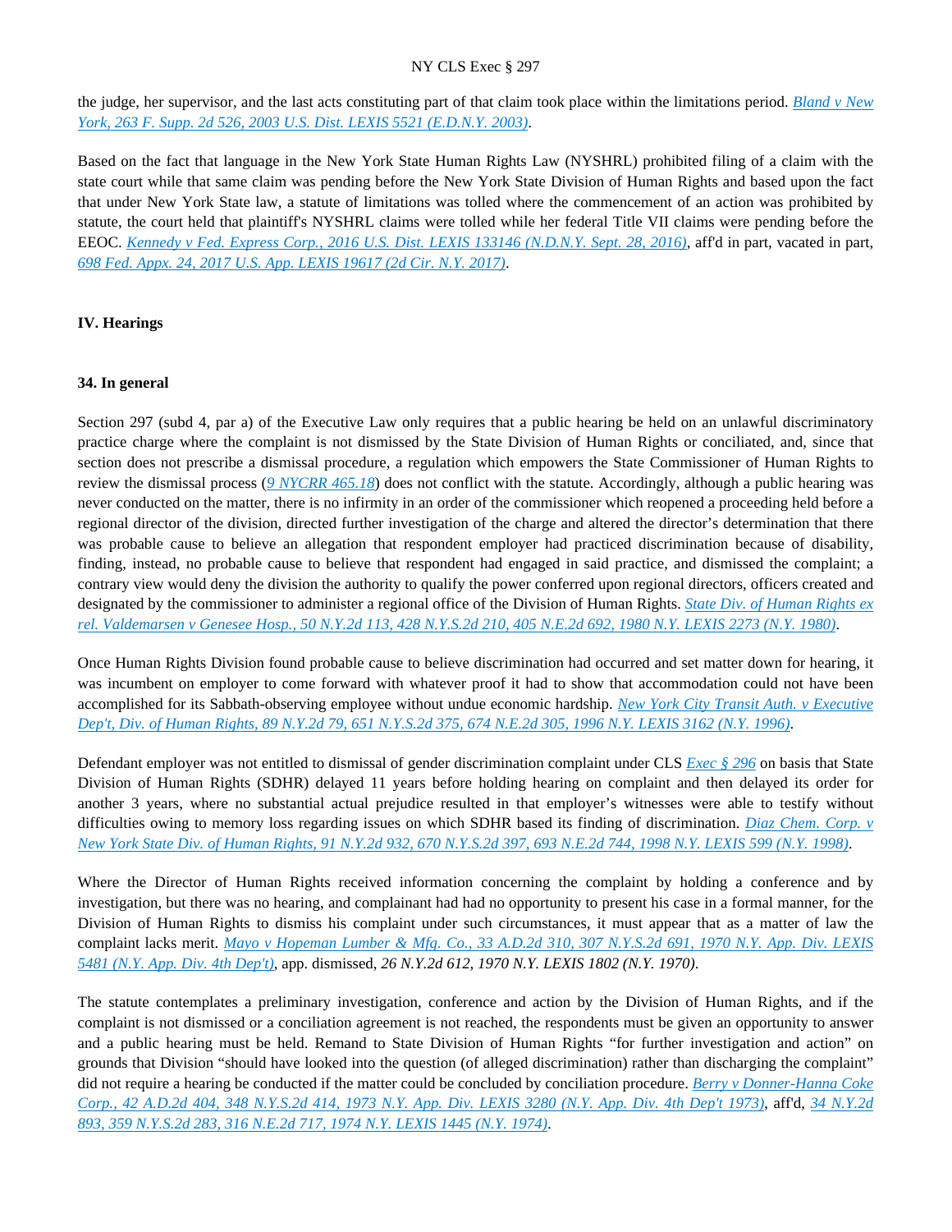the judge, her supervisor, and the last acts constituting part of that claim took place within the limitations period. *Bland v New York, 263 F. Supp. 2d 526, 2003 U.S. Dist. LEXIS 5521 (E.D.N.Y. 2003)*.

Based on the fact that language in the New York State Human Rights Law (NYSHRL) prohibited filing of a claim with the state court while that same claim was pending before the New York State Division of Human Rights and based upon the fact that under New York State law, a statute of limitations was tolled where the commencement of an action was prohibited by statute, the court held that plaintiff's NYSHRL claims were tolled while her federal Title VII claims were pending before the EEOC. *Kennedy v Fed. Express Corp., 2016 U.S. Dist. LEXIS 133146 (N.D.N.Y. Sept. 28, 2016)*, aff'd in part, vacated in part, *698 Fed. Appx. 24, 2017 U.S. App. LEXIS 19617 (2d Cir. N.Y. 2017)*.

### IV. Hearings

#### 34. In general

Section 297 (subd 4, par a) of the Executive Law only requires that a public hearing be held on an unlawful discriminatory practice charge where the complaint is not dismissed by the State Division of Human Rights or conciliated, and, since that section does not prescribe a dismissal procedure, a regulation which empowers the State Commissioner of Human Rights to review the dismissal process (*9 NYCRR 465.18*) does not conflict with the statute. Accordingly, although a public hearing was never conducted on the matter, there is no infirmity in an order of the commissioner which reopened a proceeding held before a regional director of the division, directed further investigation of the charge and altered the director's determination that there was probable cause to believe an allegation that respondent employer had practiced discrimination because of disability, finding, instead, no probable cause to believe that respondent had engaged in said practice, and dismissed the complaint; a contrary view would deny the division the authority to qualify the power conferred upon regional directors, officers created and designated by the commissioner to administer a regional office of the Division of Human Rights. *State Div. of Human Rights ex rel. Valdemarsen v Genesee Hosp., 50 N.Y.2d 113, 428 N.Y.S.2d 210, 405 N.E.2d 692, 1980 N.Y. LEXIS 2273 (N.Y. 1980)*.

Once Human Rights Division found probable cause to believe discrimination had occurred and set matter down for hearing, it was incumbent on employer to come forward with whatever proof it had to show that accommodation could not have been accomplished for its Sabbath-observing employee without undue economic hardship. *New York City Transit Auth. v Executive Dep't, Div. of Human Rights, 89 N.Y.2d 79, 651 N.Y.S.2d 375, 674 N.E.2d 305, 1996 N.Y. LEXIS 3162 (N.Y. 1996)*.

Defendant employer was not entitled to dismissal of gender discrimination complaint under CLS *Exec § 296* on basis that State Division of Human Rights (SDHR) delayed 11 years before holding hearing on complaint and then delayed its order for another 3 years, where no substantial actual prejudice resulted in that employer's witnesses were able to testify without difficulties owing to memory loss regarding issues on which SDHR based its finding of discrimination. *Diaz Chem. Corp. v New York State Div. of Human Rights, 91 N.Y.2d 932, 670 N.Y.S.2d 397, 693 N.E.2d 744, 1998 N.Y. LEXIS 599 (N.Y. 1998)*.

Where the Director of Human Rights received information concerning the complaint by holding a conference and by investigation, but there was no hearing, and complainant had had no opportunity to present his case in a formal manner, for the Division of Human Rights to dismiss his complaint under such circumstances, it must appear that as a matter of law the complaint lacks merit. *Mayo v Hopeman Lumber & Mfg. Co., 33 A.D.2d 310, 307 N.Y.S.2d 691, 1970 N.Y. App. Div. LEXIS 5481 (N.Y. App. Div. 4th Dep't)*, app. dismissed, *26 N.Y.2d 612, 1970 N.Y. LEXIS 1802 (N.Y. 1970)*.

The statute contemplates a preliminary investigation, conference and action by the Division of Human Rights, and if the complaint is not dismissed or a conciliation agreement is not reached, the respondents must be given an opportunity to answer and a public hearing must be held. Remand to State Division of Human Rights "for further investigation and action" on grounds that Division "should have looked into the question (of alleged discrimination) rather than discharging the complaint" did not require a hearing be conducted if the matter could be concluded by conciliation procedure. *Berry v Donner-Hanna Coke Corp., 42 A.D.2d 404, 348 N.Y.S.2d 414, 1973 N.Y. App. Div. LEXIS 3280 (N.Y. App. Div. 4th Dep't 1973)*, aff'd, *34 N.Y.2d 893, 359 N.Y.S.2d 283, 316 N.E.2d 717, 1974 N.Y. LEXIS 1445 (N.Y. 1974)*.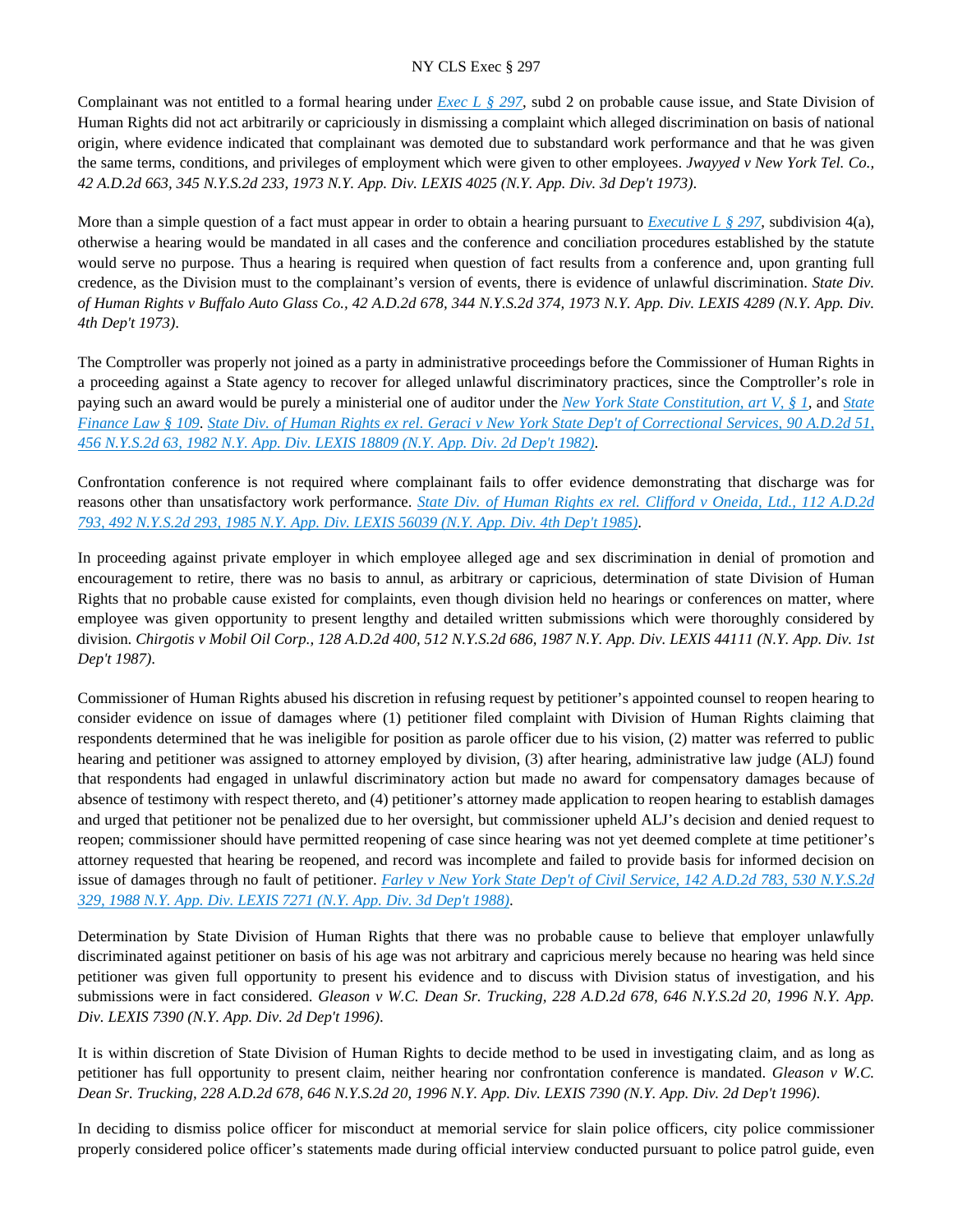Complainant was not entitled to a formal hearing under [Exec L § 297](), subd 2 on probable cause issue, and State Division of Human Rights did not act arbitrarily or capriciously in dismissing a complaint which alleged discrimination on basis of national origin, where evidence indicated that complainant was demoted due to substandard work performance and that he was given the same terms, conditions, and privileges of employment which were given to other employees. *Jwayyed v New York Tel. Co., 42 A.D.2d 663, 345 N.Y.S.2d 233, 1973 N.Y. App. Div. LEXIS 4025 (N.Y. App. Div. 3d Dep't 1973).*

More than a simple question of a fact must appear in order to obtain a hearing pursuant to [Executive L § 297](), subdivision 4(a), otherwise a hearing would be mandated in all cases and the conference and conciliation procedures established by the statute would serve no purpose. Thus a hearing is required when question of fact results from a conference and, upon granting full credence, as the Division must to the complainant's version of events, there is evidence of unlawful discrimination. *State Div. of Human Rights v Buffalo Auto Glass Co., 42 A.D.2d 678, 344 N.Y.S.2d 374, 1973 N.Y. App. Div. LEXIS 4289 (N.Y. App. Div. 4th Dep't 1973).*

The Comptroller was properly not joined as a party in administrative proceedings before the Commissioner of Human Rights in a proceeding against a State agency to recover for alleged unlawful discriminatory practices, since the Comptroller's role in paying such an award would be purely a ministerial one of auditor under the [New York State Constitution, art V, § 1](), and [State Finance Law § 109](). [*State Div. of Human Rights ex rel. Geraci v New York State Dep't of Correctional Services, 90 A.D.2d 51, 456 N.Y.S.2d 63, 1982 N.Y. App. Div. LEXIS 18809 (N.Y. App. Div. 2d Dep't 1982)*]().

Confrontation conference is not required where complainant fails to offer evidence demonstrating that discharge was for reasons other than unsatisfactory work performance. [*State Div. of Human Rights ex rel. Clifford v Oneida, Ltd., 112 A.D.2d 793, 492 N.Y.S.2d 293, 1985 N.Y. App. Div. LEXIS 56039 (N.Y. App. Div. 4th Dep't 1985)*]().

In proceeding against private employer in which employee alleged age and sex discrimination in denial of promotion and encouragement to retire, there was no basis to annul, as arbitrary or capricious, determination of state Division of Human Rights that no probable cause existed for complaints, even though division held no hearings or conferences on matter, where employee was given opportunity to present lengthy and detailed written submissions which were thoroughly considered by division. *Chirgotis v Mobil Oil Corp., 128 A.D.2d 400, 512 N.Y.S.2d 686, 1987 N.Y. App. Div. LEXIS 44111 (N.Y. App. Div. 1st Dep't 1987).*

Commissioner of Human Rights abused his discretion in refusing request by petitioner's appointed counsel to reopen hearing to consider evidence on issue of damages where (1) petitioner filed complaint with Division of Human Rights claiming that respondents determined that he was ineligible for position as parole officer due to his vision, (2) matter was referred to public hearing and petitioner was assigned to attorney employed by division, (3) after hearing, administrative law judge (ALJ) found that respondents had engaged in unlawful discriminatory action but made no award for compensatory damages because of absence of testimony with respect thereto, and (4) petitioner's attorney made application to reopen hearing to establish damages and urged that petitioner not be penalized due to her oversight, but commissioner upheld ALJ's decision and denied request to reopen; commissioner should have permitted reopening of case since hearing was not yet deemed complete at time petitioner's attorney requested that hearing be reopened, and record was incomplete and failed to provide basis for informed decision on issue of damages through no fault of petitioner. [*Farley v New York State Dep't of Civil Service, 142 A.D.2d 783, 530 N.Y.S.2d 329, 1988 N.Y. App. Div. LEXIS 7271 (N.Y. App. Div. 3d Dep't 1988)*]().

Determination by State Division of Human Rights that there was no probable cause to believe that employer unlawfully discriminated against petitioner on basis of his age was not arbitrary and capricious merely because no hearing was held since petitioner was given full opportunity to present his evidence and to discuss with Division status of investigation, and his submissions were in fact considered. *Gleason v W.C. Dean Sr. Trucking, 228 A.D.2d 678, 646 N.Y.S.2d 20, 1996 N.Y. App. Div. LEXIS 7390 (N.Y. App. Div. 2d Dep't 1996).*

It is within discretion of State Division of Human Rights to decide method to be used in investigating claim, and as long as petitioner has full opportunity to present claim, neither hearing nor confrontation conference is mandated. *Gleason v W.C. Dean Sr. Trucking, 228 A.D.2d 678, 646 N.Y.S.2d 20, 1996 N.Y. App. Div. LEXIS 7390 (N.Y. App. Div. 2d Dep't 1996).*

In deciding to dismiss police officer for misconduct at memorial service for slain police officers, city police commissioner properly considered police officer's statements made during official interview conducted pursuant to police patrol guide, even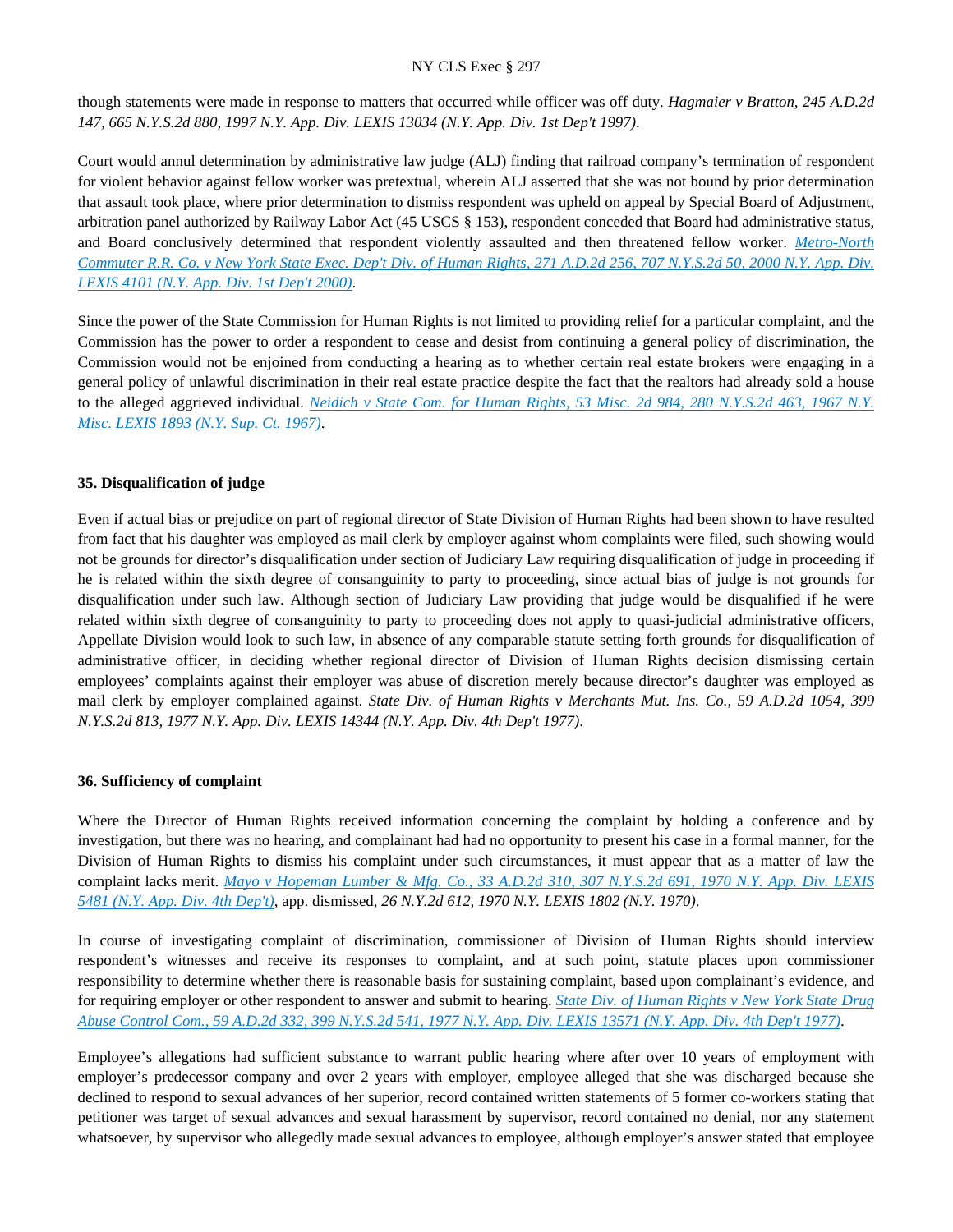though statements were made in response to matters that occurred while officer was off duty. *Hagmaier v Bratton, 245 A.D.2d 147, 665 N.Y.S.2d 880, 1997 N.Y. App. Div. LEXIS 13034 (N.Y. App. Div. 1st Dep't 1997).*

Court would annul determination by administrative law judge (ALJ) finding that railroad company's termination of respondent for violent behavior against fellow worker was pretextual, wherein ALJ asserted that she was not bound by prior determination that assault took place, where prior determination to dismiss respondent was upheld on appeal by Special Board of Adjustment, arbitration panel authorized by Railway Labor Act (45 USCS § 153), respondent conceded that Board had administrative status, and Board conclusively determined that respondent violently assaulted and then threatened fellow worker. *Metro-North Commuter R.R. Co. v New York State Exec. Dep't Div. of Human Rights, 271 A.D.2d 256, 707 N.Y.S.2d 50, 2000 N.Y. App. Div. LEXIS 4101 (N.Y. App. Div. 1st Dep't 2000).*

Since the power of the State Commission for Human Rights is not limited to providing relief for a particular complaint, and the Commission has the power to order a respondent to cease and desist from continuing a general policy of discrimination, the Commission would not be enjoined from conducting a hearing as to whether certain real estate brokers were engaging in a general policy of unlawful discrimination in their real estate practice despite the fact that the realtors had already sold a house to the alleged aggrieved individual. *Neidich v State Com. for Human Rights, 53 Misc. 2d 984, 280 N.Y.S.2d 463, 1967 N.Y. Misc. LEXIS 1893 (N.Y. Sup. Ct. 1967).*

### 35. Disqualification of judge

Even if actual bias or prejudice on part of regional director of State Division of Human Rights had been shown to have resulted from fact that his daughter was employed as mail clerk by employer against whom complaints were filed, such showing would not be grounds for director's disqualification under section of Judiciary Law requiring disqualification of judge in proceeding if he is related within the sixth degree of consanguinity to party to proceeding, since actual bias of judge is not grounds for disqualification under such law. Although section of Judiciary Law providing that judge would be disqualified if he were related within sixth degree of consanguinity to party to proceeding does not apply to quasi-judicial administrative officers, Appellate Division would look to such law, in absence of any comparable statute setting forth grounds for disqualification of administrative officer, in deciding whether regional director of Division of Human Rights decision dismissing certain employees' complaints against their employer was abuse of discretion merely because director's daughter was employed as mail clerk by employer complained against. *State Div. of Human Rights v Merchants Mut. Ins. Co., 59 A.D.2d 1054, 399 N.Y.S.2d 813, 1977 N.Y. App. Div. LEXIS 14344 (N.Y. App. Div. 4th Dep't 1977).*

### 36. Sufficiency of complaint

Where the Director of Human Rights received information concerning the complaint by holding a conference and by investigation, but there was no hearing, and complainant had had no opportunity to present his case in a formal manner, for the Division of Human Rights to dismiss his complaint under such circumstances, it must appear that as a matter of law the complaint lacks merit. *Mayo v Hopeman Lumber & Mfg. Co., 33 A.D.2d 310, 307 N.Y.S.2d 691, 1970 N.Y. App. Div. LEXIS 5481 (N.Y. App. Div. 4th Dep't)*, app. dismissed, *26 N.Y.2d 612, 1970 N.Y. LEXIS 1802 (N.Y. 1970).*

In course of investigating complaint of discrimination, commissioner of Division of Human Rights should interview respondent's witnesses and receive its responses to complaint, and at such point, statute places upon commissioner responsibility to determine whether there is reasonable basis for sustaining complaint, based upon complainant's evidence, and for requiring employer or other respondent to answer and submit to hearing. *State Div. of Human Rights v New York State Drug Abuse Control Com., 59 A.D.2d 332, 399 N.Y.S.2d 541, 1977 N.Y. App. Div. LEXIS 13571 (N.Y. App. Div. 4th Dep't 1977).*

Employee's allegations had sufficient substance to warrant public hearing where after over 10 years of employment with employer's predecessor company and over 2 years with employer, employee alleged that she was discharged because she declined to respond to sexual advances of her superior, record contained written statements of 5 former co-workers stating that petitioner was target of sexual advances and sexual harassment by supervisor, record contained no denial, nor any statement whatsoever, by supervisor who allegedly made sexual advances to employee, although employer's answer stated that employee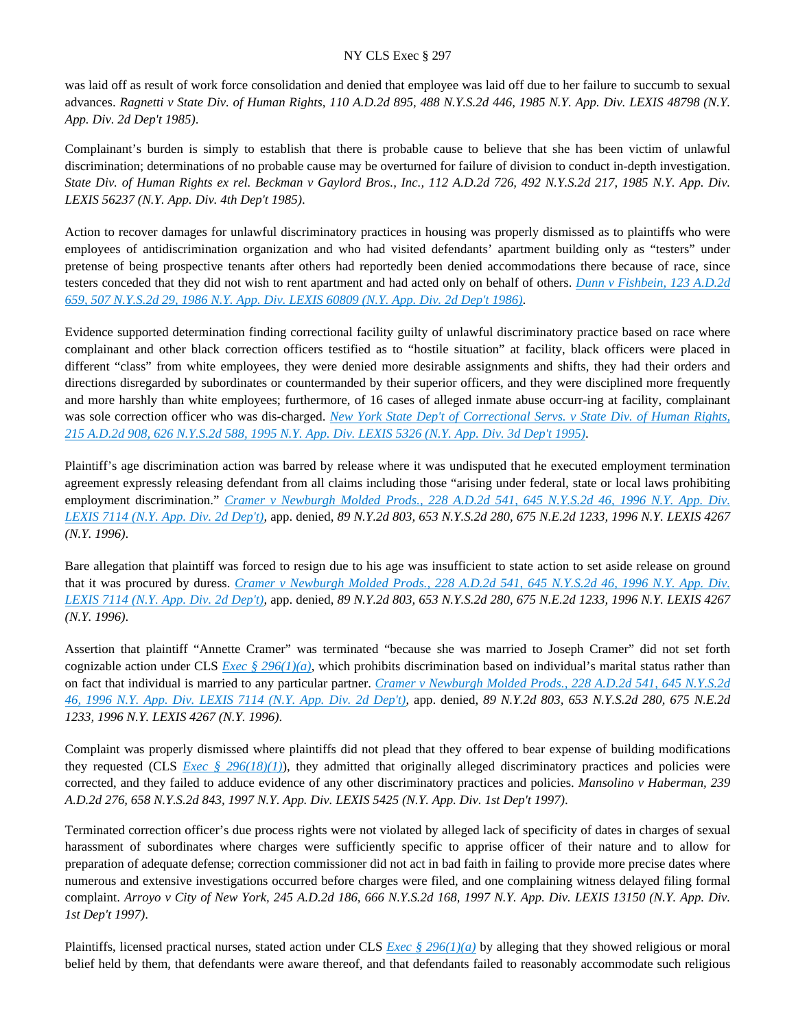was laid off as result of work force consolidation and denied that employee was laid off due to her failure to succumb to sexual advances. *Ragnetti v State Div. of Human Rights, 110 A.D.2d 895, 488 N.Y.S.2d 446, 1985 N.Y. App. Div. LEXIS 48798 (N.Y. App. Div. 2d Dep't 1985).*

Complainant's burden is simply to establish that there is probable cause to believe that she has been victim of unlawful discrimination; determinations of no probable cause may be overturned for failure of division to conduct in-depth investigation. *State Div. of Human Rights ex rel. Beckman v Gaylord Bros., Inc., 112 A.D.2d 726, 492 N.Y.S.2d 217, 1985 N.Y. App. Div. LEXIS 56237 (N.Y. App. Div. 4th Dep't 1985).*

Action to recover damages for unlawful discriminatory practices in housing was properly dismissed as to plaintiffs who were employees of antidiscrimination organization and who had visited defendants' apartment building only as "testers" under pretense of being prospective tenants after others had reportedly been denied accommodations there because of race, since testers conceded that they did not wish to rent apartment and had acted only on behalf of others. *Dunn v Fishbein, 123 A.D.2d 659, 507 N.Y.S.2d 29, 1986 N.Y. App. Div. LEXIS 60809 (N.Y. App. Div. 2d Dep't 1986).*

Evidence supported determination finding correctional facility guilty of unlawful discriminatory practice based on race where complainant and other black correction officers testified as to "hostile situation" at facility, black officers were placed in different "class" from white employees, they were denied more desirable assignments and shifts, they had their orders and directions disregarded by subordinates or countermanded by their superior officers, and they were disciplined more frequently and more harshly than white employees; furthermore, of 16 cases of alleged inmate abuse occurr-ing at facility, complainant was sole correction officer who was dis-charged. *New York State Dep't of Correctional Servs. v State Div. of Human Rights, 215 A.D.2d 908, 626 N.Y.S.2d 588, 1995 N.Y. App. Div. LEXIS 5326 (N.Y. App. Div. 3d Dep't 1995).*

Plaintiff's age discrimination action was barred by release where it was undisputed that he executed employment termination agreement expressly releasing defendant from all claims including those "arising under federal, state or local laws prohibiting employment discrimination." *Cramer v Newburgh Molded Prods., 228 A.D.2d 541, 645 N.Y.S.2d 46, 1996 N.Y. App. Div. LEXIS 7114 (N.Y. App. Div. 2d Dep't)*, app. denied, *89 N.Y.2d 803, 653 N.Y.S.2d 280, 675 N.E.2d 1233, 1996 N.Y. LEXIS 4267 (N.Y. 1996).*

Bare allegation that plaintiff was forced to resign due to his age was insufficient to state action to set aside release on ground that it was procured by duress. *Cramer v Newburgh Molded Prods., 228 A.D.2d 541, 645 N.Y.S.2d 46, 1996 N.Y. App. Div. LEXIS 7114 (N.Y. App. Div. 2d Dep't)*, app. denied, *89 N.Y.2d 803, 653 N.Y.S.2d 280, 675 N.E.2d 1233, 1996 N.Y. LEXIS 4267 (N.Y. 1996).*

Assertion that plaintiff "Annette Cramer" was terminated "because she was married to Joseph Cramer" did not set forth cognizable action under CLS *Exec § 296(1)(a)*, which prohibits discrimination based on individual's marital status rather than on fact that individual is married to any particular partner. *Cramer v Newburgh Molded Prods., 228 A.D.2d 541, 645 N.Y.S.2d 46, 1996 N.Y. App. Div. LEXIS 7114 (N.Y. App. Div. 2d Dep't)*, app. denied, *89 N.Y.2d 803, 653 N.Y.S.2d 280, 675 N.E.2d 1233, 1996 N.Y. LEXIS 4267 (N.Y. 1996).*

Complaint was properly dismissed where plaintiffs did not plead that they offered to bear expense of building modifications they requested (CLS *Exec § 296(18)(1)*), they admitted that originally alleged discriminatory practices and policies were corrected, and they failed to adduce evidence of any other discriminatory practices and policies. *Mansolino v Haberman, 239 A.D.2d 276, 658 N.Y.S.2d 843, 1997 N.Y. App. Div. LEXIS 5425 (N.Y. App. Div. 1st Dep't 1997).*

Terminated correction officer's due process rights were not violated by alleged lack of specificity of dates in charges of sexual harassment of subordinates where charges were sufficiently specific to apprise officer of their nature and to allow for preparation of adequate defense; correction commissioner did not act in bad faith in failing to provide more precise dates where numerous and extensive investigations occurred before charges were filed, and one complaining witness delayed filing formal complaint. *Arroyo v City of New York, 245 A.D.2d 186, 666 N.Y.S.2d 168, 1997 N.Y. App. Div. LEXIS 13150 (N.Y. App. Div. 1st Dep't 1997).*

Plaintiffs, licensed practical nurses, stated action under CLS *Exec § 296(1)(a)* by alleging that they showed religious or moral belief held by them, that defendants were aware thereof, and that defendants failed to reasonably accommodate such religious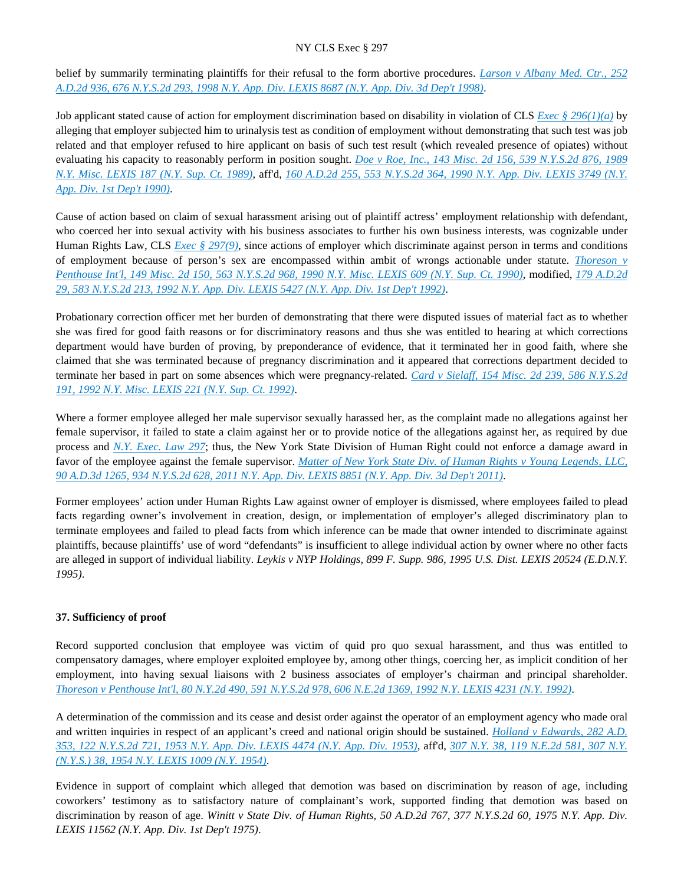belief by summarily terminating plaintiffs for their refusal to the form abortive procedures. *Larson v Albany Med. Ctr., 252 A.D.2d 936, 676 N.Y.S.2d 293, 1998 N.Y. App. Div. LEXIS 8687 (N.Y. App. Div. 3d Dep't 1998)*.

Job applicant stated cause of action for employment discrimination based on disability in violation of CLS *Exec § 296(1)(a)* by alleging that employer subjected him to urinalysis test as condition of employment without demonstrating that such test was job related and that employer refused to hire applicant on basis of such test result (which revealed presence of opiates) without evaluating his capacity to reasonably perform in position sought. *Doe v Roe, Inc., 143 Misc. 2d 156, 539 N.Y.S.2d 876, 1989 N.Y. Misc. LEXIS 187 (N.Y. Sup. Ct. 1989)*, aff'd, *160 A.D.2d 255, 553 N.Y.S.2d 364, 1990 N.Y. App. Div. LEXIS 3749 (N.Y. App. Div. 1st Dep't 1990)*.

Cause of action based on claim of sexual harassment arising out of plaintiff actress' employment relationship with defendant, who coerced her into sexual activity with his business associates to further his own business interests, was cognizable under Human Rights Law, CLS *Exec § 297(9)*, since actions of employer which discriminate against person in terms and conditions of employment because of person's sex are encompassed within ambit of wrongs actionable under statute. *Thoreson v Penthouse Int'l, 149 Misc. 2d 150, 563 N.Y.S.2d 968, 1990 N.Y. Misc. LEXIS 609 (N.Y. Sup. Ct. 1990)*, modified, *179 A.D.2d 29, 583 N.Y.S.2d 213, 1992 N.Y. App. Div. LEXIS 5427 (N.Y. App. Div. 1st Dep't 1992)*.

Probationary correction officer met her burden of demonstrating that there were disputed issues of material fact as to whether she was fired for good faith reasons or for discriminatory reasons and thus she was entitled to hearing at which corrections department would have burden of proving, by preponderance of evidence, that it terminated her in good faith, where she claimed that she was terminated because of pregnancy discrimination and it appeared that corrections department decided to terminate her based in part on some absences which were pregnancy-related. *Card v Sielaff, 154 Misc. 2d 239, 586 N.Y.S.2d 191, 1992 N.Y. Misc. LEXIS 221 (N.Y. Sup. Ct. 1992)*.

Where a former employee alleged her male supervisor sexually harassed her, as the complaint made no allegations against her female supervisor, it failed to state a claim against her or to provide notice of the allegations against her, as required by due process and *N.Y. Exec. Law 297*; thus, the New York State Division of Human Right could not enforce a damage award in favor of the employee against the female supervisor. *Matter of New York State Div. of Human Rights v Young Legends, LLC, 90 A.D.3d 1265, 934 N.Y.S.2d 628, 2011 N.Y. App. Div. LEXIS 8851 (N.Y. App. Div. 3d Dep't 2011)*.

Former employees' action under Human Rights Law against owner of employer is dismissed, where employees failed to plead facts regarding owner's involvement in creation, design, or implementation of employer's alleged discriminatory plan to terminate employees and failed to plead facts from which inference can be made that owner intended to discriminate against plaintiffs, because plaintiffs' use of word "defendants" is insufficient to allege individual action by owner where no other facts are alleged in support of individual liability. *Leykis v NYP Holdings, 899 F. Supp. 986, 1995 U.S. Dist. LEXIS 20524 (E.D.N.Y. 1995)*.

### 37. Sufficiency of proof

Record supported conclusion that employee was victim of quid pro quo sexual harassment, and thus was entitled to compensatory damages, where employer exploited employee by, among other things, coercing her, as implicit condition of her employment, into having sexual liaisons with 2 business associates of employer's chairman and principal shareholder. *Thoreson v Penthouse Int'l, 80 N.Y.2d 490, 591 N.Y.S.2d 978, 606 N.E.2d 1369, 1992 N.Y. LEXIS 4231 (N.Y. 1992)*.

A determination of the commission and its cease and desist order against the operator of an employment agency who made oral and written inquiries in respect of an applicant's creed and national origin should be sustained. *Holland v Edwards, 282 A.D. 353, 122 N.Y.S.2d 721, 1953 N.Y. App. Div. LEXIS 4474 (N.Y. App. Div. 1953)*, aff'd, *307 N.Y. 38, 119 N.E.2d 581, 307 N.Y. (N.Y.S.) 38, 1954 N.Y. LEXIS 1009 (N.Y. 1954)*.

Evidence in support of complaint which alleged that demotion was based on discrimination by reason of age, including coworkers' testimony as to satisfactory nature of complainant's work, supported finding that demotion was based on discrimination by reason of age. *Winitt v State Div. of Human Rights, 50 A.D.2d 767, 377 N.Y.S.2d 60, 1975 N.Y. App. Div. LEXIS 11562 (N.Y. App. Div. 1st Dep't 1975)*.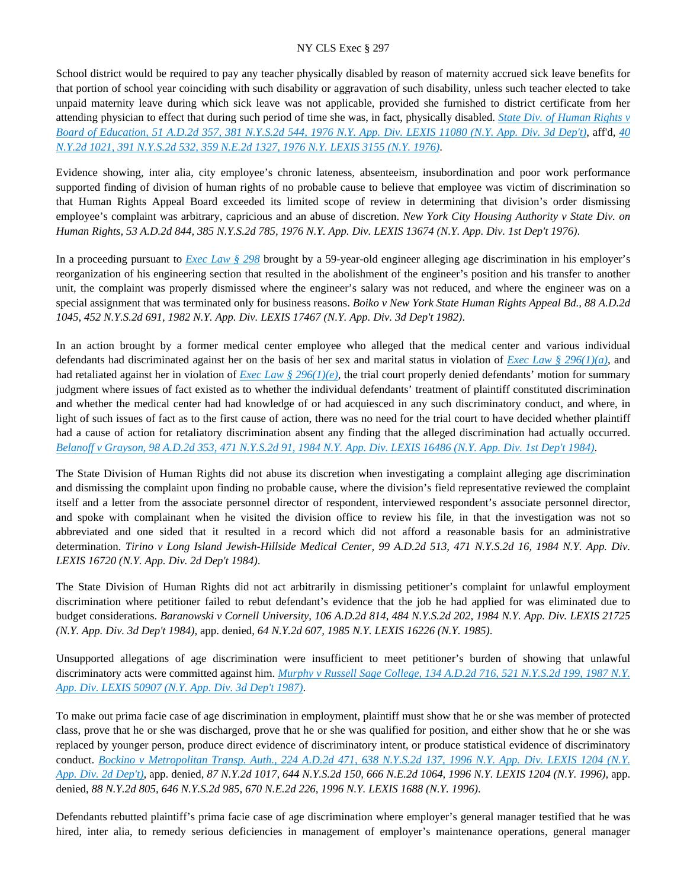School district would be required to pay any teacher physically disabled by reason of maternity accrued sick leave benefits for that portion of school year coinciding with such disability or aggravation of such disability, unless such teacher elected to take unpaid maternity leave during which sick leave was not applicable, provided she furnished to district certificate from her attending physician to effect that during such period of time she was, in fact, physically disabled. *State Div. of Human Rights v Board of Education, 51 A.D.2d 357, 381 N.Y.S.2d 544, 1976 N.Y. App. Div. LEXIS 11080 (N.Y. App. Div. 3d Dep't)*, aff'd, *40 N.Y.2d 1021, 391 N.Y.S.2d 532, 359 N.E.2d 1327, 1976 N.Y. LEXIS 3155 (N.Y. 1976)*.

Evidence showing, inter alia, city employee's chronic lateness, absenteeism, insubordination and poor work performance supported finding of division of human rights of no probable cause to believe that employee was victim of discrimination so that Human Rights Appeal Board exceeded its limited scope of review in determining that division's order dismissing employee's complaint was arbitrary, capricious and an abuse of discretion. *New York City Housing Authority v State Div. on Human Rights, 53 A.D.2d 844, 385 N.Y.S.2d 785, 1976 N.Y. App. Div. LEXIS 13674 (N.Y. App. Div. 1st Dep't 1976)*.

In a proceeding pursuant to *Exec Law § 298* brought by a 59-year-old engineer alleging age discrimination in his employer's reorganization of his engineering section that resulted in the abolishment of the engineer's position and his transfer to another unit, the complaint was properly dismissed where the engineer's salary was not reduced, and where the engineer was on a special assignment that was terminated only for business reasons. *Boiko v New York State Human Rights Appeal Bd., 88 A.D.2d 1045, 452 N.Y.S.2d 691, 1982 N.Y. App. Div. LEXIS 17467 (N.Y. App. Div. 3d Dep't 1982)*.

In an action brought by a former medical center employee who alleged that the medical center and various individual defendants had discriminated against her on the basis of her sex and marital status in violation of *Exec Law § 296(1)(a)*, and had retaliated against her in violation of *Exec Law § 296(1)(e)*, the trial court properly denied defendants' motion for summary judgment where issues of fact existed as to whether the individual defendants' treatment of plaintiff constituted discrimination and whether the medical center had had knowledge of or had acquiesced in any such discriminatory conduct, and where, in light of such issues of fact as to the first cause of action, there was no need for the trial court to have decided whether plaintiff had a cause of action for retaliatory discrimination absent any finding that the alleged discrimination had actually occurred. *Belanoff v Grayson, 98 A.D.2d 353, 471 N.Y.S.2d 91, 1984 N.Y. App. Div. LEXIS 16486 (N.Y. App. Div. 1st Dep't 1984)*.

The State Division of Human Rights did not abuse its discretion when investigating a complaint alleging age discrimination and dismissing the complaint upon finding no probable cause, where the division's field representative reviewed the complaint itself and a letter from the associate personnel director of respondent, interviewed respondent's associate personnel director, and spoke with complainant when he visited the division office to review his file, in that the investigation was not so abbreviated and one sided that it resulted in a record which did not afford a reasonable basis for an administrative determination. *Tirino v Long Island Jewish-Hillside Medical Center, 99 A.D.2d 513, 471 N.Y.S.2d 16, 1984 N.Y. App. Div. LEXIS 16720 (N.Y. App. Div. 2d Dep't 1984)*.

The State Division of Human Rights did not act arbitrarily in dismissing petitioner's complaint for unlawful employment discrimination where petitioner failed to rebut defendant's evidence that the job he had applied for was eliminated due to budget considerations. *Baranowski v Cornell University, 106 A.D.2d 814, 484 N.Y.S.2d 202, 1984 N.Y. App. Div. LEXIS 21725 (N.Y. App. Div. 3d Dep't 1984)*, app. denied, *64 N.Y.2d 607, 1985 N.Y. LEXIS 16226 (N.Y. 1985)*.

Unsupported allegations of age discrimination were insufficient to meet petitioner's burden of showing that unlawful discriminatory acts were committed against him. *Murphy v Russell Sage College, 134 A.D.2d 716, 521 N.Y.S.2d 199, 1987 N.Y. App. Div. LEXIS 50907 (N.Y. App. Div. 3d Dep't 1987)*.

To make out prima facie case of age discrimination in employment, plaintiff must show that he or she was member of protected class, prove that he or she was discharged, prove that he or she was qualified for position, and either show that he or she was replaced by younger person, produce direct evidence of discriminatory intent, or produce statistical evidence of discriminatory conduct. *Bockino v Metropolitan Transp. Auth., 224 A.D.2d 471, 638 N.Y.S.2d 137, 1996 N.Y. App. Div. LEXIS 1204 (N.Y. App. Div. 2d Dep't)*, app. denied, *87 N.Y.2d 1017, 644 N.Y.S.2d 150, 666 N.E.2d 1064, 1996 N.Y. LEXIS 1204 (N.Y. 1996)*, app. denied, *88 N.Y.2d 805, 646 N.Y.S.2d 985, 670 N.E.2d 226, 1996 N.Y. LEXIS 1688 (N.Y. 1996)*.

Defendants rebutted plaintiff's prima facie case of age discrimination where employer's general manager testified that he was hired, inter alia, to remedy serious deficiencies in management of employer's maintenance operations, general manager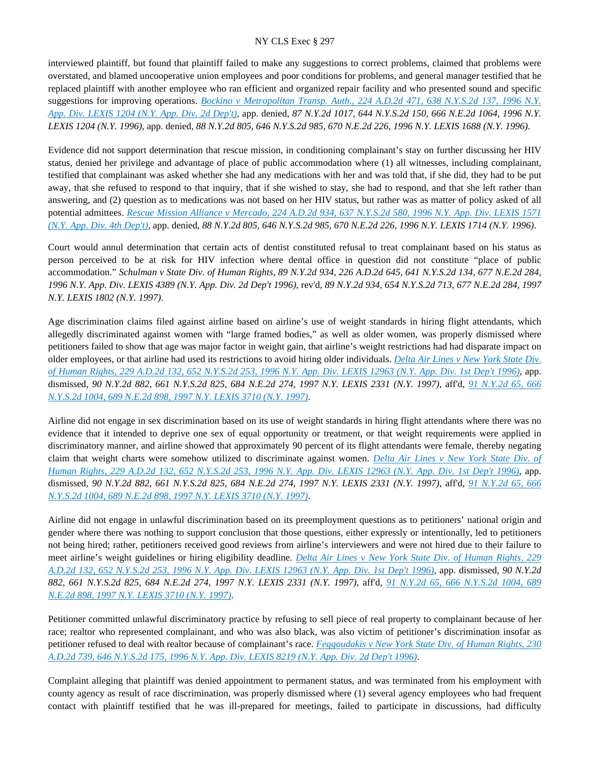interviewed plaintiff, but found that plaintiff failed to make any suggestions to correct problems, claimed that problems were overstated, and blamed uncooperative union employees and poor conditions for problems, and general manager testified that he replaced plaintiff with another employee who ran efficient and organized repair facility and who presented sound and specific suggestions for improving operations. *Bockino v Metropolitan Transp. Auth., 224 A.D.2d 471, 638 N.Y.S.2d 137, 1996 N.Y. App. Div. LEXIS 1204 (N.Y. App. Div. 2d Dep't)*, app. denied, *87 N.Y.2d 1017, 644 N.Y.S.2d 150, 666 N.E.2d 1064, 1996 N.Y. LEXIS 1204 (N.Y. 1996)*, app. denied, *88 N.Y.2d 805, 646 N.Y.S.2d 985, 670 N.E.2d 226, 1996 N.Y. LEXIS 1688 (N.Y. 1996)*.

Evidence did not support determination that rescue mission, in conditioning complainant's stay on further discussing her HIV status, denied her privilege and advantage of place of public accommodation where (1) all witnesses, including complainant, testified that complainant was asked whether she had any medications with her and was told that, if she did, they had to be put away, that she refused to respond to that inquiry, that if she wished to stay, she had to respond, and that she left rather than answering, and (2) question as to medications was not based on her HIV status, but rather was as matter of policy asked of all potential admittees. *Rescue Mission Alliance v Mercado, 224 A.D.2d 934, 637 N.Y.S.2d 580, 1996 N.Y. App. Div. LEXIS 1571 (N.Y. App. Div. 4th Dep't)*, app. denied, *88 N.Y.2d 805, 646 N.Y.S.2d 985, 670 N.E.2d 226, 1996 N.Y. LEXIS 1714 (N.Y. 1996)*.

Court would annul determination that certain acts of dentist constituted refusal to treat complainant based on his status as person perceived to be at risk for HIV infection where dental office in question did not constitute "place of public accommodation." *Schulman v State Div. of Human Rights, 89 N.Y.2d 934, 226 A.D.2d 645, 641 N.Y.S.2d 134, 677 N.E.2d 284, 1996 N.Y. App. Div. LEXIS 4389 (N.Y. App. Div. 2d Dep't 1996)*, rev'd, *89 N.Y.2d 934, 654 N.Y.S.2d 713, 677 N.E.2d 284, 1997 N.Y. LEXIS 1802 (N.Y. 1997)*.

Age discrimination claims filed against airline based on airline's use of weight standards in hiring flight attendants, which allegedly discriminated against women with "large framed bodies," as well as older women, was properly dismissed where petitioners failed to show that age was major factor in weight gain, that airline's weight restrictions had had disparate impact on older employees, or that airline had used its restrictions to avoid hiring older individuals. *Delta Air Lines v New York State Div. of Human Rights, 229 A.D.2d 132, 652 N.Y.S.2d 253, 1996 N.Y. App. Div. LEXIS 12963 (N.Y. App. Div. 1st Dep't 1996)*, app. dismissed, *90 N.Y.2d 882, 661 N.Y.S.2d 825, 684 N.E.2d 274, 1997 N.Y. LEXIS 2331 (N.Y. 1997)*, aff'd, *91 N.Y.2d 65, 666 N.Y.S.2d 1004, 689 N.E.2d 898, 1997 N.Y. LEXIS 3710 (N.Y. 1997)*.

Airline did not engage in sex discrimination based on its use of weight standards in hiring flight attendants where there was no evidence that it intended to deprive one sex of equal opportunity or treatment, or that weight requirements were applied in discriminatory manner, and airline showed that approximately 90 percent of its flight attendants were female, thereby negating claim that weight charts were somehow utilized to discriminate against women. *Delta Air Lines v New York State Div. of Human Rights, 229 A.D.2d 132, 652 N.Y.S.2d 253, 1996 N.Y. App. Div. LEXIS 12963 (N.Y. App. Div. 1st Dep't 1996)*, app. dismissed, *90 N.Y.2d 882, 661 N.Y.S.2d 825, 684 N.E.2d 274, 1997 N.Y. LEXIS 2331 (N.Y. 1997)*, aff'd, *91 N.Y.2d 65, 666 N.Y.S.2d 1004, 689 N.E.2d 898, 1997 N.Y. LEXIS 3710 (N.Y. 1997)*.

Airline did not engage in unlawful discrimination based on its preemployment questions as to petitioners' national origin and gender where there was nothing to support conclusion that those questions, either expressly or intentionally, led to petitioners not being hired; rather, petitioners received good reviews from airline's interviewers and were not hired due to their failure to meet airline's weight guidelines or hiring eligibility deadline. *Delta Air Lines v New York State Div. of Human Rights, 229 A.D.2d 132, 652 N.Y.S.2d 253, 1996 N.Y. App. Div. LEXIS 12963 (N.Y. App. Div. 1st Dep't 1996)*, app. dismissed, *90 N.Y.2d 882, 661 N.Y.S.2d 825, 684 N.E.2d 274, 1997 N.Y. LEXIS 2331 (N.Y. 1997)*, aff'd, *91 N.Y.2d 65, 666 N.Y.S.2d 1004, 689 N.E.2d 898, 1997 N.Y. LEXIS 3710 (N.Y. 1997)*.

Petitioner committed unlawful discriminatory practice by refusing to sell piece of real property to complainant because of her race; realtor who represented complainant, and who was also black, was also victim of petitioner's discrimination insofar as petitioner refused to deal with realtor because of complainant's race. *Feggoudakis v New York State Div. of Human Rights, 230 A.D.2d 739, 646 N.Y.S.2d 175, 1996 N.Y. App. Div. LEXIS 8219 (N.Y. App. Div. 2d Dep't 1996)*.

Complaint alleging that plaintiff was denied appointment to permanent status, and was terminated from his employment with county agency as result of race discrimination, was properly dismissed where (1) several agency employees who had frequent contact with plaintiff testified that he was ill-prepared for meetings, failed to participate in discussions, had difficulty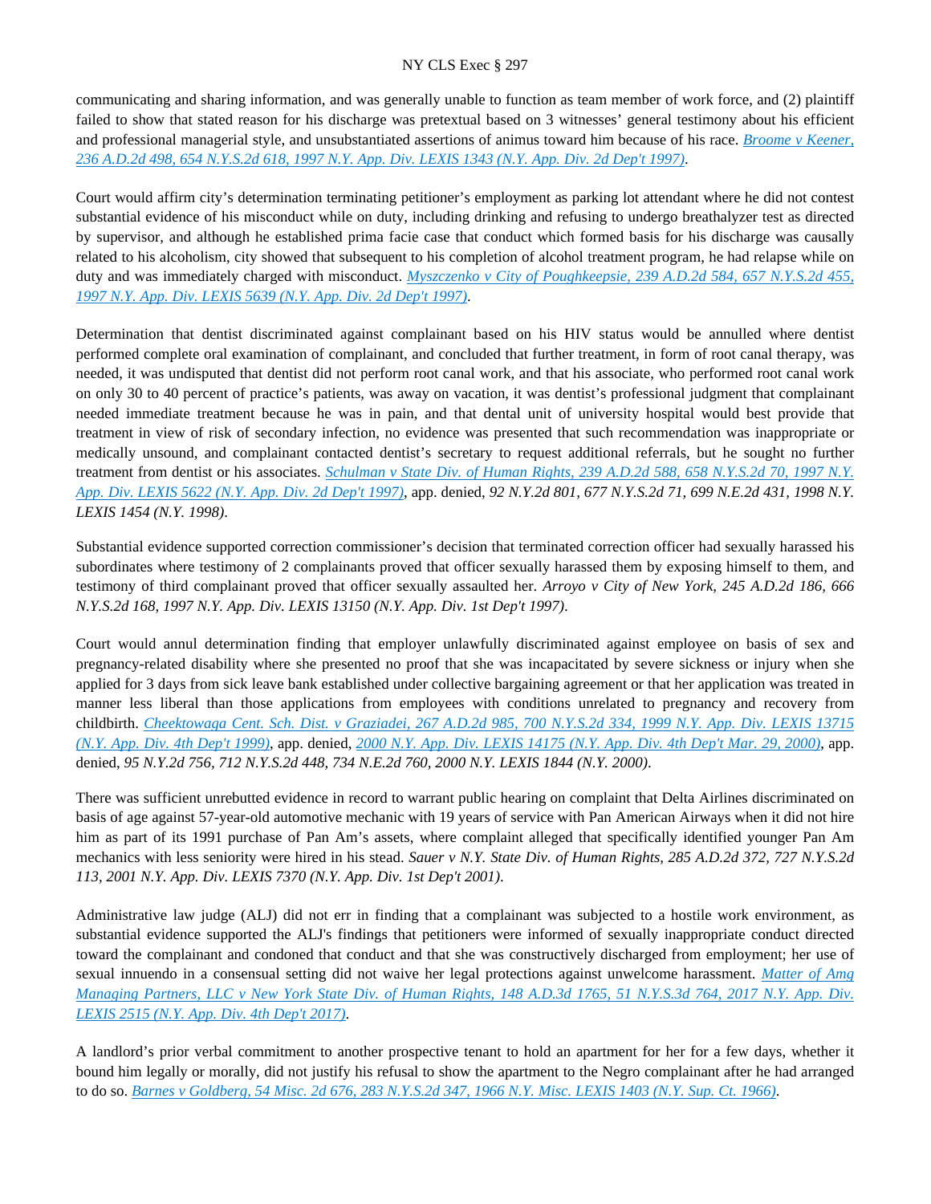communicating and sharing information, and was generally unable to function as team member of work force, and (2) plaintiff failed to show that stated reason for his discharge was pretextual based on 3 witnesses' general testimony about his efficient and professional managerial style, and unsubstantiated assertions of animus toward him because of his race. *Broome v Keener, 236 A.D.2d 498, 654 N.Y.S.2d 618, 1997 N.Y. App. Div. LEXIS 1343 (N.Y. App. Div. 2d Dep't 1997)*.

Court would affirm city's determination terminating petitioner's employment as parking lot attendant where he did not contest substantial evidence of his misconduct while on duty, including drinking and refusing to undergo breathalyzer test as directed by supervisor, and although he established prima facie case that conduct which formed basis for his discharge was causally related to his alcoholism, city showed that subsequent to his completion of alcohol treatment program, he had relapse while on duty and was immediately charged with misconduct. *Myszczenko v City of Poughkeepsie, 239 A.D.2d 584, 657 N.Y.S.2d 455, 1997 N.Y. App. Div. LEXIS 5639 (N.Y. App. Div. 2d Dep't 1997)*.

Determination that dentist discriminated against complainant based on his HIV status would be annulled where dentist performed complete oral examination of complainant, and concluded that further treatment, in form of root canal therapy, was needed, it was undisputed that dentist did not perform root canal work, and that his associate, who performed root canal work on only 30 to 40 percent of practice's patients, was away on vacation, it was dentist's professional judgment that complainant needed immediate treatment because he was in pain, and that dental unit of university hospital would best provide that treatment in view of risk of secondary infection, no evidence was presented that such recommendation was inappropriate or medically unsound, and complainant contacted dentist's secretary to request additional referrals, but he sought no further treatment from dentist or his associates. *Schulman v State Div. of Human Rights, 239 A.D.2d 588, 658 N.Y.S.2d 70, 1997 N.Y. App. Div. LEXIS 5622 (N.Y. App. Div. 2d Dep't 1997)*, app. denied, *92 N.Y.2d 801, 677 N.Y.S.2d 71, 699 N.E.2d 431, 1998 N.Y. LEXIS 1454 (N.Y. 1998)*.

Substantial evidence supported correction commissioner's decision that terminated correction officer had sexually harassed his subordinates where testimony of 2 complainants proved that officer sexually harassed them by exposing himself to them, and testimony of third complainant proved that officer sexually assaulted her. *Arroyo v City of New York, 245 A.D.2d 186, 666 N.Y.S.2d 168, 1997 N.Y. App. Div. LEXIS 13150 (N.Y. App. Div. 1st Dep't 1997)*.

Court would annul determination finding that employer unlawfully discriminated against employee on basis of sex and pregnancy-related disability where she presented no proof that she was incapacitated by severe sickness or injury when she applied for 3 days from sick leave bank established under collective bargaining agreement or that her application was treated in manner less liberal than those applications from employees with conditions unrelated to pregnancy and recovery from childbirth. *Cheektowaga Cent. Sch. Dist. v Graziadei, 267 A.D.2d 985, 700 N.Y.S.2d 334, 1999 N.Y. App. Div. LEXIS 13715 (N.Y. App. Div. 4th Dep't 1999)*, app. denied, *2000 N.Y. App. Div. LEXIS 14175 (N.Y. App. Div. 4th Dep't Mar. 29, 2000)*, app. denied, *95 N.Y.2d 756, 712 N.Y.S.2d 448, 734 N.E.2d 760, 2000 N.Y. LEXIS 1844 (N.Y. 2000)*.

There was sufficient unrebutted evidence in record to warrant public hearing on complaint that Delta Airlines discriminated on basis of age against 57-year-old automotive mechanic with 19 years of service with Pan American Airways when it did not hire him as part of its 1991 purchase of Pan Am's assets, where complaint alleged that specifically identified younger Pan Am mechanics with less seniority were hired in his stead. *Sauer v N.Y. State Div. of Human Rights, 285 A.D.2d 372, 727 N.Y.S.2d 113, 2001 N.Y. App. Div. LEXIS 7370 (N.Y. App. Div. 1st Dep't 2001)*.

Administrative law judge (ALJ) did not err in finding that a complainant was subjected to a hostile work environment, as substantial evidence supported the ALJ's findings that petitioners were informed of sexually inappropriate conduct directed toward the complainant and condoned that conduct and that she was constructively discharged from employment; her use of sexual innuendo in a consensual setting did not waive her legal protections against unwelcome harassment. *Matter of Amg Managing Partners, LLC v New York State Div. of Human Rights, 148 A.D.3d 1765, 51 N.Y.S.3d 764, 2017 N.Y. App. Div. LEXIS 2515 (N.Y. App. Div. 4th Dep't 2017)*.

A landlord's prior verbal commitment to another prospective tenant to hold an apartment for her for a few days, whether it bound him legally or morally, did not justify his refusal to show the apartment to the Negro complainant after he had arranged to do so. *Barnes v Goldberg, 54 Misc. 2d 676, 283 N.Y.S.2d 347, 1966 N.Y. Misc. LEXIS 1403 (N.Y. Sup. Ct. 1966)*.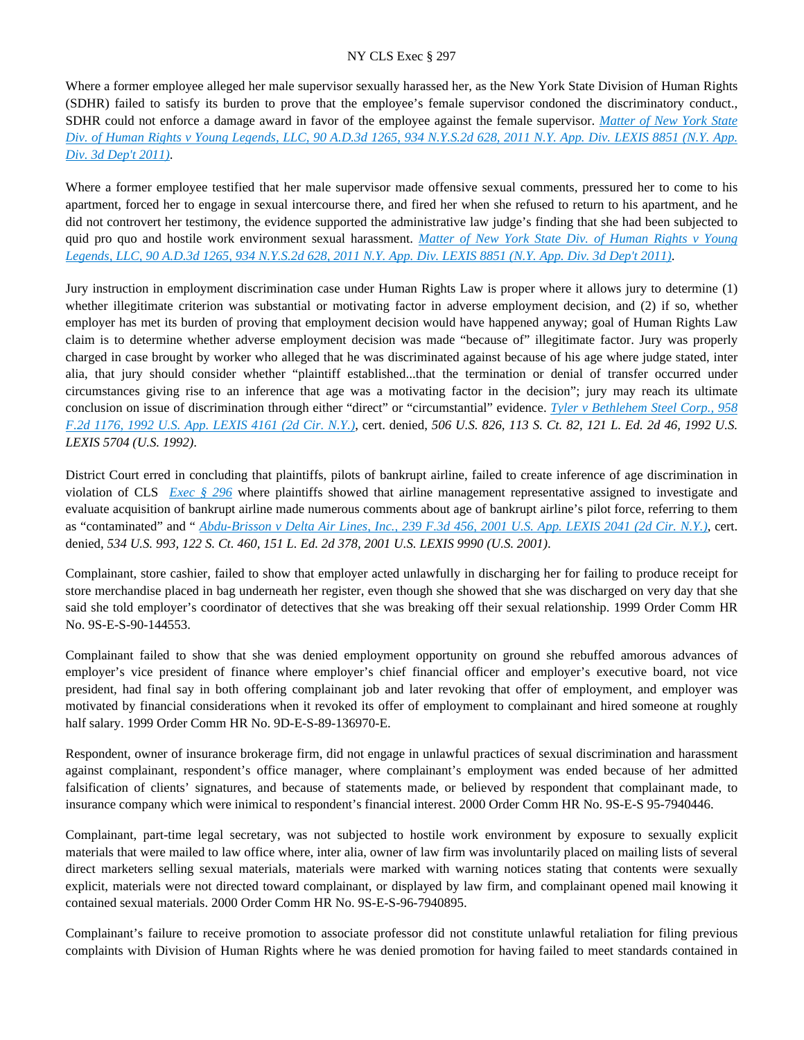Where a former employee alleged her male supervisor sexually harassed her, as the New York State Division of Human Rights (SDHR) failed to satisfy its burden to prove that the employee's female supervisor condoned the discriminatory conduct., SDHR could not enforce a damage award in favor of the employee against the female supervisor. *Matter of New York State Div. of Human Rights v Young Legends, LLC, 90 A.D.3d 1265, 934 N.Y.S.2d 628, 2011 N.Y. App. Div. LEXIS 8851 (N.Y. App. Div. 3d Dep't 2011)*.

Where a former employee testified that her male supervisor made offensive sexual comments, pressured her to come to his apartment, forced her to engage in sexual intercourse there, and fired her when she refused to return to his apartment, and he did not controvert her testimony, the evidence supported the administrative law judge's finding that she had been subjected to quid pro quo and hostile work environment sexual harassment. *Matter of New York State Div. of Human Rights v Young Legends, LLC, 90 A.D.3d 1265, 934 N.Y.S.2d 628, 2011 N.Y. App. Div. LEXIS 8851 (N.Y. App. Div. 3d Dep't 2011)*.

Jury instruction in employment discrimination case under Human Rights Law is proper where it allows jury to determine (1) whether illegitimate criterion was substantial or motivating factor in adverse employment decision, and (2) if so, whether employer has met its burden of proving that employment decision would have happened anyway; goal of Human Rights Law claim is to determine whether adverse employment decision was made "because of" illegitimate factor. Jury was properly charged in case brought by worker who alleged that he was discriminated against because of his age where judge stated, inter alia, that jury should consider whether "plaintiff established...that the termination or denial of transfer occurred under circumstances giving rise to an inference that age was a motivating factor in the decision"; jury may reach its ultimate conclusion on issue of discrimination through either "direct" or "circumstantial" evidence. *Tyler v Bethlehem Steel Corp., 958 F.2d 1176, 1992 U.S. App. LEXIS 4161 (2d Cir. N.Y.)*, cert. denied, *506 U.S. 826, 113 S. Ct. 82, 121 L. Ed. 2d 46, 1992 U.S. LEXIS 5704 (U.S. 1992)*.

District Court erred in concluding that plaintiffs, pilots of bankrupt airline, failed to create inference of age discrimination in violation of CLS *Exec § 296* where plaintiffs showed that airline management representative assigned to investigate and evaluate acquisition of bankrupt airline made numerous comments about age of bankrupt airline's pilot force, referring to them as "contaminated" and " *Abdu-Brisson v Delta Air Lines, Inc., 239 F.3d 456, 2001 U.S. App. LEXIS 2041 (2d Cir. N.Y.)*, cert. denied, *534 U.S. 993, 122 S. Ct. 460, 151 L. Ed. 2d 378, 2001 U.S. LEXIS 9990 (U.S. 2001)*.

Complainant, store cashier, failed to show that employer acted unlawfully in discharging her for failing to produce receipt for store merchandise placed in bag underneath her register, even though she showed that she was discharged on very day that she said she told employer's coordinator of detectives that she was breaking off their sexual relationship. 1999 Order Comm HR No. 9S-E-S-90-144553.

Complainant failed to show that she was denied employment opportunity on ground she rebuffed amorous advances of employer's vice president of finance where employer's chief financial officer and employer's executive board, not vice president, had final say in both offering complainant job and later revoking that offer of employment, and employer was motivated by financial considerations when it revoked its offer of employment to complainant and hired someone at roughly half salary. 1999 Order Comm HR No. 9D-E-S-89-136970-E.

Respondent, owner of insurance brokerage firm, did not engage in unlawful practices of sexual discrimination and harassment against complainant, respondent's office manager, where complainant's employment was ended because of her admitted falsification of clients' signatures, and because of statements made, or believed by respondent that complainant made, to insurance company which were inimical to respondent's financial interest. 2000 Order Comm HR No. 9S-E-S 95-7940446.

Complainant, part-time legal secretary, was not subjected to hostile work environment by exposure to sexually explicit materials that were mailed to law office where, inter alia, owner of law firm was involuntarily placed on mailing lists of several direct marketers selling sexual materials, materials were marked with warning notices stating that contents were sexually explicit, materials were not directed toward complainant, or displayed by law firm, and complainant opened mail knowing it contained sexual materials. 2000 Order Comm HR No. 9S-E-S-96-7940895.

Complainant's failure to receive promotion to associate professor did not constitute unlawful retaliation for filing previous complaints with Division of Human Rights where he was denied promotion for having failed to meet standards contained in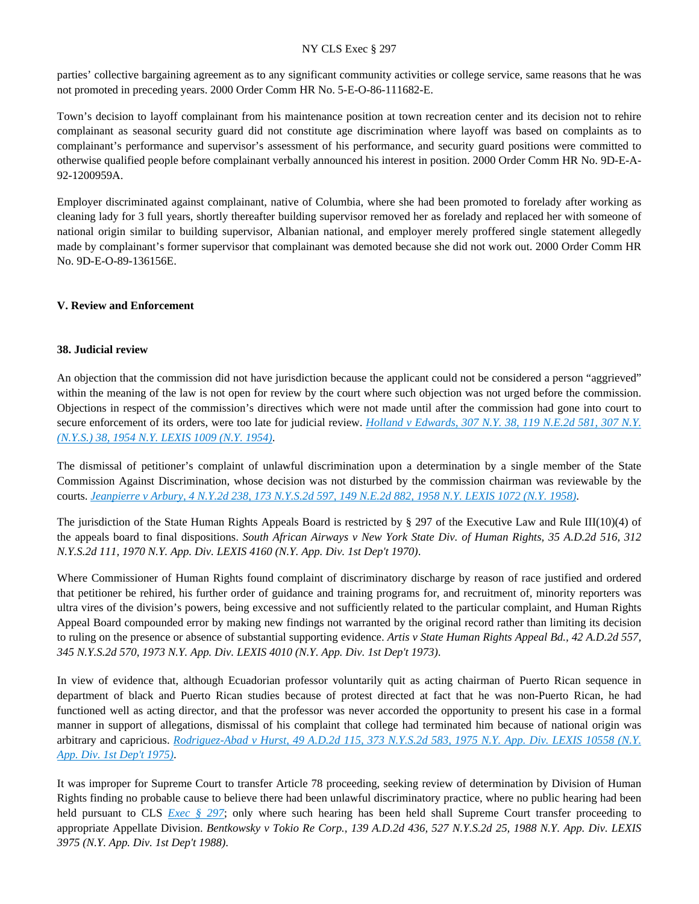parties' collective bargaining agreement as to any significant community activities or college service, same reasons that he was not promoted in preceding years. 2000 Order Comm HR No. 5-E-O-86-111682-E.

Town's decision to layoff complainant from his maintenance position at town recreation center and its decision not to rehire complainant as seasonal security guard did not constitute age discrimination where layoff was based on complaints as to complainant's performance and supervisor's assessment of his performance, and security guard positions were committed to otherwise qualified people before complainant verbally announced his interest in position. 2000 Order Comm HR No. 9D-E-A-92-1200959A.

Employer discriminated against complainant, native of Columbia, where she had been promoted to forelady after working as cleaning lady for 3 full years, shortly thereafter building supervisor removed her as forelady and replaced her with someone of national origin similar to building supervisor, Albanian national, and employer merely proffered single statement allegedly made by complainant's former supervisor that complainant was demoted because she did not work out. 2000 Order Comm HR No. 9D-E-O-89-136156E.

### V. Review and Enforcement

#### 38. Judicial review

An objection that the commission did not have jurisdiction because the applicant could not be considered a person "aggrieved" within the meaning of the law is not open for review by the court where such objection was not urged before the commission. Objections in respect of the commission's directives which were not made until after the commission had gone into court to secure enforcement of its orders, were too late for judicial review. *Holland v Edwards, 307 N.Y. 38, 119 N.E.2d 581, 307 N.Y. (N.Y.S.) 38, 1954 N.Y. LEXIS 1009 (N.Y. 1954)*.

The dismissal of petitioner's complaint of unlawful discrimination upon a determination by a single member of the State Commission Against Discrimination, whose decision was not disturbed by the commission chairman was reviewable by the courts. *Jeanpierre v Arbury, 4 N.Y.2d 238, 173 N.Y.S.2d 597, 149 N.E.2d 882, 1958 N.Y. LEXIS 1072 (N.Y. 1958)*.

The jurisdiction of the State Human Rights Appeals Board is restricted by § 297 of the Executive Law and Rule III(10)(4) of the appeals board to final dispositions. *South African Airways v New York State Div. of Human Rights, 35 A.D.2d 516, 312 N.Y.S.2d 111, 1970 N.Y. App. Div. LEXIS 4160 (N.Y. App. Div. 1st Dep't 1970)*.

Where Commissioner of Human Rights found complaint of discriminatory discharge by reason of race justified and ordered that petitioner be rehired, his further order of guidance and training programs for, and recruitment of, minority reporters was ultra vires of the division's powers, being excessive and not sufficiently related to the particular complaint, and Human Rights Appeal Board compounded error by making new findings not warranted by the original record rather than limiting its decision to ruling on the presence or absence of substantial supporting evidence. *Artis v State Human Rights Appeal Bd., 42 A.D.2d 557, 345 N.Y.S.2d 570, 1973 N.Y. App. Div. LEXIS 4010 (N.Y. App. Div. 1st Dep't 1973)*.

In view of evidence that, although Ecuadorian professor voluntarily quit as acting chairman of Puerto Rican sequence in department of black and Puerto Rican studies because of protest directed at fact that he was non-Puerto Rican, he had functioned well as acting director, and that the professor was never accorded the opportunity to present his case in a formal manner in support of allegations, dismissal of his complaint that college had terminated him because of national origin was arbitrary and capricious. *Rodriguez-Abad v Hurst, 49 A.D.2d 115, 373 N.Y.S.2d 583, 1975 N.Y. App. Div. LEXIS 10558 (N.Y. App. Div. 1st Dep't 1975)*.

It was improper for Supreme Court to transfer Article 78 proceeding, seeking review of determination by Division of Human Rights finding no probable cause to believe there had been unlawful discriminatory practice, where no public hearing had been held pursuant to CLS *Exec § 297*; only where such hearing has been held shall Supreme Court transfer proceeding to appropriate Appellate Division. *Bentkowsky v Tokio Re Corp., 139 A.D.2d 436, 527 N.Y.S.2d 25, 1988 N.Y. App. Div. LEXIS 3975 (N.Y. App. Div. 1st Dep't 1988)*.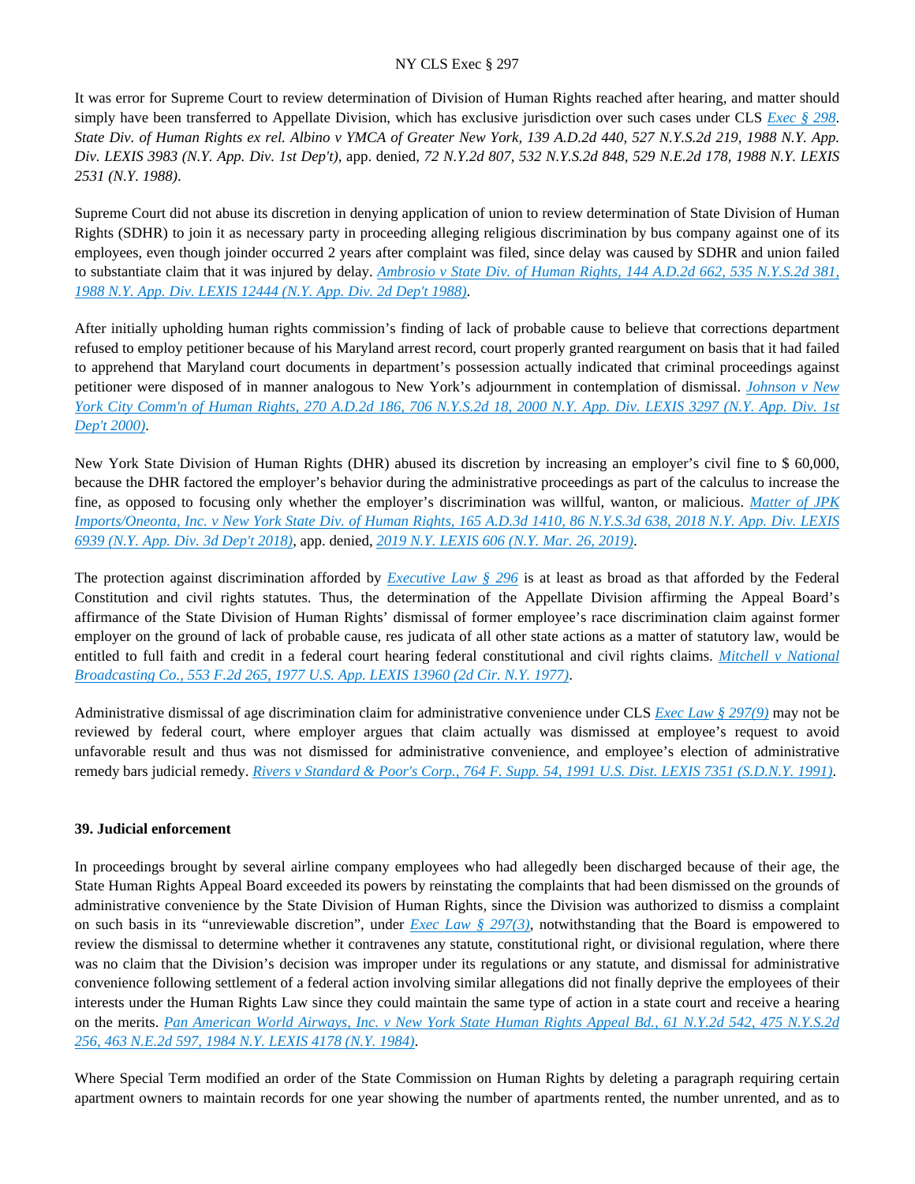It was error for Supreme Court to review determination of Division of Human Rights reached after hearing, and matter should simply have been transferred to Appellate Division, which has exclusive jurisdiction over such cases under CLS *Exec § 298*. *State Div. of Human Rights ex rel. Albino v YMCA of Greater New York, 139 A.D.2d 440, 527 N.Y.S.2d 219, 1988 N.Y. App. Div. LEXIS 3983 (N.Y. App. Div. 1st Dep't)*, app. denied, *72 N.Y.2d 807, 532 N.Y.S.2d 848, 529 N.E.2d 178, 1988 N.Y. LEXIS 2531 (N.Y. 1988)*.

Supreme Court did not abuse its discretion in denying application of union to review determination of State Division of Human Rights (SDHR) to join it as necessary party in proceeding alleging religious discrimination by bus company against one of its employees, even though joinder occurred 2 years after complaint was filed, since delay was caused by SDHR and union failed to substantiate claim that it was injured by delay. *Ambrosio v State Div. of Human Rights, 144 A.D.2d 662, 535 N.Y.S.2d 381, 1988 N.Y. App. Div. LEXIS 12444 (N.Y. App. Div. 2d Dep't 1988)*.

After initially upholding human rights commission's finding of lack of probable cause to believe that corrections department refused to employ petitioner because of his Maryland arrest record, court properly granted reargument on basis that it had failed to apprehend that Maryland court documents in department's possession actually indicated that criminal proceedings against petitioner were disposed of in manner analogous to New York's adjournment in contemplation of dismissal. *Johnson v New York City Comm'n of Human Rights, 270 A.D.2d 186, 706 N.Y.S.2d 18, 2000 N.Y. App. Div. LEXIS 3297 (N.Y. App. Div. 1st Dep't 2000)*.

New York State Division of Human Rights (DHR) abused its discretion by increasing an employer's civil fine to $ 60,000, because the DHR factored the employer's behavior during the administrative proceedings as part of the calculus to increase the fine, as opposed to focusing only whether the employer's discrimination was willful, wanton, or malicious. *Matter of JPK Imports/Oneonta, Inc. v New York State Div. of Human Rights, 165 A.D.3d 1410, 86 N.Y.S.3d 638, 2018 N.Y. App. Div. LEXIS 6939 (N.Y. App. Div. 3d Dep't 2018)*, app. denied, *2019 N.Y. LEXIS 606 (N.Y. Mar. 26, 2019)*.

The protection against discrimination afforded by *Executive Law § 296* is at least as broad as that afforded by the Federal Constitution and civil rights statutes. Thus, the determination of the Appellate Division affirming the Appeal Board's affirmance of the State Division of Human Rights' dismissal of former employee's race discrimination claim against former employer on the ground of lack of probable cause, res judicata of all other state actions as a matter of statutory law, would be entitled to full faith and credit in a federal court hearing federal constitutional and civil rights claims. *Mitchell v National Broadcasting Co., 553 F.2d 265, 1977 U.S. App. LEXIS 13960 (2d Cir. N.Y. 1977)*.

Administrative dismissal of age discrimination claim for administrative convenience under CLS *Exec Law § 297(9)* may not be reviewed by federal court, where employer argues that claim actually was dismissed at employee's request to avoid unfavorable result and thus was not dismissed for administrative convenience, and employee's election of administrative remedy bars judicial remedy. *Rivers v Standard & Poor's Corp., 764 F. Supp. 54, 1991 U.S. Dist. LEXIS 7351 (S.D.N.Y. 1991)*.

**39. Judicial enforcement**

In proceedings brought by several airline company employees who had allegedly been discharged because of their age, the State Human Rights Appeal Board exceeded its powers by reinstating the complaints that had been dismissed on the grounds of administrative convenience by the State Division of Human Rights, since the Division was authorized to dismiss a complaint on such basis in its "unreviewable discretion", under *Exec Law § 297(3)*, notwithstanding that the Board is empowered to review the dismissal to determine whether it contravenes any statute, constitutional right, or divisional regulation, where there was no claim that the Division's decision was improper under its regulations or any statute, and dismissal for administrative convenience following settlement of a federal action involving similar allegations did not finally deprive the employees of their interests under the Human Rights Law since they could maintain the same type of action in a state court and receive a hearing on the merits. *Pan American World Airways, Inc. v New York State Human Rights Appeal Bd., 61 N.Y.2d 542, 475 N.Y.S.2d 256, 463 N.E.2d 597, 1984 N.Y. LEXIS 4178 (N.Y. 1984)*.

Where Special Term modified an order of the State Commission on Human Rights by deleting a paragraph requiring certain apartment owners to maintain records for one year showing the number of apartments rented, the number unrented, and as to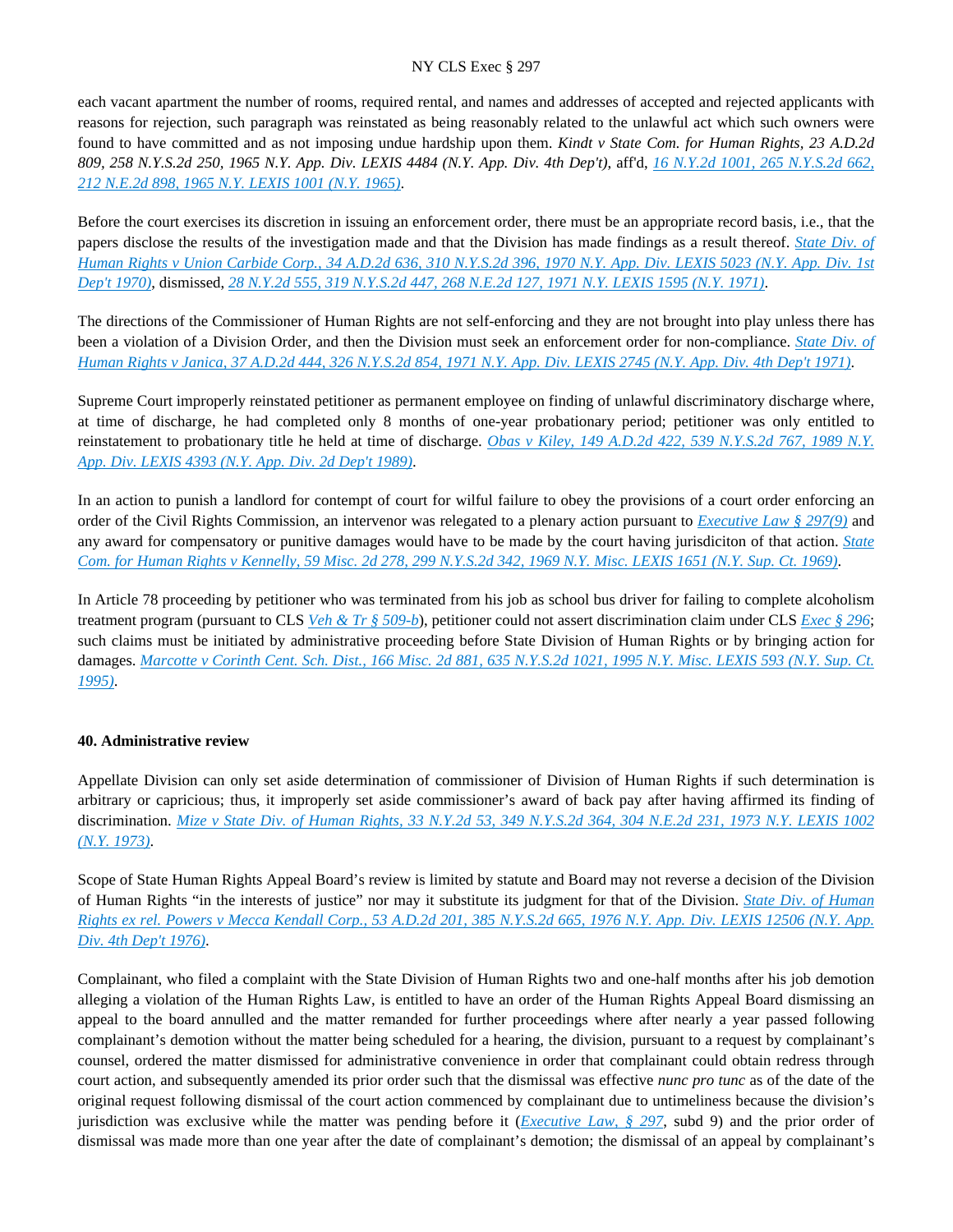each vacant apartment the number of rooms, required rental, and names and addresses of accepted and rejected applicants with reasons for rejection, such paragraph was reinstated as being reasonably related to the unlawful act which such owners were found to have committed and as not imposing undue hardship upon them. *Kindt v State Com. for Human Rights, 23 A.D.2d 809, 258 N.Y.S.2d 250, 1965 N.Y. App. Div. LEXIS 4484 (N.Y. App. Div. 4th Dep't)*, aff'd, *16 N.Y.2d 1001, 265 N.Y.S.2d 662, 212 N.E.2d 898, 1965 N.Y. LEXIS 1001 (N.Y. 1965)*.

Before the court exercises its discretion in issuing an enforcement order, there must be an appropriate record basis, i.e., that the papers disclose the results of the investigation made and that the Division has made findings as a result thereof. *State Div. of Human Rights v Union Carbide Corp., 34 A.D.2d 636, 310 N.Y.S.2d 396, 1970 N.Y. App. Div. LEXIS 5023 (N.Y. App. Div. 1st Dep't 1970)*, dismissed, *28 N.Y.2d 555, 319 N.Y.S.2d 447, 268 N.E.2d 127, 1971 N.Y. LEXIS 1595 (N.Y. 1971)*.

The directions of the Commissioner of Human Rights are not self-enforcing and they are not brought into play unless there has been a violation of a Division Order, and then the Division must seek an enforcement order for non-compliance. *State Div. of Human Rights v Janica, 37 A.D.2d 444, 326 N.Y.S.2d 854, 1971 N.Y. App. Div. LEXIS 2745 (N.Y. App. Div. 4th Dep't 1971)*.

Supreme Court improperly reinstated petitioner as permanent employee on finding of unlawful discriminatory discharge where, at time of discharge, he had completed only 8 months of one-year probationary period; petitioner was only entitled to reinstatement to probationary title he held at time of discharge. *Obas v Kiley, 149 A.D.2d 422, 539 N.Y.S.2d 767, 1989 N.Y. App. Div. LEXIS 4393 (N.Y. App. Div. 2d Dep't 1989)*.

In an action to punish a landlord for contempt of court for wilful failure to obey the provisions of a court order enforcing an order of the Civil Rights Commission, an intervenor was relegated to a plenary action pursuant to *Executive Law § 297(9)* and any award for compensatory or punitive damages would have to be made by the court having jurisdiciton of that action. *State Com. for Human Rights v Kennelly, 59 Misc. 2d 278, 299 N.Y.S.2d 342, 1969 N.Y. Misc. LEXIS 1651 (N.Y. Sup. Ct. 1969)*.

In Article 78 proceeding by petitioner who was terminated from his job as school bus driver for failing to complete alcoholism treatment program (pursuant to CLS *Veh & Tr § 509-b*), petitioner could not assert discrimination claim under CLS *Exec § 296*; such claims must be initiated by administrative proceeding before State Division of Human Rights or by bringing action for damages. *Marcotte v Corinth Cent. Sch. Dist., 166 Misc. 2d 881, 635 N.Y.S.2d 1021, 1995 N.Y. Misc. LEXIS 593 (N.Y. Sup. Ct. 1995)*.

**40. Administrative review**

Appellate Division can only set aside determination of commissioner of Division of Human Rights if such determination is arbitrary or capricious; thus, it improperly set aside commissioner's award of back pay after having affirmed its finding of discrimination. *Mize v State Div. of Human Rights, 33 N.Y.2d 53, 349 N.Y.S.2d 364, 304 N.E.2d 231, 1973 N.Y. LEXIS 1002 (N.Y. 1973)*.

Scope of State Human Rights Appeal Board's review is limited by statute and Board may not reverse a decision of the Division of Human Rights "in the interests of justice" nor may it substitute its judgment for that of the Division. *State Div. of Human Rights ex rel. Powers v Mecca Kendall Corp., 53 A.D.2d 201, 385 N.Y.S.2d 665, 1976 N.Y. App. Div. LEXIS 12506 (N.Y. App. Div. 4th Dep't 1976)*.

Complainant, who filed a complaint with the State Division of Human Rights two and one-half months after his job demotion alleging a violation of the Human Rights Law, is entitled to have an order of the Human Rights Appeal Board dismissing an appeal to the board annulled and the matter remanded for further proceedings where after nearly a year passed following complainant's demotion without the matter being scheduled for a hearing, the division, pursuant to a request by complainant's counsel, ordered the matter dismissed for administrative convenience in order that complainant could obtain redress through court action, and subsequently amended its prior order such that the dismissal was effective *nunc pro tunc* as of the date of the original request following dismissal of the court action commenced by complainant due to untimeliness because the division's jurisdiction was exclusive while the matter was pending before it (*Executive Law, § 297*, subd 9) and the prior order of dismissal was made more than one year after the date of complainant's demotion; the dismissal of an appeal by complainant's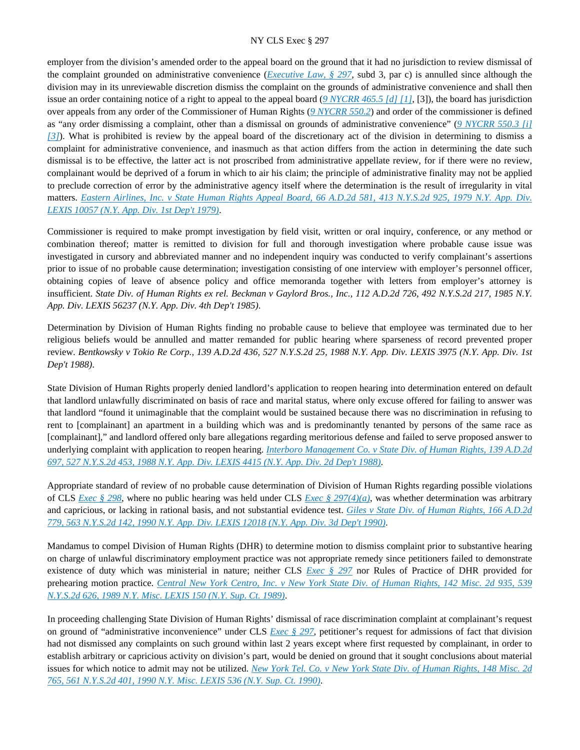employer from the division's amended order to the appeal board on the ground that it had no jurisdiction to review dismissal of the complaint grounded on administrative convenience (*Executive Law, § 297*, subd 3, par c) is annulled since although the division may in its unreviewable discretion dismiss the complaint on the grounds of administrative convenience and shall then issue an order containing notice of a right to appeal to the appeal board (*9 NYCRR 465.5 [d] [1]*, [3]), the board has jurisdiction over appeals from any order of the Commissioner of Human Rights (*9 NYCRR 550.2*) and order of the commissioner is defined as "any order dismissing a complaint, other than a dismissal on grounds of administrative convenience" (*9 NYCRR 550.3 [i] [3]*). What is prohibited is review by the appeal board of the discretionary act of the division in determining to dismiss a complaint for administrative convenience, and inasmuch as that action differs from the action in determining the date such dismissal is to be effective, the latter act is not proscribed from administrative appellate review, for if there were no review, complainant would be deprived of a forum in which to air his claim; the principle of administrative finality may not be applied to preclude correction of error by the administrative agency itself where the determination is the result of irregularity in vital matters. *Eastern Airlines, Inc. v State Human Rights Appeal Board, 66 A.D.2d 581, 413 N.Y.S.2d 925, 1979 N.Y. App. Div. LEXIS 10057 (N.Y. App. Div. 1st Dep't 1979)*.

Commissioner is required to make prompt investigation by field visit, written or oral inquiry, conference, or any method or combination thereof; matter is remitted to division for full and thorough investigation where probable cause issue was investigated in cursory and abbreviated manner and no independent inquiry was conducted to verify complainant's assertions prior to issue of no probable cause determination; investigation consisting of one interview with employer's personnel officer, obtaining copies of leave of absence policy and office memoranda together with letters from employer's attorney is insufficient. *State Div. of Human Rights ex rel. Beckman v Gaylord Bros., Inc., 112 A.D.2d 726, 492 N.Y.S.2d 217, 1985 N.Y. App. Div. LEXIS 56237 (N.Y. App. Div. 4th Dep't 1985)*.

Determination by Division of Human Rights finding no probable cause to believe that employee was terminated due to her religious beliefs would be annulled and matter remanded for public hearing where sparseness of record prevented proper review. *Bentkowsky v Tokio Re Corp., 139 A.D.2d 436, 527 N.Y.S.2d 25, 1988 N.Y. App. Div. LEXIS 3975 (N.Y. App. Div. 1st Dep't 1988)*.

State Division of Human Rights properly denied landlord's application to reopen hearing into determination entered on default that landlord unlawfully discriminated on basis of race and marital status, where only excuse offered for failing to answer was that landlord "found it unimaginable that the complaint would be sustained because there was no discrimination in refusing to rent to [complainant] an apartment in a building which was and is predominantly tenanted by persons of the same race as [complainant]," and landlord offered only bare allegations regarding meritorious defense and failed to serve proposed answer to underlying complaint with application to reopen hearing. *Interboro Management Co. v State Div. of Human Rights, 139 A.D.2d 697, 527 N.Y.S.2d 453, 1988 N.Y. App. Div. LEXIS 4415 (N.Y. App. Div. 2d Dep't 1988)*.

Appropriate standard of review of no probable cause determination of Division of Human Rights regarding possible violations of CLS *Exec § 298*, where no public hearing was held under CLS *Exec § 297(4)(a)*, was whether determination was arbitrary and capricious, or lacking in rational basis, and not substantial evidence test. *Giles v State Div. of Human Rights, 166 A.D.2d 779, 563 N.Y.S.2d 142, 1990 N.Y. App. Div. LEXIS 12018 (N.Y. App. Div. 3d Dep't 1990)*.

Mandamus to compel Division of Human Rights (DHR) to determine motion to dismiss complaint prior to substantive hearing on charge of unlawful discriminatory employment practice was not appropriate remedy since petitioners failed to demonstrate existence of duty which was ministerial in nature; neither CLS *Exec § 297* nor Rules of Practice of DHR provided for prehearing motion practice. *Central New York Centro, Inc. v New York State Div. of Human Rights, 142 Misc. 2d 935, 539 N.Y.S.2d 626, 1989 N.Y. Misc. LEXIS 150 (N.Y. Sup. Ct. 1989)*.

In proceeding challenging State Division of Human Rights' dismissal of race discrimination complaint at complainant's request on ground of "administrative inconvenience" under CLS *Exec § 297*, petitioner's request for admissions of fact that division had not dismissed any complaints on such ground within last 2 years except where first requested by complainant, in order to establish arbitrary or capricious activity on division's part, would be denied on ground that it sought conclusions about material issues for which notice to admit may not be utilized. *New York Tel. Co. v New York State Div. of Human Rights, 148 Misc. 2d 765, 561 N.Y.S.2d 401, 1990 N.Y. Misc. LEXIS 536 (N.Y. Sup. Ct. 1990)*.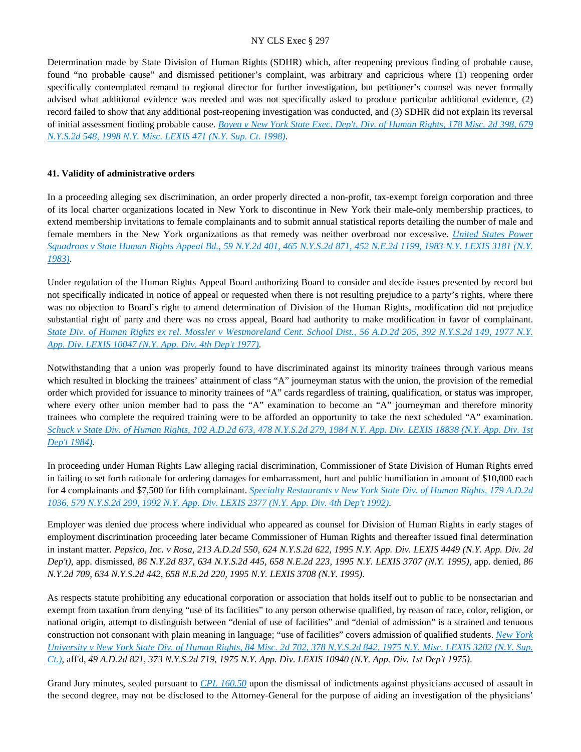Determination made by State Division of Human Rights (SDHR) which, after reopening previous finding of probable cause, found "no probable cause" and dismissed petitioner's complaint, was arbitrary and capricious where (1) reopening order specifically contemplated remand to regional director for further investigation, but petitioner's counsel was never formally advised what additional evidence was needed and was not specifically asked to produce particular additional evidence, (2) record failed to show that any additional post-reopening investigation was conducted, and (3) SDHR did not explain its reversal of initial assessment finding probable cause. *Boyea v New York State Exec. Dep't, Div. of Human Rights, 178 Misc. 2d 398, 679 N.Y.S.2d 548, 1998 N.Y. Misc. LEXIS 471 (N.Y. Sup. Ct. 1998)*.

### 41. Validity of administrative orders

In a proceeding alleging sex discrimination, an order properly directed a non-profit, tax-exempt foreign corporation and three of its local charter organizations located in New York to discontinue in New York their male-only membership practices, to extend membership invitations to female complainants and to submit annual statistical reports detailing the number of male and female members in the New York organizations as that remedy was neither overbroad nor excessive. *United States Power Squadrons v State Human Rights Appeal Bd., 59 N.Y.2d 401, 465 N.Y.S.2d 871, 452 N.E.2d 1199, 1983 N.Y. LEXIS 3181 (N.Y. 1983)*.

Under regulation of the Human Rights Appeal Board authorizing Board to consider and decide issues presented by record but not specifically indicated in notice of appeal or requested when there is not resulting prejudice to a party's rights, where there was no objection to Board's right to amend determination of Division of the Human Rights, modification did not prejudice substantial right of party and there was no cross appeal, Board had authority to make modification in favor of complainant. *State Div. of Human Rights ex rel. Mossler v Westmoreland Cent. School Dist., 56 A.D.2d 205, 392 N.Y.S.2d 149, 1977 N.Y. App. Div. LEXIS 10047 (N.Y. App. Div. 4th Dep't 1977)*.

Notwithstanding that a union was properly found to have discriminated against its minority trainees through various means which resulted in blocking the trainees' attainment of class "A" journeyman status with the union, the provision of the remedial order which provided for issuance to minority trainees of "A" cards regardless of training, qualification, or status was improper, where every other union member had to pass the "A" examination to become an "A" journeyman and therefore minority trainees who complete the required training were to be afforded an opportunity to take the next scheduled "A" examination. *Schuck v State Div. of Human Rights, 102 A.D.2d 673, 478 N.Y.S.2d 279, 1984 N.Y. App. Div. LEXIS 18838 (N.Y. App. Div. 1st Dep't 1984)*.

In proceeding under Human Rights Law alleging racial discrimination, Commissioner of State Division of Human Rights erred in failing to set forth rationale for ordering damages for embarrassment, hurt and public humiliation in amount of $10,000 each for 4 complainants and $7,500 for fifth complainant. *Specialty Restaurants v New York State Div. of Human Rights, 179 A.D.2d 1036, 579 N.Y.S.2d 299, 1992 N.Y. App. Div. LEXIS 2377 (N.Y. App. Div. 4th Dep't 1992)*.

Employer was denied due process where individual who appeared as counsel for Division of Human Rights in early stages of employment discrimination proceeding later became Commissioner of Human Rights and thereafter issued final determination in instant matter. *Pepsico, Inc. v Rosa, 213 A.D.2d 550, 624 N.Y.S.2d 622, 1995 N.Y. App. Div. LEXIS 4449 (N.Y. App. Div. 2d Dep't)*, app. dismissed, *86 N.Y.2d 837, 634 N.Y.S.2d 445, 658 N.E.2d 223, 1995 N.Y. LEXIS 3707 (N.Y. 1995)*, app. denied, *86 N.Y.2d 709, 634 N.Y.S.2d 442, 658 N.E.2d 220, 1995 N.Y. LEXIS 3708 (N.Y. 1995)*.

As respects statute prohibiting any educational corporation or association that holds itself out to public to be nonsectarian and exempt from taxation from denying "use of its facilities" to any person otherwise qualified, by reason of race, color, religion, or national origin, attempt to distinguish between "denial of use of facilities" and "denial of admission" is a strained and tenuous construction not consonant with plain meaning in language; "use of facilities" covers admission of qualified students. *New York University v New York State Div. of Human Rights, 84 Misc. 2d 702, 378 N.Y.S.2d 842, 1975 N.Y. Misc. LEXIS 3202 (N.Y. Sup. Ct.)*, aff'd, *49 A.D.2d 821, 373 N.Y.S.2d 719, 1975 N.Y. App. Div. LEXIS 10940 (N.Y. App. Div. 1st Dep't 1975)*.

Grand Jury minutes, sealed pursuant to *CPL 160.50* upon the dismissal of indictments against physicians accused of assault in the second degree, may not be disclosed to the Attorney-General for the purpose of aiding an investigation of the physicians'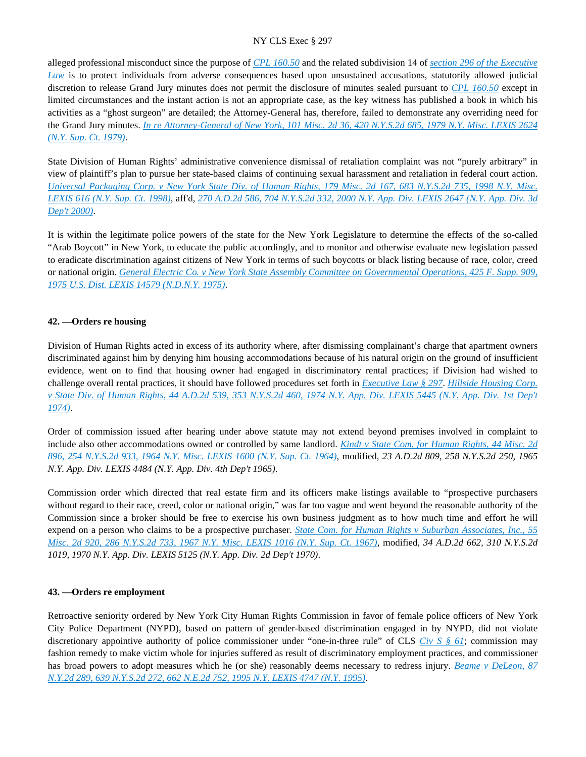alleged professional misconduct since the purpose of CPL 160.50 and the related subdivision 14 of section 296 of the Executive Law is to protect individuals from adverse consequences based upon unsustained accusations, statutorily allowed judicial discretion to release Grand Jury minutes does not permit the disclosure of minutes sealed pursuant to CPL 160.50 except in limited circumstances and the instant action is not an appropriate case, as the key witness has published a book in which his activities as a "ghost surgeon" are detailed; the Attorney-General has, therefore, failed to demonstrate any overriding need for the Grand Jury minutes. *In re Attorney-General of New York, 101 Misc. 2d 36, 420 N.Y.S.2d 685, 1979 N.Y. Misc. LEXIS 2624 (N.Y. Sup. Ct. 1979)*.

State Division of Human Rights' administrative convenience dismissal of retaliation complaint was not "purely arbitrary" in view of plaintiff's plan to pursue her state-based claims of continuing sexual harassment and retaliation in federal court action. *Universal Packaging Corp. v New York State Div. of Human Rights, 179 Misc. 2d 167, 683 N.Y.S.2d 735, 1998 N.Y. Misc. LEXIS 616 (N.Y. Sup. Ct. 1998)*, aff'd, *270 A.D.2d 586, 704 N.Y.S.2d 332, 2000 N.Y. App. Div. LEXIS 2647 (N.Y. App. Div. 3d Dep't 2000)*.

It is within the legitimate police powers of the state for the New York Legislature to determine the effects of the so-called "Arab Boycott" in New York, to educate the public accordingly, and to monitor and otherwise evaluate new legislation passed to eradicate discrimination against citizens of New York in terms of such boycotts or black listing because of race, color, creed or national origin. *General Electric Co. v New York State Assembly Committee on Governmental Operations, 425 F. Supp. 909, 1975 U.S. Dist. LEXIS 14579 (N.D.N.Y. 1975)*.

**42. —Orders re housing**

Division of Human Rights acted in excess of its authority where, after dismissing complainant's charge that apartment owners discriminated against him by denying him housing accommodations because of his natural origin on the ground of insufficient evidence, went on to find that housing owner had engaged in discriminatory rental practices; if Division had wished to challenge overall rental practices, it should have followed procedures set forth in Executive Law § 297. *Hillside Housing Corp. v State Div. of Human Rights, 44 A.D.2d 539, 353 N.Y.S.2d 460, 1974 N.Y. App. Div. LEXIS 5445 (N.Y. App. Div. 1st Dep't 1974)*.

Order of commission issued after hearing under above statute may not extend beyond premises involved in complaint to include also other accommodations owned or controlled by same landlord. *Kindt v State Com. for Human Rights, 44 Misc. 2d 896, 254 N.Y.S.2d 933, 1964 N.Y. Misc. LEXIS 1600 (N.Y. Sup. Ct. 1964)*, modified, *23 A.D.2d 809, 258 N.Y.S.2d 250, 1965 N.Y. App. Div. LEXIS 4484 (N.Y. App. Div. 4th Dep't 1965)*.

Commission order which directed that real estate firm and its officers make listings available to "prospective purchasers without regard to their race, creed, color or national origin," was far too vague and went beyond the reasonable authority of the Commission since a broker should be free to exercise his own business judgment as to how much time and effort he will expend on a person who claims to be a prospective purchaser. *State Com. for Human Rights v Suburban Associates, Inc., 55 Misc. 2d 920, 286 N.Y.S.2d 733, 1967 N.Y. Misc. LEXIS 1016 (N.Y. Sup. Ct. 1967)*, modified, *34 A.D.2d 662, 310 N.Y.S.2d 1019, 1970 N.Y. App. Div. LEXIS 5125 (N.Y. App. Div. 2d Dep't 1970)*.

**43. —Orders re employment**

Retroactive seniority ordered by New York City Human Rights Commission in favor of female police officers of New York City Police Department (NYPD), based on pattern of gender-based discrimination engaged in by NYPD, did not violate discretionary appointive authority of police commissioner under "one-in-three rule" of CLS Civ S § 61; commission may fashion remedy to make victim whole for injuries suffered as result of discriminatory employment practices, and commissioner has broad powers to adopt measures which he (or she) reasonably deems necessary to redress injury. *Beame v DeLeon, 87 N.Y.2d 289, 639 N.Y.S.2d 272, 662 N.E.2d 752, 1995 N.Y. LEXIS 4747 (N.Y. 1995)*.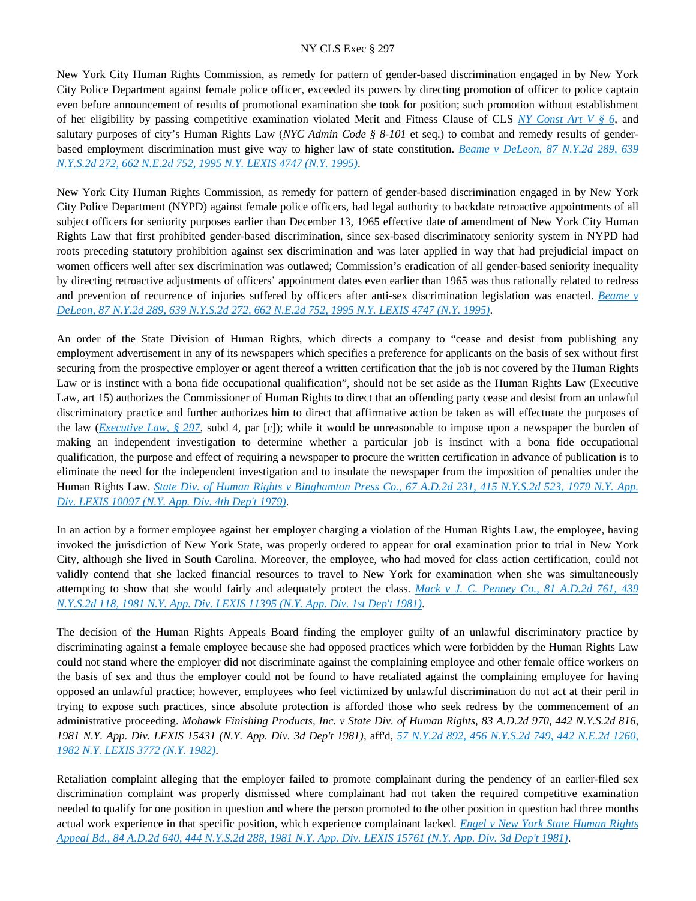New York City Human Rights Commission, as remedy for pattern of gender-based discrimination engaged in by New York City Police Department against female police officer, exceeded its powers by directing promotion of officer to police captain even before announcement of results of promotional examination she took for position; such promotion without establishment of her eligibility by passing competitive examination violated Merit and Fitness Clause of CLS *NY Const Art V § 6*, and salutary purposes of city's Human Rights Law (*NYC Admin Code § 8-101* et seq.) to combat and remedy results of gender-based employment discrimination must give way to higher law of state constitution. *Beame v DeLeon, 87 N.Y.2d 289, 639 N.Y.S.2d 272, 662 N.E.2d 752, 1995 N.Y. LEXIS 4747 (N.Y. 1995)*.

New York City Human Rights Commission, as remedy for pattern of gender-based discrimination engaged in by New York City Police Department (NYPD) against female police officers, had legal authority to backdate retroactive appointments of all subject officers for seniority purposes earlier than December 13, 1965 effective date of amendment of New York City Human Rights Law that first prohibited gender-based discrimination, since sex-based discriminatory seniority system in NYPD had roots preceding statutory prohibition against sex discrimination and was later applied in way that had prejudicial impact on women officers well after sex discrimination was outlawed; Commission's eradication of all gender-based seniority inequality by directing retroactive adjustments of officers' appointment dates even earlier than 1965 was thus rationally related to redress and prevention of recurrence of injuries suffered by officers after anti-sex discrimination legislation was enacted. *Beame v DeLeon, 87 N.Y.2d 289, 639 N.Y.S.2d 272, 662 N.E.2d 752, 1995 N.Y. LEXIS 4747 (N.Y. 1995)*.

An order of the State Division of Human Rights, which directs a company to "cease and desist from publishing any employment advertisement in any of its newspapers which specifies a preference for applicants on the basis of sex without first securing from the prospective employer or agent thereof a written certification that the job is not covered by the Human Rights Law or is instinct with a bona fide occupational qualification", should not be set aside as the Human Rights Law (Executive Law, art 15) authorizes the Commissioner of Human Rights to direct that an offending party cease and desist from an unlawful discriminatory practice and further authorizes him to direct that affirmative action be taken as will effectuate the purposes of the law (*Executive Law, § 297*, subd 4, par [c]); while it would be unreasonable to impose upon a newspaper the burden of making an independent investigation to determine whether a particular job is instinct with a bona fide occupational qualification, the purpose and effect of requiring a newspaper to procure the written certification in advance of publication is to eliminate the need for the independent investigation and to insulate the newspaper from the imposition of penalties under the Human Rights Law. *State Div. of Human Rights v Binghamton Press Co., 67 A.D.2d 231, 415 N.Y.S.2d 523, 1979 N.Y. App. Div. LEXIS 10097 (N.Y. App. Div. 4th Dep't 1979)*.

In an action by a former employee against her employer charging a violation of the Human Rights Law, the employee, having invoked the jurisdiction of New York State, was properly ordered to appear for oral examination prior to trial in New York City, although she lived in South Carolina. Moreover, the employee, who had moved for class action certification, could not validly contend that she lacked financial resources to travel to New York for examination when she was simultaneously attempting to show that she would fairly and adequately protect the class. *Mack v J. C. Penney Co., 81 A.D.2d 761, 439 N.Y.S.2d 118, 1981 N.Y. App. Div. LEXIS 11395 (N.Y. App. Div. 1st Dep't 1981)*.

The decision of the Human Rights Appeals Board finding the employer guilty of an unlawful discriminatory practice by discriminating against a female employee because she had opposed practices which were forbidden by the Human Rights Law could not stand where the employer did not discriminate against the complaining employee and other female office workers on the basis of sex and thus the employer could not be found to have retaliated against the complaining employee for having opposed an unlawful practice; however, employees who feel victimized by unlawful discrimination do not act at their peril in trying to expose such practices, since absolute protection is afforded those who seek redress by the commencement of an administrative proceeding. *Mohawk Finishing Products, Inc. v State Div. of Human Rights, 83 A.D.2d 970, 442 N.Y.S.2d 816, 1981 N.Y. App. Div. LEXIS 15431 (N.Y. App. Div. 3d Dep't 1981)*, aff'd, *57 N.Y.2d 892, 456 N.Y.S.2d 749, 442 N.E.2d 1260, 1982 N.Y. LEXIS 3772 (N.Y. 1982)*.

Retaliation complaint alleging that the employer failed to promote complainant during the pendency of an earlier-filed sex discrimination complaint was properly dismissed where complainant had not taken the required competitive examination needed to qualify for one position in question and where the person promoted to the other position in question had three months actual work experience in that specific position, which experience complainant lacked. *Engel v New York State Human Rights Appeal Bd., 84 A.D.2d 640, 444 N.Y.S.2d 288, 1981 N.Y. App. Div. LEXIS 15761 (N.Y. App. Div. 3d Dep't 1981)*.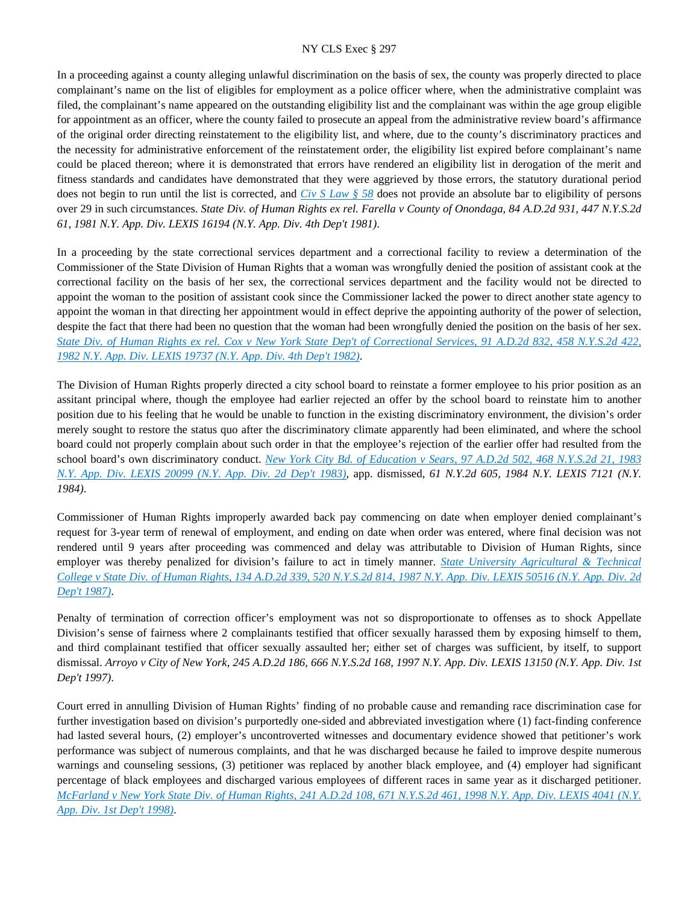In a proceeding against a county alleging unlawful discrimination on the basis of sex, the county was properly directed to place complainant's name on the list of eligibles for employment as a police officer where, when the administrative complaint was filed, the complainant's name appeared on the outstanding eligibility list and the complainant was within the age group eligible for appointment as an officer, where the county failed to prosecute an appeal from the administrative review board's affirmance of the original order directing reinstatement to the eligibility list, and where, due to the county's discriminatory practices and the necessity for administrative enforcement of the reinstatement order, the eligibility list expired before complainant's name could be placed thereon; where it is demonstrated that errors have rendered an eligibility list in derogation of the merit and fitness standards and candidates have demonstrated that they were aggrieved by those errors, the statutory durational period does not begin to run until the list is corrected, and *Civ S Law § 58* does not provide an absolute bar to eligibility of persons over 29 in such circumstances. *State Div. of Human Rights ex rel. Farella v County of Onondaga, 84 A.D.2d 931, 447 N.Y.S.2d 61, 1981 N.Y. App. Div. LEXIS 16194 (N.Y. App. Div. 4th Dep't 1981).*

In a proceeding by the state correctional services department and a correctional facility to review a determination of the Commissioner of the State Division of Human Rights that a woman was wrongfully denied the position of assistant cook at the correctional facility on the basis of her sex, the correctional services department and the facility would not be directed to appoint the woman to the position of assistant cook since the Commissioner lacked the power to direct another state agency to appoint the woman in that directing her appointment would in effect deprive the appointing authority of the power of selection, despite the fact that there had been no question that the woman had been wrongfully denied the position on the basis of her sex. *State Div. of Human Rights ex rel. Cox v New York State Dep't of Correctional Services, 91 A.D.2d 832, 458 N.Y.S.2d 422, 1982 N.Y. App. Div. LEXIS 19737 (N.Y. App. Div. 4th Dep't 1982).*

The Division of Human Rights properly directed a city school board to reinstate a former employee to his prior position as an assitant principal where, though the employee had earlier rejected an offer by the school board to reinstate him to another position due to his feeling that he would be unable to function in the existing discriminatory environment, the division's order merely sought to restore the status quo after the discriminatory climate apparently had been eliminated, and where the school board could not properly complain about such order in that the employee's rejection of the earlier offer had resulted from the school board's own discriminatory conduct. *New York City Bd. of Education v Sears, 97 A.D.2d 502, 468 N.Y.S.2d 21, 1983 N.Y. App. Div. LEXIS 20099 (N.Y. App. Div. 2d Dep't 1983)*, app. dismissed, *61 N.Y.2d 605, 1984 N.Y. LEXIS 7121 (N.Y. 1984).*

Commissioner of Human Rights improperly awarded back pay commencing on date when employer denied complainant's request for 3-year term of renewal of employment, and ending on date when order was entered, where final decision was not rendered until 9 years after proceeding was commenced and delay was attributable to Division of Human Rights, since employer was thereby penalized for division's failure to act in timely manner. *State University Agricultural & Technical College v State Div. of Human Rights, 134 A.D.2d 339, 520 N.Y.S.2d 814, 1987 N.Y. App. Div. LEXIS 50516 (N.Y. App. Div. 2d Dep't 1987).*

Penalty of termination of correction officer's employment was not so disproportionate to offenses as to shock Appellate Division's sense of fairness where 2 complainants testified that officer sexually harassed them by exposing himself to them, and third complainant testified that officer sexually assaulted her; either set of charges was sufficient, by itself, to support dismissal. *Arroyo v City of New York, 245 A.D.2d 186, 666 N.Y.S.2d 168, 1997 N.Y. App. Div. LEXIS 13150 (N.Y. App. Div. 1st Dep't 1997).*

Court erred in annulling Division of Human Rights' finding of no probable cause and remanding race discrimination case for further investigation based on division's purportedly one-sided and abbreviated investigation where (1) fact-finding conference had lasted several hours, (2) employer's uncontroverted witnesses and documentary evidence showed that petitioner's work performance was subject of numerous complaints, and that he was discharged because he failed to improve despite numerous warnings and counseling sessions, (3) petitioner was replaced by another black employee, and (4) employer had significant percentage of black employees and discharged various employees of different races in same year as it discharged petitioner. *McFarland v New York State Div. of Human Rights, 241 A.D.2d 108, 671 N.Y.S.2d 461, 1998 N.Y. App. Div. LEXIS 4041 (N.Y. App. Div. 1st Dep't 1998).*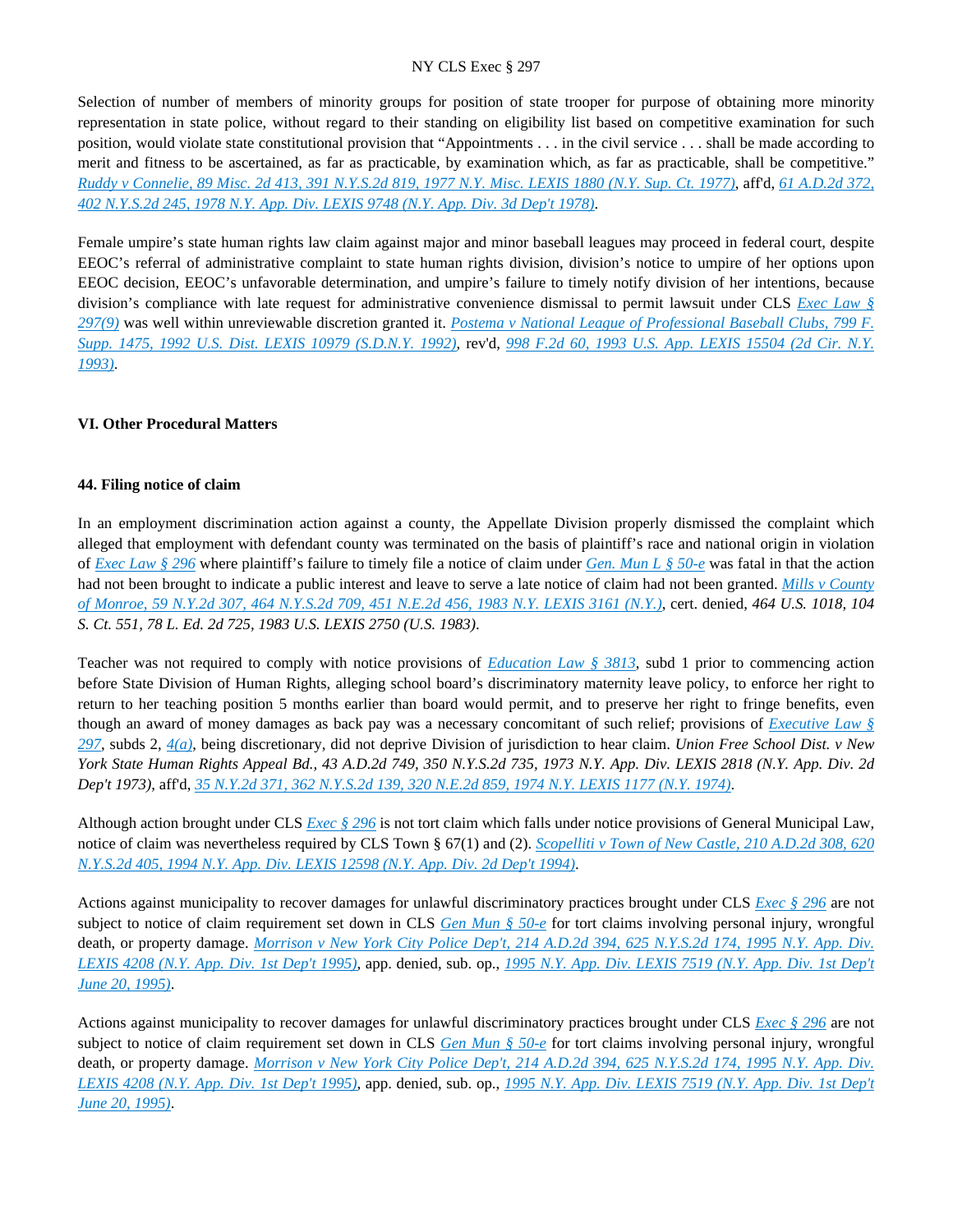Selection of number of members of minority groups for position of state trooper for purpose of obtaining more minority representation in state police, without regard to their standing on eligibility list based on competitive examination for such position, would violate state constitutional provision that "Appointments . . . in the civil service . . . shall be made according to merit and fitness to be ascertained, as far as practicable, by examination which, as far as practicable, shall be competitive." *Ruddy v Connelie, 89 Misc. 2d 413, 391 N.Y.S.2d 819, 1977 N.Y. Misc. LEXIS 1880 (N.Y. Sup. Ct. 1977)*, aff'd, *61 A.D.2d 372, 402 N.Y.S.2d 245, 1978 N.Y. App. Div. LEXIS 9748 (N.Y. App. Div. 3d Dep't 1978)*.

Female umpire's state human rights law claim against major and minor baseball leagues may proceed in federal court, despite EEOC's referral of administrative complaint to state human rights division, division's notice to umpire of her options upon EEOC decision, EEOC's unfavorable determination, and umpire's failure to timely notify division of her intentions, because division's compliance with late request for administrative convenience dismissal to permit lawsuit under CLS *Exec Law § 297(9)* was well within unreviewable discretion granted it. *Postema v National League of Professional Baseball Clubs, 799 F. Supp. 1475, 1992 U.S. Dist. LEXIS 10979 (S.D.N.Y. 1992)*, rev'd, *998 F.2d 60, 1993 U.S. App. LEXIS 15504 (2d Cir. N.Y. 1993)*.

### VI. Other Procedural Matters

#### 44. Filing notice of claim

In an employment discrimination action against a county, the Appellate Division properly dismissed the complaint which alleged that employment with defendant county was terminated on the basis of plaintiff's race and national origin in violation of *Exec Law § 296* where plaintiff's failure to timely file a notice of claim under *Gen. Mun L § 50-e* was fatal in that the action had not been brought to indicate a public interest and leave to serve a late notice of claim had not been granted. *Mills v County of Monroe, 59 N.Y.2d 307, 464 N.Y.S.2d 709, 451 N.E.2d 456, 1983 N.Y. LEXIS 3161 (N.Y.)*, cert. denied, *464 U.S. 1018, 104 S. Ct. 551, 78 L. Ed. 2d 725, 1983 U.S. LEXIS 2750 (U.S. 1983)*.

Teacher was not required to comply with notice provisions of *Education Law § 3813*, subd 1 prior to commencing action before State Division of Human Rights, alleging school board's discriminatory maternity leave policy, to enforce her right to return to her teaching position 5 months earlier than board would permit, and to preserve her right to fringe benefits, even though an award of money damages as back pay was a necessary concomitant of such relief; provisions of *Executive Law § 297*, subds 2, *4(a)*, being discretionary, did not deprive Division of jurisdiction to hear claim. *Union Free School Dist. v New York State Human Rights Appeal Bd., 43 A.D.2d 749, 350 N.Y.S.2d 735, 1973 N.Y. App. Div. LEXIS 2818 (N.Y. App. Div. 2d Dep't 1973)*, aff'd, *35 N.Y.2d 371, 362 N.Y.S.2d 139, 320 N.E.2d 859, 1974 N.Y. LEXIS 1177 (N.Y. 1974)*.

Although action brought under CLS *Exec § 296* is not tort claim which falls under notice provisions of General Municipal Law, notice of claim was nevertheless required by CLS Town § 67(1) and (2). *Scopelliti v Town of New Castle, 210 A.D.2d 308, 620 N.Y.S.2d 405, 1994 N.Y. App. Div. LEXIS 12598 (N.Y. App. Div. 2d Dep't 1994)*.

Actions against municipality to recover damages for unlawful discriminatory practices brought under CLS *Exec § 296* are not subject to notice of claim requirement set down in CLS *Gen Mun § 50-e* for tort claims involving personal injury, wrongful death, or property damage. *Morrison v New York City Police Dep't, 214 A.D.2d 394, 625 N.Y.S.2d 174, 1995 N.Y. App. Div. LEXIS 4208 (N.Y. App. Div. 1st Dep't 1995)*, app. denied, sub. op., *1995 N.Y. App. Div. LEXIS 7519 (N.Y. App. Div. 1st Dep't June 20, 1995)*.

Actions against municipality to recover damages for unlawful discriminatory practices brought under CLS *Exec § 296* are not subject to notice of claim requirement set down in CLS *Gen Mun § 50-e* for tort claims involving personal injury, wrongful death, or property damage. *Morrison v New York City Police Dep't, 214 A.D.2d 394, 625 N.Y.S.2d 174, 1995 N.Y. App. Div. LEXIS 4208 (N.Y. App. Div. 1st Dep't 1995)*, app. denied, sub. op., *1995 N.Y. App. Div. LEXIS 7519 (N.Y. App. Div. 1st Dep't June 20, 1995)*.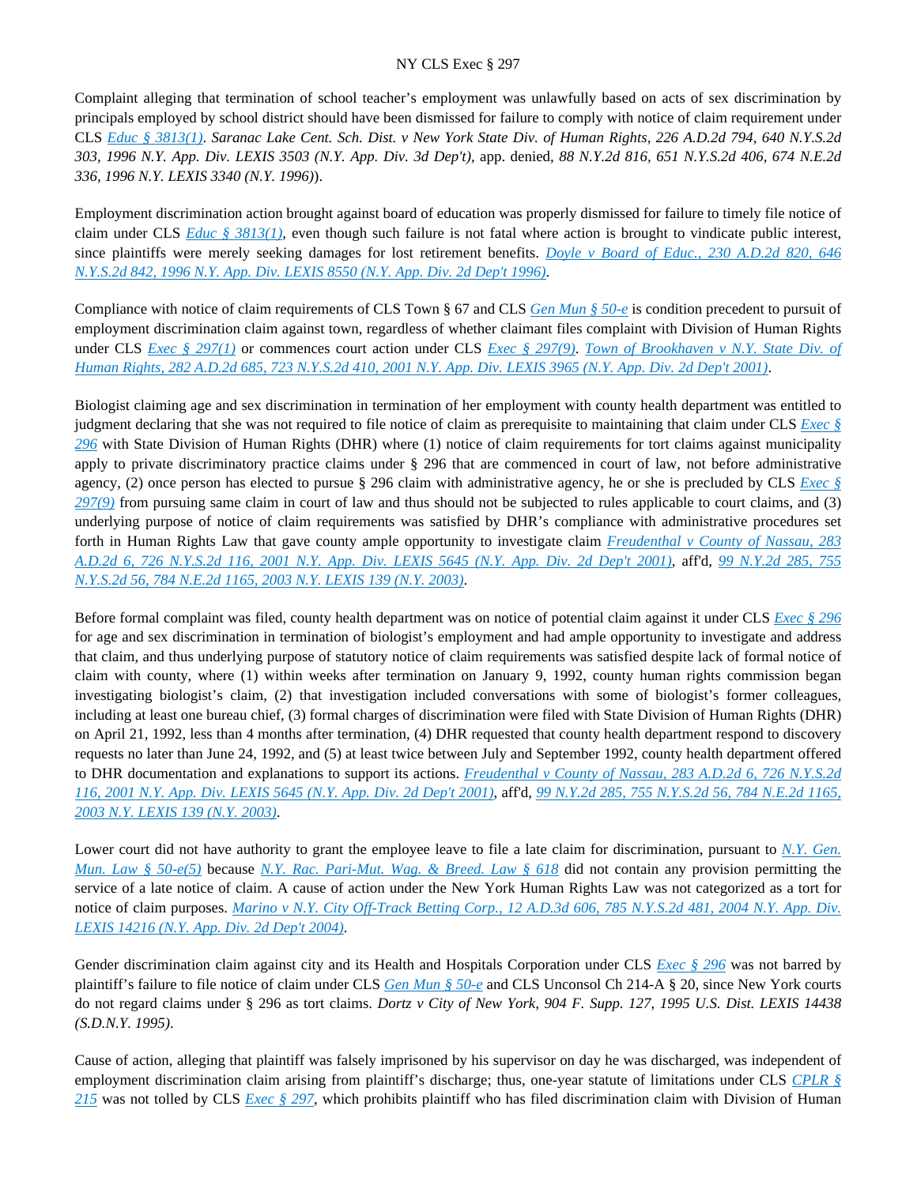Complaint alleging that termination of school teacher's employment was unlawfully based on acts of sex discrimination by principals employed by school district should have been dismissed for failure to comply with notice of claim requirement under CLS *Educ § 3813(1)*. *Saranac Lake Cent. Sch. Dist. v New York State Div. of Human Rights, 226 A.D.2d 794, 640 N.Y.S.2d 303, 1996 N.Y. App. Div. LEXIS 3503 (N.Y. App. Div. 3d Dep't)*, app. denied, *88 N.Y.2d 816, 651 N.Y.S.2d 406, 674 N.E.2d 336, 1996 N.Y. LEXIS 3340 (N.Y. 1996)*).

Employment discrimination action brought against board of education was properly dismissed for failure to timely file notice of claim under CLS *Educ § 3813(1)*, even though such failure is not fatal where action is brought to vindicate public interest, since plaintiffs were merely seeking damages for lost retirement benefits. *Doyle v Board of Educ., 230 A.D.2d 820, 646 N.Y.S.2d 842, 1996 N.Y. App. Div. LEXIS 8550 (N.Y. App. Div. 2d Dep't 1996)*.

Compliance with notice of claim requirements of CLS Town § 67 and CLS *Gen Mun § 50-e* is condition precedent to pursuit of employment discrimination claim against town, regardless of whether claimant files complaint with Division of Human Rights under CLS *Exec § 297(1)* or commences court action under CLS *Exec § 297(9)*. *Town of Brookhaven v N.Y. State Div. of Human Rights, 282 A.D.2d 685, 723 N.Y.S.2d 410, 2001 N.Y. App. Div. LEXIS 3965 (N.Y. App. Div. 2d Dep't 2001)*.

Biologist claiming age and sex discrimination in termination of her employment with county health department was entitled to judgment declaring that she was not required to file notice of claim as prerequisite to maintaining that claim under CLS *Exec § 296* with State Division of Human Rights (DHR) where (1) notice of claim requirements for tort claims against municipality apply to private discriminatory practice claims under § 296 that are commenced in court of law, not before administrative agency, (2) once person has elected to pursue § 296 claim with administrative agency, he or she is precluded by CLS *Exec § 297(9)* from pursuing same claim in court of law and thus should not be subjected to rules applicable to court claims, and (3) underlying purpose of notice of claim requirements was satisfied by DHR's compliance with administrative procedures set forth in Human Rights Law that gave county ample opportunity to investigate claim *Freudenthal v County of Nassau, 283 A.D.2d 6, 726 N.Y.S.2d 116, 2001 N.Y. App. Div. LEXIS 5645 (N.Y. App. Div. 2d Dep't 2001)*, aff'd, *99 N.Y.2d 285, 755 N.Y.S.2d 56, 784 N.E.2d 1165, 2003 N.Y. LEXIS 139 (N.Y. 2003)*.

Before formal complaint was filed, county health department was on notice of potential claim against it under CLS *Exec § 296* for age and sex discrimination in termination of biologist's employment and had ample opportunity to investigate and address that claim, and thus underlying purpose of statutory notice of claim requirements was satisfied despite lack of formal notice of claim with county, where (1) within weeks after termination on January 9, 1992, county human rights commission began investigating biologist's claim, (2) that investigation included conversations with some of biologist's former colleagues, including at least one bureau chief, (3) formal charges of discrimination were filed with State Division of Human Rights (DHR) on April 21, 1992, less than 4 months after termination, (4) DHR requested that county health department respond to discovery requests no later than June 24, 1992, and (5) at least twice between July and September 1992, county health department offered to DHR documentation and explanations to support its actions. *Freudenthal v County of Nassau, 283 A.D.2d 6, 726 N.Y.S.2d 116, 2001 N.Y. App. Div. LEXIS 5645 (N.Y. App. Div. 2d Dep't 2001)*, aff'd, *99 N.Y.2d 285, 755 N.Y.S.2d 56, 784 N.E.2d 1165, 2003 N.Y. LEXIS 139 (N.Y. 2003)*.

Lower court did not have authority to grant the employee leave to file a late claim for discrimination, pursuant to *N.Y. Gen. Mun. Law § 50-e(5)* because *N.Y. Rac. Pari-Mut. Wag. & Breed. Law § 618* did not contain any provision permitting the service of a late notice of claim. A cause of action under the New York Human Rights Law was not categorized as a tort for notice of claim purposes. *Marino v N.Y. City Off-Track Betting Corp., 12 A.D.3d 606, 785 N.Y.S.2d 481, 2004 N.Y. App. Div. LEXIS 14216 (N.Y. App. Div. 2d Dep't 2004)*.

Gender discrimination claim against city and its Health and Hospitals Corporation under CLS *Exec § 296* was not barred by plaintiff's failure to file notice of claim under CLS *Gen Mun § 50-e* and CLS Unconsol Ch 214-A § 20, since New York courts do not regard claims under § 296 as tort claims. *Dortz v City of New York, 904 F. Supp. 127, 1995 U.S. Dist. LEXIS 14438 (S.D.N.Y. 1995)*.

Cause of action, alleging that plaintiff was falsely imprisoned by his supervisor on day he was discharged, was independent of employment discrimination claim arising from plaintiff's discharge; thus, one-year statute of limitations under CLS *CPLR § 215* was not tolled by CLS *Exec § 297*, which prohibits plaintiff who has filed discrimination claim with Division of Human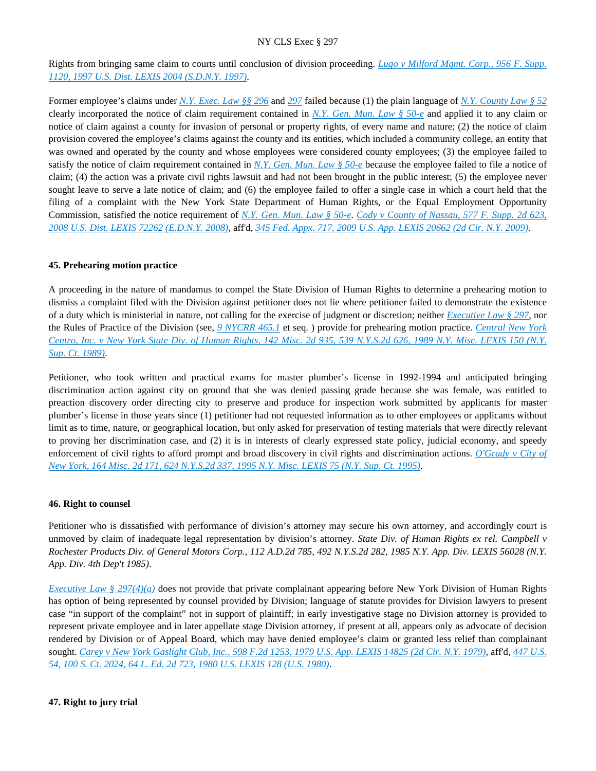Rights from bringing same claim to courts until conclusion of division proceeding. *Lugo v Milford Mgmt. Corp., 956 F. Supp. 1120, 1997 U.S. Dist. LEXIS 2004 (S.D.N.Y. 1997)*.

Former employee's claims under *N.Y. Exec. Law §§ 296* and *297* failed because (1) the plain language of *N.Y. County Law § 52* clearly incorporated the notice of claim requirement contained in *N.Y. Gen. Mun. Law § 50-e* and applied it to any claim or notice of claim against a county for invasion of personal or property rights, of every name and nature; (2) the notice of claim provision covered the employee's claims against the county and its entities, which included a community college, an entity that was owned and operated by the county and whose employees were considered county employees; (3) the employee failed to satisfy the notice of claim requirement contained in *N.Y. Gen. Mun. Law § 50-e* because the employee failed to file a notice of claim; (4) the action was a private civil rights lawsuit and had not been brought in the public interest; (5) the employee never sought leave to serve a late notice of claim; and (6) the employee failed to offer a single case in which a court held that the filing of a complaint with the New York State Department of Human Rights, or the Equal Employment Opportunity Commission, satisfied the notice requirement of *N.Y. Gen. Mun. Law § 50-e*. *Cody v County of Nassau, 577 F. Supp. 2d 623, 2008 U.S. Dist. LEXIS 72262 (E.D.N.Y. 2008)*, aff'd, *345 Fed. Appx. 717, 2009 U.S. App. LEXIS 20662 (2d Cir. N.Y. 2009)*.

**45. Prehearing motion practice**

A proceeding in the nature of mandamus to compel the State Division of Human Rights to determine a prehearing motion to dismiss a complaint filed with the Division against petitioner does not lie where petitioner failed to demonstrate the existence of a duty which is ministerial in nature, not calling for the exercise of judgment or discretion; neither *Executive Law § 297*, nor the Rules of Practice of the Division (see, *9 NYCRR 465.1* et seq. ) provide for prehearing motion practice. *Central New York Centro, Inc. v New York State Div. of Human Rights, 142 Misc. 2d 935, 539 N.Y.S.2d 626, 1989 N.Y. Misc. LEXIS 150 (N.Y. Sup. Ct. 1989)*.

Petitioner, who took written and practical exams for master plumber's license in 1992-1994 and anticipated bringing discrimination action against city on ground that she was denied passing grade because she was female, was entitled to preaction discovery order directing city to preserve and produce for inspection work submitted by applicants for master plumber's license in those years since (1) petitioner had not requested information as to other employees or applicants without limit as to time, nature, or geographical location, but only asked for preservation of testing materials that were directly relevant to proving her discrimination case, and (2) it is in interests of clearly expressed state policy, judicial economy, and speedy enforcement of civil rights to afford prompt and broad discovery in civil rights and discrimination actions. *O'Grady v City of New York, 164 Misc. 2d 171, 624 N.Y.S.2d 337, 1995 N.Y. Misc. LEXIS 75 (N.Y. Sup. Ct. 1995)*.

**46. Right to counsel**

Petitioner who is dissatisfied with performance of division's attorney may secure his own attorney, and accordingly court is unmoved by claim of inadequate legal representation by division's attorney. *State Div. of Human Rights ex rel. Campbell v Rochester Products Div. of General Motors Corp., 112 A.D.2d 785, 492 N.Y.S.2d 282, 1985 N.Y. App. Div. LEXIS 56028 (N.Y. App. Div. 4th Dep't 1985)*.

*Executive Law § 297(4)(a)* does not provide that private complainant appearing before New York Division of Human Rights has option of being represented by counsel provided by Division; language of statute provides for Division lawyers to present case "in support of the complaint" not in support of plaintiff; in early investigative stage no Division attorney is provided to represent private employee and in later appellate stage Division attorney, if present at all, appears only as advocate of decision rendered by Division or of Appeal Board, which may have denied employee's claim or granted less relief than complainant sought. *Carey v New York Gaslight Club, Inc., 598 F.2d 1253, 1979 U.S. App. LEXIS 14825 (2d Cir. N.Y. 1979)*, aff'd, *447 U.S. 54, 100 S. Ct. 2024, 64 L. Ed. 2d 723, 1980 U.S. LEXIS 128 (U.S. 1980)*.

**47. Right to jury trial**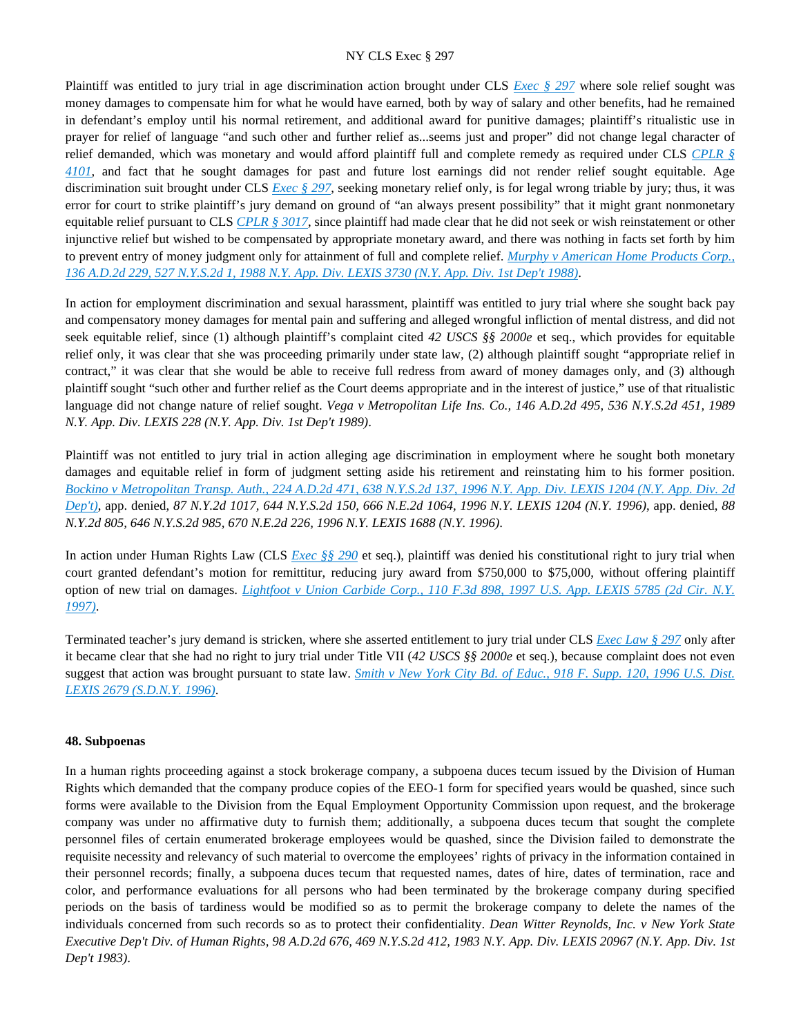Plaintiff was entitled to jury trial in age discrimination action brought under CLS *Exec § 297* where sole relief sought was money damages to compensate him for what he would have earned, both by way of salary and other benefits, had he remained in defendant's employ until his normal retirement, and additional award for punitive damages; plaintiff's ritualistic use in prayer for relief of language "and such other and further relief as...seems just and proper" did not change legal character of relief demanded, which was monetary and would afford plaintiff full and complete remedy as required under CLS *CPLR § 4101*, and fact that he sought damages for past and future lost earnings did not render relief sought equitable. Age discrimination suit brought under CLS *Exec § 297*, seeking monetary relief only, is for legal wrong triable by jury; thus, it was error for court to strike plaintiff's jury demand on ground of "an always present possibility" that it might grant nonmonetary equitable relief pursuant to CLS *CPLR § 3017*, since plaintiff had made clear that he did not seek or wish reinstatement or other injunctive relief but wished to be compensated by appropriate monetary award, and there was nothing in facts set forth by him to prevent entry of money judgment only for attainment of full and complete relief. *Murphy v American Home Products Corp., 136 A.D.2d 229, 527 N.Y.S.2d 1, 1988 N.Y. App. Div. LEXIS 3730 (N.Y. App. Div. 1st Dep't 1988)*.

In action for employment discrimination and sexual harassment, plaintiff was entitled to jury trial where she sought back pay and compensatory money damages for mental pain and suffering and alleged wrongful infliction of mental distress, and did not seek equitable relief, since (1) although plaintiff's complaint cited *42 USCS §§ 2000e* et seq., which provides for equitable relief only, it was clear that she was proceeding primarily under state law, (2) although plaintiff sought "appropriate relief in contract," it was clear that she would be able to receive full redress from award of money damages only, and (3) although plaintiff sought "such other and further relief as the Court deems appropriate and in the interest of justice," use of that ritualistic language did not change nature of relief sought. *Vega v Metropolitan Life Ins. Co., 146 A.D.2d 495, 536 N.Y.S.2d 451, 1989 N.Y. App. Div. LEXIS 228 (N.Y. App. Div. 1st Dep't 1989)*.

Plaintiff was not entitled to jury trial in action alleging age discrimination in employment where he sought both monetary damages and equitable relief in form of judgment setting aside his retirement and reinstating him to his former position. *Bockino v Metropolitan Transp. Auth., 224 A.D.2d 471, 638 N.Y.S.2d 137, 1996 N.Y. App. Div. LEXIS 1204 (N.Y. App. Div. 2d Dep't)*, app. denied, *87 N.Y.2d 1017, 644 N.Y.S.2d 150, 666 N.E.2d 1064, 1996 N.Y. LEXIS 1204 (N.Y. 1996)*, app. denied, *88 N.Y.2d 805, 646 N.Y.S.2d 985, 670 N.E.2d 226, 1996 N.Y. LEXIS 1688 (N.Y. 1996)*.

In action under Human Rights Law (CLS *Exec §§ 290* et seq.), plaintiff was denied his constitutional right to jury trial when court granted defendant's motion for remittitur, reducing jury award from $750,000 to $75,000, without offering plaintiff option of new trial on damages. *Lightfoot v Union Carbide Corp., 110 F.3d 898, 1997 U.S. App. LEXIS 5785 (2d Cir. N.Y. 1997)*.

Terminated teacher's jury demand is stricken, where she asserted entitlement to jury trial under CLS *Exec Law § 297* only after it became clear that she had no right to jury trial under Title VII (*42 USCS §§ 2000e* et seq.), because complaint does not even suggest that action was brought pursuant to state law. *Smith v New York City Bd. of Educ., 918 F. Supp. 120, 1996 U.S. Dist. LEXIS 2679 (S.D.N.Y. 1996)*.

**48. Subpoenas**

In a human rights proceeding against a stock brokerage company, a subpoena duces tecum issued by the Division of Human Rights which demanded that the company produce copies of the EEO-1 form for specified years would be quashed, since such forms were available to the Division from the Equal Employment Opportunity Commission upon request, and the brokerage company was under no affirmative duty to furnish them; additionally, a subpoena duces tecum that sought the complete personnel files of certain enumerated brokerage employees would be quashed, since the Division failed to demonstrate the requisite necessity and relevancy of such material to overcome the employees' rights of privacy in the information contained in their personnel records; finally, a subpoena duces tecum that requested names, dates of hire, dates of termination, race and color, and performance evaluations for all persons who had been terminated by the brokerage company during specified periods on the basis of tardiness would be modified so as to permit the brokerage company to delete the names of the individuals concerned from such records so as to protect their confidentiality. *Dean Witter Reynolds, Inc. v New York State Executive Dep't Div. of Human Rights, 98 A.D.2d 676, 469 N.Y.S.2d 412, 1983 N.Y. App. Div. LEXIS 20967 (N.Y. App. Div. 1st Dep't 1983)*.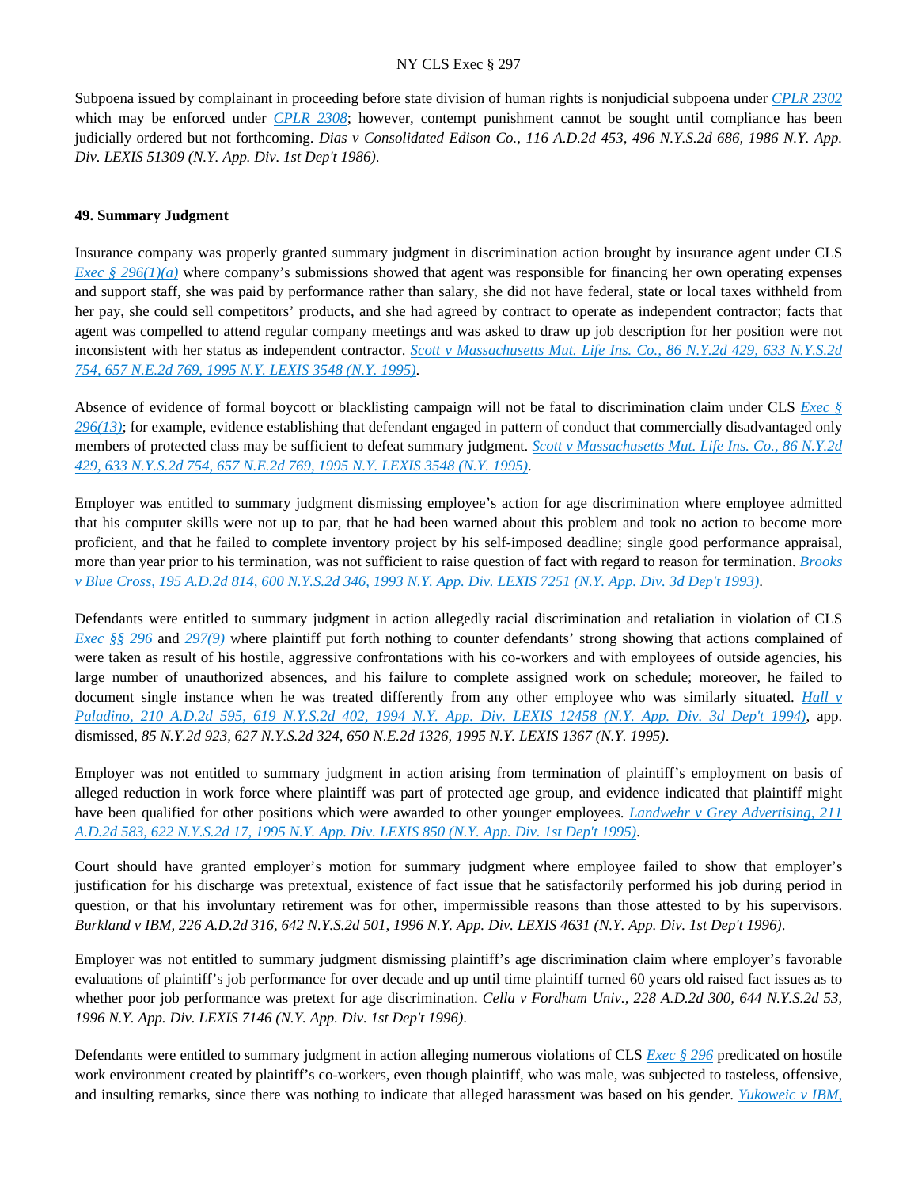Subpoena issued by complainant in proceeding before state division of human rights is nonjudicial subpoena under *CPLR 2302* which may be enforced under *CPLR 2308*; however, contempt punishment cannot be sought until compliance has been judicially ordered but not forthcoming. *Dias v Consolidated Edison Co., 116 A.D.2d 453, 496 N.Y.S.2d 686, 1986 N.Y. App. Div. LEXIS 51309 (N.Y. App. Div. 1st Dep't 1986)*.

**49. Summary Judgment**

Insurance company was properly granted summary judgment in discrimination action brought by insurance agent under CLS *Exec § 296(1)(a)* where company's submissions showed that agent was responsible for financing her own operating expenses and support staff, she was paid by performance rather than salary, she did not have federal, state or local taxes withheld from her pay, she could sell competitors' products, and she had agreed by contract to operate as independent contractor; facts that agent was compelled to attend regular company meetings and was asked to draw up job description for her position were not inconsistent with her status as independent contractor. *Scott v Massachusetts Mut. Life Ins. Co., 86 N.Y.2d 429, 633 N.Y.S.2d 754, 657 N.E.2d 769, 1995 N.Y. LEXIS 3548 (N.Y. 1995)*.

Absence of evidence of formal boycott or blacklisting campaign will not be fatal to discrimination claim under CLS *Exec § 296(13)*; for example, evidence establishing that defendant engaged in pattern of conduct that commercially disadvantaged only members of protected class may be sufficient to defeat summary judgment. *Scott v Massachusetts Mut. Life Ins. Co., 86 N.Y.2d 429, 633 N.Y.S.2d 754, 657 N.E.2d 769, 1995 N.Y. LEXIS 3548 (N.Y. 1995)*.

Employer was entitled to summary judgment dismissing employee's action for age discrimination where employee admitted that his computer skills were not up to par, that he had been warned about this problem and took no action to become more proficient, and that he failed to complete inventory project by his self-imposed deadline; single good performance appraisal, more than year prior to his termination, was not sufficient to raise question of fact with regard to reason for termination. *Brooks v Blue Cross, 195 A.D.2d 814, 600 N.Y.S.2d 346, 1993 N.Y. App. Div. LEXIS 7251 (N.Y. App. Div. 3d Dep't 1993)*.

Defendants were entitled to summary judgment in action allegedly racial discrimination and retaliation in violation of CLS *Exec §§ 296* and *297(9)* where plaintiff put forth nothing to counter defendants' strong showing that actions complained of were taken as result of his hostile, aggressive confrontations with his co-workers and with employees of outside agencies, his large number of unauthorized absences, and his failure to complete assigned work on schedule; moreover, he failed to document single instance when he was treated differently from any other employee who was similarly situated. *Hall v Paladino, 210 A.D.2d 595, 619 N.Y.S.2d 402, 1994 N.Y. App. Div. LEXIS 12458 (N.Y. App. Div. 3d Dep't 1994)*, app. dismissed, *85 N.Y.2d 923, 627 N.Y.S.2d 324, 650 N.E.2d 1326, 1995 N.Y. LEXIS 1367 (N.Y. 1995)*.

Employer was not entitled to summary judgment in action arising from termination of plaintiff's employment on basis of alleged reduction in work force where plaintiff was part of protected age group, and evidence indicated that plaintiff might have been qualified for other positions which were awarded to other younger employees. *Landwehr v Grey Advertising, 211 A.D.2d 583, 622 N.Y.S.2d 17, 1995 N.Y. App. Div. LEXIS 850 (N.Y. App. Div. 1st Dep't 1995)*.

Court should have granted employer's motion for summary judgment where employee failed to show that employer's justification for his discharge was pretextual, existence of fact issue that he satisfactorily performed his job during period in question, or that his involuntary retirement was for other, impermissible reasons than those attested to by his supervisors. *Burkland v IBM, 226 A.D.2d 316, 642 N.Y.S.2d 501, 1996 N.Y. App. Div. LEXIS 4631 (N.Y. App. Div. 1st Dep't 1996)*.

Employer was not entitled to summary judgment dismissing plaintiff's age discrimination claim where employer's favorable evaluations of plaintiff's job performance for over decade and up until time plaintiff turned 60 years old raised fact issues as to whether poor job performance was pretext for age discrimination. *Cella v Fordham Univ., 228 A.D.2d 300, 644 N.Y.S.2d 53, 1996 N.Y. App. Div. LEXIS 7146 (N.Y. App. Div. 1st Dep't 1996)*.

Defendants were entitled to summary judgment in action alleging numerous violations of CLS *Exec § 296* predicated on hostile work environment created by plaintiff's co-workers, even though plaintiff, who was male, was subjected to tasteless, offensive, and insulting remarks, since there was nothing to indicate that alleged harassment was based on his gender. *Yukoweic v IBM,*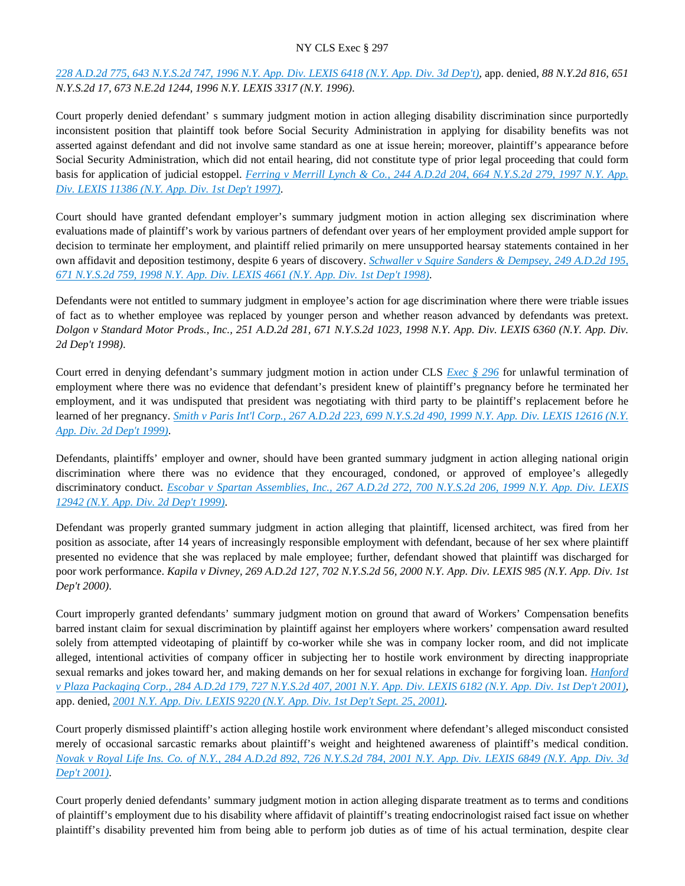*228 A.D.2d 775, 643 N.Y.S.2d 747, 1996 N.Y. App. Div. LEXIS 6418 (N.Y. App. Div. 3d Dep't)*, app. denied, *88 N.Y.2d 816, 651 N.Y.S.2d 17, 673 N.E.2d 1244, 1996 N.Y. LEXIS 3317 (N.Y. 1996)*.

Court properly denied defendant' s summary judgment motion in action alleging disability discrimination since purportedly inconsistent position that plaintiff took before Social Security Administration in applying for disability benefits was not asserted against defendant and did not involve same standard as one at issue herein; moreover, plaintiff's appearance before Social Security Administration, which did not entail hearing, did not constitute type of prior legal proceeding that could form basis for application of judicial estoppel. *Ferring v Merrill Lynch & Co., 244 A.D.2d 204, 664 N.Y.S.2d 279, 1997 N.Y. App. Div. LEXIS 11386 (N.Y. App. Div. 1st Dep't 1997)*.

Court should have granted defendant employer's summary judgment motion in action alleging sex discrimination where evaluations made of plaintiff's work by various partners of defendant over years of her employment provided ample support for decision to terminate her employment, and plaintiff relied primarily on mere unsupported hearsay statements contained in her own affidavit and deposition testimony, despite 6 years of discovery. *Schwaller v Squire Sanders & Dempsey, 249 A.D.2d 195, 671 N.Y.S.2d 759, 1998 N.Y. App. Div. LEXIS 4661 (N.Y. App. Div. 1st Dep't 1998)*.

Defendants were not entitled to summary judgment in employee's action for age discrimination where there were triable issues of fact as to whether employee was replaced by younger person and whether reason advanced by defendants was pretext. *Dolgon v Standard Motor Prods., Inc., 251 A.D.2d 281, 671 N.Y.S.2d 1023, 1998 N.Y. App. Div. LEXIS 6360 (N.Y. App. Div. 2d Dep't 1998)*.

Court erred in denying defendant's summary judgment motion in action under CLS *Exec § 296* for unlawful termination of employment where there was no evidence that defendant's president knew of plaintiff's pregnancy before he terminated her employment, and it was undisputed that president was negotiating with third party to be plaintiff's replacement before he learned of her pregnancy. *Smith v Paris Int'l Corp., 267 A.D.2d 223, 699 N.Y.S.2d 490, 1999 N.Y. App. Div. LEXIS 12616 (N.Y. App. Div. 2d Dep't 1999)*.

Defendants, plaintiffs' employer and owner, should have been granted summary judgment in action alleging national origin discrimination where there was no evidence that they encouraged, condoned, or approved of employee's allegedly discriminatory conduct. *Escobar v Spartan Assemblies, Inc., 267 A.D.2d 272, 700 N.Y.S.2d 206, 1999 N.Y. App. Div. LEXIS 12942 (N.Y. App. Div. 2d Dep't 1999)*.

Defendant was properly granted summary judgment in action alleging that plaintiff, licensed architect, was fired from her position as associate, after 14 years of increasingly responsible employment with defendant, because of her sex where plaintiff presented no evidence that she was replaced by male employee; further, defendant showed that plaintiff was discharged for poor work performance. *Kapila v Divney, 269 A.D.2d 127, 702 N.Y.S.2d 56, 2000 N.Y. App. Div. LEXIS 985 (N.Y. App. Div. 1st Dep't 2000)*.

Court improperly granted defendants' summary judgment motion on ground that award of Workers' Compensation benefits barred instant claim for sexual discrimination by plaintiff against her employers where workers' compensation award resulted solely from attempted videotaping of plaintiff by co-worker while she was in company locker room, and did not implicate alleged, intentional activities of company officer in subjecting her to hostile work environment by directing inappropriate sexual remarks and jokes toward her, and making demands on her for sexual relations in exchange for forgiving loan. *Hanford v Plaza Packaging Corp., 284 A.D.2d 179, 727 N.Y.S.2d 407, 2001 N.Y. App. Div. LEXIS 6182 (N.Y. App. Div. 1st Dep't 2001)*, app. denied, *2001 N.Y. App. Div. LEXIS 9220 (N.Y. App. Div. 1st Dep't Sept. 25, 2001)*.

Court properly dismissed plaintiff's action alleging hostile work environment where defendant's alleged misconduct consisted merely of occasional sarcastic remarks about plaintiff's weight and heightened awareness of plaintiff's medical condition. *Novak v Royal Life Ins. Co. of N.Y., 284 A.D.2d 892, 726 N.Y.S.2d 784, 2001 N.Y. App. Div. LEXIS 6849 (N.Y. App. Div. 3d Dep't 2001)*.

Court properly denied defendants' summary judgment motion in action alleging disparate treatment as to terms and conditions of plaintiff's employment due to his disability where affidavit of plaintiff's treating endocrinologist raised fact issue on whether plaintiff's disability prevented him from being able to perform job duties as of time of his actual termination, despite clear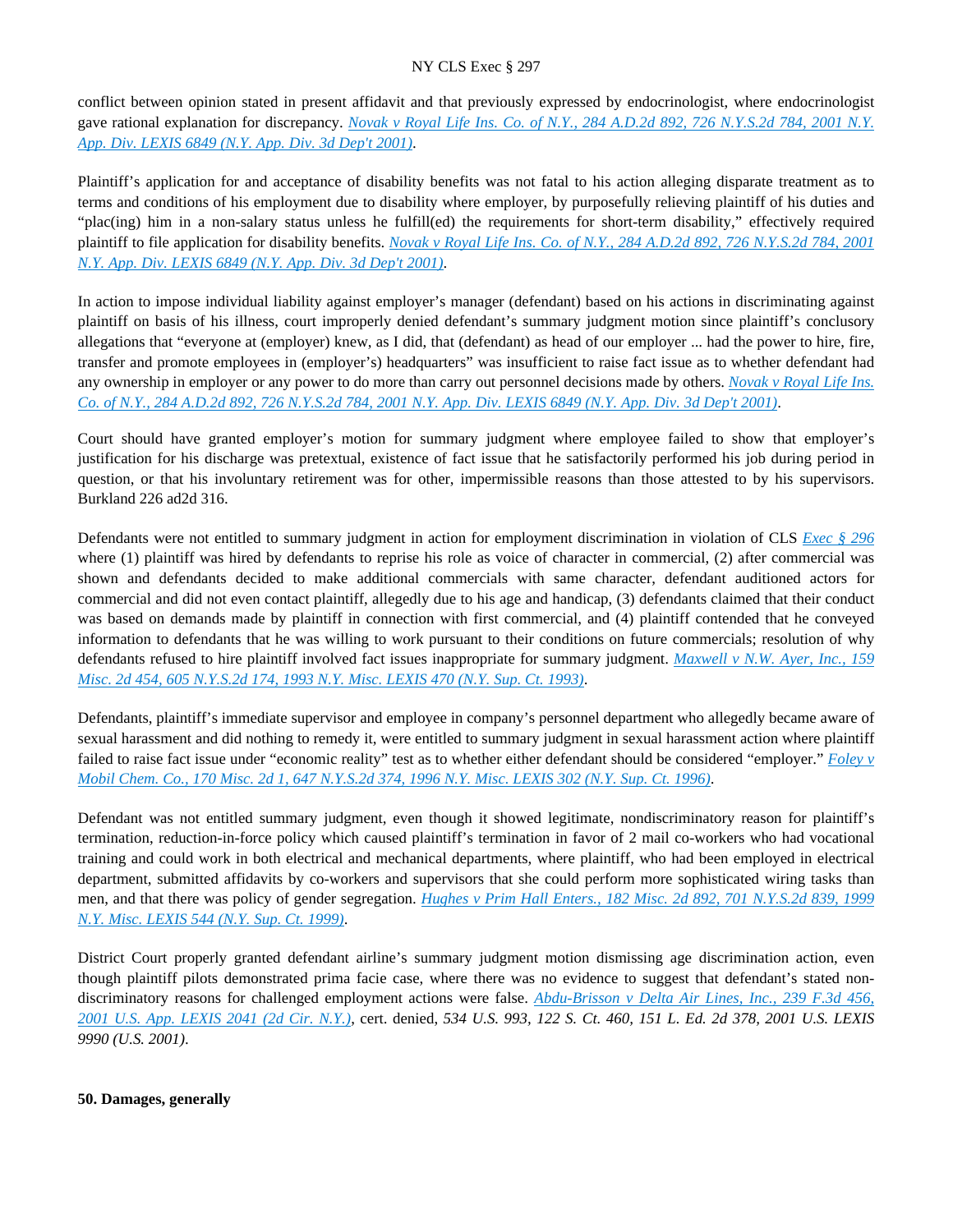conflict between opinion stated in present affidavit and that previously expressed by endocrinologist, where endocrinologist gave rational explanation for discrepancy. *Novak v Royal Life Ins. Co. of N.Y., 284 A.D.2d 892, 726 N.Y.S.2d 784, 2001 N.Y. App. Div. LEXIS 6849 (N.Y. App. Div. 3d Dep't 2001)*.

Plaintiff's application for and acceptance of disability benefits was not fatal to his action alleging disparate treatment as to terms and conditions of his employment due to disability where employer, by purposefully relieving plaintiff of his duties and "plac(ing) him in a non-salary status unless he fulfill(ed) the requirements for short-term disability," effectively required plaintiff to file application for disability benefits. *Novak v Royal Life Ins. Co. of N.Y., 284 A.D.2d 892, 726 N.Y.S.2d 784, 2001 N.Y. App. Div. LEXIS 6849 (N.Y. App. Div. 3d Dep't 2001)*.

In action to impose individual liability against employer's manager (defendant) based on his actions in discriminating against plaintiff on basis of his illness, court improperly denied defendant's summary judgment motion since plaintiff's conclusory allegations that "everyone at (employer) knew, as I did, that (defendant) as head of our employer ... had the power to hire, fire, transfer and promote employees in (employer's) headquarters" was insufficient to raise fact issue as to whether defendant had any ownership in employer or any power to do more than carry out personnel decisions made by others. *Novak v Royal Life Ins. Co. of N.Y., 284 A.D.2d 892, 726 N.Y.S.2d 784, 2001 N.Y. App. Div. LEXIS 6849 (N.Y. App. Div. 3d Dep't 2001)*.

Court should have granted employer's motion for summary judgment where employee failed to show that employer's justification for his discharge was pretextual, existence of fact issue that he satisfactorily performed his job during period in question, or that his involuntary retirement was for other, impermissible reasons than those attested to by his supervisors. Burkland 226 ad2d 316.

Defendants were not entitled to summary judgment in action for employment discrimination in violation of CLS *Exec § 296* where (1) plaintiff was hired by defendants to reprise his role as voice of character in commercial, (2) after commercial was shown and defendants decided to make additional commercials with same character, defendant auditioned actors for commercial and did not even contact plaintiff, allegedly due to his age and handicap, (3) defendants claimed that their conduct was based on demands made by plaintiff in connection with first commercial, and (4) plaintiff contended that he conveyed information to defendants that he was willing to work pursuant to their conditions on future commercials; resolution of why defendants refused to hire plaintiff involved fact issues inappropriate for summary judgment. *Maxwell v N.W. Ayer, Inc., 159 Misc. 2d 454, 605 N.Y.S.2d 174, 1993 N.Y. Misc. LEXIS 470 (N.Y. Sup. Ct. 1993)*.

Defendants, plaintiff's immediate supervisor and employee in company's personnel department who allegedly became aware of sexual harassment and did nothing to remedy it, were entitled to summary judgment in sexual harassment action where plaintiff failed to raise fact issue under "economic reality" test as to whether either defendant should be considered "employer." *Foley v Mobil Chem. Co., 170 Misc. 2d 1, 647 N.Y.S.2d 374, 1996 N.Y. Misc. LEXIS 302 (N.Y. Sup. Ct. 1996)*.

Defendant was not entitled summary judgment, even though it showed legitimate, nondiscriminatory reason for plaintiff's termination, reduction-in-force policy which caused plaintiff's termination in favor of 2 mail co-workers who had vocational training and could work in both electrical and mechanical departments, where plaintiff, who had been employed in electrical department, submitted affidavits by co-workers and supervisors that she could perform more sophisticated wiring tasks than men, and that there was policy of gender segregation. *Hughes v Prim Hall Enters., 182 Misc. 2d 892, 701 N.Y.S.2d 839, 1999 N.Y. Misc. LEXIS 544 (N.Y. Sup. Ct. 1999)*.

District Court properly granted defendant airline's summary judgment motion dismissing age discrimination action, even though plaintiff pilots demonstrated prima facie case, where there was no evidence to suggest that defendant's stated non-discriminatory reasons for challenged employment actions were false. *Abdu-Brisson v Delta Air Lines, Inc., 239 F.3d 456, 2001 U.S. App. LEXIS 2041 (2d Cir. N.Y.)*, cert. denied, *534 U.S. 993, 122 S. Ct. 460, 151 L. Ed. 2d 378, 2001 U.S. LEXIS 9990 (U.S. 2001)*.

**50. Damages, generally**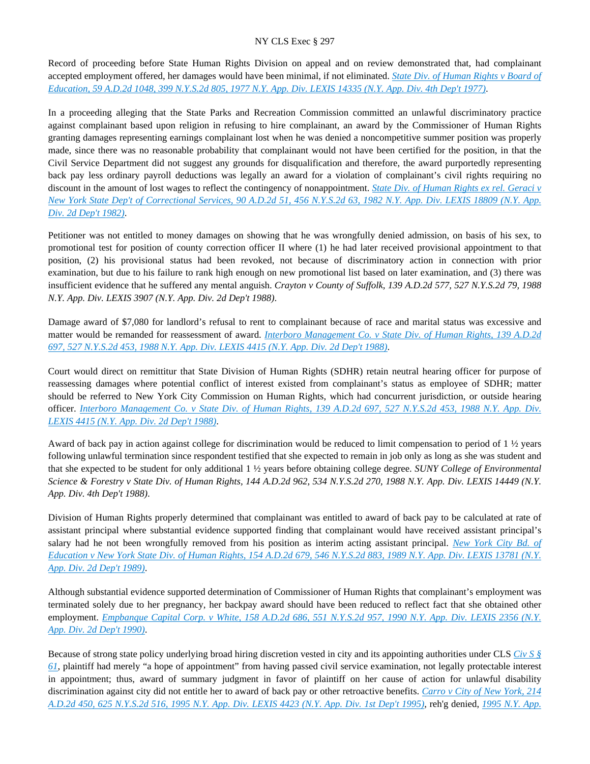Record of proceeding before State Human Rights Division on appeal and on review demonstrated that, had complainant accepted employment offered, her damages would have been minimal, if not eliminated. *State Div. of Human Rights v Board of Education, 59 A.D.2d 1048, 399 N.Y.S.2d 805, 1977 N.Y. App. Div. LEXIS 14335 (N.Y. App. Div. 4th Dep't 1977)*.

In a proceeding alleging that the State Parks and Recreation Commission committed an unlawful discriminatory practice against complainant based upon religion in refusing to hire complainant, an award by the Commissioner of Human Rights granting damages representing earnings complainant lost when he was denied a noncompetitive summer position was properly made, since there was no reasonable probability that complainant would not have been certified for the position, in that the Civil Service Department did not suggest any grounds for disqualification and therefore, the award purportedly representing back pay less ordinary payroll deductions was legally an award for a violation of complainant's civil rights requiring no discount in the amount of lost wages to reflect the contingency of nonappointment. *State Div. of Human Rights ex rel. Geraci v New York State Dep't of Correctional Services, 90 A.D.2d 51, 456 N.Y.S.2d 63, 1982 N.Y. App. Div. LEXIS 18809 (N.Y. App. Div. 2d Dep't 1982)*.

Petitioner was not entitled to money damages on showing that he was wrongfully denied admission, on basis of his sex, to promotional test for position of county correction officer II where (1) he had later received provisional appointment to that position, (2) his provisional status had been revoked, not because of discriminatory action in connection with prior examination, but due to his failure to rank high enough on new promotional list based on later examination, and (3) there was insufficient evidence that he suffered any mental anguish. *Crayton v County of Suffolk, 139 A.D.2d 577, 527 N.Y.S.2d 79, 1988 N.Y. App. Div. LEXIS 3907 (N.Y. App. Div. 2d Dep't 1988)*.

Damage award of $7,080 for landlord's refusal to rent to complainant because of race and marital status was excessive and matter would be remanded for reassessment of award. *Interboro Management Co. v State Div. of Human Rights, 139 A.D.2d 697, 527 N.Y.S.2d 453, 1988 N.Y. App. Div. LEXIS 4415 (N.Y. App. Div. 2d Dep't 1988)*.

Court would direct on remittitur that State Division of Human Rights (SDHR) retain neutral hearing officer for purpose of reassessing damages where potential conflict of interest existed from complainant's status as employee of SDHR; matter should be referred to New York City Commission on Human Rights, which had concurrent jurisdiction, or outside hearing officer. *Interboro Management Co. v State Div. of Human Rights, 139 A.D.2d 697, 527 N.Y.S.2d 453, 1988 N.Y. App. Div. LEXIS 4415 (N.Y. App. Div. 2d Dep't 1988)*.

Award of back pay in action against college for discrimination would be reduced to limit compensation to period of 1 ½ years following unlawful termination since respondent testified that she expected to remain in job only as long as she was student and that she expected to be student for only additional 1 ½ years before obtaining college degree. *SUNY College of Environmental Science & Forestry v State Div. of Human Rights, 144 A.D.2d 962, 534 N.Y.S.2d 270, 1988 N.Y. App. Div. LEXIS 14449 (N.Y. App. Div. 4th Dep't 1988)*.

Division of Human Rights properly determined that complainant was entitled to award of back pay to be calculated at rate of assistant principal where substantial evidence supported finding that complainant would have received assistant principal's salary had he not been wrongfully removed from his position as interim acting assistant principal. *New York City Bd. of Education v New York State Div. of Human Rights, 154 A.D.2d 679, 546 N.Y.S.2d 883, 1989 N.Y. App. Div. LEXIS 13781 (N.Y. App. Div. 2d Dep't 1989)*.

Although substantial evidence supported determination of Commissioner of Human Rights that complainant's employment was terminated solely due to her pregnancy, her backpay award should have been reduced to reflect fact that she obtained other employment. *Empbanque Capital Corp. v White, 158 A.D.2d 686, 551 N.Y.S.2d 957, 1990 N.Y. App. Div. LEXIS 2356 (N.Y. App. Div. 2d Dep't 1990)*.

Because of strong state policy underlying broad hiring discretion vested in city and its appointing authorities under CLS *Civ S § 61*, plaintiff had merely "a hope of appointment" from having passed civil service examination, not legally protectable interest in appointment; thus, award of summary judgment in favor of plaintiff on her cause of action for unlawful disability discrimination against city did not entitle her to award of back pay or other retroactive benefits. *Carro v City of New York, 214 A.D.2d 450, 625 N.Y.S.2d 516, 1995 N.Y. App. Div. LEXIS 4423 (N.Y. App. Div. 1st Dep't 1995)*, reh'g denied, *1995 N.Y. App.*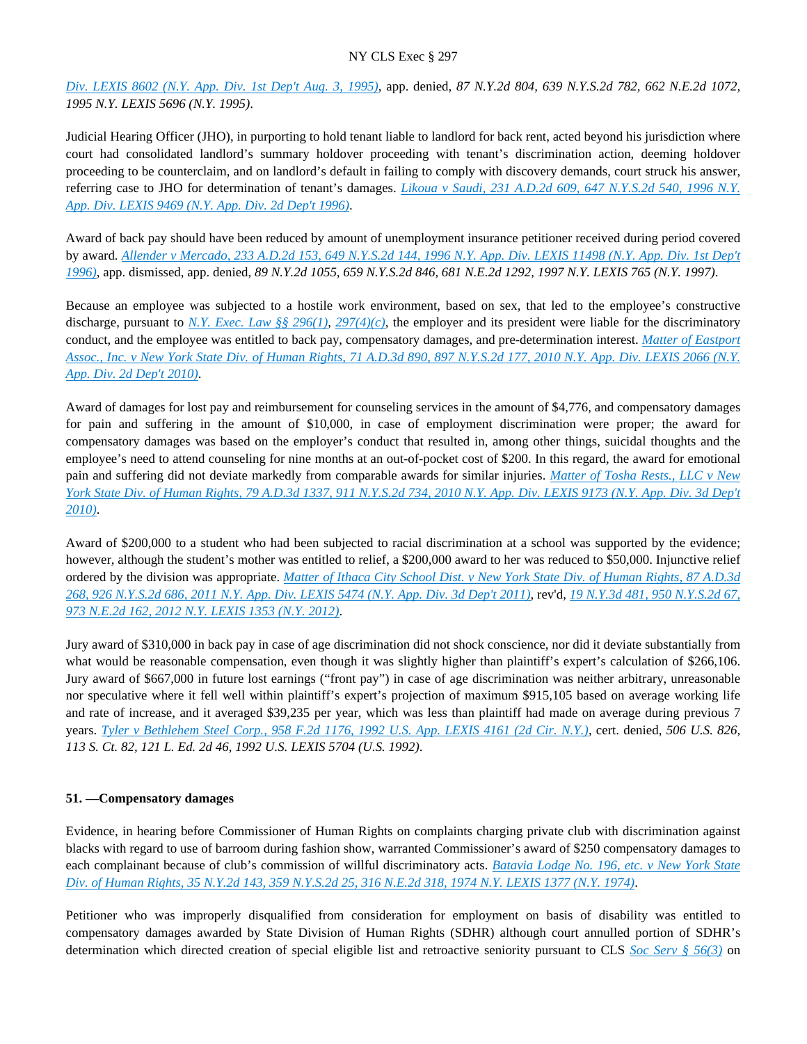Div. LEXIS 8602 (N.Y. App. Div. 1st Dep't Aug. 3, 1995), app. denied, *87 N.Y.2d 804, 639 N.Y.S.2d 782, 662 N.E.2d 1072, 1995 N.Y. LEXIS 5696 (N.Y. 1995)*.

Judicial Hearing Officer (JHO), in purporting to hold tenant liable to landlord for back rent, acted beyond his jurisdiction where court had consolidated landlord's summary holdover proceeding with tenant's discrimination action, deeming holdover proceeding to be counterclaim, and on landlord's default in failing to comply with discovery demands, court struck his answer, referring case to JHO for determination of tenant's damages. *Likoua v Saudi, 231 A.D.2d 609, 647 N.Y.S.2d 540, 1996 N.Y. App. Div. LEXIS 9469 (N.Y. App. Div. 2d Dep't 1996)*.

Award of back pay should have been reduced by amount of unemployment insurance petitioner received during period covered by award. *Allender v Mercado, 233 A.D.2d 153, 649 N.Y.S.2d 144, 1996 N.Y. App. Div. LEXIS 11498 (N.Y. App. Div. 1st Dep't 1996)*, app. dismissed, app. denied, *89 N.Y.2d 1055, 659 N.Y.S.2d 846, 681 N.E.2d 1292, 1997 N.Y. LEXIS 765 (N.Y. 1997)*.

Because an employee was subjected to a hostile work environment, based on sex, that led to the employee's constructive discharge, pursuant to *N.Y. Exec. Law §§ 296(1)*, *297(4)(c)*, the employer and its president were liable for the discriminatory conduct, and the employee was entitled to back pay, compensatory damages, and pre-determination interest. *Matter of Eastport Assoc., Inc. v New York State Div. of Human Rights, 71 A.D.3d 890, 897 N.Y.S.2d 177, 2010 N.Y. App. Div. LEXIS 2066 (N.Y. App. Div. 2d Dep't 2010)*.

Award of damages for lost pay and reimbursement for counseling services in the amount of $4,776, and compensatory damages for pain and suffering in the amount of $10,000, in case of employment discrimination were proper; the award for compensatory damages was based on the employer's conduct that resulted in, among other things, suicidal thoughts and the employee's need to attend counseling for nine months at an out-of-pocket cost of $200. In this regard, the award for emotional pain and suffering did not deviate markedly from comparable awards for similar injuries. *Matter of Tosha Rests., LLC v New York State Div. of Human Rights, 79 A.D.3d 1337, 911 N.Y.S.2d 734, 2010 N.Y. App. Div. LEXIS 9173 (N.Y. App. Div. 3d Dep't 2010)*.

Award of $200,000 to a student who had been subjected to racial discrimination at a school was supported by the evidence; however, although the student's mother was entitled to relief, a $200,000 award to her was reduced to $50,000. Injunctive relief ordered by the division was appropriate. *Matter of Ithaca City School Dist. v New York State Div. of Human Rights, 87 A.D.3d 268, 926 N.Y.S.2d 686, 2011 N.Y. App. Div. LEXIS 5474 (N.Y. App. Div. 3d Dep't 2011)*, rev'd, *19 N.Y.3d 481, 950 N.Y.S.2d 67, 973 N.E.2d 162, 2012 N.Y. LEXIS 1353 (N.Y. 2012)*.

Jury award of $310,000 in back pay in case of age discrimination did not shock conscience, nor did it deviate substantially from what would be reasonable compensation, even though it was slightly higher than plaintiff's expert's calculation of $266,106. Jury award of $667,000 in future lost earnings ("front pay") in case of age discrimination was neither arbitrary, unreasonable nor speculative where it fell well within plaintiff's expert's projection of maximum $915,105 based on average working life and rate of increase, and it averaged $39,235 per year, which was less than plaintiff had made on average during previous 7 years. *Tyler v Bethlehem Steel Corp., 958 F.2d 1176, 1992 U.S. App. LEXIS 4161 (2d Cir. N.Y.)*, cert. denied, *506 U.S. 826, 113 S. Ct. 82, 121 L. Ed. 2d 46, 1992 U.S. LEXIS 5704 (U.S. 1992)*.

**51. —Compensatory damages**

Evidence, in hearing before Commissioner of Human Rights on complaints charging private club with discrimination against blacks with regard to use of barroom during fashion show, warranted Commissioner's award of $250 compensatory damages to each complainant because of club's commission of willful discriminatory acts. *Batavia Lodge No. 196, etc. v New York State Div. of Human Rights, 35 N.Y.2d 143, 359 N.Y.S.2d 25, 316 N.E.2d 318, 1974 N.Y. LEXIS 1377 (N.Y. 1974)*.

Petitioner who was improperly disqualified from consideration for employment on basis of disability was entitled to compensatory damages awarded by State Division of Human Rights (SDHR) although court annulled portion of SDHR's determination which directed creation of special eligible list and retroactive seniority pursuant to CLS *Soc Serv § 56(3)* on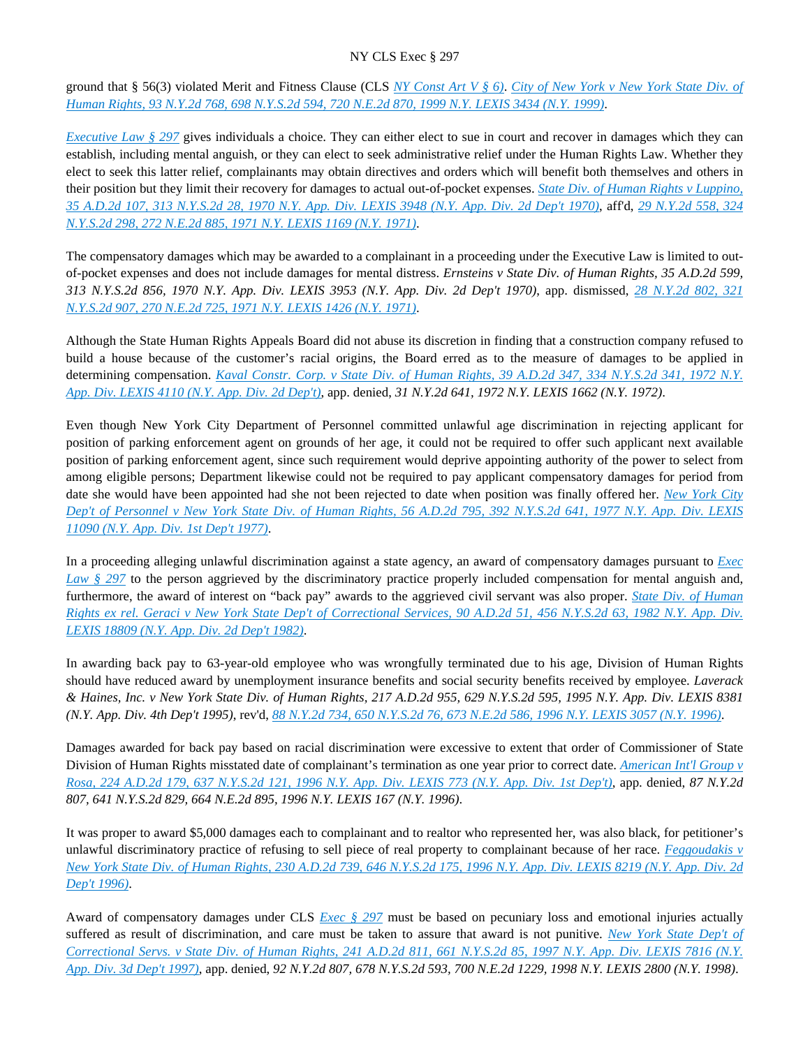ground that § 56(3) violated Merit and Fitness Clause (CLS *NY Const Art V § 6*). *City of New York v New York State Div. of Human Rights, 93 N.Y.2d 768, 698 N.Y.S.2d 594, 720 N.E.2d 870, 1999 N.Y. LEXIS 3434 (N.Y. 1999)*.

*Executive Law § 297* gives individuals a choice. They can either elect to sue in court and recover in damages which they can establish, including mental anguish, or they can elect to seek administrative relief under the Human Rights Law. Whether they elect to seek this latter relief, complainants may obtain directives and orders which will benefit both themselves and others in their position but they limit their recovery for damages to actual out-of-pocket expenses. *State Div. of Human Rights v Luppino, 35 A.D.2d 107, 313 N.Y.S.2d 28, 1970 N.Y. App. Div. LEXIS 3948 (N.Y. App. Div. 2d Dep't 1970)*, aff'd, *29 N.Y.2d 558, 324 N.Y.S.2d 298, 272 N.E.2d 885, 1971 N.Y. LEXIS 1169 (N.Y. 1971)*.

The compensatory damages which may be awarded to a complainant in a proceeding under the Executive Law is limited to out-of-pocket expenses and does not include damages for mental distress. *Ernsteins v State Div. of Human Rights, 35 A.D.2d 599, 313 N.Y.S.2d 856, 1970 N.Y. App. Div. LEXIS 3953 (N.Y. App. Div. 2d Dep't 1970)*, app. dismissed, *28 N.Y.2d 802, 321 N.Y.S.2d 907, 270 N.E.2d 725, 1971 N.Y. LEXIS 1426 (N.Y. 1971)*.

Although the State Human Rights Appeals Board did not abuse its discretion in finding that a construction company refused to build a house because of the customer's racial origins, the Board erred as to the measure of damages to be applied in determining compensation. *Kaval Constr. Corp. v State Div. of Human Rights, 39 A.D.2d 347, 334 N.Y.S.2d 341, 1972 N.Y. App. Div. LEXIS 4110 (N.Y. App. Div. 2d Dep't)*, app. denied, *31 N.Y.2d 641, 1972 N.Y. LEXIS 1662 (N.Y. 1972)*.

Even though New York City Department of Personnel committed unlawful age discrimination in rejecting applicant for position of parking enforcement agent on grounds of her age, it could not be required to offer such applicant next available position of parking enforcement agent, since such requirement would deprive appointing authority of the power to select from among eligible persons; Department likewise could not be required to pay applicant compensatory damages for period from date she would have been appointed had she not been rejected to date when position was finally offered her. *New York City Dep't of Personnel v New York State Div. of Human Rights, 56 A.D.2d 795, 392 N.Y.S.2d 641, 1977 N.Y. App. Div. LEXIS 11090 (N.Y. App. Div. 1st Dep't 1977)*.

In a proceeding alleging unlawful discrimination against a state agency, an award of compensatory damages pursuant to *Exec Law § 297* to the person aggrieved by the discriminatory practice properly included compensation for mental anguish and, furthermore, the award of interest on "back pay" awards to the aggrieved civil servant was also proper. *State Div. of Human Rights ex rel. Geraci v New York State Dep't of Correctional Services, 90 A.D.2d 51, 456 N.Y.S.2d 63, 1982 N.Y. App. Div. LEXIS 18809 (N.Y. App. Div. 2d Dep't 1982)*.

In awarding back pay to 63-year-old employee who was wrongfully terminated due to his age, Division of Human Rights should have reduced award by unemployment insurance benefits and social security benefits received by employee. *Laverack & Haines, Inc. v New York State Div. of Human Rights, 217 A.D.2d 955, 629 N.Y.S.2d 595, 1995 N.Y. App. Div. LEXIS 8381 (N.Y. App. Div. 4th Dep't 1995)*, rev'd, *88 N.Y.2d 734, 650 N.Y.S.2d 76, 673 N.E.2d 586, 1996 N.Y. LEXIS 3057 (N.Y. 1996)*.

Damages awarded for back pay based on racial discrimination were excessive to extent that order of Commissioner of State Division of Human Rights misstated date of complainant's termination as one year prior to correct date. *American Int'l Group v Rosa, 224 A.D.2d 179, 637 N.Y.S.2d 121, 1996 N.Y. App. Div. LEXIS 773 (N.Y. App. Div. 1st Dep't)*, app. denied, *87 N.Y.2d 807, 641 N.Y.S.2d 829, 664 N.E.2d 895, 1996 N.Y. LEXIS 167 (N.Y. 1996)*.

It was proper to award $5,000 damages each to complainant and to realtor who represented her, was also black, for petitioner's unlawful discriminatory practice of refusing to sell piece of real property to complainant because of her race. *Feggoudakis v New York State Div. of Human Rights, 230 A.D.2d 739, 646 N.Y.S.2d 175, 1996 N.Y. App. Div. LEXIS 8219 (N.Y. App. Div. 2d Dep't 1996)*.

Award of compensatory damages under CLS *Exec § 297* must be based on pecuniary loss and emotional injuries actually suffered as result of discrimination, and care must be taken to assure that award is not punitive. *New York State Dep't of Correctional Servs. v State Div. of Human Rights, 241 A.D.2d 811, 661 N.Y.S.2d 85, 1997 N.Y. App. Div. LEXIS 7816 (N.Y. App. Div. 3d Dep't 1997)*, app. denied, *92 N.Y.2d 807, 678 N.Y.S.2d 593, 700 N.E.2d 1229, 1998 N.Y. LEXIS 2800 (N.Y. 1998)*.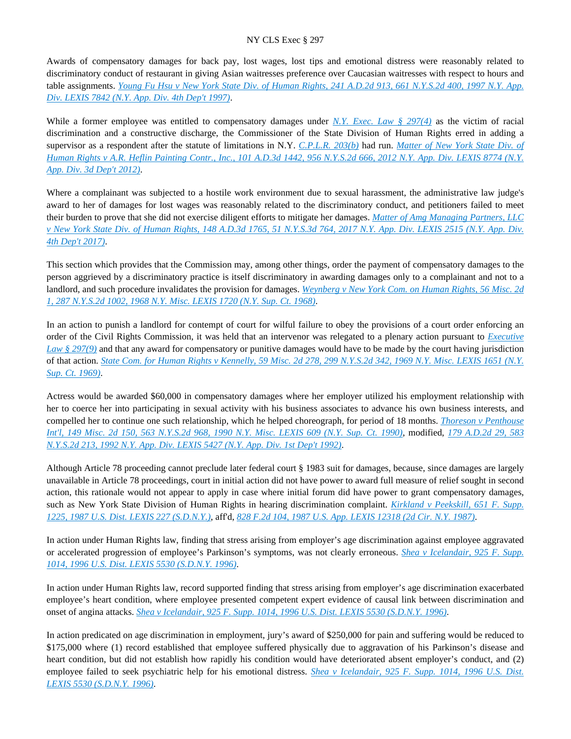Awards of compensatory damages for back pay, lost wages, lost tips and emotional distress were reasonably related to discriminatory conduct of restaurant in giving Asian waitresses preference over Caucasian waitresses with respect to hours and table assignments. *Young Fu Hsu v New York State Div. of Human Rights, 241 A.D.2d 913, 661 N.Y.S.2d 400, 1997 N.Y. App. Div. LEXIS 7842 (N.Y. App. Div. 4th Dep't 1997)*.

While a former employee was entitled to compensatory damages under *N.Y. Exec. Law § 297(4)* as the victim of racial discrimination and a constructive discharge, the Commissioner of the State Division of Human Rights erred in adding a supervisor as a respondent after the statute of limitations in N.Y. *C.P.L.R. 203(b)* had run. *Matter of New York State Div. of Human Rights v A.R. Heflin Painting Contr., Inc., 101 A.D.3d 1442, 956 N.Y.S.2d 666, 2012 N.Y. App. Div. LEXIS 8774 (N.Y. App. Div. 3d Dep't 2012)*.

Where a complainant was subjected to a hostile work environment due to sexual harassment, the administrative law judge's award to her of damages for lost wages was reasonably related to the discriminatory conduct, and petitioners failed to meet their burden to prove that she did not exercise diligent efforts to mitigate her damages. *Matter of Amg Managing Partners, LLC v New York State Div. of Human Rights, 148 A.D.3d 1765, 51 N.Y.S.3d 764, 2017 N.Y. App. Div. LEXIS 2515 (N.Y. App. Div. 4th Dep't 2017)*.

This section which provides that the Commission may, among other things, order the payment of compensatory damages to the person aggrieved by a discriminatory practice is itself discriminatory in awarding damages only to a complainant and not to a landlord, and such procedure invalidates the provision for damages. *Weynberg v New York Com. on Human Rights, 56 Misc. 2d 1, 287 N.Y.S.2d 1002, 1968 N.Y. Misc. LEXIS 1720 (N.Y. Sup. Ct. 1968)*.

In an action to punish a landlord for contempt of court for wilful failure to obey the provisions of a court order enforcing an order of the Civil Rights Commission, it was held that an intervenor was relegated to a plenary action pursuant to *Executive Law § 297(9)* and that any award for compensatory or punitive damages would have to be made by the court having jurisdiction of that action. *State Com. for Human Rights v Kennelly, 59 Misc. 2d 278, 299 N.Y.S.2d 342, 1969 N.Y. Misc. LEXIS 1651 (N.Y. Sup. Ct. 1969)*.

Actress would be awarded $60,000 in compensatory damages where her employer utilized his employment relationship with her to coerce her into participating in sexual activity with his business associates to advance his own business interests, and compelled her to continue one such relationship, which he helped choreograph, for period of 18 months. *Thoreson v Penthouse Int'l, 149 Misc. 2d 150, 563 N.Y.S.2d 968, 1990 N.Y. Misc. LEXIS 609 (N.Y. Sup. Ct. 1990)*, modified, *179 A.D.2d 29, 583 N.Y.S.2d 213, 1992 N.Y. App. Div. LEXIS 5427 (N.Y. App. Div. 1st Dep't 1992)*.

Although Article 78 proceeding cannot preclude later federal court § 1983 suit for damages, because, since damages are largely unavailable in Article 78 proceedings, court in initial action did not have power to award full measure of relief sought in second action, this rationale would not appear to apply in case where initial forum did have power to grant compensatory damages, such as New York State Division of Human Rights in hearing discrimination complaint. *Kirkland v Peekskill, 651 F. Supp. 1225, 1987 U.S. Dist. LEXIS 227 (S.D.N.Y.)*, aff'd, *828 F.2d 104, 1987 U.S. App. LEXIS 12318 (2d Cir. N.Y. 1987)*.

In action under Human Rights law, finding that stress arising from employer's age discrimination against employee aggravated or accelerated progression of employee's Parkinson's symptoms, was not clearly erroneous. *Shea v Icelandair, 925 F. Supp. 1014, 1996 U.S. Dist. LEXIS 5530 (S.D.N.Y. 1996)*.

In action under Human Rights law, record supported finding that stress arising from employer's age discrimination exacerbated employee's heart condition, where employee presented competent expert evidence of causal link between discrimination and onset of angina attacks. *Shea v Icelandair, 925 F. Supp. 1014, 1996 U.S. Dist. LEXIS 5530 (S.D.N.Y. 1996)*.

In action predicated on age discrimination in employment, jury's award of $250,000 for pain and suffering would be reduced to $175,000 where (1) record established that employee suffered physically due to aggravation of his Parkinson's disease and heart condition, but did not establish how rapidly his condition would have deteriorated absent employer's conduct, and (2) employee failed to seek psychiatric help for his emotional distress. *Shea v Icelandair, 925 F. Supp. 1014, 1996 U.S. Dist. LEXIS 5530 (S.D.N.Y. 1996)*.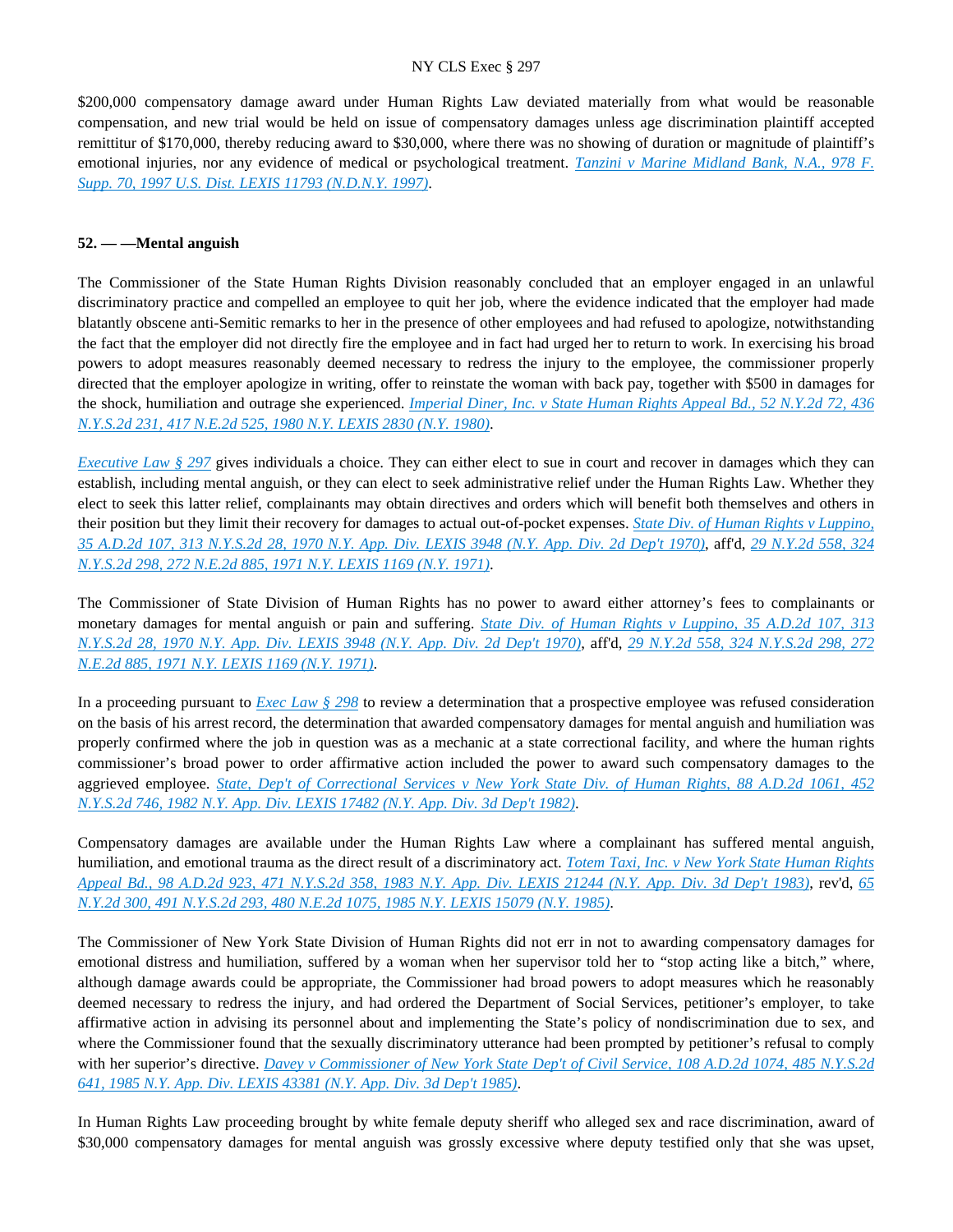$200,000 compensatory damage award under Human Rights Law deviated materially from what would be reasonable compensation, and new trial would be held on issue of compensatory damages unless age discrimination plaintiff accepted remittitur of $170,000, thereby reducing award to $30,000, where there was no showing of duration or magnitude of plaintiff's emotional injuries, nor any evidence of medical or psychological treatment. *Tanzini v Marine Midland Bank, N.A., 978 F. Supp. 70, 1997 U.S. Dist. LEXIS 11793 (N.D.N.Y. 1997)*.

**52. — —Mental anguish**

The Commissioner of the State Human Rights Division reasonably concluded that an employer engaged in an unlawful discriminatory practice and compelled an employee to quit her job, where the evidence indicated that the employer had made blatantly obscene anti-Semitic remarks to her in the presence of other employees and had refused to apologize, notwithstanding the fact that the employer did not directly fire the employee and in fact had urged her to return to work. In exercising his broad powers to adopt measures reasonably deemed necessary to redress the injury to the employee, the commissioner properly directed that the employer apologize in writing, offer to reinstate the woman with back pay, together with $500 in damages for the shock, humiliation and outrage she experienced. *Imperial Diner, Inc. v State Human Rights Appeal Bd., 52 N.Y.2d 72, 436 N.Y.S.2d 231, 417 N.E.2d 525, 1980 N.Y. LEXIS 2830 (N.Y. 1980)*.

*Executive Law § 297* gives individuals a choice. They can either elect to sue in court and recover in damages which they can establish, including mental anguish, or they can elect to seek administrative relief under the Human Rights Law. Whether they elect to seek this latter relief, complainants may obtain directives and orders which will benefit both themselves and others in their position but they limit their recovery for damages to actual out-of-pocket expenses. *State Div. of Human Rights v Luppino, 35 A.D.2d 107, 313 N.Y.S.2d 28, 1970 N.Y. App. Div. LEXIS 3948 (N.Y. App. Div. 2d Dep't 1970)*, aff'd, *29 N.Y.2d 558, 324 N.Y.S.2d 298, 272 N.E.2d 885, 1971 N.Y. LEXIS 1169 (N.Y. 1971)*.

The Commissioner of State Division of Human Rights has no power to award either attorney's fees to complainants or monetary damages for mental anguish or pain and suffering. *State Div. of Human Rights v Luppino, 35 A.D.2d 107, 313 N.Y.S.2d 28, 1970 N.Y. App. Div. LEXIS 3948 (N.Y. App. Div. 2d Dep't 1970)*, aff'd, *29 N.Y.2d 558, 324 N.Y.S.2d 298, 272 N.E.2d 885, 1971 N.Y. LEXIS 1169 (N.Y. 1971)*.

In a proceeding pursuant to *Exec Law § 298* to review a determination that a prospective employee was refused consideration on the basis of his arrest record, the determination that awarded compensatory damages for mental anguish and humiliation was properly confirmed where the job in question was as a mechanic at a state correctional facility, and where the human rights commissioner's broad power to order affirmative action included the power to award such compensatory damages to the aggrieved employee. *State, Dep't of Correctional Services v New York State Div. of Human Rights, 88 A.D.2d 1061, 452 N.Y.S.2d 746, 1982 N.Y. App. Div. LEXIS 17482 (N.Y. App. Div. 3d Dep't 1982)*.

Compensatory damages are available under the Human Rights Law where a complainant has suffered mental anguish, humiliation, and emotional trauma as the direct result of a discriminatory act. *Totem Taxi, Inc. v New York State Human Rights Appeal Bd., 98 A.D.2d 923, 471 N.Y.S.2d 358, 1983 N.Y. App. Div. LEXIS 21244 (N.Y. App. Div. 3d Dep't 1983)*, rev'd, *65 N.Y.2d 300, 491 N.Y.S.2d 293, 480 N.E.2d 1075, 1985 N.Y. LEXIS 15079 (N.Y. 1985)*.

The Commissioner of New York State Division of Human Rights did not err in not to awarding compensatory damages for emotional distress and humiliation, suffered by a woman when her supervisor told her to "stop acting like a bitch," where, although damage awards could be appropriate, the Commissioner had broad powers to adopt measures which he reasonably deemed necessary to redress the injury, and had ordered the Department of Social Services, petitioner's employer, to take affirmative action in advising its personnel about and implementing the State's policy of nondiscrimination due to sex, and where the Commissioner found that the sexually discriminatory utterance had been prompted by petitioner's refusal to comply with her superior's directive. *Davey v Commissioner of New York State Dep't of Civil Service, 108 A.D.2d 1074, 485 N.Y.S.2d 641, 1985 N.Y. App. Div. LEXIS 43381 (N.Y. App. Div. 3d Dep't 1985)*.

In Human Rights Law proceeding brought by white female deputy sheriff who alleged sex and race discrimination, award of $30,000 compensatory damages for mental anguish was grossly excessive where deputy testified only that she was upset,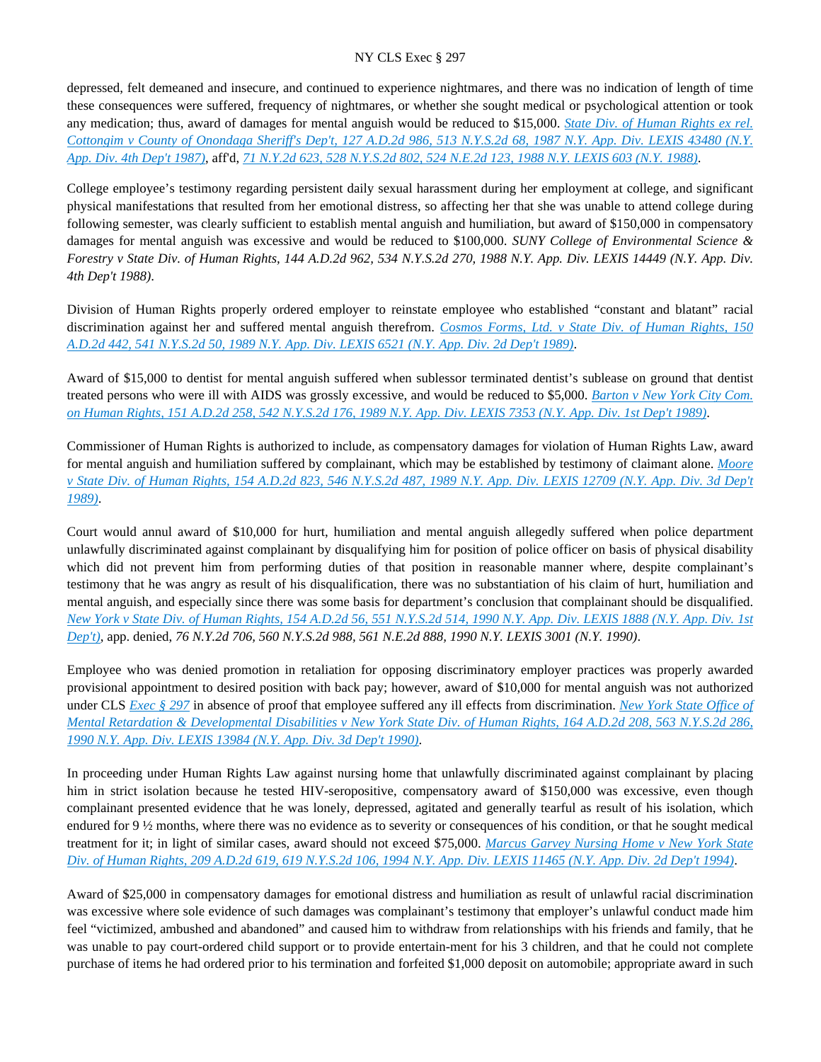depressed, felt demeaned and insecure, and continued to experience nightmares, and there was no indication of length of time these consequences were suffered, frequency of nightmares, or whether she sought medical or psychological attention or took any medication; thus, award of damages for mental anguish would be reduced to $15,000. *State Div. of Human Rights ex rel. Cottongim v County of Onondaga Sheriff's Dep't, 127 A.D.2d 986, 513 N.Y.S.2d 68, 1987 N.Y. App. Div. LEXIS 43480 (N.Y. App. Div. 4th Dep't 1987)*, aff'd, *71 N.Y.2d 623, 528 N.Y.S.2d 802, 524 N.E.2d 123, 1988 N.Y. LEXIS 603 (N.Y. 1988)*.

College employee's testimony regarding persistent daily sexual harassment during her employment at college, and significant physical manifestations that resulted from her emotional distress, so affecting her that she was unable to attend college during following semester, was clearly sufficient to establish mental anguish and humiliation, but award of $150,000 in compensatory damages for mental anguish was excessive and would be reduced to $100,000. *SUNY College of Environmental Science & Forestry v State Div. of Human Rights, 144 A.D.2d 962, 534 N.Y.S.2d 270, 1988 N.Y. App. Div. LEXIS 14449 (N.Y. App. Div. 4th Dep't 1988)*.

Division of Human Rights properly ordered employer to reinstate employee who established "constant and blatant" racial discrimination against her and suffered mental anguish therefrom. *Cosmos Forms, Ltd. v State Div. of Human Rights, 150 A.D.2d 442, 541 N.Y.S.2d 50, 1989 N.Y. App. Div. LEXIS 6521 (N.Y. App. Div. 2d Dep't 1989)*.

Award of $15,000 to dentist for mental anguish suffered when sublessor terminated dentist's sublease on ground that dentist treated persons who were ill with AIDS was grossly excessive, and would be reduced to $5,000. *Barton v New York City Com. on Human Rights, 151 A.D.2d 258, 542 N.Y.S.2d 176, 1989 N.Y. App. Div. LEXIS 7353 (N.Y. App. Div. 1st Dep't 1989)*.

Commissioner of Human Rights is authorized to include, as compensatory damages for violation of Human Rights Law, award for mental anguish and humiliation suffered by complainant, which may be established by testimony of claimant alone. *Moore v State Div. of Human Rights, 154 A.D.2d 823, 546 N.Y.S.2d 487, 1989 N.Y. App. Div. LEXIS 12709 (N.Y. App. Div. 3d Dep't 1989)*.

Court would annul award of $10,000 for hurt, humiliation and mental anguish allegedly suffered when police department unlawfully discriminated against complainant by disqualifying him for position of police officer on basis of physical disability which did not prevent him from performing duties of that position in reasonable manner where, despite complainant's testimony that he was angry as result of his disqualification, there was no substantiation of his claim of hurt, humiliation and mental anguish, and especially since there was some basis for department's conclusion that complainant should be disqualified. *New York v State Div. of Human Rights, 154 A.D.2d 56, 551 N.Y.S.2d 514, 1990 N.Y. App. Div. LEXIS 1888 (N.Y. App. Div. 1st Dep't)*, app. denied, *76 N.Y.2d 706, 560 N.Y.S.2d 988, 561 N.E.2d 888, 1990 N.Y. LEXIS 3001 (N.Y. 1990)*.

Employee who was denied promotion in retaliation for opposing discriminatory employer practices was properly awarded provisional appointment to desired position with back pay; however, award of $10,000 for mental anguish was not authorized under CLS *Exec § 297* in absence of proof that employee suffered any ill effects from discrimination. *New York State Office of Mental Retardation & Developmental Disabilities v New York State Div. of Human Rights, 164 A.D.2d 208, 563 N.Y.S.2d 286, 1990 N.Y. App. Div. LEXIS 13984 (N.Y. App. Div. 3d Dep't 1990)*.

In proceeding under Human Rights Law against nursing home that unlawfully discriminated against complainant by placing him in strict isolation because he tested HIV-seropositive, compensatory award of $150,000 was excessive, even though complainant presented evidence that he was lonely, depressed, agitated and generally tearful as result of his isolation, which endured for 9 ½ months, where there was no evidence as to severity or consequences of his condition, or that he sought medical treatment for it; in light of similar cases, award should not exceed $75,000. *Marcus Garvey Nursing Home v New York State Div. of Human Rights, 209 A.D.2d 619, 619 N.Y.S.2d 106, 1994 N.Y. App. Div. LEXIS 11465 (N.Y. App. Div. 2d Dep't 1994)*.

Award of $25,000 in compensatory damages for emotional distress and humiliation as result of unlawful racial discrimination was excessive where sole evidence of such damages was complainant's testimony that employer's unlawful conduct made him feel "victimized, ambushed and abandoned" and caused him to withdraw from relationships with his friends and family, that he was unable to pay court-ordered child support or to provide entertain-ment for his 3 children, and that he could not complete purchase of items he had ordered prior to his termination and forfeited $1,000 deposit on automobile; appropriate award in such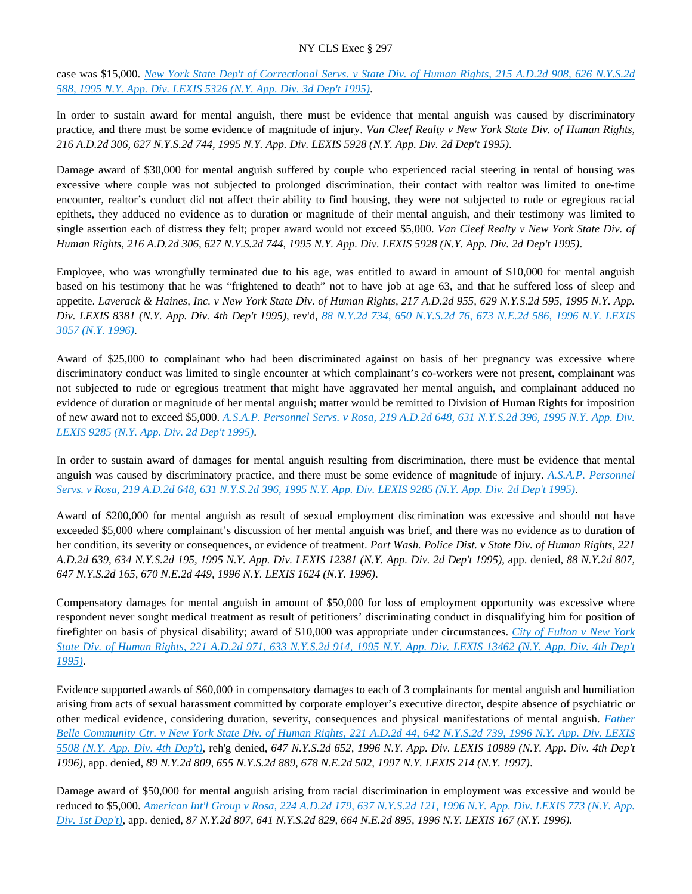case was $15,000. *New York State Dep't of Correctional Servs. v State Div. of Human Rights, 215 A.D.2d 908, 626 N.Y.S.2d 588, 1995 N.Y. App. Div. LEXIS 5326 (N.Y. App. Div. 3d Dep't 1995)*.

In order to sustain award for mental anguish, there must be evidence that mental anguish was caused by discriminatory practice, and there must be some evidence of magnitude of injury. *Van Cleef Realty v New York State Div. of Human Rights, 216 A.D.2d 306, 627 N.Y.S.2d 744, 1995 N.Y. App. Div. LEXIS 5928 (N.Y. App. Div. 2d Dep't 1995)*.

Damage award of $30,000 for mental anguish suffered by couple who experienced racial steering in rental of housing was excessive where couple was not subjected to prolonged discrimination, their contact with realtor was limited to one-time encounter, realtor's conduct did not affect their ability to find housing, they were not subjected to rude or egregious racial epithets, they adduced no evidence as to duration or magnitude of their mental anguish, and their testimony was limited to single assertion each of distress they felt; proper award would not exceed $5,000. *Van Cleef Realty v New York State Div. of Human Rights, 216 A.D.2d 306, 627 N.Y.S.2d 744, 1995 N.Y. App. Div. LEXIS 5928 (N.Y. App. Div. 2d Dep't 1995)*.

Employee, who was wrongfully terminated due to his age, was entitled to award in amount of $10,000 for mental anguish based on his testimony that he was "frightened to death" not to have job at age 63, and that he suffered loss of sleep and appetite. *Laverack & Haines, Inc. v New York State Div. of Human Rights, 217 A.D.2d 955, 629 N.Y.S.2d 595, 1995 N.Y. App. Div. LEXIS 8381 (N.Y. App. Div. 4th Dep't 1995)*, rev'd, *88 N.Y.2d 734, 650 N.Y.S.2d 76, 673 N.E.2d 586, 1996 N.Y. LEXIS 3057 (N.Y. 1996)*.

Award of $25,000 to complainant who had been discriminated against on basis of her pregnancy was excessive where discriminatory conduct was limited to single encounter at which complainant's co-workers were not present, complainant was not subjected to rude or egregious treatment that might have aggravated her mental anguish, and complainant adduced no evidence of duration or magnitude of her mental anguish; matter would be remitted to Division of Human Rights for imposition of new award not to exceed $5,000. *A.S.A.P. Personnel Servs. v Rosa, 219 A.D.2d 648, 631 N.Y.S.2d 396, 1995 N.Y. App. Div. LEXIS 9285 (N.Y. App. Div. 2d Dep't 1995)*.

In order to sustain award of damages for mental anguish resulting from discrimination, there must be evidence that mental anguish was caused by discriminatory practice, and there must be some evidence of magnitude of injury. *A.S.A.P. Personnel Servs. v Rosa, 219 A.D.2d 648, 631 N.Y.S.2d 396, 1995 N.Y. App. Div. LEXIS 9285 (N.Y. App. Div. 2d Dep't 1995)*.

Award of $200,000 for mental anguish as result of sexual employment discrimination was excessive and should not have exceeded $5,000 where complainant's discussion of her mental anguish was brief, and there was no evidence as to duration of her condition, its severity or consequences, or evidence of treatment. *Port Wash. Police Dist. v State Div. of Human Rights, 221 A.D.2d 639, 634 N.Y.S.2d 195, 1995 N.Y. App. Div. LEXIS 12381 (N.Y. App. Div. 2d Dep't 1995)*, app. denied, *88 N.Y.2d 807, 647 N.Y.S.2d 165, 670 N.E.2d 449, 1996 N.Y. LEXIS 1624 (N.Y. 1996)*.

Compensatory damages for mental anguish in amount of $50,000 for loss of employment opportunity was excessive where respondent never sought medical treatment as result of petitioners' discriminating conduct in disqualifying him for position of firefighter on basis of physical disability; award of $10,000 was appropriate under circumstances. *City of Fulton v New York State Div. of Human Rights, 221 A.D.2d 971, 633 N.Y.S.2d 914, 1995 N.Y. App. Div. LEXIS 13462 (N.Y. App. Div. 4th Dep't 1995)*.

Evidence supported awards of $60,000 in compensatory damages to each of 3 complainants for mental anguish and humiliation arising from acts of sexual harassment committed by corporate employer's executive director, despite absence of psychiatric or other medical evidence, considering duration, severity, consequences and physical manifestations of mental anguish. *Father Belle Community Ctr. v New York State Div. of Human Rights, 221 A.D.2d 44, 642 N.Y.S.2d 739, 1996 N.Y. App. Div. LEXIS 5508 (N.Y. App. Div. 4th Dep't)*, reh'g denied, *647 N.Y.S.2d 652, 1996 N.Y. App. Div. LEXIS 10989 (N.Y. App. Div. 4th Dep't 1996)*, app. denied, *89 N.Y.2d 809, 655 N.Y.S.2d 889, 678 N.E.2d 502, 1997 N.Y. LEXIS 214 (N.Y. 1997)*.

Damage award of $50,000 for mental anguish arising from racial discrimination in employment was excessive and would be reduced to $5,000. *American Int'l Group v Rosa, 224 A.D.2d 179, 637 N.Y.S.2d 121, 1996 N.Y. App. Div. LEXIS 773 (N.Y. App. Div. 1st Dep't)*, app. denied, *87 N.Y.2d 807, 641 N.Y.S.2d 829, 664 N.E.2d 895, 1996 N.Y. LEXIS 167 (N.Y. 1996)*.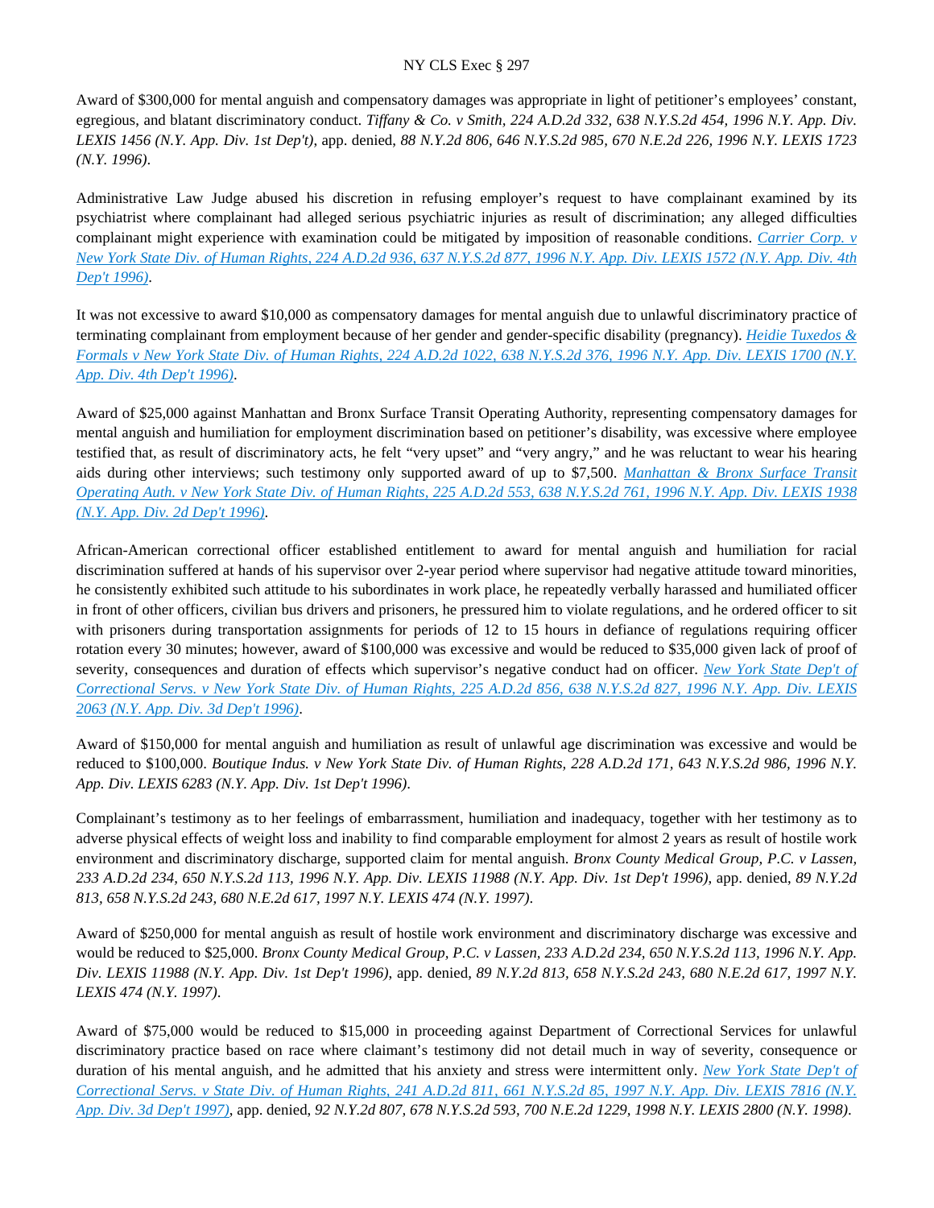Award of $300,000 for mental anguish and compensatory damages was appropriate in light of petitioner's employees' constant, egregious, and blatant discriminatory conduct. *Tiffany & Co. v Smith, 224 A.D.2d 332, 638 N.Y.S.2d 454, 1996 N.Y. App. Div. LEXIS 1456 (N.Y. App. Div. 1st Dep't)*, app. denied, *88 N.Y.2d 806, 646 N.Y.S.2d 985, 670 N.E.2d 226, 1996 N.Y. LEXIS 1723 (N.Y. 1996)*.

Administrative Law Judge abused his discretion in refusing employer's request to have complainant examined by its psychiatrist where complainant had alleged serious psychiatric injuries as result of discrimination; any alleged difficulties complainant might experience with examination could be mitigated by imposition of reasonable conditions. *Carrier Corp. v New York State Div. of Human Rights, 224 A.D.2d 936, 637 N.Y.S.2d 877, 1996 N.Y. App. Div. LEXIS 1572 (N.Y. App. Div. 4th Dep't 1996)*.

It was not excessive to award $10,000 as compensatory damages for mental anguish due to unlawful discriminatory practice of terminating complainant from employment because of her gender and gender-specific disability (pregnancy). *Heidie Tuxedos & Formals v New York State Div. of Human Rights, 224 A.D.2d 1022, 638 N.Y.S.2d 376, 1996 N.Y. App. Div. LEXIS 1700 (N.Y. App. Div. 4th Dep't 1996)*.

Award of $25,000 against Manhattan and Bronx Surface Transit Operating Authority, representing compensatory damages for mental anguish and humiliation for employment discrimination based on petitioner's disability, was excessive where employee testified that, as result of discriminatory acts, he felt "very upset" and "very angry," and he was reluctant to wear his hearing aids during other interviews; such testimony only supported award of up to $7,500. *Manhattan & Bronx Surface Transit Operating Auth. v New York State Div. of Human Rights, 225 A.D.2d 553, 638 N.Y.S.2d 761, 1996 N.Y. App. Div. LEXIS 1938 (N.Y. App. Div. 2d Dep't 1996)*.

African-American correctional officer established entitlement to award for mental anguish and humiliation for racial discrimination suffered at hands of his supervisor over 2-year period where supervisor had negative attitude toward minorities, he consistently exhibited such attitude to his subordinates in work place, he repeatedly verbally harassed and humiliated officer in front of other officers, civilian bus drivers and prisoners, he pressured him to violate regulations, and he ordered officer to sit with prisoners during transportation assignments for periods of 12 to 15 hours in defiance of regulations requiring officer rotation every 30 minutes; however, award of $100,000 was excessive and would be reduced to $35,000 given lack of proof of severity, consequences and duration of effects which supervisor's negative conduct had on officer. *New York State Dep't of Correctional Servs. v New York State Div. of Human Rights, 225 A.D.2d 856, 638 N.Y.S.2d 827, 1996 N.Y. App. Div. LEXIS 2063 (N.Y. App. Div. 3d Dep't 1996)*.

Award of $150,000 for mental anguish and humiliation as result of unlawful age discrimination was excessive and would be reduced to $100,000. *Boutique Indus. v New York State Div. of Human Rights, 228 A.D.2d 171, 643 N.Y.S.2d 986, 1996 N.Y. App. Div. LEXIS 6283 (N.Y. App. Div. 1st Dep't 1996)*.

Complainant's testimony as to her feelings of embarrassment, humiliation and inadequacy, together with her testimony as to adverse physical effects of weight loss and inability to find comparable employment for almost 2 years as result of hostile work environment and discriminatory discharge, supported claim for mental anguish. *Bronx County Medical Group, P.C. v Lassen, 233 A.D.2d 234, 650 N.Y.S.2d 113, 1996 N.Y. App. Div. LEXIS 11988 (N.Y. App. Div. 1st Dep't 1996)*, app. denied, *89 N.Y.2d 813, 658 N.Y.S.2d 243, 680 N.E.2d 617, 1997 N.Y. LEXIS 474 (N.Y. 1997)*.

Award of $250,000 for mental anguish as result of hostile work environment and discriminatory discharge was excessive and would be reduced to $25,000. *Bronx County Medical Group, P.C. v Lassen, 233 A.D.2d 234, 650 N.Y.S.2d 113, 1996 N.Y. App. Div. LEXIS 11988 (N.Y. App. Div. 1st Dep't 1996)*, app. denied, *89 N.Y.2d 813, 658 N.Y.S.2d 243, 680 N.E.2d 617, 1997 N.Y. LEXIS 474 (N.Y. 1997)*.

Award of $75,000 would be reduced to $15,000 in proceeding against Department of Correctional Services for unlawful discriminatory practice based on race where claimant's testimony did not detail much in way of severity, consequence or duration of his mental anguish, and he admitted that his anxiety and stress were intermittent only. *New York State Dep't of Correctional Servs. v State Div. of Human Rights, 241 A.D.2d 811, 661 N.Y.S.2d 85, 1997 N.Y. App. Div. LEXIS 7816 (N.Y. App. Div. 3d Dep't 1997)*, app. denied, *92 N.Y.2d 807, 678 N.Y.S.2d 593, 700 N.E.2d 1229, 1998 N.Y. LEXIS 2800 (N.Y. 1998)*.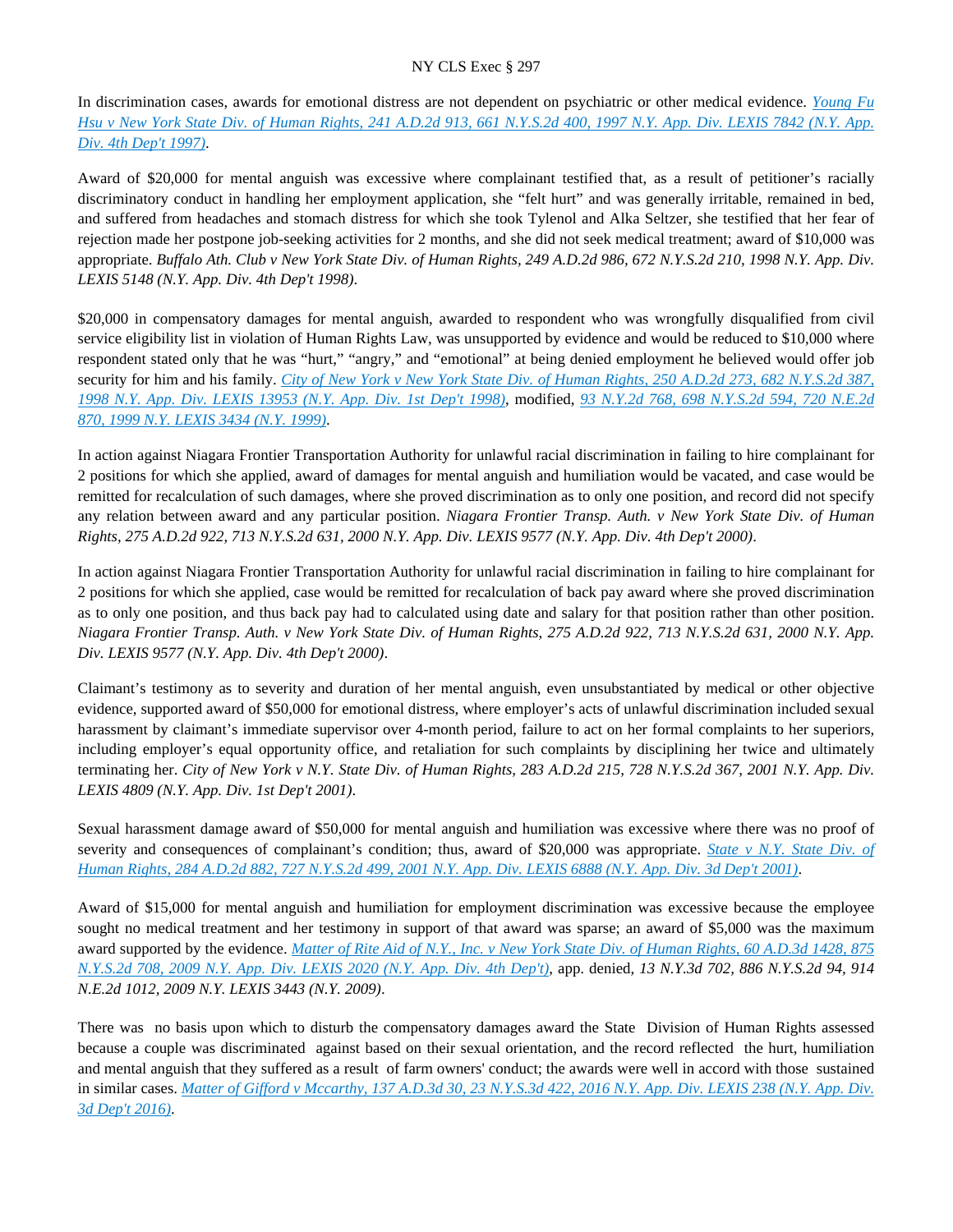In discrimination cases, awards for emotional distress are not dependent on psychiatric or other medical evidence. *Young Fu Hsu v New York State Div. of Human Rights, 241 A.D.2d 913, 661 N.Y.S.2d 400, 1997 N.Y. App. Div. LEXIS 7842 (N.Y. App. Div. 4th Dep't 1997)*.

Award of $20,000 for mental anguish was excessive where complainant testified that, as a result of petitioner's racially discriminatory conduct in handling her employment application, she "felt hurt" and was generally irritable, remained in bed, and suffered from headaches and stomach distress for which she took Tylenol and Alka Seltzer, she testified that her fear of rejection made her postpone job-seeking activities for 2 months, and she did not seek medical treatment; award of $10,000 was appropriate. *Buffalo Ath. Club v New York State Div. of Human Rights, 249 A.D.2d 986, 672 N.Y.S.2d 210, 1998 N.Y. App. Div. LEXIS 5148 (N.Y. App. Div. 4th Dep't 1998)*.

$20,000 in compensatory damages for mental anguish, awarded to respondent who was wrongfully disqualified from civil service eligibility list in violation of Human Rights Law, was unsupported by evidence and would be reduced to $10,000 where respondent stated only that he was "hurt," "angry," and "emotional" at being denied employment he believed would offer job security for him and his family. *City of New York v New York State Div. of Human Rights, 250 A.D.2d 273, 682 N.Y.S.2d 387, 1998 N.Y. App. Div. LEXIS 13953 (N.Y. App. Div. 1st Dep't 1998)*, modified, *93 N.Y.2d 768, 698 N.Y.S.2d 594, 720 N.E.2d 870, 1999 N.Y. LEXIS 3434 (N.Y. 1999)*.

In action against Niagara Frontier Transportation Authority for unlawful racial discrimination in failing to hire complainant for 2 positions for which she applied, award of damages for mental anguish and humiliation would be vacated, and case would be remitted for recalculation of such damages, where she proved discrimination as to only one position, and record did not specify any relation between award and any particular position. *Niagara Frontier Transp. Auth. v New York State Div. of Human Rights, 275 A.D.2d 922, 713 N.Y.S.2d 631, 2000 N.Y. App. Div. LEXIS 9577 (N.Y. App. Div. 4th Dep't 2000)*.

In action against Niagara Frontier Transportation Authority for unlawful racial discrimination in failing to hire complainant for 2 positions for which she applied, case would be remitted for recalculation of back pay award where she proved discrimination as to only one position, and thus back pay had to calculated using date and salary for that position rather than other position. *Niagara Frontier Transp. Auth. v New York State Div. of Human Rights, 275 A.D.2d 922, 713 N.Y.S.2d 631, 2000 N.Y. App. Div. LEXIS 9577 (N.Y. App. Div. 4th Dep't 2000)*.

Claimant's testimony as to severity and duration of her mental anguish, even unsubstantiated by medical or other objective evidence, supported award of $50,000 for emotional distress, where employer's acts of unlawful discrimination included sexual harassment by claimant's immediate supervisor over 4-month period, failure to act on her formal complaints to her superiors, including employer's equal opportunity office, and retaliation for such complaints by disciplining her twice and ultimately terminating her. *City of New York v N.Y. State Div. of Human Rights, 283 A.D.2d 215, 728 N.Y.S.2d 367, 2001 N.Y. App. Div. LEXIS 4809 (N.Y. App. Div. 1st Dep't 2001)*.

Sexual harassment damage award of $50,000 for mental anguish and humiliation was excessive where there was no proof of severity and consequences of complainant's condition; thus, award of $20,000 was appropriate. *State v N.Y. State Div. of Human Rights, 284 A.D.2d 882, 727 N.Y.S.2d 499, 2001 N.Y. App. Div. LEXIS 6888 (N.Y. App. Div. 3d Dep't 2001)*.

Award of $15,000 for mental anguish and humiliation for employment discrimination was excessive because the employee sought no medical treatment and her testimony in support of that award was sparse; an award of $5,000 was the maximum award supported by the evidence. *Matter of Rite Aid of N.Y., Inc. v New York State Div. of Human Rights, 60 A.D.3d 1428, 875 N.Y.S.2d 708, 2009 N.Y. App. Div. LEXIS 2020 (N.Y. App. Div. 4th Dep't)*, app. denied, *13 N.Y.3d 702, 886 N.Y.S.2d 94, 914 N.E.2d 1012, 2009 N.Y. LEXIS 3443 (N.Y. 2009)*.

There was no basis upon which to disturb the compensatory damages award the State Division of Human Rights assessed because a couple was discriminated against based on their sexual orientation, and the record reflected the hurt, humiliation and mental anguish that they suffered as a result of farm owners' conduct; the awards were well in accord with those sustained in similar cases. *Matter of Gifford v Mccarthy, 137 A.D.3d 30, 23 N.Y.S.3d 422, 2016 N.Y. App. Div. LEXIS 238 (N.Y. App. Div. 3d Dep't 2016)*.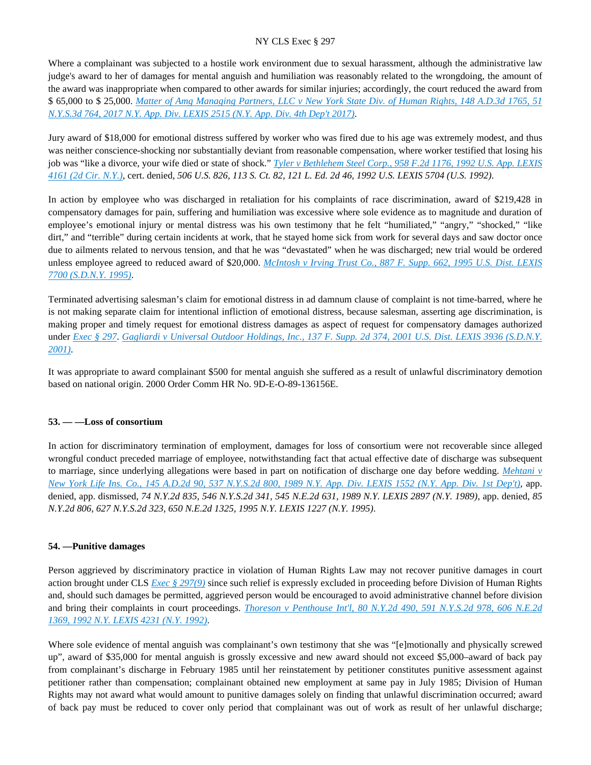Where a complainant was subjected to a hostile work environment due to sexual harassment, although the administrative law judge's award to her of damages for mental anguish and humiliation was reasonably related to the wrongdoing, the amount of the award was inappropriate when compared to other awards for similar injuries; accordingly, the court reduced the award from $ 65,000 to $ 25,000. *Matter of Amg Managing Partners, LLC v New York State Div. of Human Rights, 148 A.D.3d 1765, 51 N.Y.S.3d 764, 2017 N.Y. App. Div. LEXIS 2515 (N.Y. App. Div. 4th Dep't 2017)*.

Jury award of $18,000 for emotional distress suffered by worker who was fired due to his age was extremely modest, and thus was neither conscience-shocking nor substantially deviant from reasonable compensation, where worker testified that losing his job was "like a divorce, your wife died or state of shock." *Tyler v Bethlehem Steel Corp., 958 F.2d 1176, 1992 U.S. App. LEXIS 4161 (2d Cir. N.Y.)*, cert. denied, *506 U.S. 826, 113 S. Ct. 82, 121 L. Ed. 2d 46, 1992 U.S. LEXIS 5704 (U.S. 1992)*.

In action by employee who was discharged in retaliation for his complaints of race discrimination, award of $219,428 in compensatory damages for pain, suffering and humiliation was excessive where sole evidence as to magnitude and duration of employee's emotional injury or mental distress was his own testimony that he felt "humiliated," "angry," "shocked," "like dirt," and "terrible" during certain incidents at work, that he stayed home sick from work for several days and saw doctor once due to ailments related to nervous tension, and that he was "devastated" when he was discharged; new trial would be ordered unless employee agreed to reduced award of $20,000. *McIntosh v Irving Trust Co., 887 F. Supp. 662, 1995 U.S. Dist. LEXIS 7700 (S.D.N.Y. 1995)*.

Terminated advertising salesman's claim for emotional distress in ad damnum clause of complaint is not time-barred, where he is not making separate claim for intentional infliction of emotional distress, because salesman, asserting age discrimination, is making proper and timely request for emotional distress damages as aspect of request for compensatory damages authorized under *Exec § 297*. *Gagliardi v Universal Outdoor Holdings, Inc., 137 F. Supp. 2d 374, 2001 U.S. Dist. LEXIS 3936 (S.D.N.Y. 2001)*.

It was appropriate to award complainant $500 for mental anguish she suffered as a result of unlawful discriminatory demotion based on national origin. 2000 Order Comm HR No. 9D-E-O-89-136156E.

#### 53. — —Loss of consortium

In action for discriminatory termination of employment, damages for loss of consortium were not recoverable since alleged wrongful conduct preceded marriage of employee, notwithstanding fact that actual effective date of discharge was subsequent to marriage, since underlying allegations were based in part on notification of discharge one day before wedding. *Mehtani v New York Life Ins. Co., 145 A.D.2d 90, 537 N.Y.S.2d 800, 1989 N.Y. App. Div. LEXIS 1552 (N.Y. App. Div. 1st Dep't)*, app. denied, app. dismissed, *74 N.Y.2d 835, 546 N.Y.S.2d 341, 545 N.E.2d 631, 1989 N.Y. LEXIS 2897 (N.Y. 1989)*, app. denied, *85 N.Y.2d 806, 627 N.Y.S.2d 323, 650 N.E.2d 1325, 1995 N.Y. LEXIS 1227 (N.Y. 1995)*.

#### 54. —Punitive damages

Person aggrieved by discriminatory practice in violation of Human Rights Law may not recover punitive damages in court action brought under CLS *Exec § 297(9)* since such relief is expressly excluded in proceeding before Division of Human Rights and, should such damages be permitted, aggrieved person would be encouraged to avoid administrative channel before division and bring their complaints in court proceedings. *Thoreson v Penthouse Int'l, 80 N.Y.2d 490, 591 N.Y.S.2d 978, 606 N.E.2d 1369, 1992 N.Y. LEXIS 4231 (N.Y. 1992)*.

Where sole evidence of mental anguish was complainant's own testimony that she was "[e]motionally and physically screwed up", award of $35,000 for mental anguish is grossly excessive and new award should not exceed $5,000–award of back pay from complainant's discharge in February 1985 until her reinstatement by petitioner constitutes punitive assessment against petitioner rather than compensation; complainant obtained new employment at same pay in July 1985; Division of Human Rights may not award what would amount to punitive damages solely on finding that unlawful discrimination occurred; award of back pay must be reduced to cover only period that complainant was out of work as result of her unlawful discharge;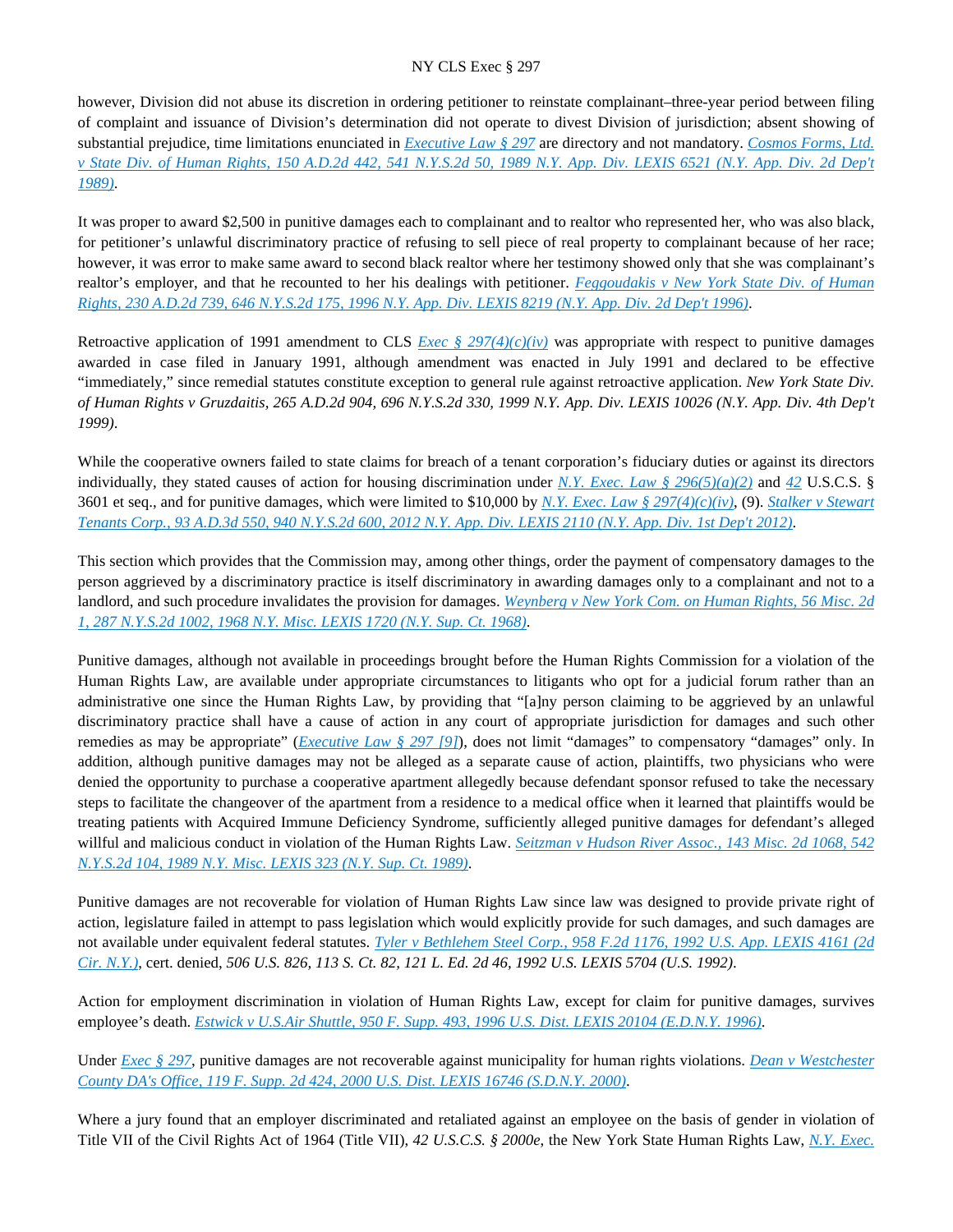however, Division did not abuse its discretion in ordering petitioner to reinstate complainant–three-year period between filing of complaint and issuance of Division's determination did not operate to divest Division of jurisdiction; absent showing of substantial prejudice, time limitations enunciated in *Executive Law § 297* are directory and not mandatory. *Cosmos Forms, Ltd. v State Div. of Human Rights, 150 A.D.2d 442, 541 N.Y.S.2d 50, 1989 N.Y. App. Div. LEXIS 6521 (N.Y. App. Div. 2d Dep't 1989)*.

It was proper to award $2,500 in punitive damages each to complainant and to realtor who represented her, who was also black, for petitioner's unlawful discriminatory practice of refusing to sell piece of real property to complainant because of her race; however, it was error to make same award to second black realtor where her testimony showed only that she was complainant's realtor's employer, and that he recounted to her his dealings with petitioner. *Feggoudakis v New York State Div. of Human Rights, 230 A.D.2d 739, 646 N.Y.S.2d 175, 1996 N.Y. App. Div. LEXIS 8219 (N.Y. App. Div. 2d Dep't 1996)*.

Retroactive application of 1991 amendment to CLS *Exec § 297(4)(c)(iv)* was appropriate with respect to punitive damages awarded in case filed in January 1991, although amendment was enacted in July 1991 and declared to be effective "immediately," since remedial statutes constitute exception to general rule against retroactive application. *New York State Div. of Human Rights v Gruzdaitis, 265 A.D.2d 904, 696 N.Y.S.2d 330, 1999 N.Y. App. Div. LEXIS 10026 (N.Y. App. Div. 4th Dep't 1999)*.

While the cooperative owners failed to state claims for breach of a tenant corporation's fiduciary duties or against its directors individually, they stated causes of action for housing discrimination under *N.Y. Exec. Law § 296(5)(a)(2)* and *42* U.S.C.S. § 3601 et seq., and for punitive damages, which were limited to $10,000 by *N.Y. Exec. Law § 297(4)(c)(iv)*, (9). *Stalker v Stewart Tenants Corp., 93 A.D.3d 550, 940 N.Y.S.2d 600, 2012 N.Y. App. Div. LEXIS 2110 (N.Y. App. Div. 1st Dep't 2012)*.

This section which provides that the Commission may, among other things, order the payment of compensatory damages to the person aggrieved by a discriminatory practice is itself discriminatory in awarding damages only to a complainant and not to a landlord, and such procedure invalidates the provision for damages. *Weynberg v New York Com. on Human Rights, 56 Misc. 2d 1, 287 N.Y.S.2d 1002, 1968 N.Y. Misc. LEXIS 1720 (N.Y. Sup. Ct. 1968)*.

Punitive damages, although not available in proceedings brought before the Human Rights Commission for a violation of the Human Rights Law, are available under appropriate circumstances to litigants who opt for a judicial forum rather than an administrative one since the Human Rights Law, by providing that "[a]ny person claiming to be aggrieved by an unlawful discriminatory practice shall have a cause of action in any court of appropriate jurisdiction for damages and such other remedies as may be appropriate" (*Executive Law § 297 [9]*), does not limit "damages" to compensatory "damages" only. In addition, although punitive damages may not be alleged as a separate cause of action, plaintiffs, two physicians who were denied the opportunity to purchase a cooperative apartment allegedly because defendant sponsor refused to take the necessary steps to facilitate the changeover of the apartment from a residence to a medical office when it learned that plaintiffs would be treating patients with Acquired Immune Deficiency Syndrome, sufficiently alleged punitive damages for defendant's alleged willful and malicious conduct in violation of the Human Rights Law. *Seitzman v Hudson River Assoc., 143 Misc. 2d 1068, 542 N.Y.S.2d 104, 1989 N.Y. Misc. LEXIS 323 (N.Y. Sup. Ct. 1989)*.

Punitive damages are not recoverable for violation of Human Rights Law since law was designed to provide private right of action, legislature failed in attempt to pass legislation which would explicitly provide for such damages, and such damages are not available under equivalent federal statutes. *Tyler v Bethlehem Steel Corp., 958 F.2d 1176, 1992 U.S. App. LEXIS 4161 (2d Cir. N.Y.)*, cert. denied, *506 U.S. 826, 113 S. Ct. 82, 121 L. Ed. 2d 46, 1992 U.S. LEXIS 5704 (U.S. 1992)*.

Action for employment discrimination in violation of Human Rights Law, except for claim for punitive damages, survives employee's death. *Estwick v U.S.Air Shuttle, 950 F. Supp. 493, 1996 U.S. Dist. LEXIS 20104 (E.D.N.Y. 1996)*.

Under *Exec § 297*, punitive damages are not recoverable against municipality for human rights violations. *Dean v Westchester County DA's Office, 119 F. Supp. 2d 424, 2000 U.S. Dist. LEXIS 16746 (S.D.N.Y. 2000)*.

Where a jury found that an employer discriminated and retaliated against an employee on the basis of gender in violation of Title VII of the Civil Rights Act of 1964 (Title VII), *42 U.S.C.S. § 2000e*, the New York State Human Rights Law, *N.Y. Exec.*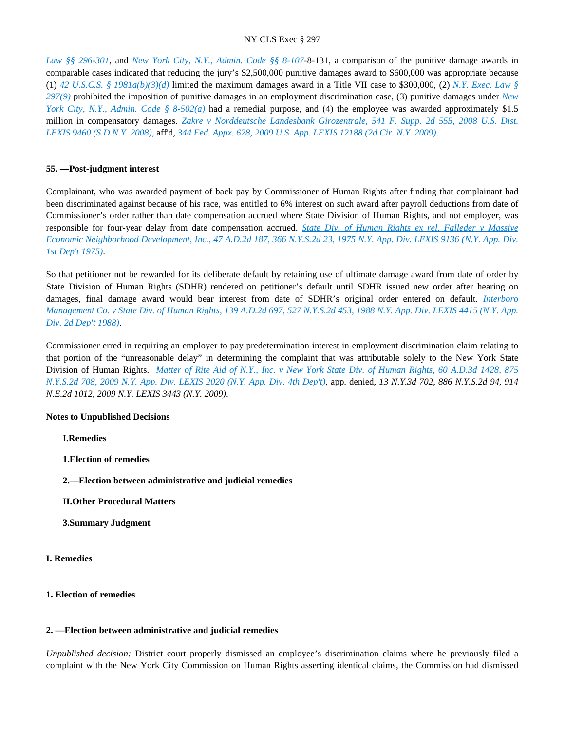*Law §§ 296-301*, and *New York City, N.Y., Admin. Code §§ 8-107*-8-131, a comparison of the punitive damage awards in comparable cases indicated that reducing the jury's $2,500,000 punitive damages award to $600,000 was appropriate because (1) *42 U.S.C.S. § 1981a(b)(3)(d)* limited the maximum damages award in a Title VII case to $300,000, (2) *N.Y. Exec. Law § 297(9)* prohibited the imposition of punitive damages in an employment discrimination case, (3) punitive damages under *New York City, N.Y., Admin. Code § 8-502(a)* had a remedial purpose, and (4) the employee was awarded approximately $1.5 million in compensatory damages. *Zakre v Norddeutsche Landesbank Girozentrale, 541 F. Supp. 2d 555, 2008 U.S. Dist. LEXIS 9460 (S.D.N.Y. 2008)*, aff'd, *344 Fed. Appx. 628, 2009 U.S. App. LEXIS 12188 (2d Cir. N.Y. 2009)*.

**55. —Post-judgment interest**

Complainant, who was awarded payment of back pay by Commissioner of Human Rights after finding that complainant had been discriminated against because of his race, was entitled to 6% interest on such award after payroll deductions from date of Commissioner's order rather than date compensation accrued where State Division of Human Rights, and not employer, was responsible for four-year delay from date compensation accrued. *State Div. of Human Rights ex rel. Falleder v Massive Economic Neighborhood Development, Inc., 47 A.D.2d 187, 366 N.Y.S.2d 23, 1975 N.Y. App. Div. LEXIS 9136 (N.Y. App. Div. 1st Dep't 1975)*.

So that petitioner not be rewarded for its deliberate default by retaining use of ultimate damage award from date of order by State Division of Human Rights (SDHR) rendered on petitioner's default until SDHR issued new order after hearing on damages, final damage award would bear interest from date of SDHR's original order entered on default. *Interboro Management Co. v State Div. of Human Rights, 139 A.D.2d 697, 527 N.Y.S.2d 453, 1988 N.Y. App. Div. LEXIS 4415 (N.Y. App. Div. 2d Dep't 1988)*.

Commissioner erred in requiring an employer to pay predetermination interest in employment discrimination claim relating to that portion of the "unreasonable delay" in determining the complaint that was attributable solely to the New York State Division of Human Rights. *Matter of Rite Aid of N.Y., Inc. v New York State Div. of Human Rights, 60 A.D.3d 1428, 875 N.Y.S.2d 708, 2009 N.Y. App. Div. LEXIS 2020 (N.Y. App. Div. 4th Dep't)*, app. denied, *13 N.Y.3d 702, 886 N.Y.S.2d 94, 914 N.E.2d 1012, 2009 N.Y. LEXIS 3443 (N.Y. 2009)*.

**Notes to Unpublished Decisions**

- **I.Remedies**
- **1.Election of remedies**
- **2.—Election between administrative and judicial remedies**
- **II.Other Procedural Matters**
- **3.Summary Judgment**

**I. Remedies**

**1. Election of remedies**

**2. —Election between administrative and judicial remedies**

*Unpublished decision:* District court properly dismissed an employee's discrimination claims where he previously filed a complaint with the New York City Commission on Human Rights asserting identical claims, the Commission had dismissed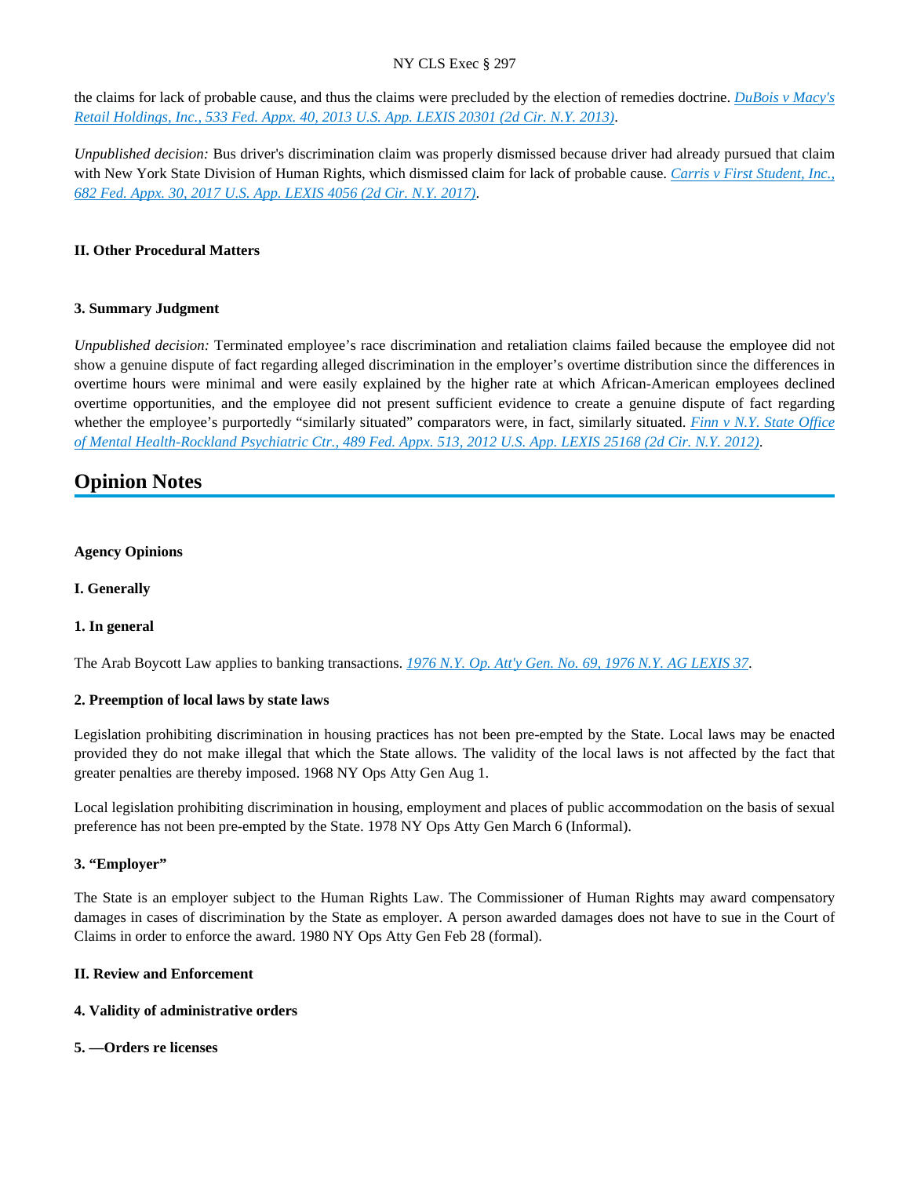the claims for lack of probable cause, and thus the claims were precluded by the election of remedies doctrine. [DuBois v Macy's Retail Holdings, Inc., 533 Fed. Appx. 40, 2013 U.S. App. LEXIS 20301 (2d Cir. N.Y. 2013)](#).

*Unpublished decision:* Bus driver's discrimination claim was properly dismissed because driver had already pursued that claim with New York State Division of Human Rights, which dismissed claim for lack of probable cause. [Carris v First Student, Inc., 682 Fed. Appx. 30, 2017 U.S. App. LEXIS 4056 (2d Cir. N.Y. 2017)](#).

**II. Other Procedural Matters**

**3. Summary Judgment**

*Unpublished decision:* Terminated employee's race discrimination and retaliation claims failed because the employee did not show a genuine dispute of fact regarding alleged discrimination in the employer's overtime distribution since the differences in overtime hours were minimal and were easily explained by the higher rate at which African-American employees declined overtime opportunities, and the employee did not present sufficient evidence to create a genuine dispute of fact regarding whether the employee's purportedly "similarly situated" comparators were, in fact, similarly situated. [Finn v N.Y. State Office of Mental Health-Rockland Psychiatric Ctr., 489 Fed. Appx. 513, 2012 U.S. App. LEXIS 25168 (2d Cir. N.Y. 2012)](#).

## Opinion Notes

**Agency Opinions**

**I. Generally**

**1. In general**

The Arab Boycott Law applies to banking transactions. [1976 N.Y. Op. Att'y Gen. No. 69, 1976 N.Y. AG LEXIS 37](#).

**2. Preemption of local laws by state laws**

Legislation prohibiting discrimination in housing practices has not been pre-empted by the State. Local laws may be enacted provided they do not make illegal that which the State allows. The validity of the local laws is not affected by the fact that greater penalties are thereby imposed. 1968 NY Ops Atty Gen Aug 1.

Local legislation prohibiting discrimination in housing, employment and places of public accommodation on the basis of sexual preference has not been pre-empted by the State. 1978 NY Ops Atty Gen March 6 (Informal).

**3. "Employer"**

The State is an employer subject to the Human Rights Law. The Commissioner of Human Rights may award compensatory damages in cases of discrimination by the State as employer. A person awarded damages does not have to sue in the Court of Claims in order to enforce the award. 1980 NY Ops Atty Gen Feb 28 (formal).

**II. Review and Enforcement**

**4. Validity of administrative orders**

**5. —Orders re licenses**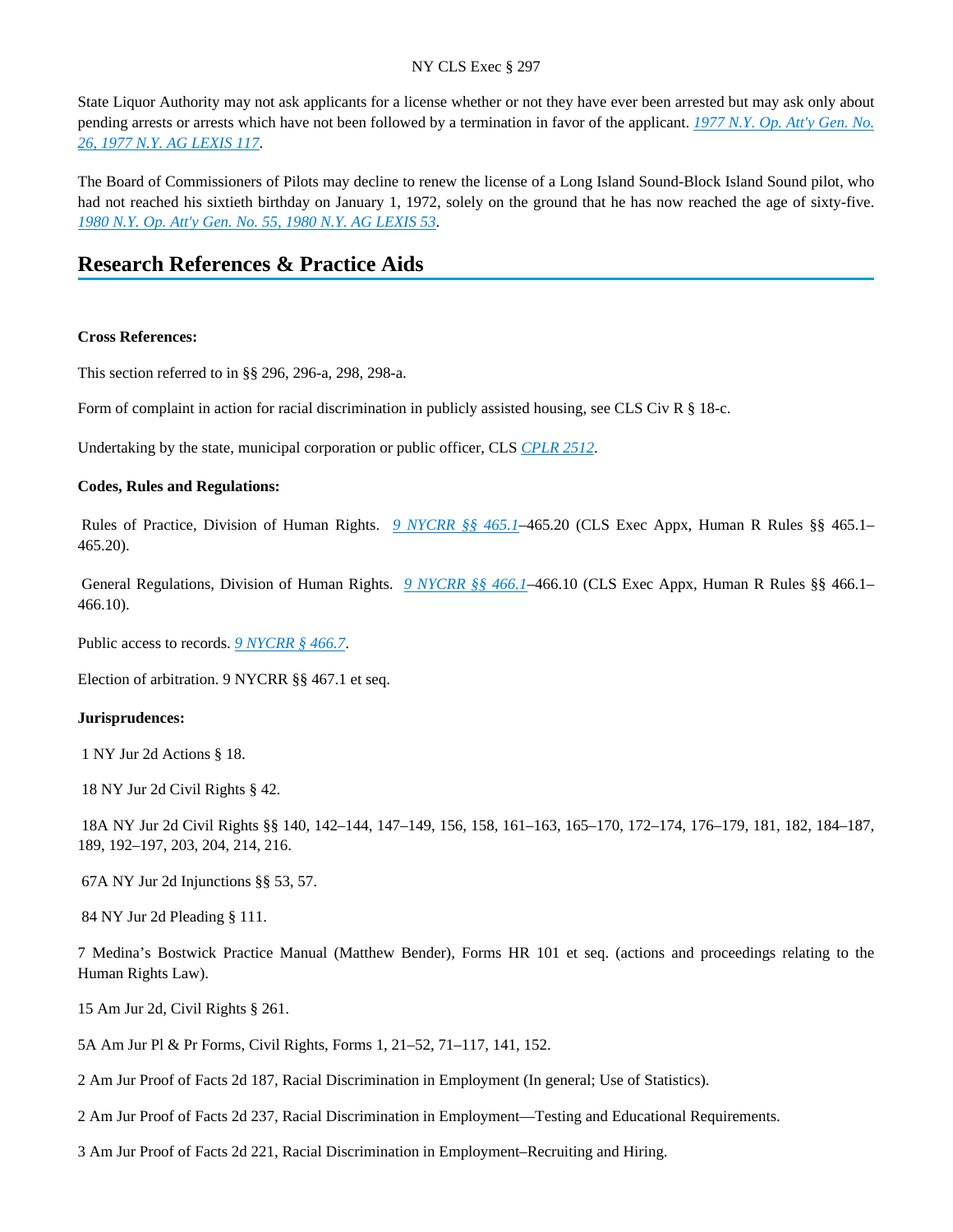State Liquor Authority may not ask applicants for a license whether or not they have ever been arrested but may ask only about pending arrests or arrests which have not been followed by a termination in favor of the applicant. *1977 N.Y. Op. Att'y Gen. No. 26, 1977 N.Y. AG LEXIS 117*.

The Board of Commissioners of Pilots may decline to renew the license of a Long Island Sound-Block Island Sound pilot, who had not reached his sixtieth birthday on January 1, 1972, solely on the ground that he has now reached the age of sixty-five. *1980 N.Y. Op. Att'y Gen. No. 55, 1980 N.Y. AG LEXIS 53*.

## Research References & Practice Aids

**Cross References:**

This section referred to in §§ 296, 296-a, 298, 298-a.

Form of complaint in action for racial discrimination in publicly assisted housing, see CLS Civ R § 18-c.

Undertaking by the state, municipal corporation or public officer, CLS *CPLR 2512*.

**Codes, Rules and Regulations:**

Rules of Practice, Division of Human Rights. *9 NYCRR §§ 465.1*–465.20 (CLS Exec Appx, Human R Rules §§ 465.1–465.20).

General Regulations, Division of Human Rights. *9 NYCRR §§ 466.1*–466.10 (CLS Exec Appx, Human R Rules §§ 466.1–466.10).

Public access to records. *9 NYCRR § 466.7*.

Election of arbitration. 9 NYCRR §§ 467.1 et seq.

**Jurisprudences:**

1 NY Jur 2d Actions § 18.

18 NY Jur 2d Civil Rights § 42.

18A NY Jur 2d Civil Rights §§ 140, 142–144, 147–149, 156, 158, 161–163, 165–170, 172–174, 176–179, 181, 182, 184–187, 189, 192–197, 203, 204, 214, 216.

67A NY Jur 2d Injunctions §§ 53, 57.

84 NY Jur 2d Pleading § 111.

7 Medina's Bostwick Practice Manual (Matthew Bender), Forms HR 101 et seq. (actions and proceedings relating to the Human Rights Law).

15 Am Jur 2d, Civil Rights § 261.

5A Am Jur Pl & Pr Forms, Civil Rights, Forms 1, 21–52, 71–117, 141, 152.

2 Am Jur Proof of Facts 2d 187, Racial Discrimination in Employment (In general; Use of Statistics).

2 Am Jur Proof of Facts 2d 237, Racial Discrimination in Employment—Testing and Educational Requirements.

3 Am Jur Proof of Facts 2d 221, Racial Discrimination in Employment–Recruiting and Hiring.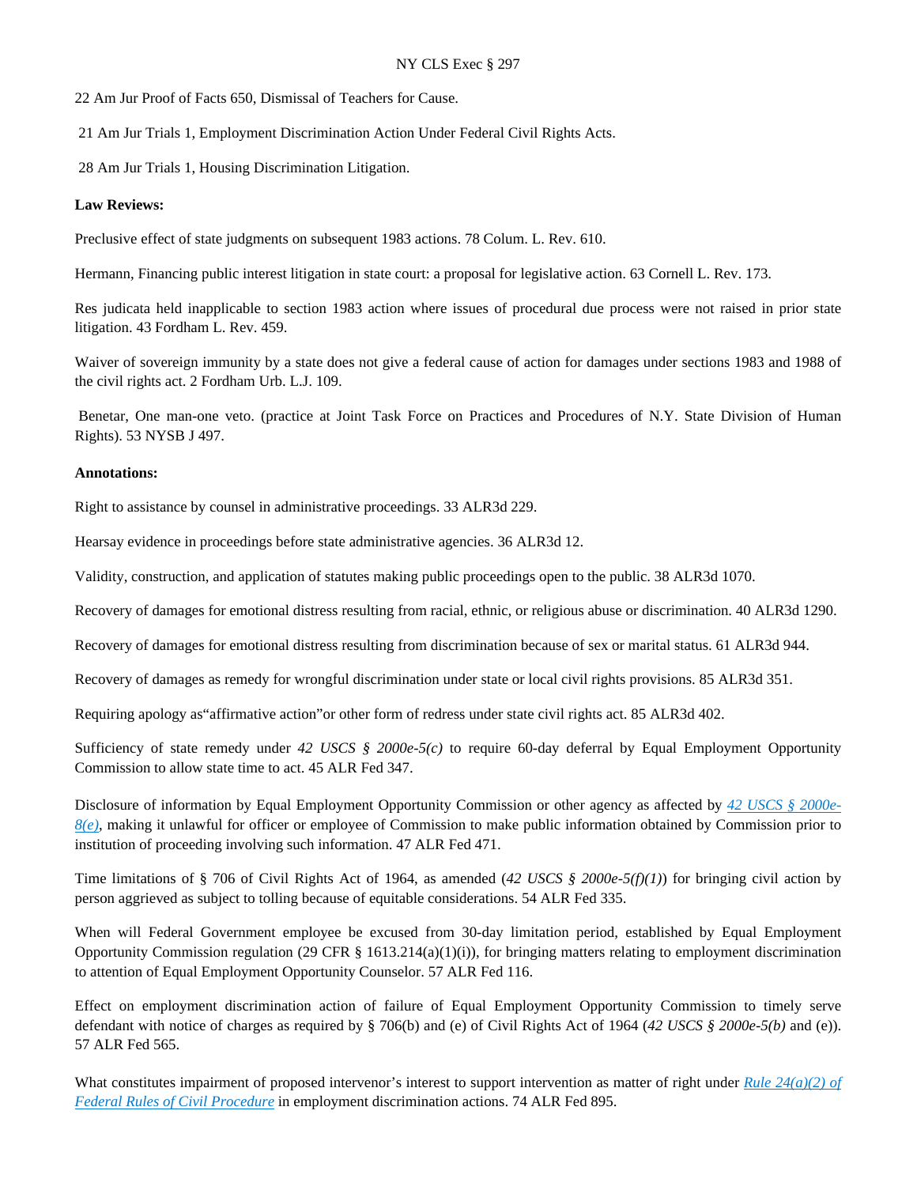22 Am Jur Proof of Facts 650, Dismissal of Teachers for Cause.

21 Am Jur Trials 1, Employment Discrimination Action Under Federal Civil Rights Acts.

28 Am Jur Trials 1, Housing Discrimination Litigation.

**Law Reviews:**

Preclusive effect of state judgments on subsequent 1983 actions. 78 Colum. L. Rev. 610.

Hermann, Financing public interest litigation in state court: a proposal for legislative action. 63 Cornell L. Rev. 173.

Res judicata held inapplicable to section 1983 action where issues of procedural due process were not raised in prior state litigation. 43 Fordham L. Rev. 459.

Waiver of sovereign immunity by a state does not give a federal cause of action for damages under sections 1983 and 1988 of the civil rights act. 2 Fordham Urb. L.J. 109.

Benetar, One man-one veto. (practice at Joint Task Force on Practices and Procedures of N.Y. State Division of Human Rights). 53 NYSB J 497.

**Annotations:**

Right to assistance by counsel in administrative proceedings. 33 ALR3d 229.

Hearsay evidence in proceedings before state administrative agencies. 36 ALR3d 12.

Validity, construction, and application of statutes making public proceedings open to the public. 38 ALR3d 1070.

Recovery of damages for emotional distress resulting from racial, ethnic, or religious abuse or discrimination. 40 ALR3d 1290.

Recovery of damages for emotional distress resulting from discrimination because of sex or marital status. 61 ALR3d 944.

Recovery of damages as remedy for wrongful discrimination under state or local civil rights provisions. 85 ALR3d 351.

Requiring apology as"affirmative action"or other form of redress under state civil rights act. 85 ALR3d 402.

Sufficiency of state remedy under *42 USCS § 2000e-5(c)* to require 60-day deferral by Equal Employment Opportunity Commission to allow state time to act. 45 ALR Fed 347.

Disclosure of information by Equal Employment Opportunity Commission or other agency as affected by *42 USCS § 2000e-8(e)*, making it unlawful for officer or employee of Commission to make public information obtained by Commission prior to institution of proceeding involving such information. 47 ALR Fed 471.

Time limitations of § 706 of Civil Rights Act of 1964, as amended (*42 USCS § 2000e-5(f)(1)*) for bringing civil action by person aggrieved as subject to tolling because of equitable considerations. 54 ALR Fed 335.

When will Federal Government employee be excused from 30-day limitation period, established by Equal Employment Opportunity Commission regulation (29 CFR § 1613.214(a)(1)(i)), for bringing matters relating to employment discrimination to attention of Equal Employment Opportunity Counselor. 57 ALR Fed 116.

Effect on employment discrimination action of failure of Equal Employment Opportunity Commission to timely serve defendant with notice of charges as required by § 706(b) and (e) of Civil Rights Act of 1964 (*42 USCS § 2000e-5(b)* and (e)). 57 ALR Fed 565.

What constitutes impairment of proposed intervenor's interest to support intervention as matter of right under *Rule 24(a)(2) of Federal Rules of Civil Procedure* in employment discrimination actions. 74 ALR Fed 895.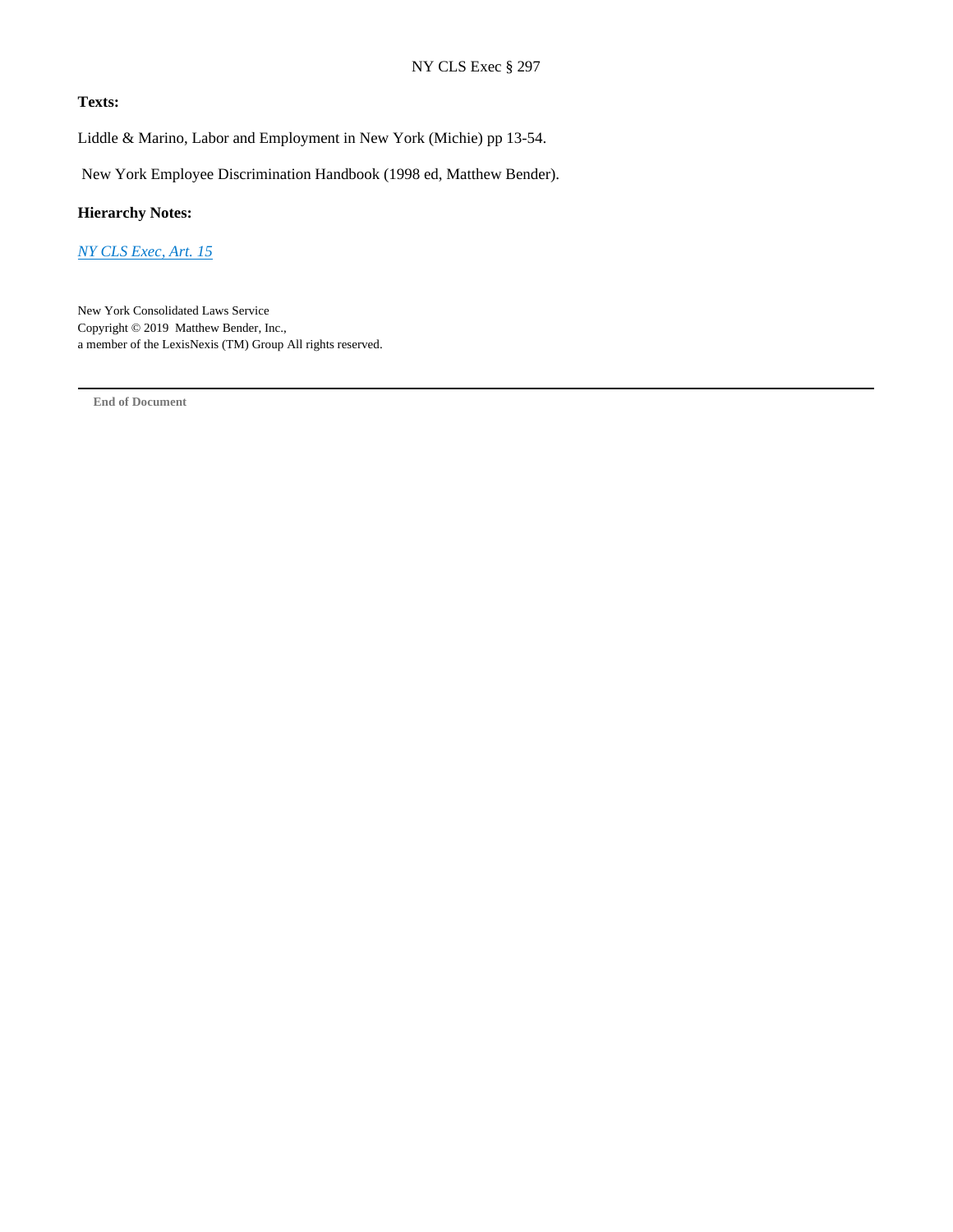**Texts:**

Liddle & Marino, Labor and Employment in New York (Michie) pp 13-54.

New York Employee Discrimination Handbook (1998 ed, Matthew Bender).

**Hierarchy Notes:**

*NY CLS Exec, Art. 15*

New York Consolidated Laws Service
Copyright © 2019 Matthew Bender, Inc.,
a member of the LexisNexis (TM) Group All rights reserved.

---

**End of Document**